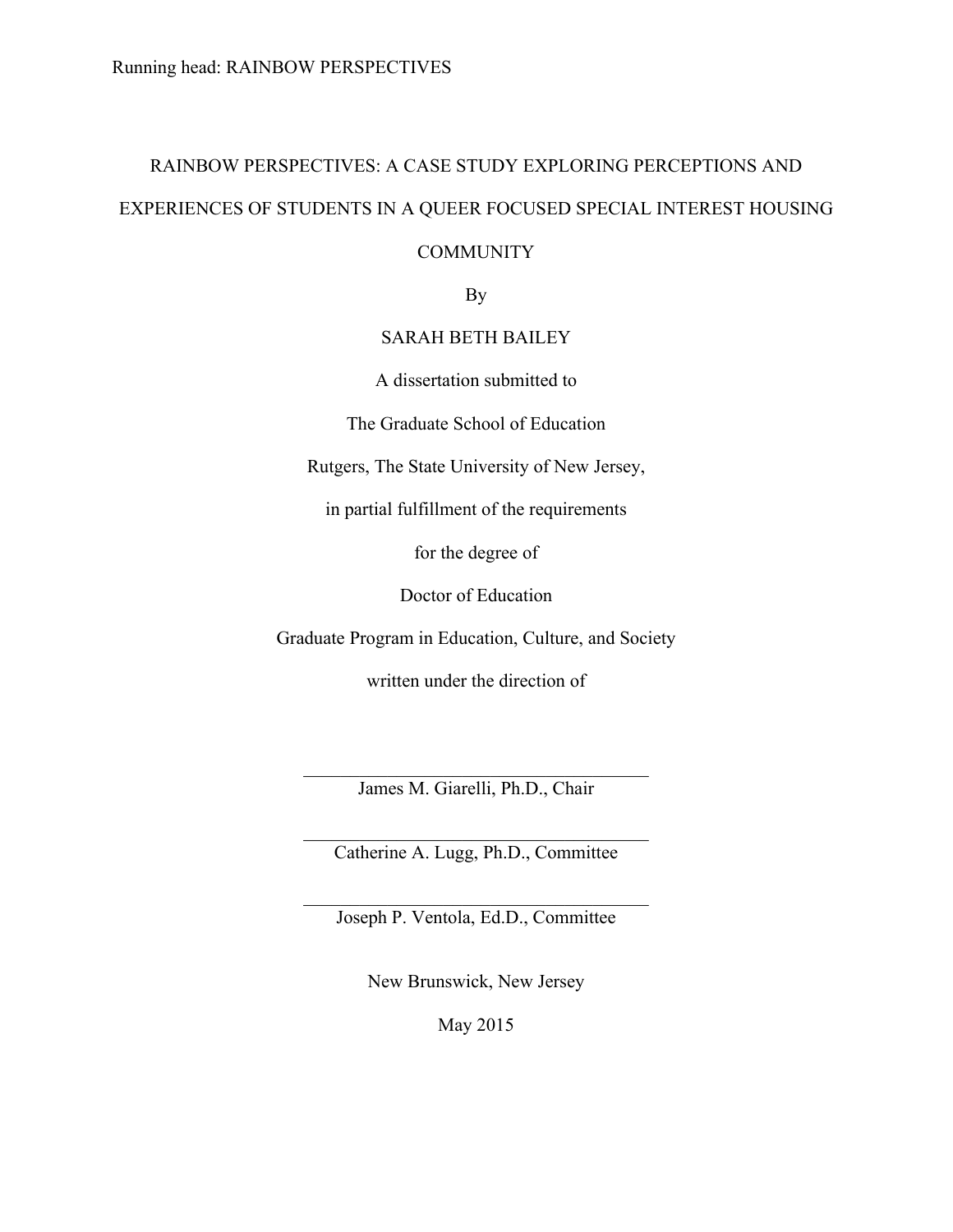# RAINBOW PERSPECTIVES: A CASE STUDY EXPLORING PERCEPTIONS AND EXPERIENCES OF STUDENTS IN A QUEER FOCUSED SPECIAL INTEREST HOUSING COMMUNITY

By

SARAH BETH BAILEY

A dissertation submitted to

The Graduate School of Education

Rutgers, The State University of New Jersey,

in partial fulfillment of the requirements

for the degree of

Doctor of Education

Graduate Program in Education, Culture, and Society

written under the direction of

James M. Giarelli, Ph.D., Chair

Catherine A. Lugg, Ph.D., Committee

Joseph P. Ventola, Ed.D., Committee

New Brunswick, New Jersey

May 2015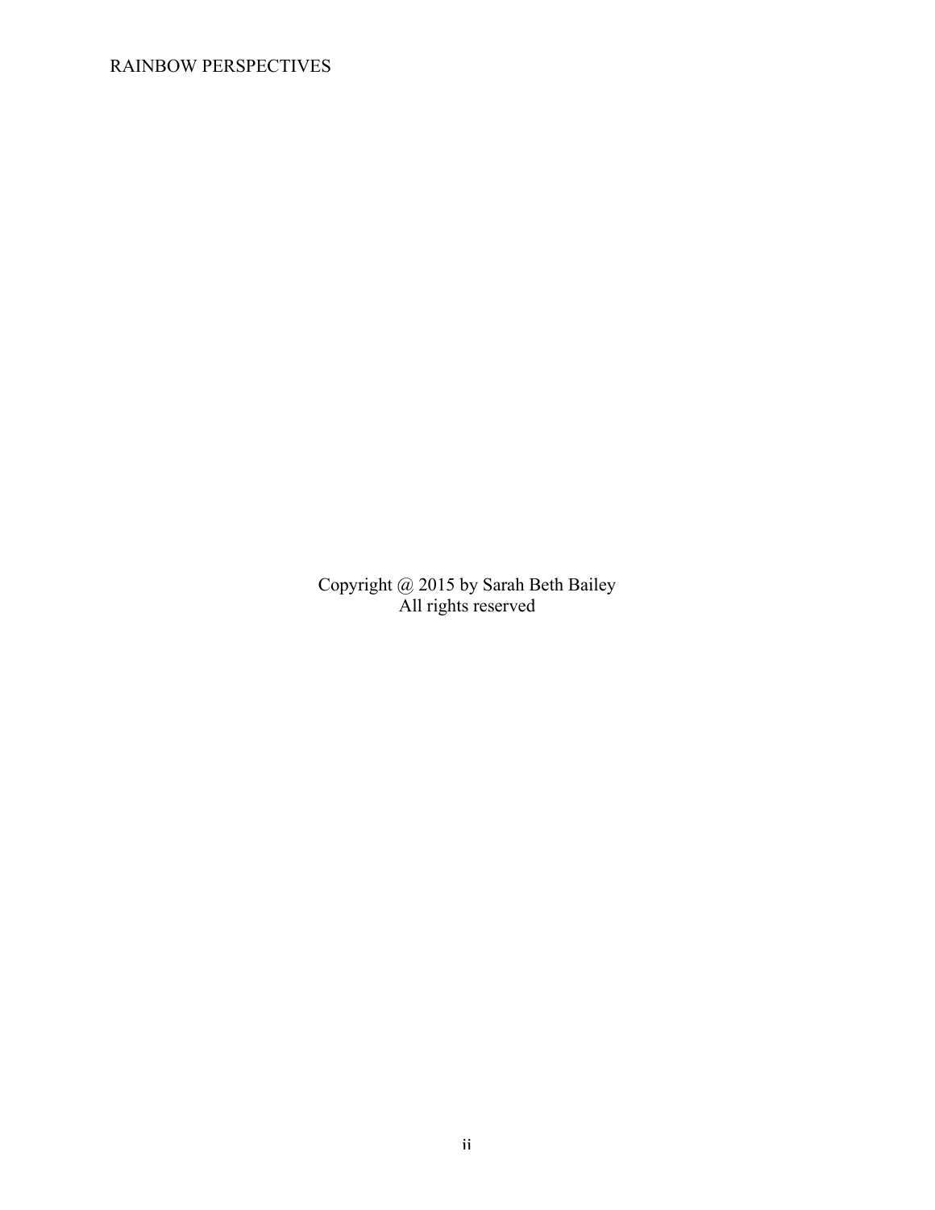Copyright @ 2015 by Sarah Beth Bailey
All rights reserved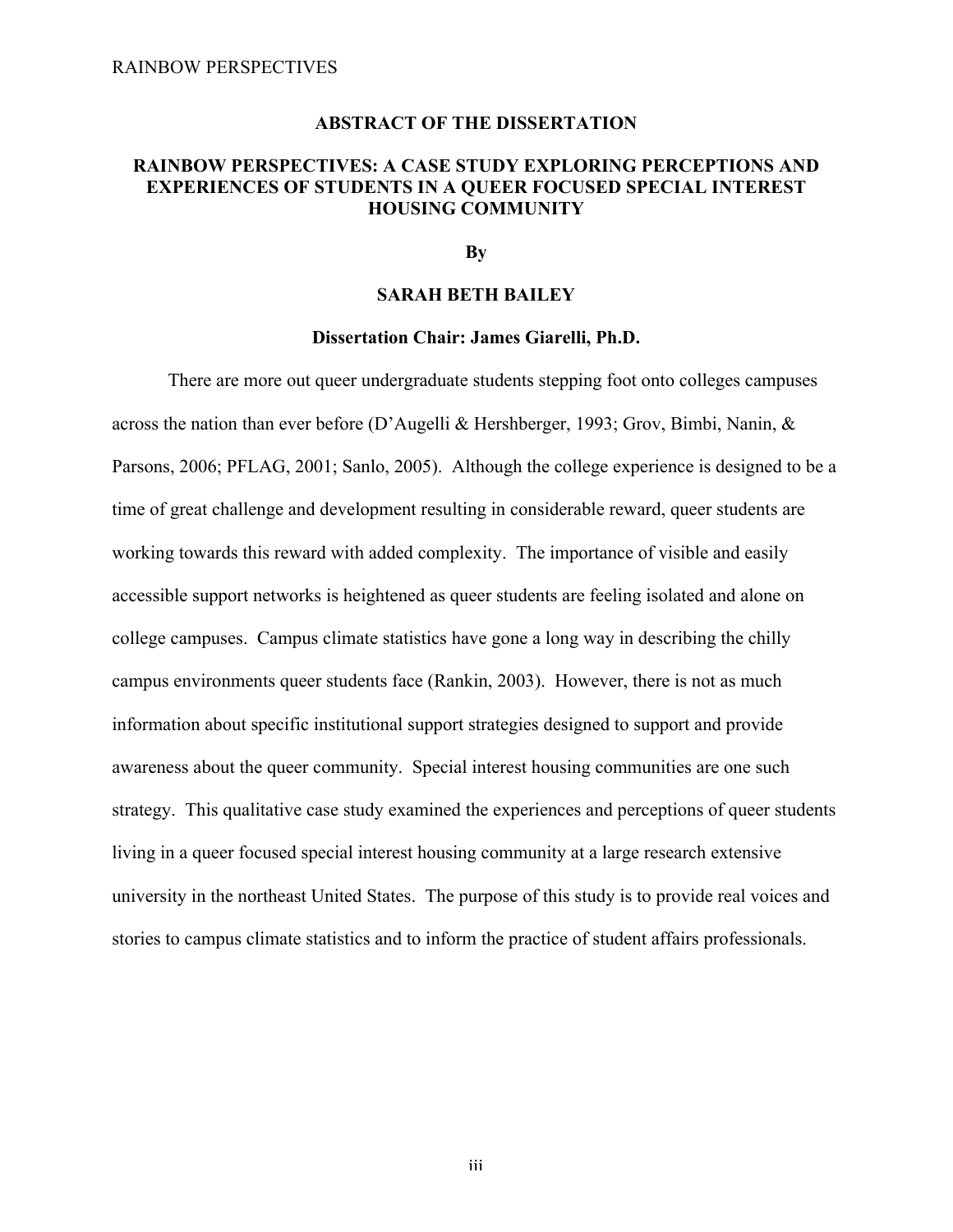## ABSTRACT OF THE DISSERTATION

## RAINBOW PERSPECTIVES: A CASE STUDY EXPLORING PERCEPTIONS AND EXPERIENCES OF STUDENTS IN A QUEER FOCUSED SPECIAL INTEREST HOUSING COMMUNITY

**By**

**SARAH BETH BAILEY**

**Dissertation Chair: James Giarelli, Ph.D.**

There are more out queer undergraduate students stepping foot onto colleges campuses across the nation than ever before (D'Augelli & Hershberger, 1993; Grov, Bimbi, Nanin, & Parsons, 2006; PFLAG, 2001; Sanlo, 2005). Although the college experience is designed to be a time of great challenge and development resulting in considerable reward, queer students are working towards this reward with added complexity. The importance of visible and easily accessible support networks is heightened as queer students are feeling isolated and alone on college campuses. Campus climate statistics have gone a long way in describing the chilly campus environments queer students face (Rankin, 2003). However, there is not as much information about specific institutional support strategies designed to support and provide awareness about the queer community. Special interest housing communities are one such strategy. This qualitative case study examined the experiences and perceptions of queer students living in a queer focused special interest housing community at a large research extensive university in the northeast United States. The purpose of this study is to provide real voices and stories to campus climate statistics and to inform the practice of student affairs professionals.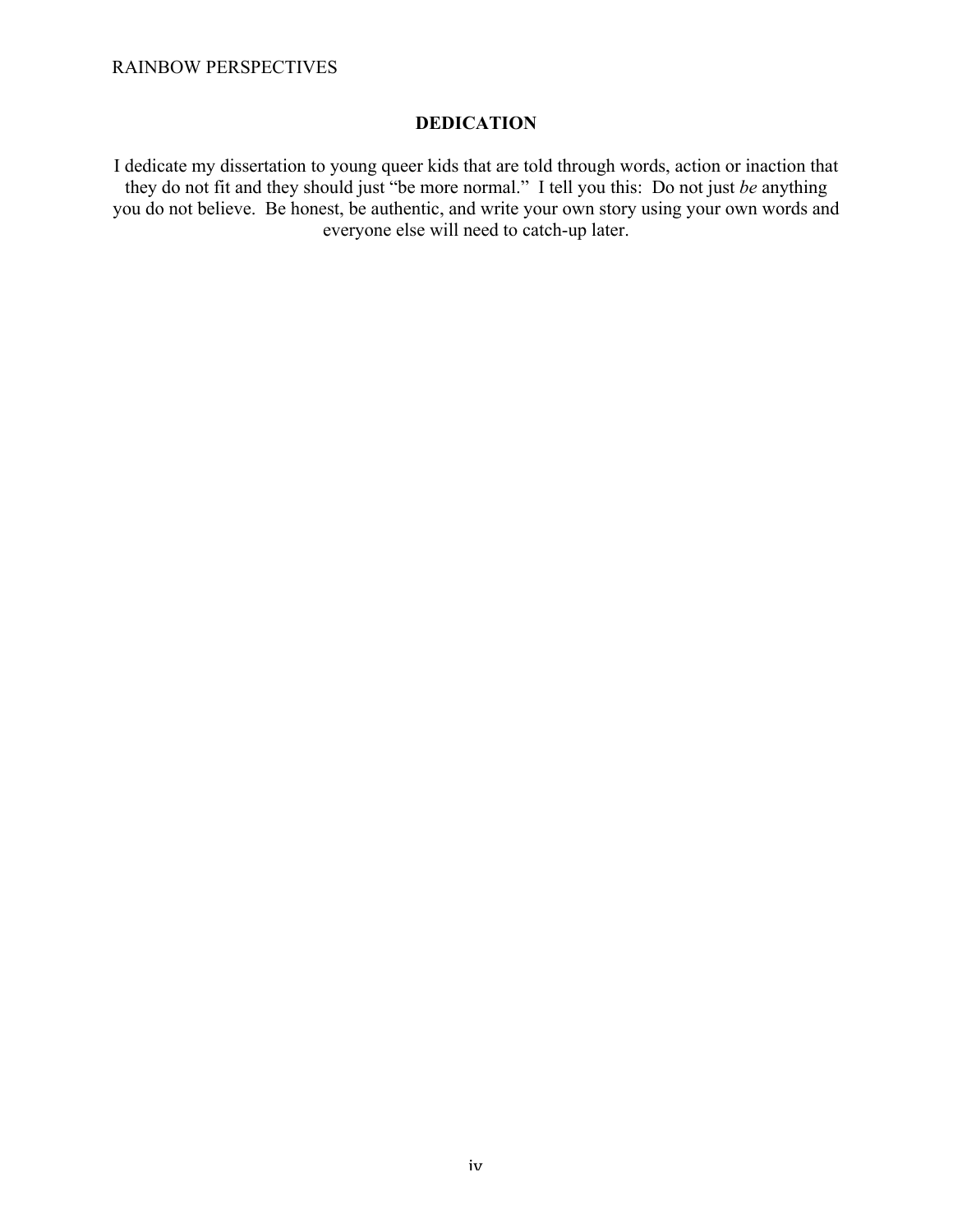# DEDICATION

I dedicate my dissertation to young queer kids that are told through words, action or inaction that they do not fit and they should just "be more normal." I tell you this: Do not just *be* anything you do not believe. Be honest, be authentic, and write your own story using your own words and everyone else will need to catch-up later.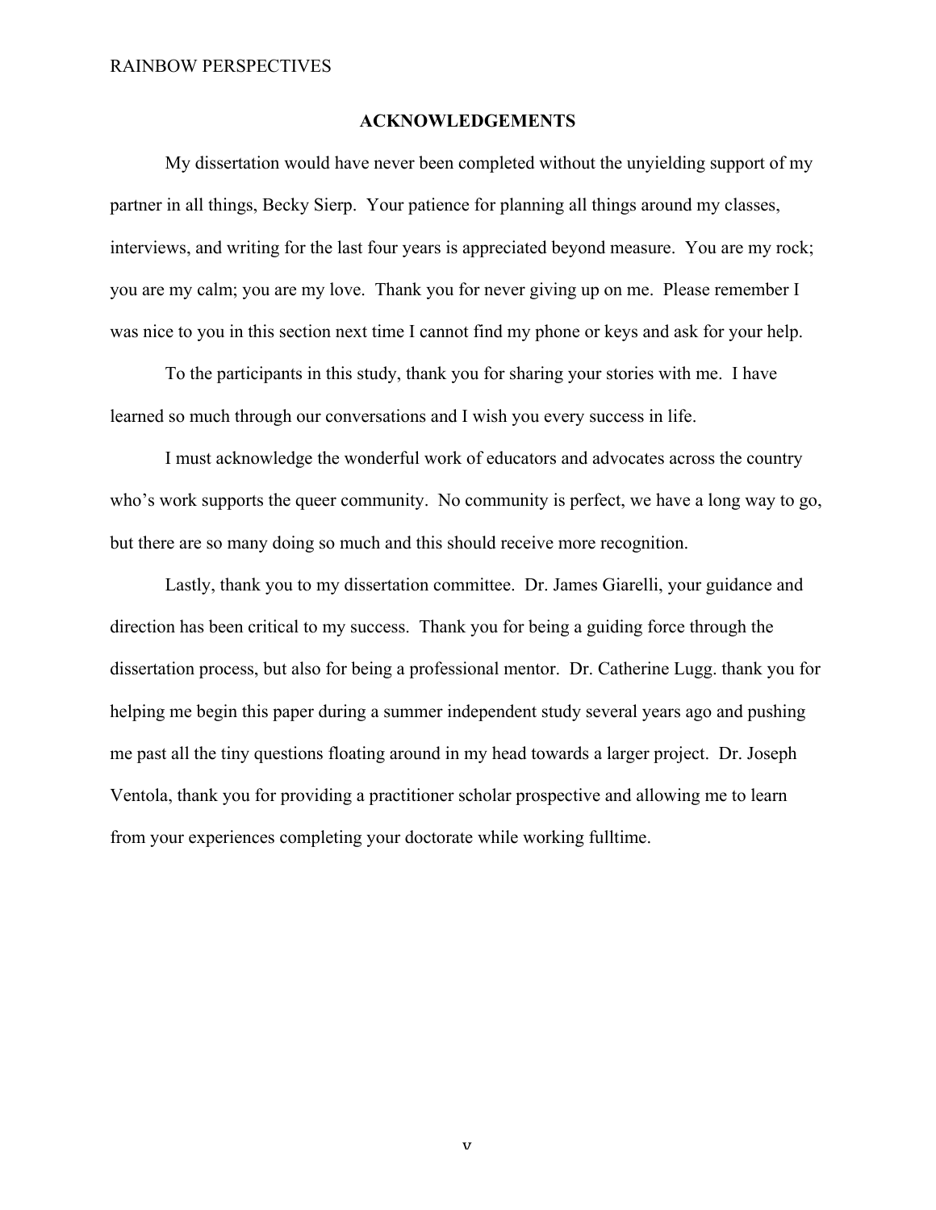## ACKNOWLEDGEMENTS

My dissertation would have never been completed without the unyielding support of my partner in all things, Becky Sierp. Your patience for planning all things around my classes, interviews, and writing for the last four years is appreciated beyond measure. You are my rock; you are my calm; you are my love. Thank you for never giving up on me. Please remember I was nice to you in this section next time I cannot find my phone or keys and ask for your help.

To the participants in this study, thank you for sharing your stories with me. I have learned so much through our conversations and I wish you every success in life.

I must acknowledge the wonderful work of educators and advocates across the country who's work supports the queer community. No community is perfect, we have a long way to go, but there are so many doing so much and this should receive more recognition.

Lastly, thank you to my dissertation committee. Dr. James Giarelli, your guidance and direction has been critical to my success. Thank you for being a guiding force through the dissertation process, but also for being a professional mentor. Dr. Catherine Lugg. thank you for helping me begin this paper during a summer independent study several years ago and pushing me past all the tiny questions floating around in my head towards a larger project. Dr. Joseph Ventola, thank you for providing a practitioner scholar prospective and allowing me to learn from your experiences completing your doctorate while working fulltime.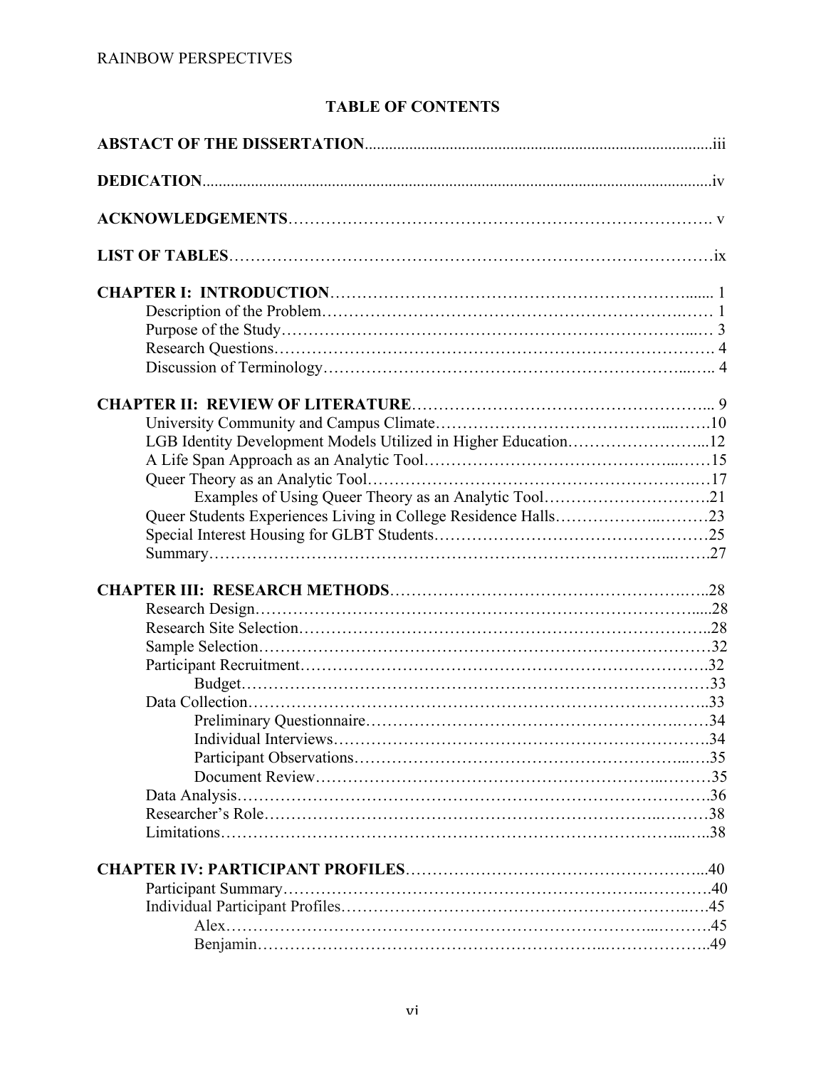## TABLE OF CONTENTS

**ABSTACT OF THE DISSERTATION**......iii

**DEDICATION**......iv

**ACKNOWLEDGEMENTS**...... v

**LIST OF TABLES**......ix

**CHAPTER I: INTRODUCTION**...... 1
- Description of the Problem...... 1
- Purpose of the Study...... 3
- Research Questions...... 4
- Discussion of Terminology...... 4

**CHAPTER II: REVIEW OF LITERATURE**...... 9
- University Community and Campus Climate......10
- LGB Identity Development Models Utilized in Higher Education......12
- A Life Span Approach as an Analytic Tool......15
- Queer Theory as an Analytic Tool......17
  - Examples of Using Queer Theory as an Analytic Tool......21
- Queer Students Experiences Living in College Residence Halls......23
- Special Interest Housing for GLBT Students......25
- Summary......27

**CHAPTER III: RESEARCH METHODS**......28
- Research Design......28
- Research Site Selection......28
- Sample Selection......32
- Participant Recruitment......32
  - Budget......33
- Data Collection......33
  - Preliminary Questionnaire......34
  - Individual Interviews......34
  - Participant Observations......35
  - Document Review......35
- Data Analysis......36
- Researcher's Role......38
- Limitations......38

**CHAPTER IV: PARTICIPANT PROFILES**......40
- Participant Summary......40
- Individual Participant Profiles......45
  - Alex......45
  - Benjamin......49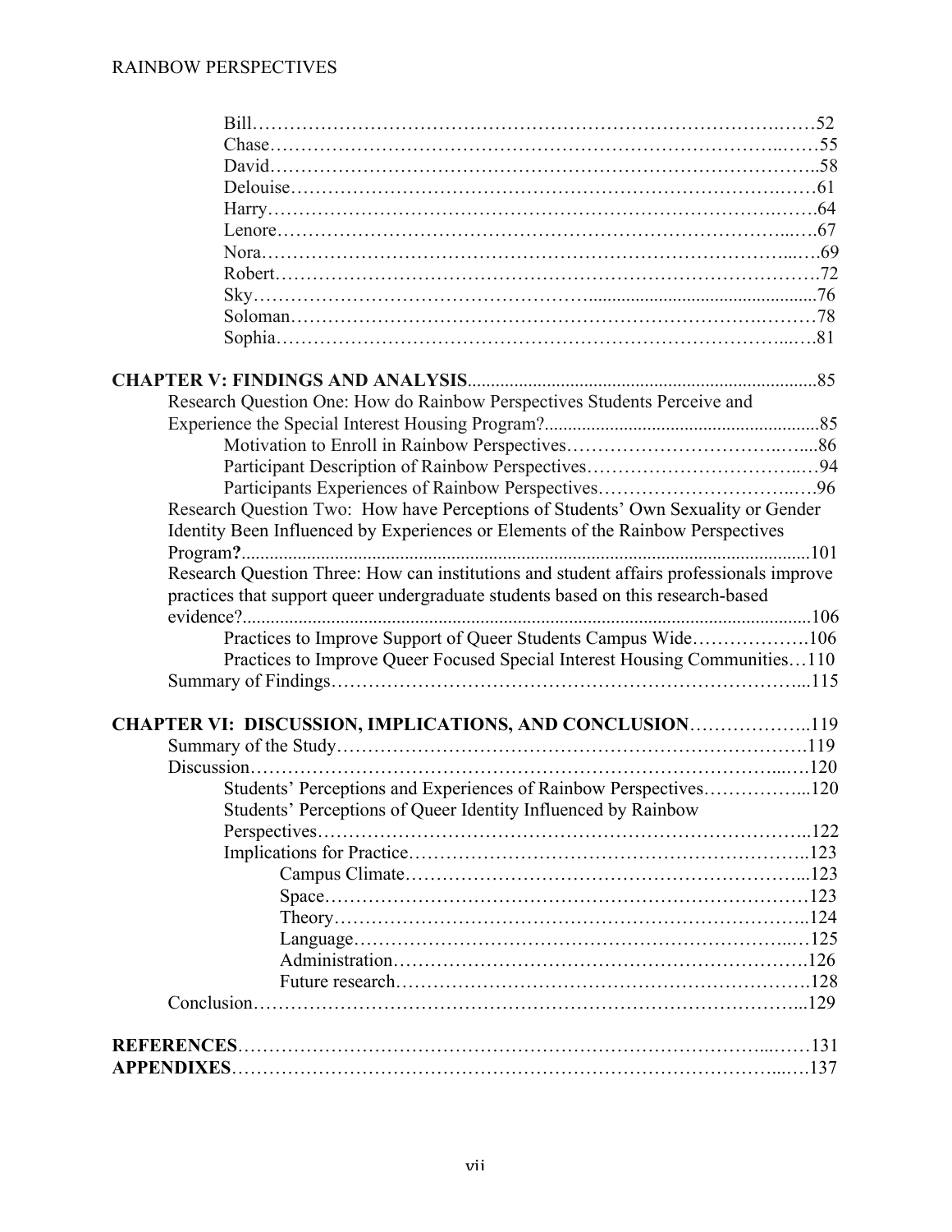Bill……………………………………………………………………………52
Chase……………………………………………………………………………55
David……………………………………………………………………………58
Delouise……………………………………………………………………………61
Harry……………………………………………………………………………64
Lenore……………………………………………………………………………67
Nora……………………………………………………………………………69
Robert……………………………………………………………………………72
Sky……………………………………………………………………………76
Soloman……………………………………………………………………………78
Sophia……………………………………………………………………………81

**CHAPTER V: FINDINGS AND ANALYSIS**……………………………………………85
Research Question One: How do Rainbow Perspectives Students Perceive and Experience the Special Interest Housing Program?……………………………………………85
Motivation to Enroll in Rainbow Perspectives……………………………………………86
Participant Description of Rainbow Perspectives……………………………………………94
Participants Experiences of Rainbow Perspectives……………………………………………96
Research Question Two: How have Perceptions of Students' Own Sexuality or Gender Identity Been Influenced by Experiences or Elements of the Rainbow Perspectives Program**?**……………………………………………101
Research Question Three: How can institutions and student affairs professionals improve practices that support queer undergraduate students based on this research-based evidence?……………………………………………106
Practices to Improve Support of Queer Students Campus Wide……………………106
Practices to Improve Queer Focused Special Interest Housing Communities…110
Summary of Findings……………………………………………115

**CHAPTER VI: DISCUSSION, IMPLICATIONS, AND CONCLUSION**……………………119
Summary of the Study……………………………………………119
Discussion……………………………………………120
Students' Perceptions and Experiences of Rainbow Perspectives……………………120
Students' Perceptions of Queer Identity Influenced by Rainbow Perspectives……………………………………………122
Implications for Practice……………………………………………123
Campus Climate……………………………………………123
Space……………………………………………123
Theory……………………………………………124
Language……………………………………………125
Administration……………………………………………126
Future research……………………………………………128
Conclusion……………………………………………129

**REFERENCES**……………………………………………131
**APPENDIXES**……………………………………………137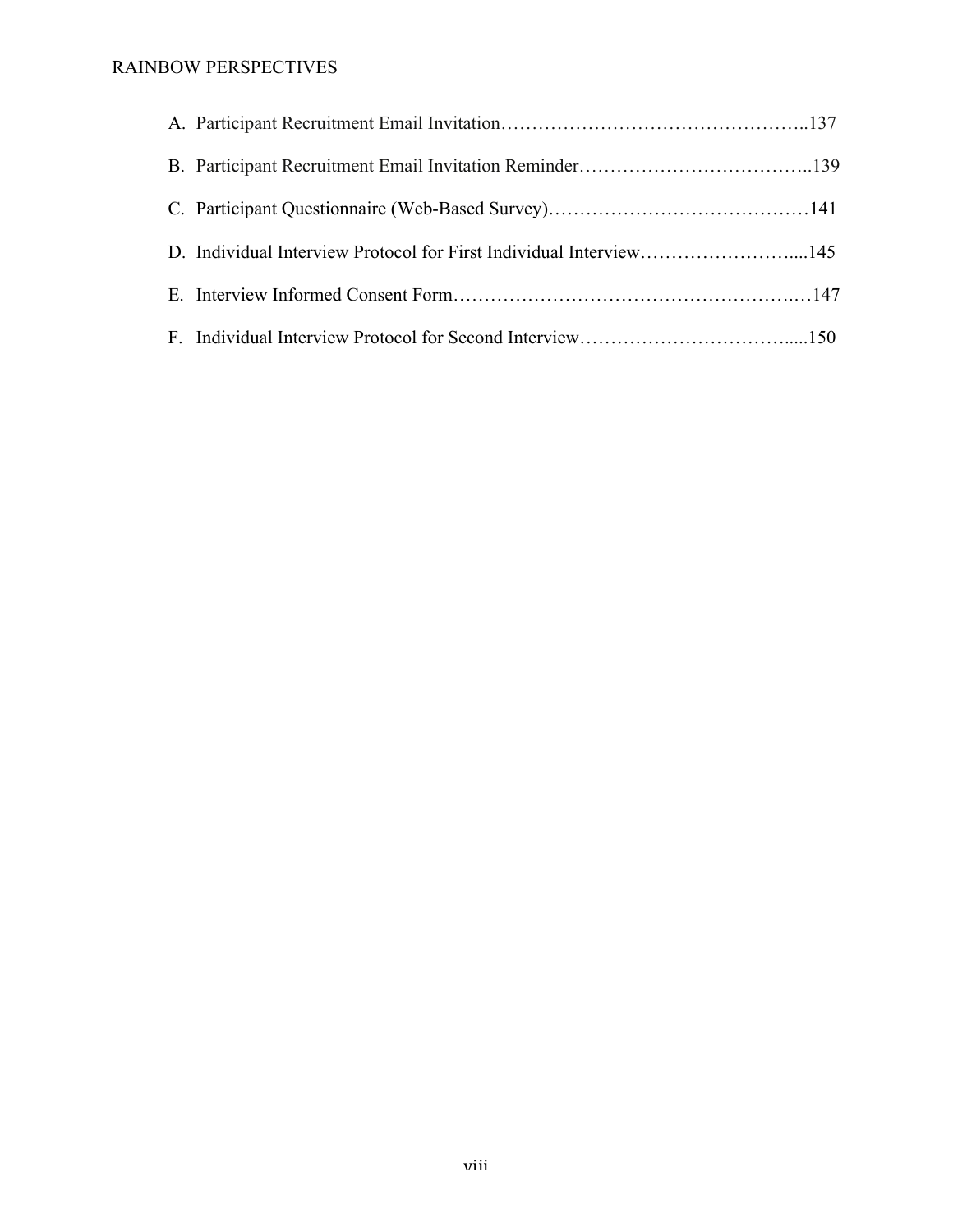A. Participant Recruitment Email Invitation……………………………………………..137

B. Participant Recruitment Email Invitation Reminder………………………………..139

C. Participant Questionnaire (Web-Based Survey)……………………………………141

D. Individual Interview Protocol for First Individual Interview……………………....145

E. Interview Informed Consent Form…………………………………………….….…147

F. Individual Interview Protocol for Second Interview…………………………….....150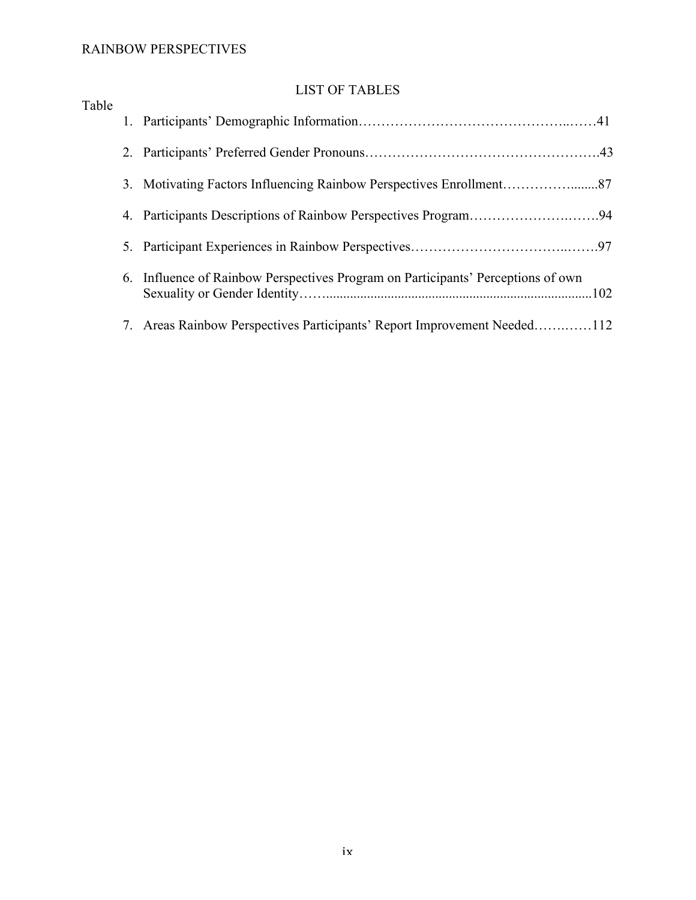# LIST OF TABLES

Table

1. Participants' Demographic Information……………………………………..……41
2. Participants' Preferred Gender Pronouns…………………………………………….43
3. Motivating Factors Influencing Rainbow Perspectives Enrollment……………........87
4. Participants Descriptions of Rainbow Perspectives Program……………………..…….94
5. Participant Experiences in Rainbow Perspectives…………………………….……97
6. Influence of Rainbow Perspectives Program on Participants' Perceptions of own Sexuality or Gender Identity……..............................................................................102
7. Areas Rainbow Perspectives Participants' Report Improvement Needed…….……112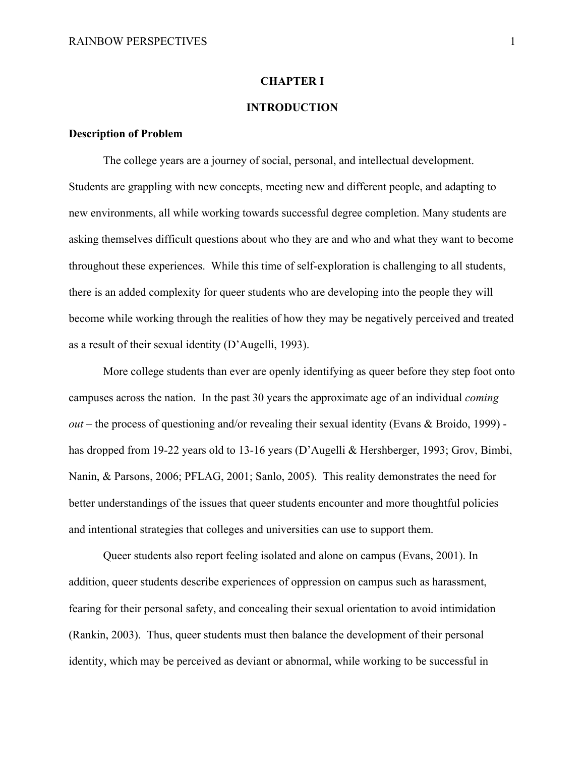# CHAPTER I

# INTRODUCTION

## Description of Problem

The college years are a journey of social, personal, and intellectual development. Students are grappling with new concepts, meeting new and different people, and adapting to new environments, all while working towards successful degree completion. Many students are asking themselves difficult questions about who they are and who and what they want to become throughout these experiences. While this time of self-exploration is challenging to all students, there is an added complexity for queer students who are developing into the people they will become while working through the realities of how they may be negatively perceived and treated as a result of their sexual identity (D'Augelli, 1993).

More college students than ever are openly identifying as queer before they step foot onto campuses across the nation. In the past 30 years the approximate age of an individual *coming out* – the process of questioning and/or revealing their sexual identity (Evans & Broido, 1999) - has dropped from 19-22 years old to 13-16 years (D'Augelli & Hershberger, 1993; Grov, Bimbi, Nanin, & Parsons, 2006; PFLAG, 2001; Sanlo, 2005). This reality demonstrates the need for better understandings of the issues that queer students encounter and more thoughtful policies and intentional strategies that colleges and universities can use to support them.

Queer students also report feeling isolated and alone on campus (Evans, 2001). In addition, queer students describe experiences of oppression on campus such as harassment, fearing for their personal safety, and concealing their sexual orientation to avoid intimidation (Rankin, 2003). Thus, queer students must then balance the development of their personal identity, which may be perceived as deviant or abnormal, while working to be successful in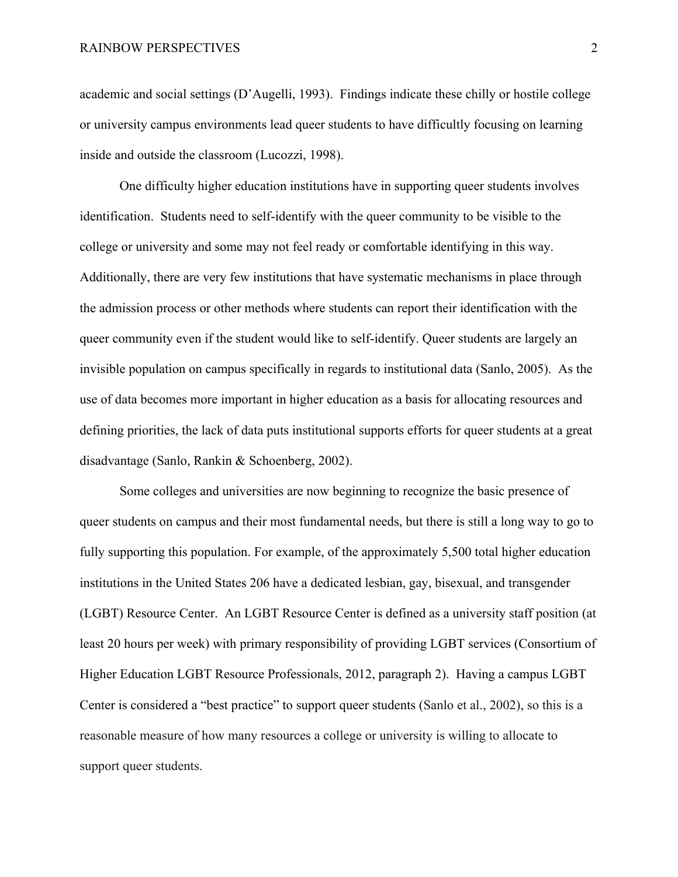academic and social settings (D'Augelli, 1993). Findings indicate these chilly or hostile college or university campus environments lead queer students to have difficultly focusing on learning inside and outside the classroom (Lucozzi, 1998).

One difficulty higher education institutions have in supporting queer students involves identification. Students need to self-identify with the queer community to be visible to the college or university and some may not feel ready or comfortable identifying in this way. Additionally, there are very few institutions that have systematic mechanisms in place through the admission process or other methods where students can report their identification with the queer community even if the student would like to self-identify. Queer students are largely an invisible population on campus specifically in regards to institutional data (Sanlo, 2005). As the use of data becomes more important in higher education as a basis for allocating resources and defining priorities, the lack of data puts institutional supports efforts for queer students at a great disadvantage (Sanlo, Rankin & Schoenberg, 2002).

Some colleges and universities are now beginning to recognize the basic presence of queer students on campus and their most fundamental needs, but there is still a long way to go to fully supporting this population. For example, of the approximately 5,500 total higher education institutions in the United States 206 have a dedicated lesbian, gay, bisexual, and transgender (LGBT) Resource Center. An LGBT Resource Center is defined as a university staff position (at least 20 hours per week) with primary responsibility of providing LGBT services (Consortium of Higher Education LGBT Resource Professionals, 2012, paragraph 2). Having a campus LGBT Center is considered a "best practice" to support queer students (Sanlo et al., 2002), so this is a reasonable measure of how many resources a college or university is willing to allocate to support queer students.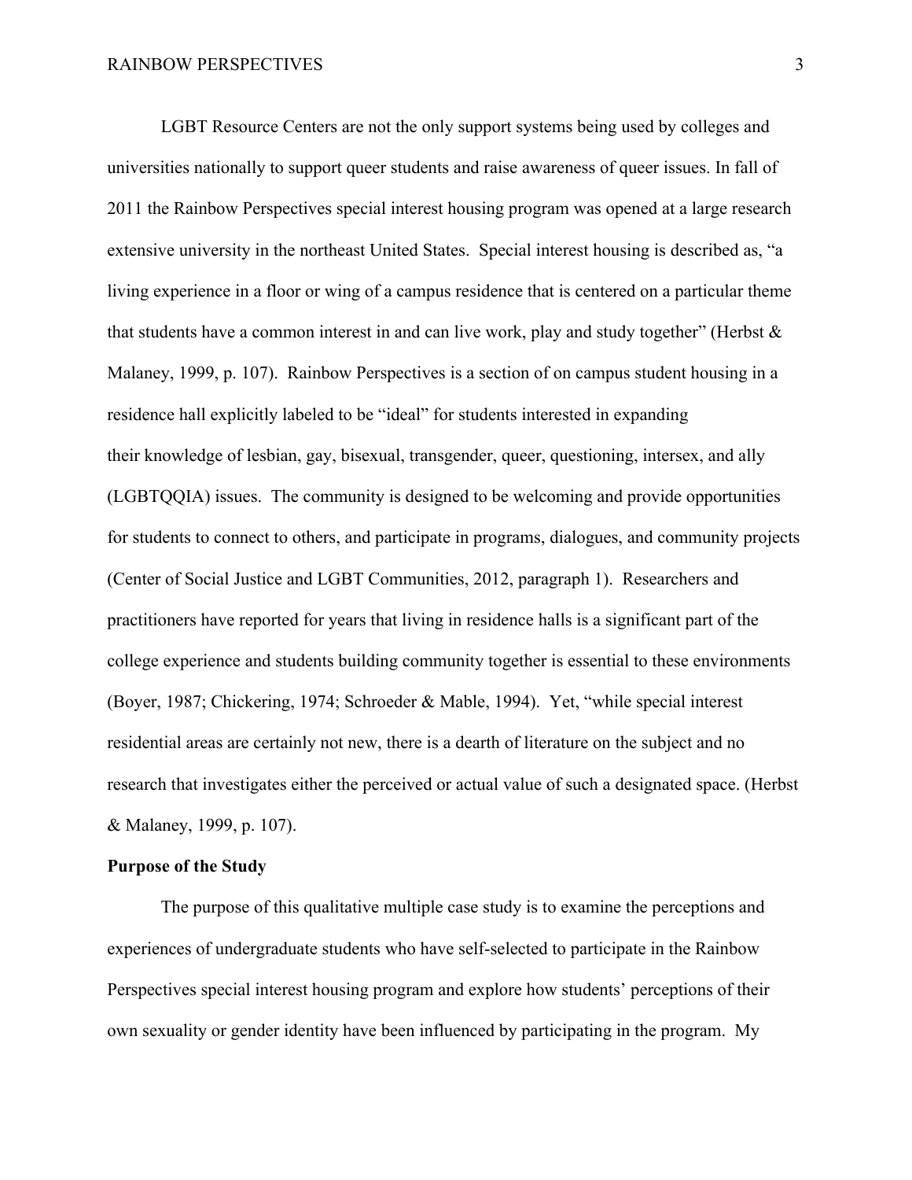LGBT Resource Centers are not the only support systems being used by colleges and universities nationally to support queer students and raise awareness of queer issues. In fall of 2011 the Rainbow Perspectives special interest housing program was opened at a large research extensive university in the northeast United States. Special interest housing is described as, "a living experience in a floor or wing of a campus residence that is centered on a particular theme that students have a common interest in and can live work, play and study together" (Herbst & Malaney, 1999, p. 107). Rainbow Perspectives is a section of on campus student housing in a residence hall explicitly labeled to be "ideal" for students interested in expanding their knowledge of lesbian, gay, bisexual, transgender, queer, questioning, intersex, and ally (LGBTQQIA) issues. The community is designed to be welcoming and provide opportunities for students to connect to others, and participate in programs, dialogues, and community projects (Center of Social Justice and LGBT Communities, 2012, paragraph 1). Researchers and practitioners have reported for years that living in residence halls is a significant part of the college experience and students building community together is essential to these environments (Boyer, 1987; Chickering, 1974; Schroeder & Mable, 1994). Yet, "while special interest residential areas are certainly not new, there is a dearth of literature on the subject and no research that investigates either the perceived or actual value of such a designated space. (Herbst & Malaney, 1999, p. 107).

**Purpose of the Study**

The purpose of this qualitative multiple case study is to examine the perceptions and experiences of undergraduate students who have self-selected to participate in the Rainbow Perspectives special interest housing program and explore how students' perceptions of their own sexuality or gender identity have been influenced by participating in the program. My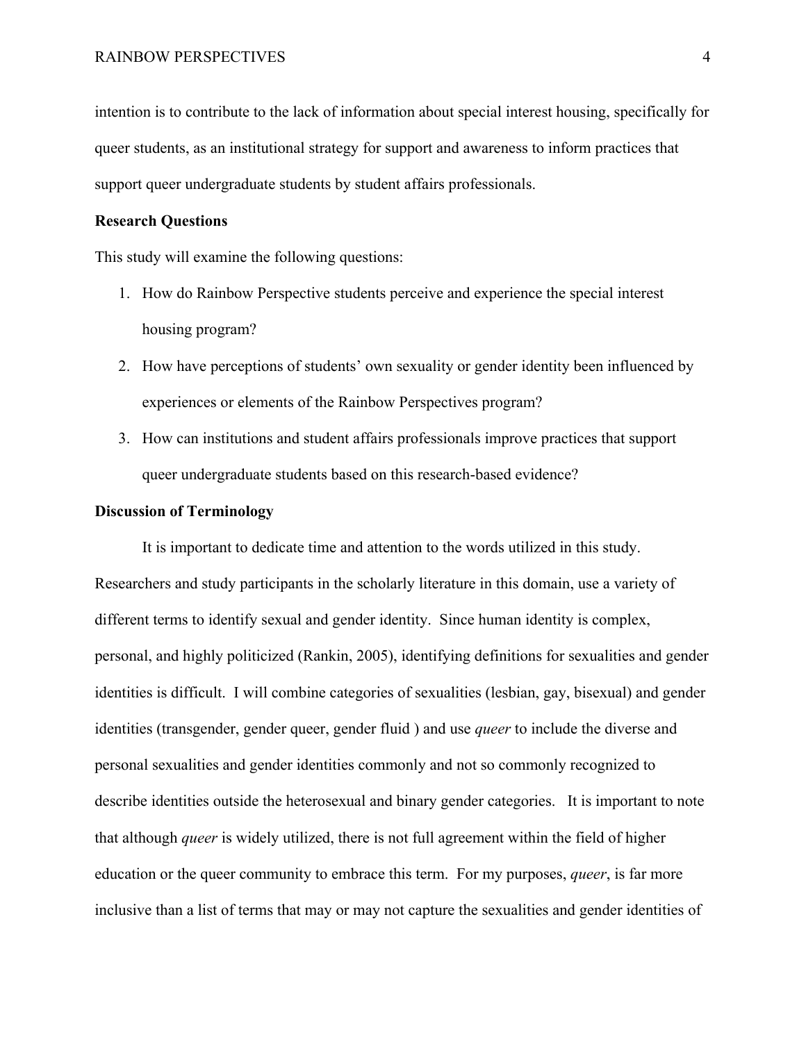intention is to contribute to the lack of information about special interest housing, specifically for queer students, as an institutional strategy for support and awareness to inform practices that support queer undergraduate students by student affairs professionals.

**Research Questions**

This study will examine the following questions:

1. How do Rainbow Perspective students perceive and experience the special interest housing program?
2. How have perceptions of students' own sexuality or gender identity been influenced by experiences or elements of the Rainbow Perspectives program?
3. How can institutions and student affairs professionals improve practices that support queer undergraduate students based on this research-based evidence?

**Discussion of Terminology**

It is important to dedicate time and attention to the words utilized in this study. Researchers and study participants in the scholarly literature in this domain, use a variety of different terms to identify sexual and gender identity. Since human identity is complex, personal, and highly politicized (Rankin, 2005), identifying definitions for sexualities and gender identities is difficult. I will combine categories of sexualities (lesbian, gay, bisexual) and gender identities (transgender, gender queer, gender fluid ) and use *queer* to include the diverse and personal sexualities and gender identities commonly and not so commonly recognized to describe identities outside the heterosexual and binary gender categories. It is important to note that although *queer* is widely utilized, there is not full agreement within the field of higher education or the queer community to embrace this term. For my purposes, *queer*, is far more inclusive than a list of terms that may or may not capture the sexualities and gender identities of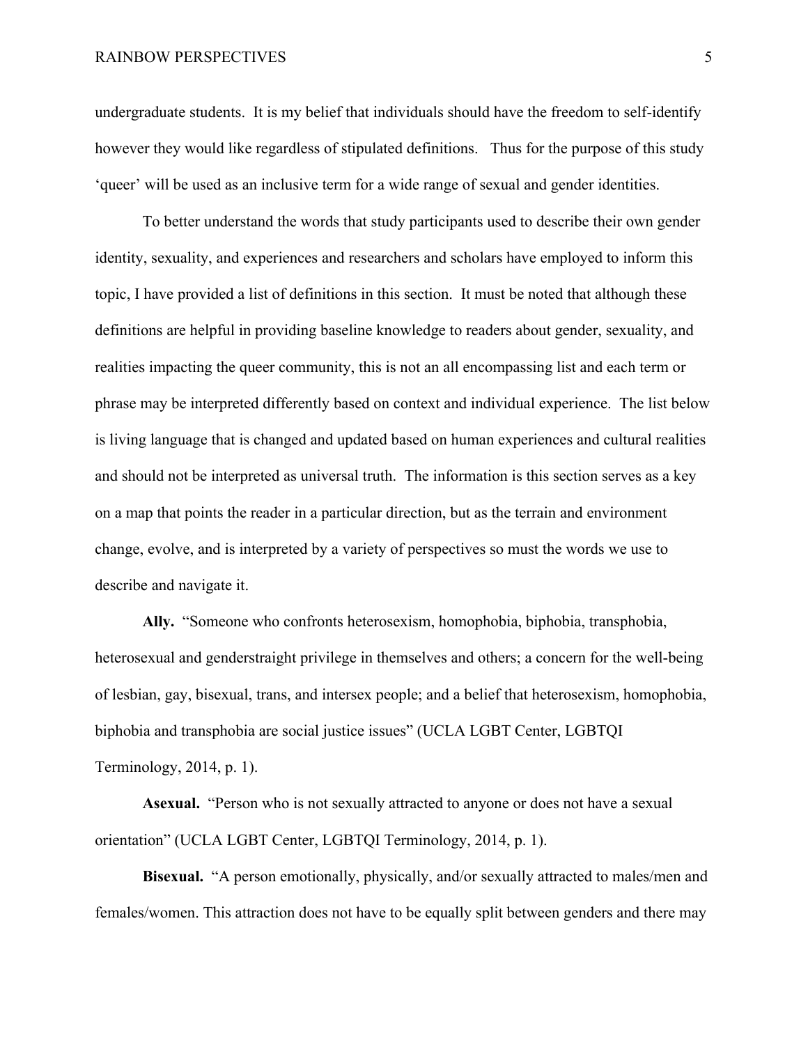undergraduate students. It is my belief that individuals should have the freedom to self-identify however they would like regardless of stipulated definitions. Thus for the purpose of this study 'queer' will be used as an inclusive term for a wide range of sexual and gender identities.

To better understand the words that study participants used to describe their own gender identity, sexuality, and experiences and researchers and scholars have employed to inform this topic, I have provided a list of definitions in this section. It must be noted that although these definitions are helpful in providing baseline knowledge to readers about gender, sexuality, and realities impacting the queer community, this is not an all encompassing list and each term or phrase may be interpreted differently based on context and individual experience. The list below is living language that is changed and updated based on human experiences and cultural realities and should not be interpreted as universal truth. The information is this section serves as a key on a map that points the reader in a particular direction, but as the terrain and environment change, evolve, and is interpreted by a variety of perspectives so must the words we use to describe and navigate it.

**Ally.** "Someone who confronts heterosexism, homophobia, biphobia, transphobia, heterosexual and genderstraight privilege in themselves and others; a concern for the well-being of lesbian, gay, bisexual, trans, and intersex people; and a belief that heterosexism, homophobia, biphobia and transphobia are social justice issues" (UCLA LGBT Center, LGBTQI Terminology, 2014, p. 1).

**Asexual.** "Person who is not sexually attracted to anyone or does not have a sexual orientation" (UCLA LGBT Center, LGBTQI Terminology, 2014, p. 1).

**Bisexual.** "A person emotionally, physically, and/or sexually attracted to males/men and females/women. This attraction does not have to be equally split between genders and there may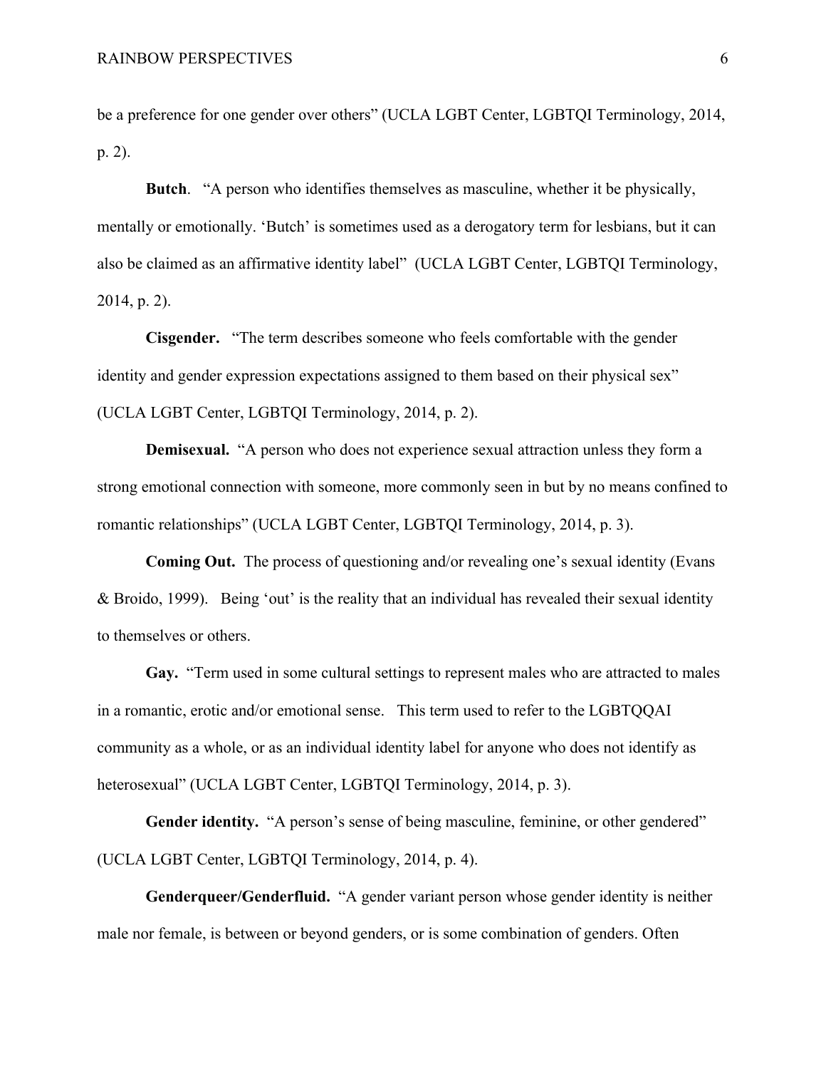be a preference for one gender over others" (UCLA LGBT Center, LGBTQI Terminology, 2014, p. 2).

**Butch**. "A person who identifies themselves as masculine, whether it be physically, mentally or emotionally. 'Butch' is sometimes used as a derogatory term for lesbians, but it can also be claimed as an affirmative identity label" (UCLA LGBT Center, LGBTQI Terminology, 2014, p. 2).

**Cisgender.** "The term describes someone who feels comfortable with the gender identity and gender expression expectations assigned to them based on their physical sex" (UCLA LGBT Center, LGBTQI Terminology, 2014, p. 2).

**Demisexual.** "A person who does not experience sexual attraction unless they form a strong emotional connection with someone, more commonly seen in but by no means confined to romantic relationships" (UCLA LGBT Center, LGBTQI Terminology, 2014, p. 3).

**Coming Out.** The process of questioning and/or revealing one's sexual identity (Evans & Broido, 1999). Being 'out' is the reality that an individual has revealed their sexual identity to themselves or others.

**Gay.** "Term used in some cultural settings to represent males who are attracted to males in a romantic, erotic and/or emotional sense. This term used to refer to the LGBTQQAI community as a whole, or as an individual identity label for anyone who does not identify as heterosexual" (UCLA LGBT Center, LGBTQI Terminology, 2014, p. 3).

**Gender identity.** "A person's sense of being masculine, feminine, or other gendered" (UCLA LGBT Center, LGBTQI Terminology, 2014, p. 4).

**Genderqueer/Genderfluid.** "A gender variant person whose gender identity is neither male nor female, is between or beyond genders, or is some combination of genders. Often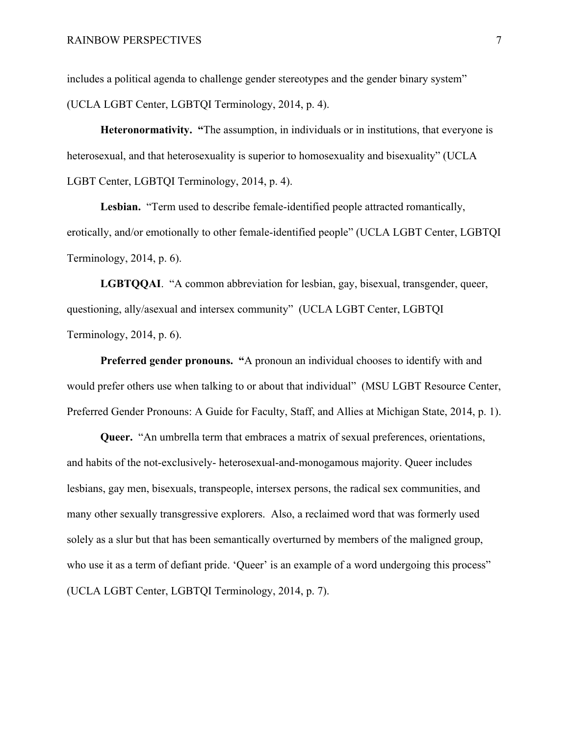includes a political agenda to challenge gender stereotypes and the gender binary system" (UCLA LGBT Center, LGBTQI Terminology, 2014, p. 4).

**Heteronormativity.** "The assumption, in individuals or in institutions, that everyone is heterosexual, and that heterosexuality is superior to homosexuality and bisexuality" (UCLA LGBT Center, LGBTQI Terminology, 2014, p. 4).

**Lesbian.** "Term used to describe female-identified people attracted romantically, erotically, and/or emotionally to other female-identified people" (UCLA LGBT Center, LGBTQI Terminology, 2014, p. 6).

**LGBTQQAI**. "A common abbreviation for lesbian, gay, bisexual, transgender, queer, questioning, ally/asexual and intersex community" (UCLA LGBT Center, LGBTQI Terminology, 2014, p. 6).

**Preferred gender pronouns.** "A pronoun an individual chooses to identify with and would prefer others use when talking to or about that individual" (MSU LGBT Resource Center, Preferred Gender Pronouns: A Guide for Faculty, Staff, and Allies at Michigan State, 2014, p. 1).

**Queer.** "An umbrella term that embraces a matrix of sexual preferences, orientations, and habits of the not-exclusively- heterosexual-and-monogamous majority. Queer includes lesbians, gay men, bisexuals, transpeople, intersex persons, the radical sex communities, and many other sexually transgressive explorers. Also, a reclaimed word that was formerly used solely as a slur but that has been semantically overturned by members of the maligned group, who use it as a term of defiant pride. 'Queer' is an example of a word undergoing this process" (UCLA LGBT Center, LGBTQI Terminology, 2014, p. 7).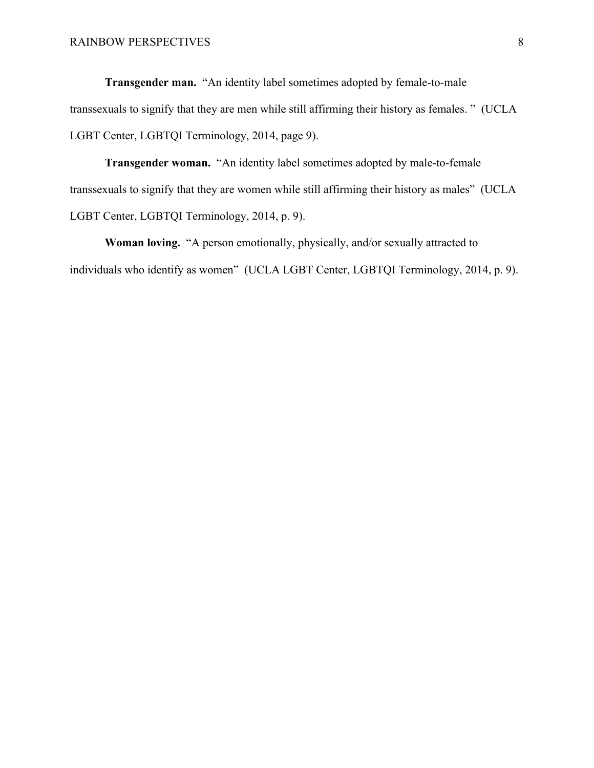**Transgender man.** "An identity label sometimes adopted by female-to-male transsexuals to signify that they are men while still affirming their history as females. " (UCLA LGBT Center, LGBTQI Terminology, 2014, page 9).

**Transgender woman.** "An identity label sometimes adopted by male-to-female transsexuals to signify that they are women while still affirming their history as males" (UCLA LGBT Center, LGBTQI Terminology, 2014, p. 9).

**Woman loving.** "A person emotionally, physically, and/or sexually attracted to individuals who identify as women" (UCLA LGBT Center, LGBTQI Terminology, 2014, p. 9).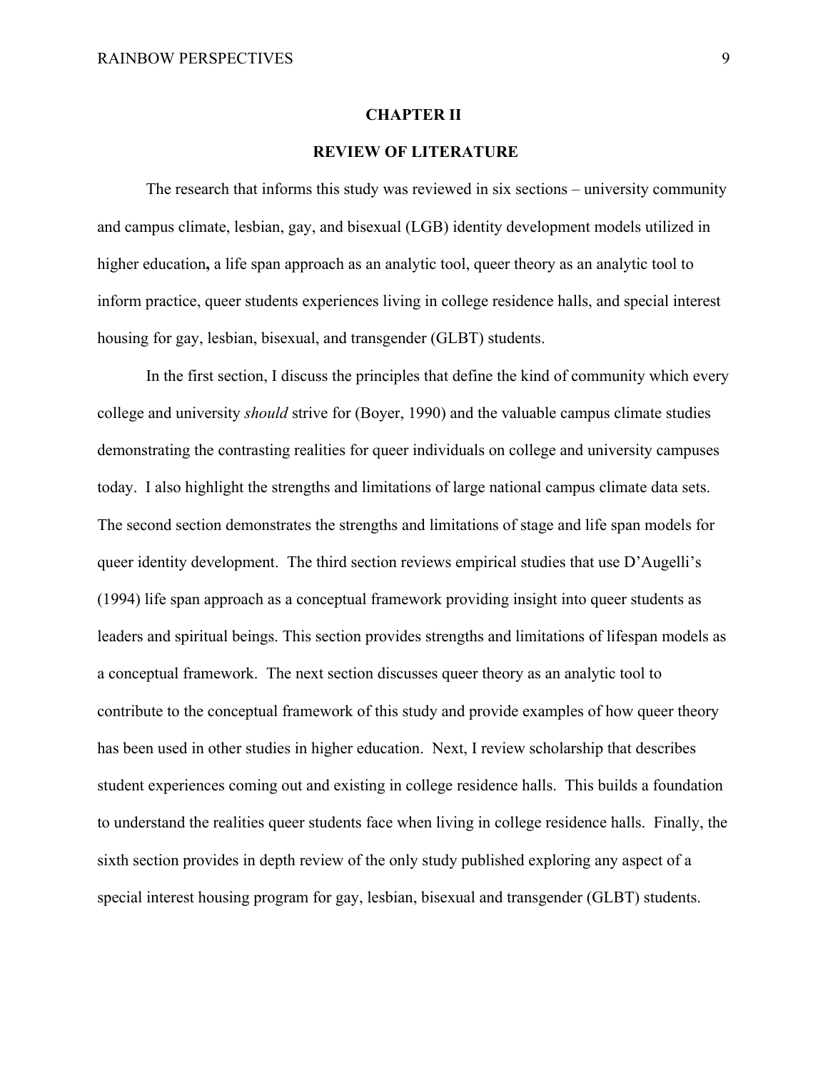# CHAPTER II

## REVIEW OF LITERATURE

The research that informs this study was reviewed in six sections – university community and campus climate, lesbian, gay, and bisexual (LGB) identity development models utilized in higher education**,** a life span approach as an analytic tool, queer theory as an analytic tool to inform practice, queer students experiences living in college residence halls, and special interest housing for gay, lesbian, bisexual, and transgender (GLBT) students.

In the first section, I discuss the principles that define the kind of community which every college and university *should* strive for (Boyer, 1990) and the valuable campus climate studies demonstrating the contrasting realities for queer individuals on college and university campuses today. I also highlight the strengths and limitations of large national campus climate data sets. The second section demonstrates the strengths and limitations of stage and life span models for queer identity development. The third section reviews empirical studies that use D'Augelli's (1994) life span approach as a conceptual framework providing insight into queer students as leaders and spiritual beings. This section provides strengths and limitations of lifespan models as a conceptual framework. The next section discusses queer theory as an analytic tool to contribute to the conceptual framework of this study and provide examples of how queer theory has been used in other studies in higher education. Next, I review scholarship that describes student experiences coming out and existing in college residence halls. This builds a foundation to understand the realities queer students face when living in college residence halls. Finally, the sixth section provides in depth review of the only study published exploring any aspect of a special interest housing program for gay, lesbian, bisexual and transgender (GLBT) students.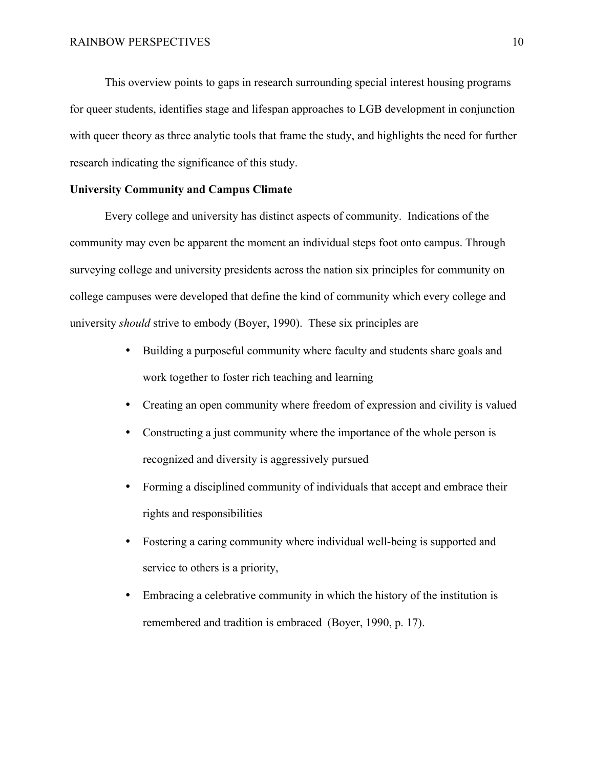This overview points to gaps in research surrounding special interest housing programs for queer students, identifies stage and lifespan approaches to LGB development in conjunction with queer theory as three analytic tools that frame the study, and highlights the need for further research indicating the significance of this study.

**University Community and Campus Climate**

Every college and university has distinct aspects of community. Indications of the community may even be apparent the moment an individual steps foot onto campus. Through surveying college and university presidents across the nation six principles for community on college campuses were developed that define the kind of community which every college and university *should* strive to embody (Boyer, 1990). These six principles are

- Building a purposeful community where faculty and students share goals and work together to foster rich teaching and learning
- Creating an open community where freedom of expression and civility is valued
- Constructing a just community where the importance of the whole person is recognized and diversity is aggressively pursued
- Forming a disciplined community of individuals that accept and embrace their rights and responsibilities
- Fostering a caring community where individual well-being is supported and service to others is a priority,
- Embracing a celebrative community in which the history of the institution is remembered and tradition is embraced (Boyer, 1990, p. 17).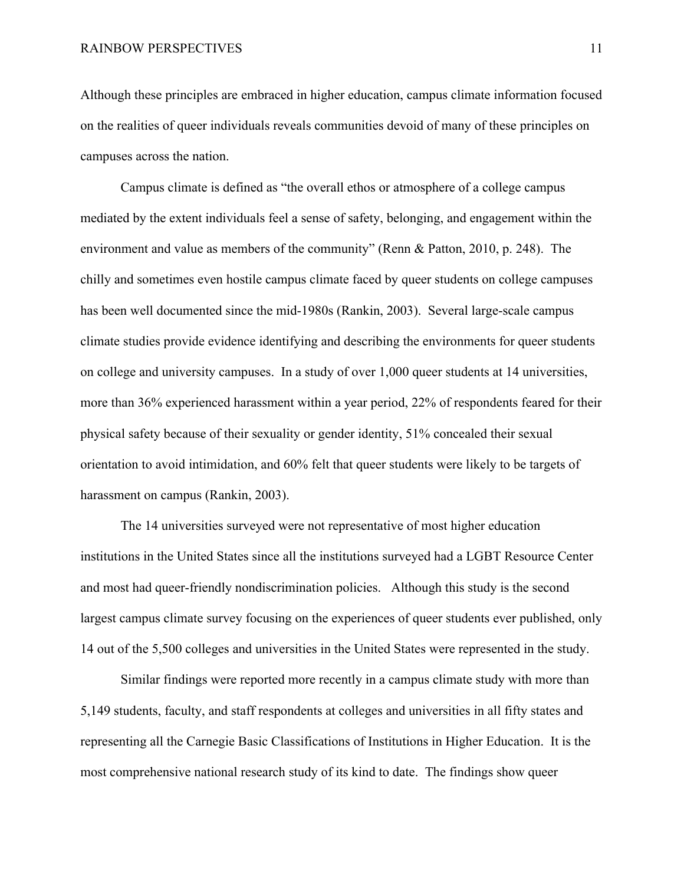Although these principles are embraced in higher education, campus climate information focused on the realities of queer individuals reveals communities devoid of many of these principles on campuses across the nation.

Campus climate is defined as "the overall ethos or atmosphere of a college campus mediated by the extent individuals feel a sense of safety, belonging, and engagement within the environment and value as members of the community" (Renn & Patton, 2010, p. 248). The chilly and sometimes even hostile campus climate faced by queer students on college campuses has been well documented since the mid-1980s (Rankin, 2003). Several large-scale campus climate studies provide evidence identifying and describing the environments for queer students on college and university campuses. In a study of over 1,000 queer students at 14 universities, more than 36% experienced harassment within a year period, 22% of respondents feared for their physical safety because of their sexuality or gender identity, 51% concealed their sexual orientation to avoid intimidation, and 60% felt that queer students were likely to be targets of harassment on campus (Rankin, 2003).

The 14 universities surveyed were not representative of most higher education institutions in the United States since all the institutions surveyed had a LGBT Resource Center and most had queer-friendly nondiscrimination policies. Although this study is the second largest campus climate survey focusing on the experiences of queer students ever published, only 14 out of the 5,500 colleges and universities in the United States were represented in the study.

Similar findings were reported more recently in a campus climate study with more than 5,149 students, faculty, and staff respondents at colleges and universities in all fifty states and representing all the Carnegie Basic Classifications of Institutions in Higher Education. It is the most comprehensive national research study of its kind to date. The findings show queer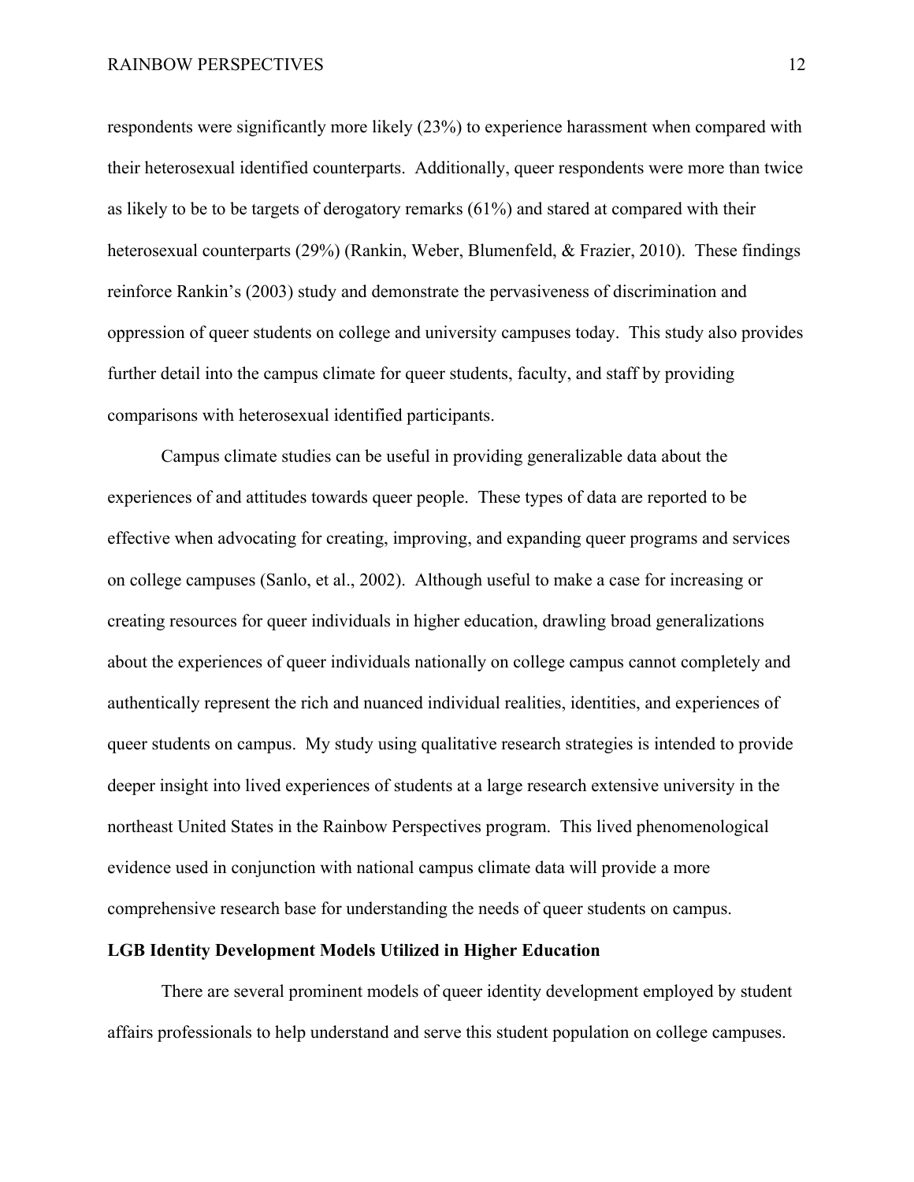respondents were significantly more likely (23%) to experience harassment when compared with their heterosexual identified counterparts. Additionally, queer respondents were more than twice as likely to be to be targets of derogatory remarks (61%) and stared at compared with their heterosexual counterparts (29%) (Rankin, Weber, Blumenfeld, & Frazier, 2010). These findings reinforce Rankin's (2003) study and demonstrate the pervasiveness of discrimination and oppression of queer students on college and university campuses today. This study also provides further detail into the campus climate for queer students, faculty, and staff by providing comparisons with heterosexual identified participants.

Campus climate studies can be useful in providing generalizable data about the experiences of and attitudes towards queer people. These types of data are reported to be effective when advocating for creating, improving, and expanding queer programs and services on college campuses (Sanlo, et al., 2002). Although useful to make a case for increasing or creating resources for queer individuals in higher education, drawling broad generalizations about the experiences of queer individuals nationally on college campus cannot completely and authentically represent the rich and nuanced individual realities, identities, and experiences of queer students on campus. My study using qualitative research strategies is intended to provide deeper insight into lived experiences of students at a large research extensive university in the northeast United States in the Rainbow Perspectives program. This lived phenomenological evidence used in conjunction with national campus climate data will provide a more comprehensive research base for understanding the needs of queer students on campus.

**LGB Identity Development Models Utilized in Higher Education**

There are several prominent models of queer identity development employed by student affairs professionals to help understand and serve this student population on college campuses.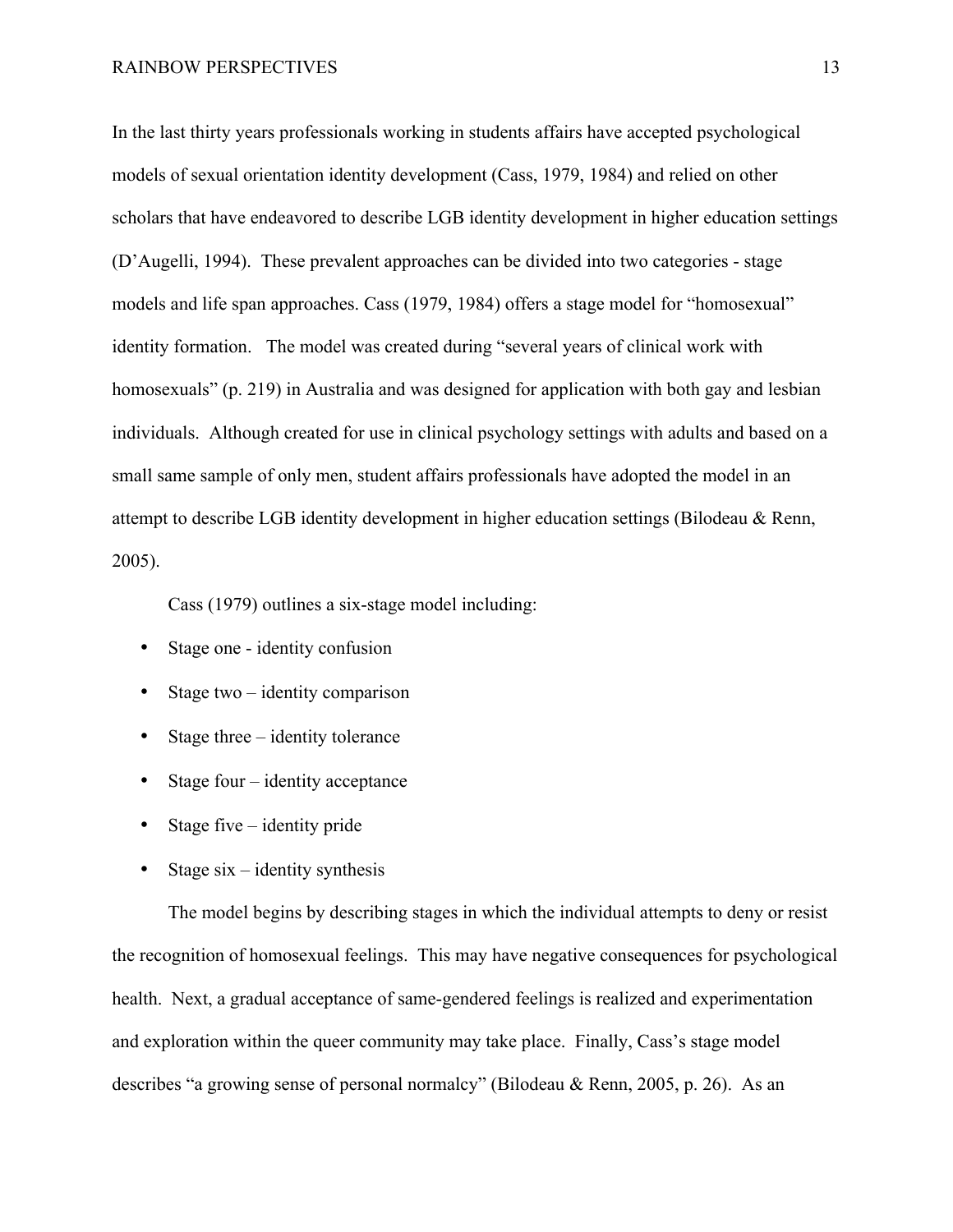In the last thirty years professionals working in students affairs have accepted psychological models of sexual orientation identity development (Cass, 1979, 1984) and relied on other scholars that have endeavored to describe LGB identity development in higher education settings (D'Augelli, 1994). These prevalent approaches can be divided into two categories - stage models and life span approaches. Cass (1979, 1984) offers a stage model for "homosexual" identity formation. The model was created during "several years of clinical work with homosexuals" (p. 219) in Australia and was designed for application with both gay and lesbian individuals. Although created for use in clinical psychology settings with adults and based on a small same sample of only men, student affairs professionals have adopted the model in an attempt to describe LGB identity development in higher education settings (Bilodeau & Renn, 2005).

Cass (1979) outlines a six-stage model including:

- Stage one - identity confusion
- Stage two – identity comparison
- Stage three – identity tolerance
- Stage four – identity acceptance
- Stage five – identity pride
- Stage six – identity synthesis

The model begins by describing stages in which the individual attempts to deny or resist the recognition of homosexual feelings. This may have negative consequences for psychological health. Next, a gradual acceptance of same-gendered feelings is realized and experimentation and exploration within the queer community may take place. Finally, Cass's stage model describes "a growing sense of personal normalcy" (Bilodeau & Renn, 2005, p. 26). As an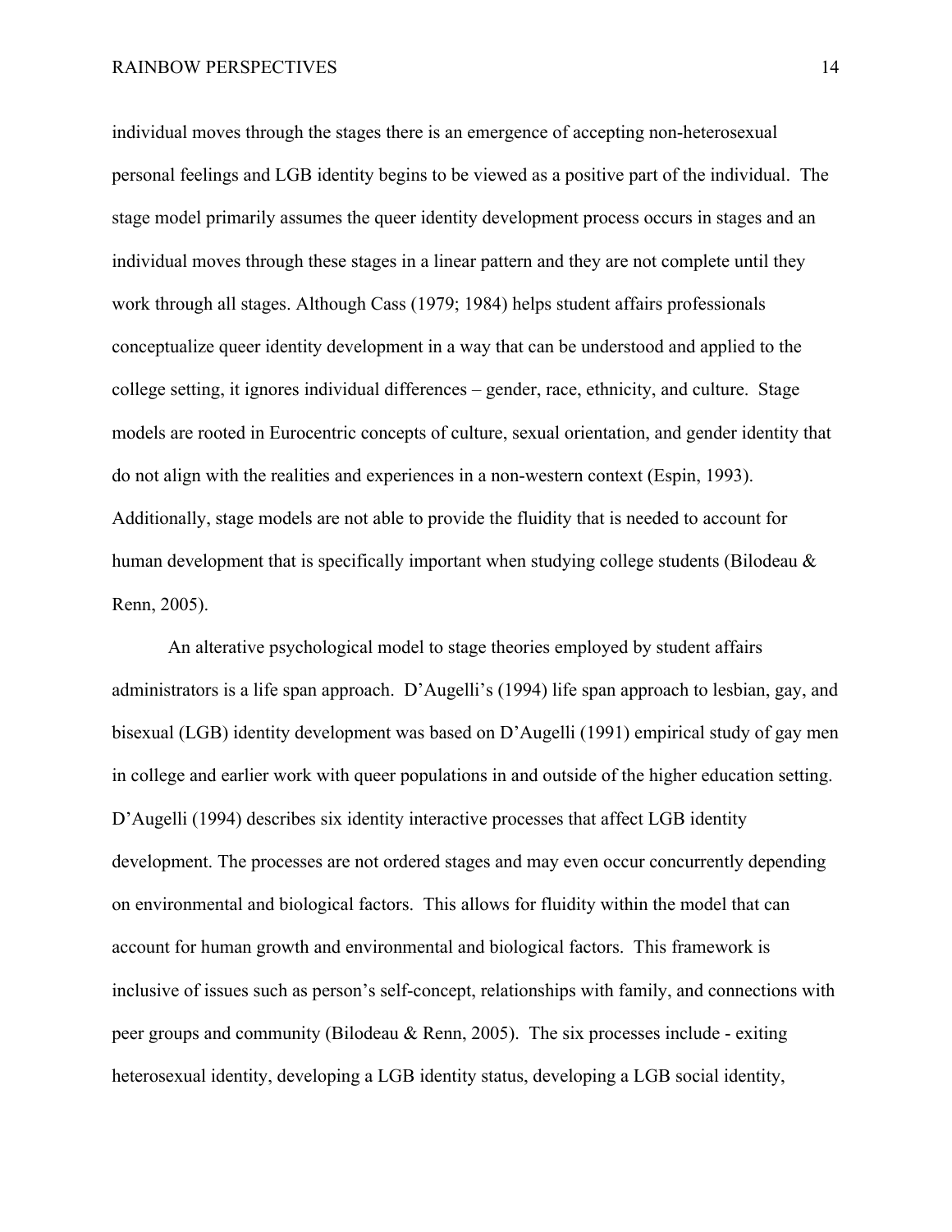individual moves through the stages there is an emergence of accepting non-heterosexual personal feelings and LGB identity begins to be viewed as a positive part of the individual. The stage model primarily assumes the queer identity development process occurs in stages and an individual moves through these stages in a linear pattern and they are not complete until they work through all stages. Although Cass (1979; 1984) helps student affairs professionals conceptualize queer identity development in a way that can be understood and applied to the college setting, it ignores individual differences – gender, race, ethnicity, and culture. Stage models are rooted in Eurocentric concepts of culture, sexual orientation, and gender identity that do not align with the realities and experiences in a non-western context (Espin, 1993). Additionally, stage models are not able to provide the fluidity that is needed to account for human development that is specifically important when studying college students (Bilodeau & Renn, 2005).

An alterative psychological model to stage theories employed by student affairs administrators is a life span approach. D'Augelli's (1994) life span approach to lesbian, gay, and bisexual (LGB) identity development was based on D'Augelli (1991) empirical study of gay men in college and earlier work with queer populations in and outside of the higher education setting. D'Augelli (1994) describes six identity interactive processes that affect LGB identity development. The processes are not ordered stages and may even occur concurrently depending on environmental and biological factors. This allows for fluidity within the model that can account for human growth and environmental and biological factors. This framework is inclusive of issues such as person's self-concept, relationships with family, and connections with peer groups and community (Bilodeau & Renn, 2005). The six processes include - exiting heterosexual identity, developing a LGB identity status, developing a LGB social identity,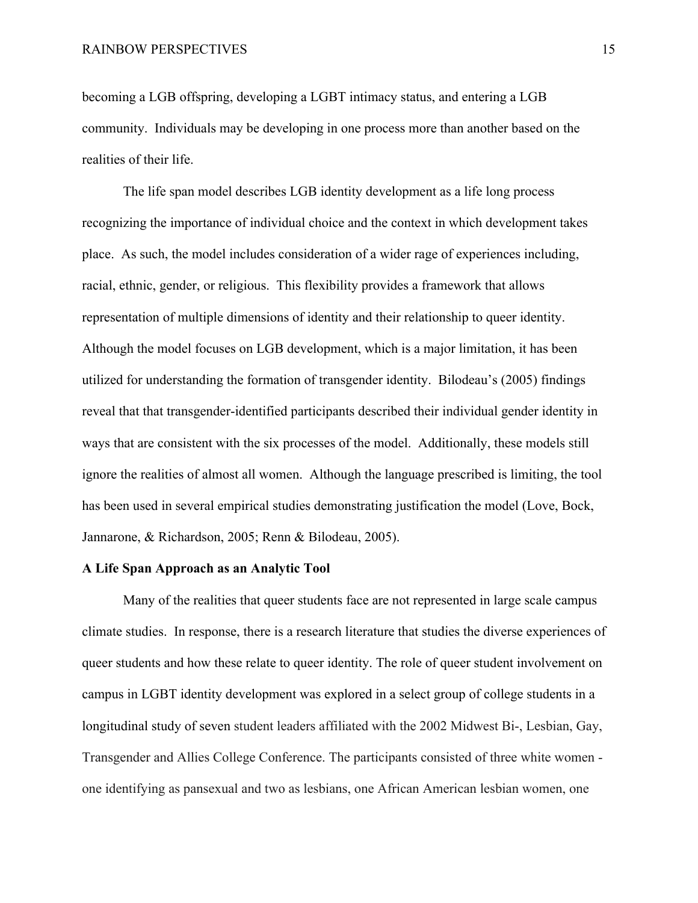becoming a LGB offspring, developing a LGBT intimacy status, and entering a LGB community. Individuals may be developing in one process more than another based on the realities of their life.

The life span model describes LGB identity development as a life long process recognizing the importance of individual choice and the context in which development takes place. As such, the model includes consideration of a wider rage of experiences including, racial, ethnic, gender, or religious. This flexibility provides a framework that allows representation of multiple dimensions of identity and their relationship to queer identity. Although the model focuses on LGB development, which is a major limitation, it has been utilized for understanding the formation of transgender identity. Bilodeau's (2005) findings reveal that that transgender-identified participants described their individual gender identity in ways that are consistent with the six processes of the model. Additionally, these models still ignore the realities of almost all women. Although the language prescribed is limiting, the tool has been used in several empirical studies demonstrating justification the model (Love, Bock, Jannarone, & Richardson, 2005; Renn & Bilodeau, 2005).

**A Life Span Approach as an Analytic Tool**

Many of the realities that queer students face are not represented in large scale campus climate studies. In response, there is a research literature that studies the diverse experiences of queer students and how these relate to queer identity. The role of queer student involvement on campus in LGBT identity development was explored in a select group of college students in a longitudinal study of seven student leaders affiliated with the 2002 Midwest Bi-, Lesbian, Gay, Transgender and Allies College Conference. The participants consisted of three white women - one identifying as pansexual and two as lesbians, one African American lesbian women, one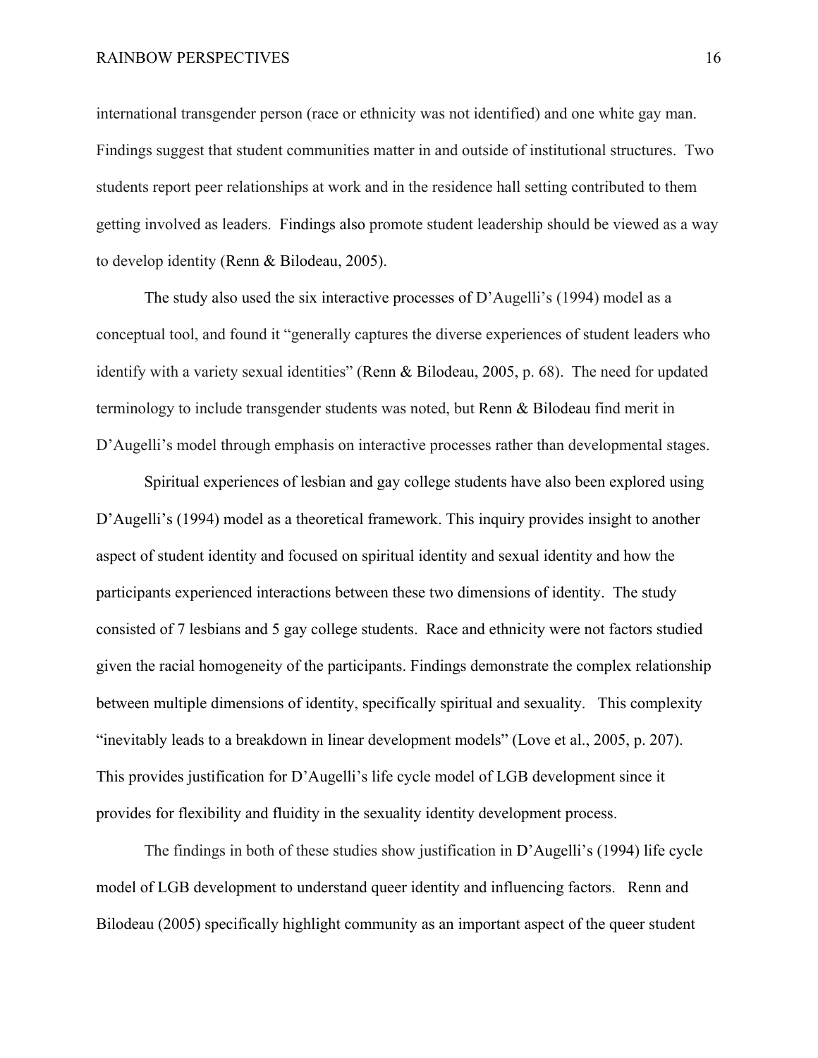international transgender person (race or ethnicity was not identified) and one white gay man. Findings suggest that student communities matter in and outside of institutional structures. Two students report peer relationships at work and in the residence hall setting contributed to them getting involved as leaders. Findings also promote student leadership should be viewed as a way to develop identity (Renn & Bilodeau, 2005).

The study also used the six interactive processes of D'Augelli's (1994) model as a conceptual tool, and found it "generally captures the diverse experiences of student leaders who identify with a variety sexual identities" (Renn & Bilodeau, 2005, p. 68). The need for updated terminology to include transgender students was noted, but Renn & Bilodeau find merit in D'Augelli's model through emphasis on interactive processes rather than developmental stages.

Spiritual experiences of lesbian and gay college students have also been explored using D'Augelli's (1994) model as a theoretical framework. This inquiry provides insight to another aspect of student identity and focused on spiritual identity and sexual identity and how the participants experienced interactions between these two dimensions of identity. The study consisted of 7 lesbians and 5 gay college students. Race and ethnicity were not factors studied given the racial homogeneity of the participants. Findings demonstrate the complex relationship between multiple dimensions of identity, specifically spiritual and sexuality. This complexity "inevitably leads to a breakdown in linear development models" (Love et al., 2005, p. 207). This provides justification for D'Augelli's life cycle model of LGB development since it provides for flexibility and fluidity in the sexuality identity development process.

The findings in both of these studies show justification in D'Augelli's (1994) life cycle model of LGB development to understand queer identity and influencing factors. Renn and Bilodeau (2005) specifically highlight community as an important aspect of the queer student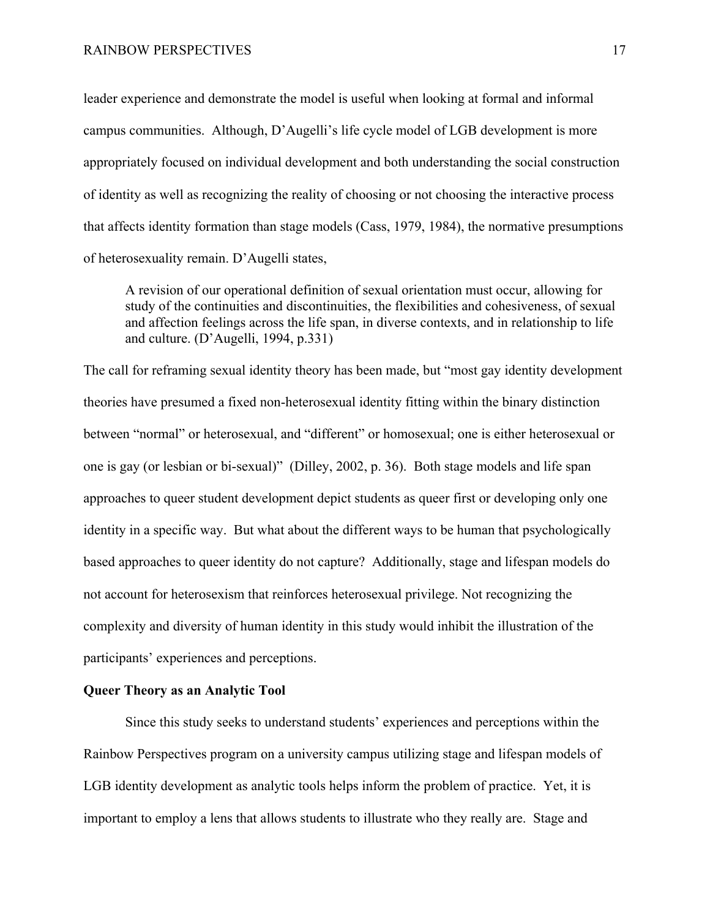leader experience and demonstrate the model is useful when looking at formal and informal campus communities. Although, D'Augelli's life cycle model of LGB development is more appropriately focused on individual development and both understanding the social construction of identity as well as recognizing the reality of choosing or not choosing the interactive process that affects identity formation than stage models (Cass, 1979, 1984), the normative presumptions of heterosexuality remain. D'Augelli states,

> A revision of our operational definition of sexual orientation must occur, allowing for study of the continuities and discontinuities, the flexibilities and cohesiveness, of sexual and affection feelings across the life span, in diverse contexts, and in relationship to life and culture. (D'Augelli, 1994, p.331)

The call for reframing sexual identity theory has been made, but "most gay identity development theories have presumed a fixed non-heterosexual identity fitting within the binary distinction between "normal" or heterosexual, and "different" or homosexual; one is either heterosexual or one is gay (or lesbian or bi-sexual)" (Dilley, 2002, p. 36). Both stage models and life span approaches to queer student development depict students as queer first or developing only one identity in a specific way. But what about the different ways to be human that psychologically based approaches to queer identity do not capture? Additionally, stage and lifespan models do not account for heterosexism that reinforces heterosexual privilege. Not recognizing the complexity and diversity of human identity in this study would inhibit the illustration of the participants' experiences and perceptions.

**Queer Theory as an Analytic Tool**

Since this study seeks to understand students' experiences and perceptions within the Rainbow Perspectives program on a university campus utilizing stage and lifespan models of LGB identity development as analytic tools helps inform the problem of practice. Yet, it is important to employ a lens that allows students to illustrate who they really are. Stage and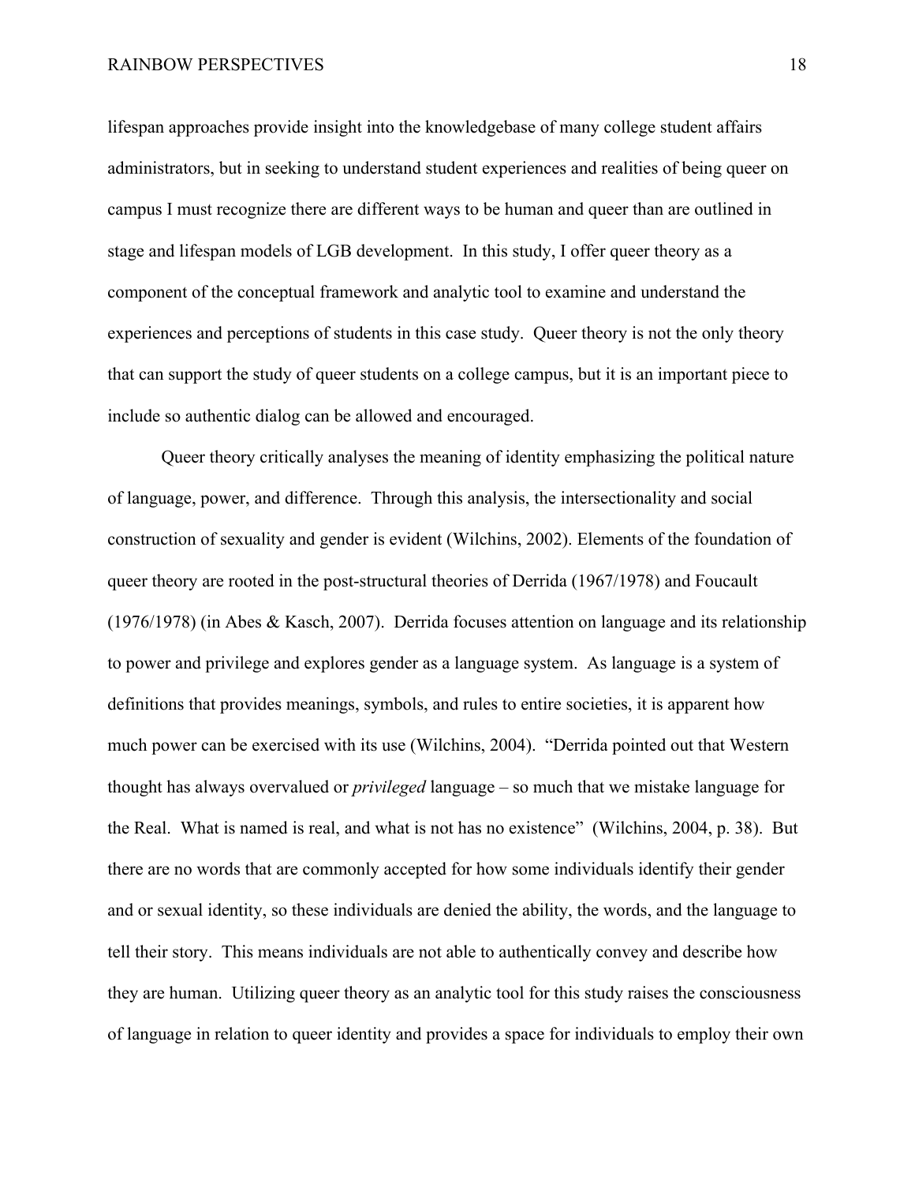lifespan approaches provide insight into the knowledgebase of many college student affairs administrators, but in seeking to understand student experiences and realities of being queer on campus I must recognize there are different ways to be human and queer than are outlined in stage and lifespan models of LGB development. In this study, I offer queer theory as a component of the conceptual framework and analytic tool to examine and understand the experiences and perceptions of students in this case study. Queer theory is not the only theory that can support the study of queer students on a college campus, but it is an important piece to include so authentic dialog can be allowed and encouraged.

Queer theory critically analyses the meaning of identity emphasizing the political nature of language, power, and difference. Through this analysis, the intersectionality and social construction of sexuality and gender is evident (Wilchins, 2002). Elements of the foundation of queer theory are rooted in the post-structural theories of Derrida (1967/1978) and Foucault (1976/1978) (in Abes & Kasch, 2007). Derrida focuses attention on language and its relationship to power and privilege and explores gender as a language system. As language is a system of definitions that provides meanings, symbols, and rules to entire societies, it is apparent how much power can be exercised with its use (Wilchins, 2004). "Derrida pointed out that Western thought has always overvalued or *privileged* language – so much that we mistake language for the Real. What is named is real, and what is not has no existence" (Wilchins, 2004, p. 38). But there are no words that are commonly accepted for how some individuals identify their gender and or sexual identity, so these individuals are denied the ability, the words, and the language to tell their story. This means individuals are not able to authentically convey and describe how they are human. Utilizing queer theory as an analytic tool for this study raises the consciousness of language in relation to queer identity and provides a space for individuals to employ their own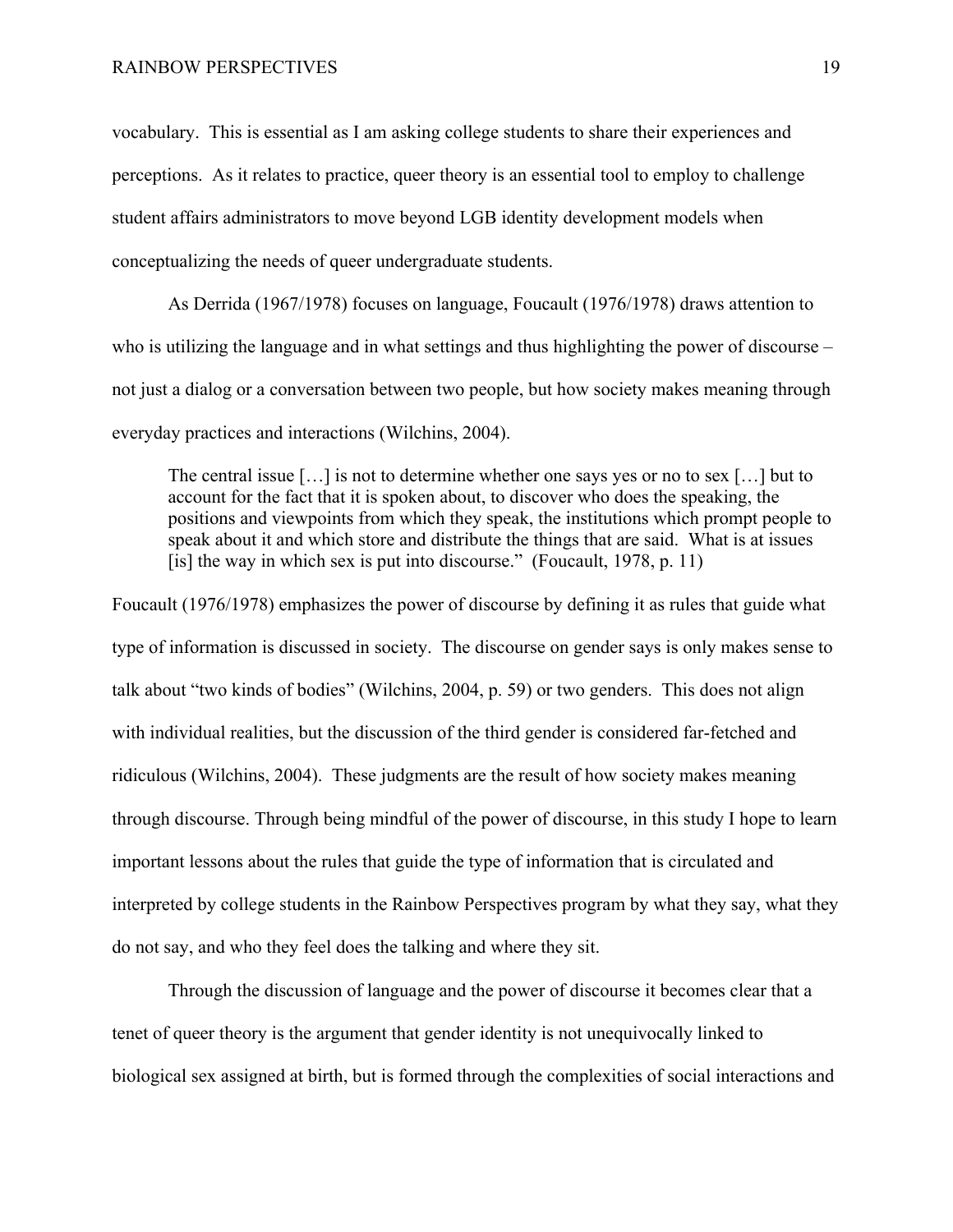vocabulary. This is essential as I am asking college students to share their experiences and perceptions. As it relates to practice, queer theory is an essential tool to employ to challenge student affairs administrators to move beyond LGB identity development models when conceptualizing the needs of queer undergraduate students.

As Derrida (1967/1978) focuses on language, Foucault (1976/1978) draws attention to who is utilizing the language and in what settings and thus highlighting the power of discourse – not just a dialog or a conversation between two people, but how society makes meaning through everyday practices and interactions (Wilchins, 2004).

> The central issue […] is not to determine whether one says yes or no to sex […] but to account for the fact that it is spoken about, to discover who does the speaking, the positions and viewpoints from which they speak, the institutions which prompt people to speak about it and which store and distribute the things that are said. What is at issues [is] the way in which sex is put into discourse." (Foucault, 1978, p. 11)

Foucault (1976/1978) emphasizes the power of discourse by defining it as rules that guide what type of information is discussed in society. The discourse on gender says is only makes sense to talk about "two kinds of bodies" (Wilchins, 2004, p. 59) or two genders. This does not align with individual realities, but the discussion of the third gender is considered far-fetched and ridiculous (Wilchins, 2004). These judgments are the result of how society makes meaning through discourse. Through being mindful of the power of discourse, in this study I hope to learn important lessons about the rules that guide the type of information that is circulated and interpreted by college students in the Rainbow Perspectives program by what they say, what they do not say, and who they feel does the talking and where they sit.

Through the discussion of language and the power of discourse it becomes clear that a tenet of queer theory is the argument that gender identity is not unequivocally linked to biological sex assigned at birth, but is formed through the complexities of social interactions and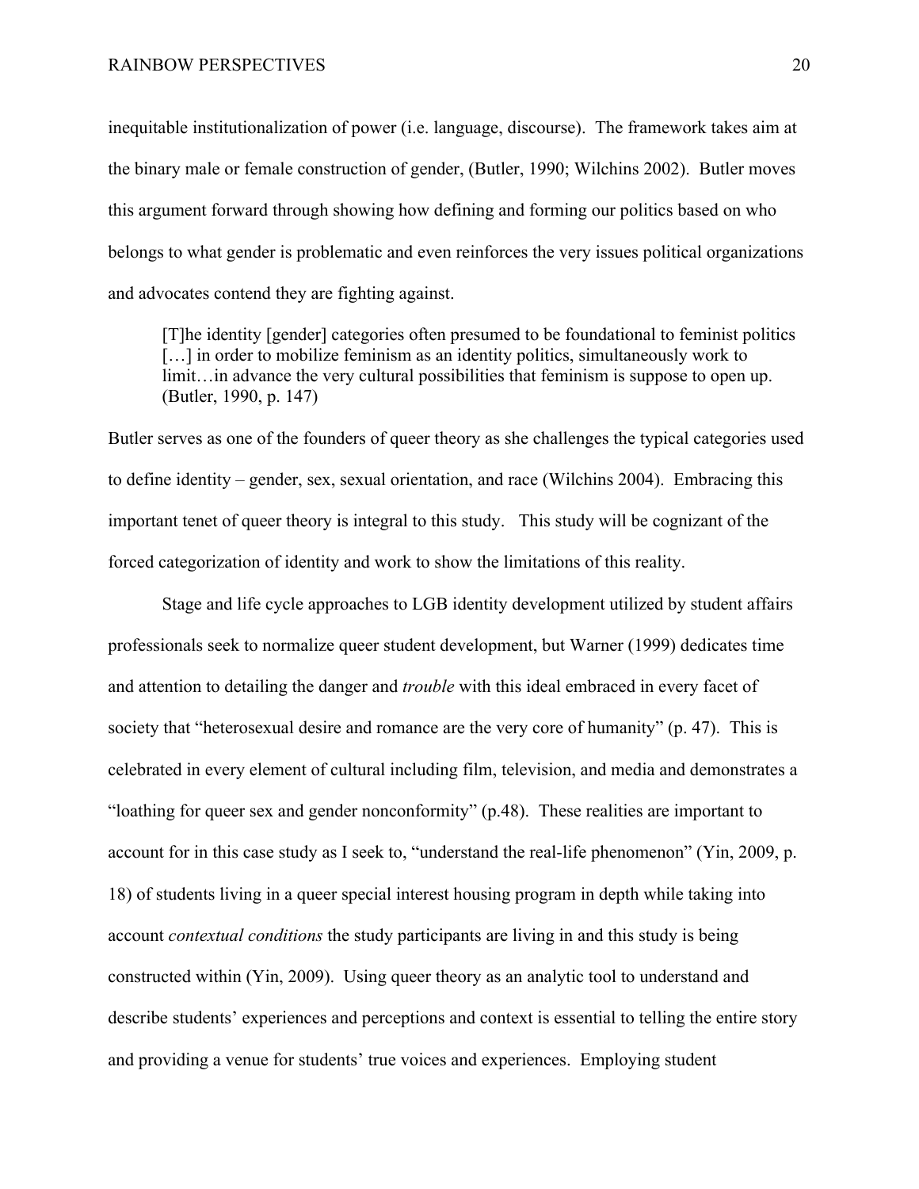inequitable institutionalization of power (i.e. language, discourse). The framework takes aim at the binary male or female construction of gender, (Butler, 1990; Wilchins 2002). Butler moves this argument forward through showing how defining and forming our politics based on who belongs to what gender is problematic and even reinforces the very issues political organizations and advocates contend they are fighting against.

> [T]he identity [gender] categories often presumed to be foundational to feminist politics […] in order to mobilize feminism as an identity politics, simultaneously work to limit…in advance the very cultural possibilities that feminism is suppose to open up. (Butler, 1990, p. 147)

Butler serves as one of the founders of queer theory as she challenges the typical categories used to define identity – gender, sex, sexual orientation, and race (Wilchins 2004). Embracing this important tenet of queer theory is integral to this study. This study will be cognizant of the forced categorization of identity and work to show the limitations of this reality.

Stage and life cycle approaches to LGB identity development utilized by student affairs professionals seek to normalize queer student development, but Warner (1999) dedicates time and attention to detailing the danger and *trouble* with this ideal embraced in every facet of society that "heterosexual desire and romance are the very core of humanity" (p. 47). This is celebrated in every element of cultural including film, television, and media and demonstrates a "loathing for queer sex and gender nonconformity" (p.48). These realities are important to account for in this case study as I seek to, "understand the real-life phenomenon" (Yin, 2009, p. 18) of students living in a queer special interest housing program in depth while taking into account *contextual conditions* the study participants are living in and this study is being constructed within (Yin, 2009). Using queer theory as an analytic tool to understand and describe students' experiences and perceptions and context is essential to telling the entire story and providing a venue for students' true voices and experiences. Employing student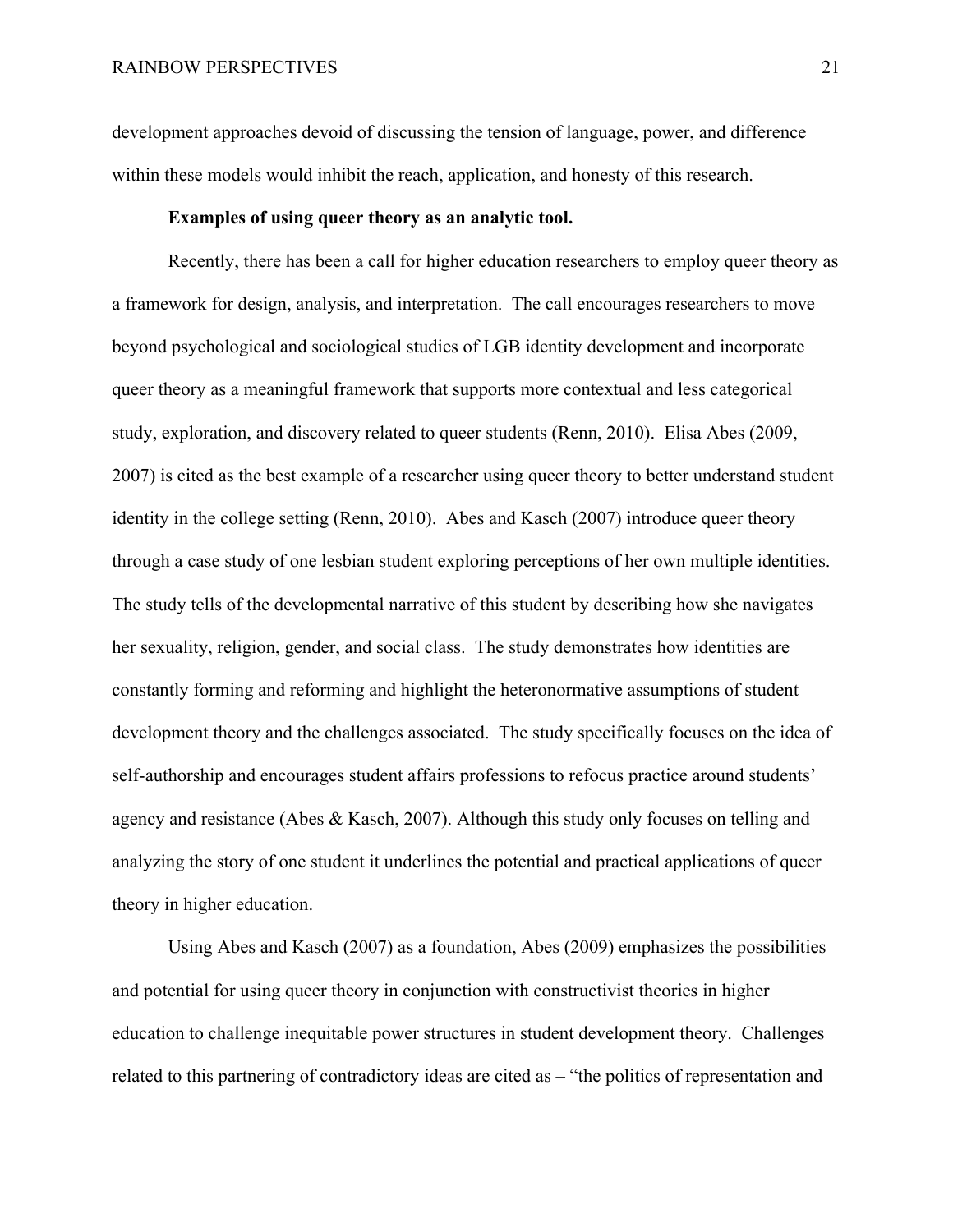development approaches devoid of discussing the tension of language, power, and difference within these models would inhibit the reach, application, and honesty of this research.

**Examples of using queer theory as an analytic tool.**

Recently, there has been a call for higher education researchers to employ queer theory as a framework for design, analysis, and interpretation. The call encourages researchers to move beyond psychological and sociological studies of LGB identity development and incorporate queer theory as a meaningful framework that supports more contextual and less categorical study, exploration, and discovery related to queer students (Renn, 2010). Elisa Abes (2009, 2007) is cited as the best example of a researcher using queer theory to better understand student identity in the college setting (Renn, 2010). Abes and Kasch (2007) introduce queer theory through a case study of one lesbian student exploring perceptions of her own multiple identities. The study tells of the developmental narrative of this student by describing how she navigates her sexuality, religion, gender, and social class. The study demonstrates how identities are constantly forming and reforming and highlight the heteronormative assumptions of student development theory and the challenges associated. The study specifically focuses on the idea of self-authorship and encourages student affairs professions to refocus practice around students' agency and resistance (Abes & Kasch, 2007). Although this study only focuses on telling and analyzing the story of one student it underlines the potential and practical applications of queer theory in higher education.

Using Abes and Kasch (2007) as a foundation, Abes (2009) emphasizes the possibilities and potential for using queer theory in conjunction with constructivist theories in higher education to challenge inequitable power structures in student development theory. Challenges related to this partnering of contradictory ideas are cited as – "the politics of representation and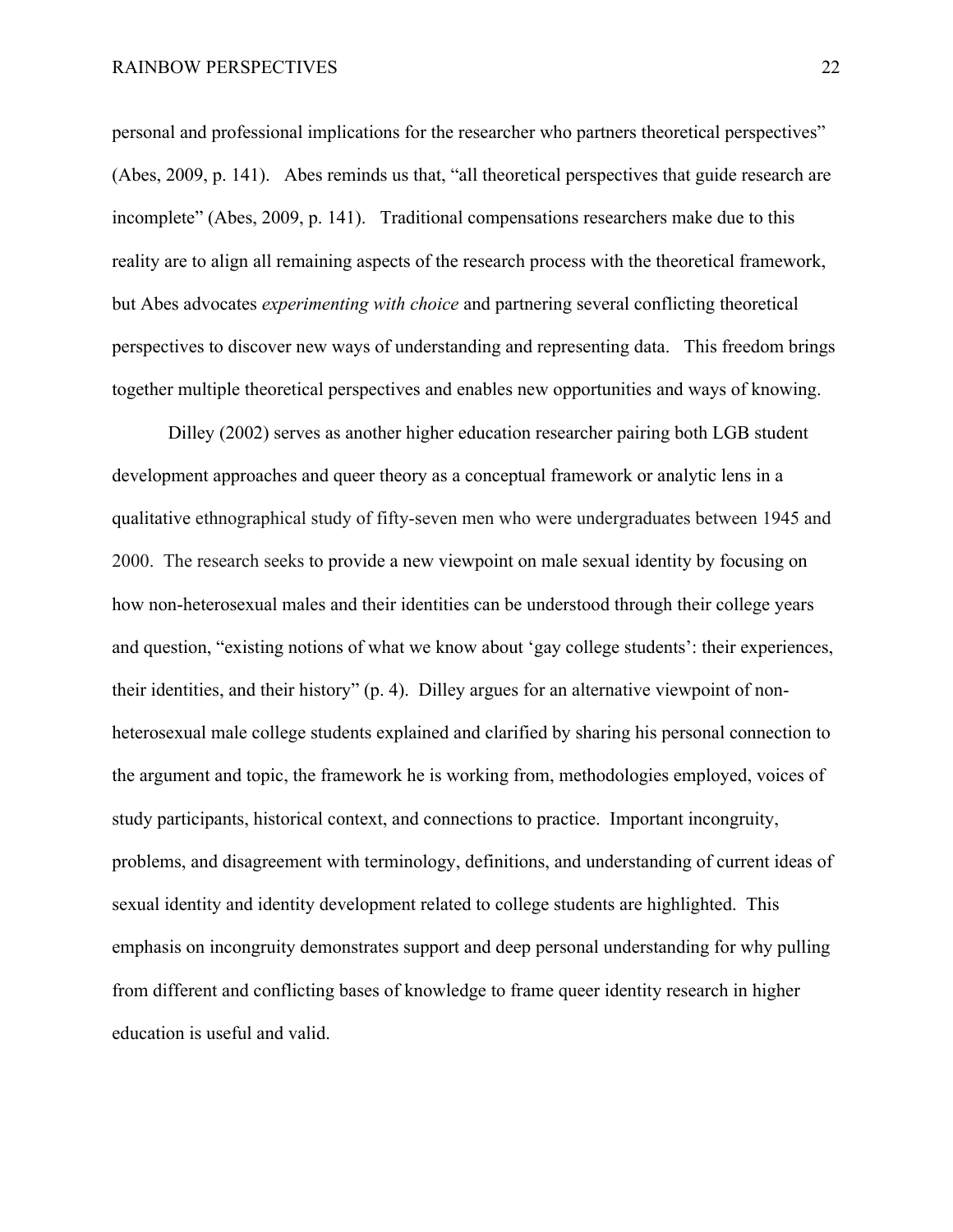personal and professional implications for the researcher who partners theoretical perspectives" (Abes, 2009, p. 141). Abes reminds us that, "all theoretical perspectives that guide research are incomplete" (Abes, 2009, p. 141). Traditional compensations researchers make due to this reality are to align all remaining aspects of the research process with the theoretical framework, but Abes advocates *experimenting with choice* and partnering several conflicting theoretical perspectives to discover new ways of understanding and representing data. This freedom brings together multiple theoretical perspectives and enables new opportunities and ways of knowing.

Dilley (2002) serves as another higher education researcher pairing both LGB student development approaches and queer theory as a conceptual framework or analytic lens in a qualitative ethnographical study of fifty-seven men who were undergraduates between 1945 and 2000. The research seeks to provide a new viewpoint on male sexual identity by focusing on how non-heterosexual males and their identities can be understood through their college years and question, "existing notions of what we know about 'gay college students': their experiences, their identities, and their history" (p. 4). Dilley argues for an alternative viewpoint of non-heterosexual male college students explained and clarified by sharing his personal connection to the argument and topic, the framework he is working from, methodologies employed, voices of study participants, historical context, and connections to practice. Important incongruity, problems, and disagreement with terminology, definitions, and understanding of current ideas of sexual identity and identity development related to college students are highlighted. This emphasis on incongruity demonstrates support and deep personal understanding for why pulling from different and conflicting bases of knowledge to frame queer identity research in higher education is useful and valid.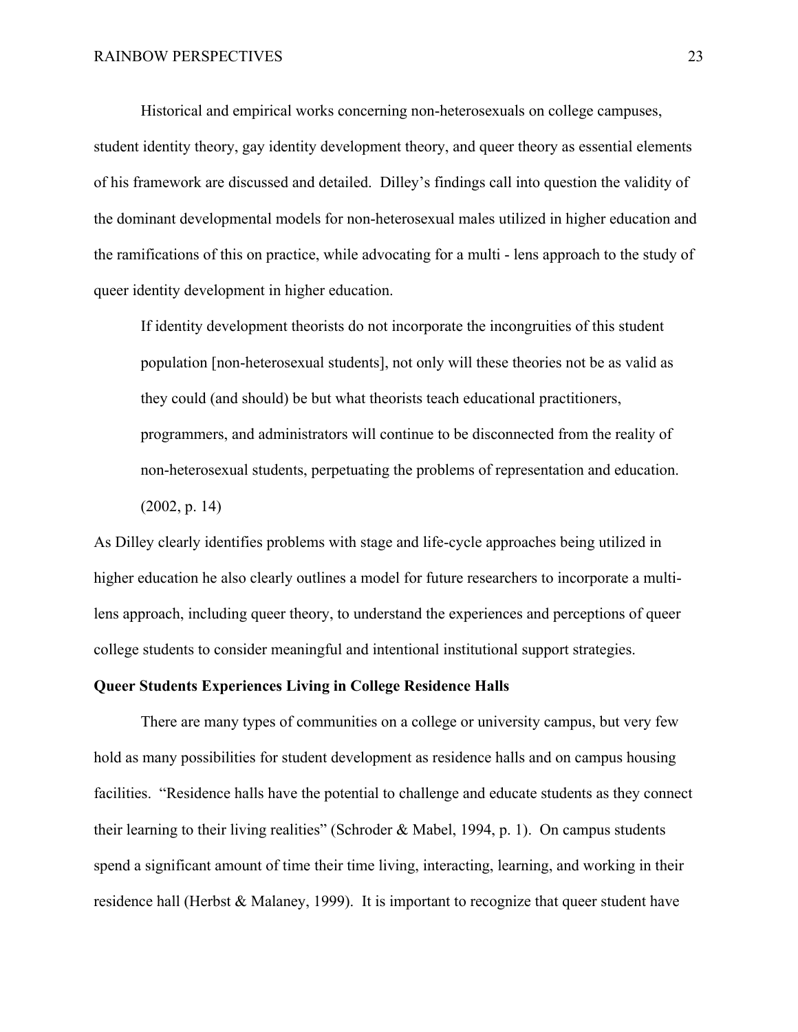Historical and empirical works concerning non-heterosexuals on college campuses, student identity theory, gay identity development theory, and queer theory as essential elements of his framework are discussed and detailed. Dilley's findings call into question the validity of the dominant developmental models for non-heterosexual males utilized in higher education and the ramifications of this on practice, while advocating for a multi - lens approach to the study of queer identity development in higher education.

> If identity development theorists do not incorporate the incongruities of this student population [non-heterosexual students], not only will these theories not be as valid as they could (and should) be but what theorists teach educational practitioners, programmers, and administrators will continue to be disconnected from the reality of non-heterosexual students, perpetuating the problems of representation and education. (2002, p. 14)

As Dilley clearly identifies problems with stage and life-cycle approaches being utilized in higher education he also clearly outlines a model for future researchers to incorporate a multi-lens approach, including queer theory, to understand the experiences and perceptions of queer college students to consider meaningful and intentional institutional support strategies.

**Queer Students Experiences Living in College Residence Halls**

There are many types of communities on a college or university campus, but very few hold as many possibilities for student development as residence halls and on campus housing facilities. "Residence halls have the potential to challenge and educate students as they connect their learning to their living realities" (Schroder & Mabel, 1994, p. 1). On campus students spend a significant amount of time their time living, interacting, learning, and working in their residence hall (Herbst & Malaney, 1999). It is important to recognize that queer student have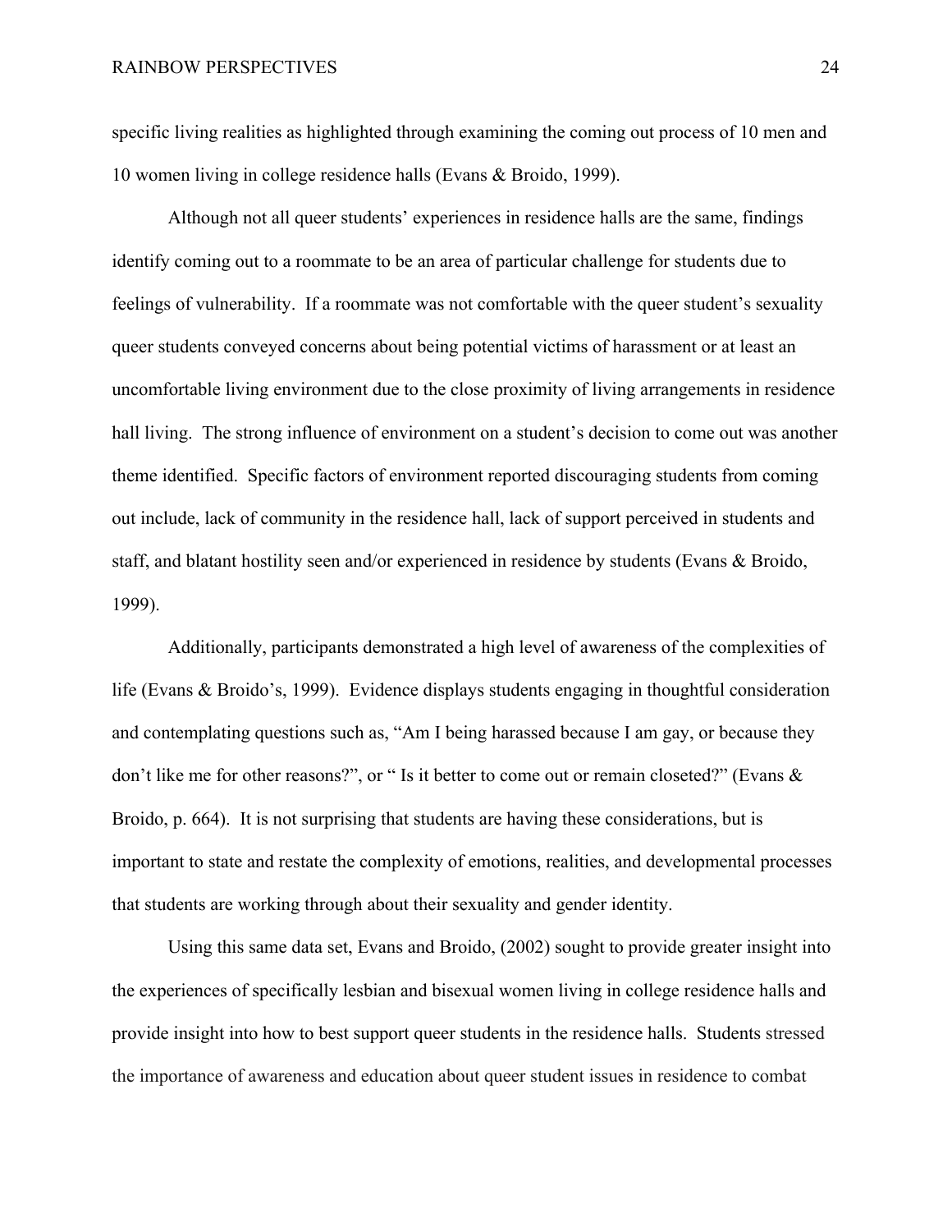specific living realities as highlighted through examining the coming out process of 10 men and 10 women living in college residence halls (Evans & Broido, 1999).

Although not all queer students' experiences in residence halls are the same, findings identify coming out to a roommate to be an area of particular challenge for students due to feelings of vulnerability. If a roommate was not comfortable with the queer student's sexuality queer students conveyed concerns about being potential victims of harassment or at least an uncomfortable living environment due to the close proximity of living arrangements in residence hall living. The strong influence of environment on a student's decision to come out was another theme identified. Specific factors of environment reported discouraging students from coming out include, lack of community in the residence hall, lack of support perceived in students and staff, and blatant hostility seen and/or experienced in residence by students (Evans & Broido, 1999).

Additionally, participants demonstrated a high level of awareness of the complexities of life (Evans & Broido's, 1999). Evidence displays students engaging in thoughtful consideration and contemplating questions such as, "Am I being harassed because I am gay, or because they don't like me for other reasons?", or " Is it better to come out or remain closeted?" (Evans & Broido, p. 664). It is not surprising that students are having these considerations, but is important to state and restate the complexity of emotions, realities, and developmental processes that students are working through about their sexuality and gender identity.

Using this same data set, Evans and Broido, (2002) sought to provide greater insight into the experiences of specifically lesbian and bisexual women living in college residence halls and provide insight into how to best support queer students in the residence halls. Students stressed the importance of awareness and education about queer student issues in residence to combat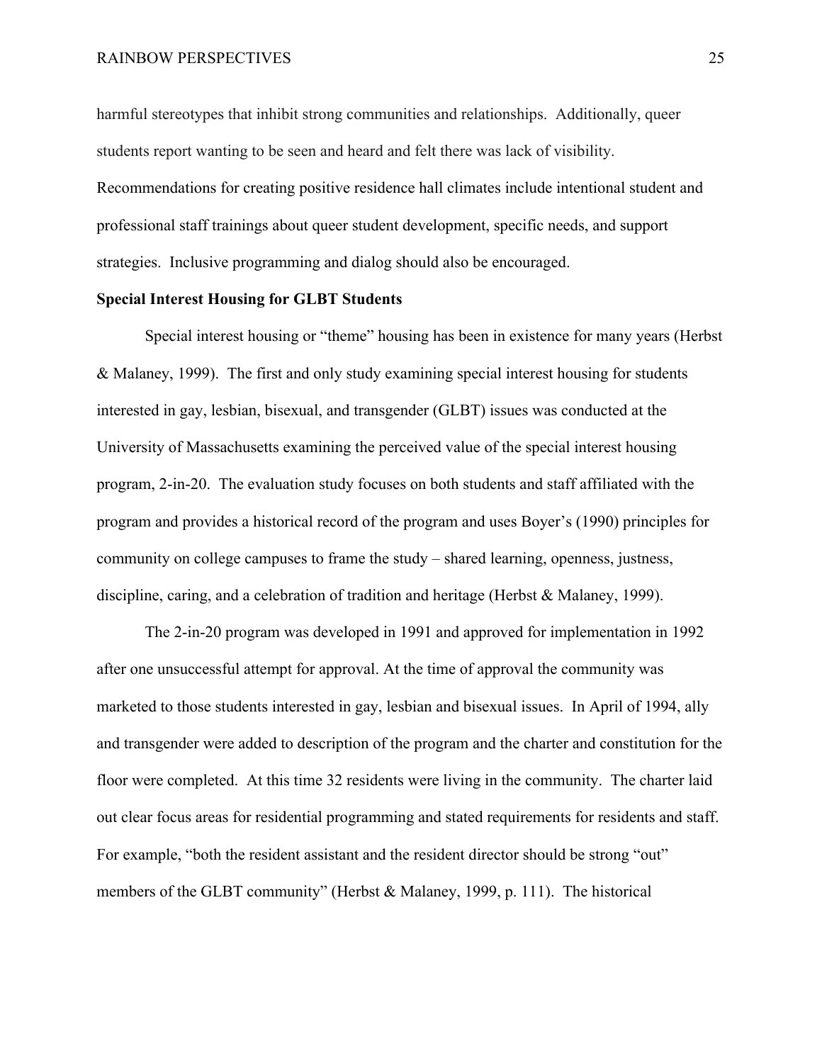harmful stereotypes that inhibit strong communities and relationships. Additionally, queer students report wanting to be seen and heard and felt there was lack of visibility. Recommendations for creating positive residence hall climates include intentional student and professional staff trainings about queer student development, specific needs, and support strategies. Inclusive programming and dialog should also be encouraged.

**Special Interest Housing for GLBT Students**

Special interest housing or "theme" housing has been in existence for many years (Herbst & Malaney, 1999). The first and only study examining special interest housing for students interested in gay, lesbian, bisexual, and transgender (GLBT) issues was conducted at the University of Massachusetts examining the perceived value of the special interest housing program, 2-in-20. The evaluation study focuses on both students and staff affiliated with the program and provides a historical record of the program and uses Boyer's (1990) principles for community on college campuses to frame the study – shared learning, openness, justness, discipline, caring, and a celebration of tradition and heritage (Herbst & Malaney, 1999).

The 2-in-20 program was developed in 1991 and approved for implementation in 1992 after one unsuccessful attempt for approval. At the time of approval the community was marketed to those students interested in gay, lesbian and bisexual issues. In April of 1994, ally and transgender were added to description of the program and the charter and constitution for the floor were completed. At this time 32 residents were living in the community. The charter laid out clear focus areas for residential programming and stated requirements for residents and staff. For example, "both the resident assistant and the resident director should be strong "out" members of the GLBT community" (Herbst & Malaney, 1999, p. 111). The historical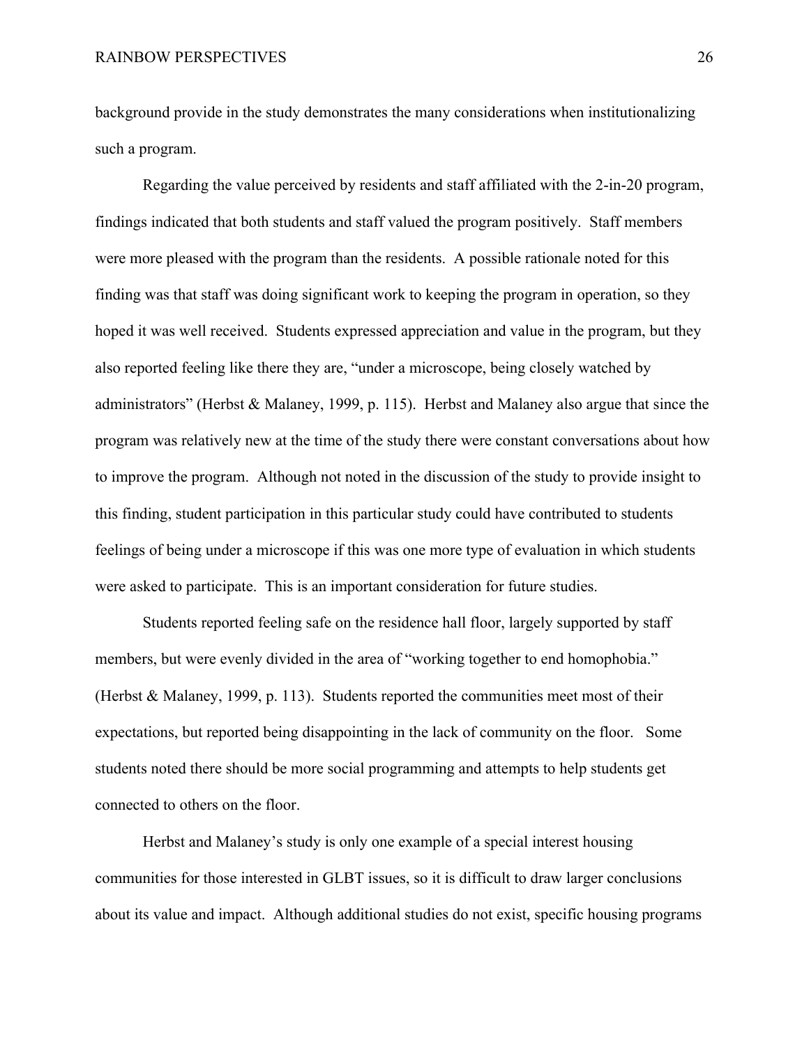background provide in the study demonstrates the many considerations when institutionalizing such a program.

Regarding the value perceived by residents and staff affiliated with the 2-in-20 program, findings indicated that both students and staff valued the program positively. Staff members were more pleased with the program than the residents. A possible rationale noted for this finding was that staff was doing significant work to keeping the program in operation, so they hoped it was well received. Students expressed appreciation and value in the program, but they also reported feeling like there they are, "under a microscope, being closely watched by administrators" (Herbst & Malaney, 1999, p. 115). Herbst and Malaney also argue that since the program was relatively new at the time of the study there were constant conversations about how to improve the program. Although not noted in the discussion of the study to provide insight to this finding, student participation in this particular study could have contributed to students feelings of being under a microscope if this was one more type of evaluation in which students were asked to participate. This is an important consideration for future studies.

Students reported feeling safe on the residence hall floor, largely supported by staff members, but were evenly divided in the area of "working together to end homophobia." (Herbst & Malaney, 1999, p. 113). Students reported the communities meet most of their expectations, but reported being disappointing in the lack of community on the floor. Some students noted there should be more social programming and attempts to help students get connected to others on the floor.

Herbst and Malaney's study is only one example of a special interest housing communities for those interested in GLBT issues, so it is difficult to draw larger conclusions about its value and impact. Although additional studies do not exist, specific housing programs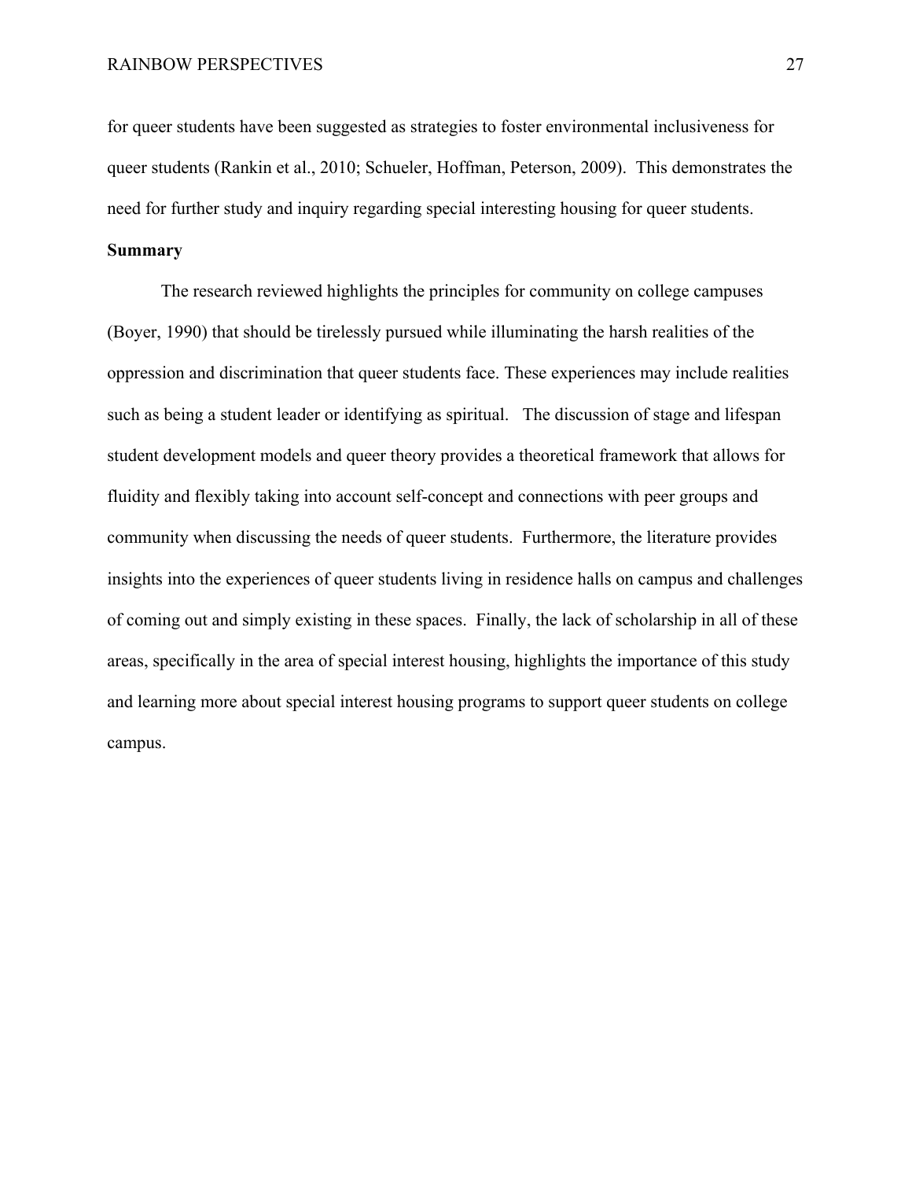for queer students have been suggested as strategies to foster environmental inclusiveness for queer students (Rankin et al., 2010; Schueler, Hoffman, Peterson, 2009). This demonstrates the need for further study and inquiry regarding special interesting housing for queer students.

**Summary**

The research reviewed highlights the principles for community on college campuses (Boyer, 1990) that should be tirelessly pursued while illuminating the harsh realities of the oppression and discrimination that queer students face. These experiences may include realities such as being a student leader or identifying as spiritual. The discussion of stage and lifespan student development models and queer theory provides a theoretical framework that allows for fluidity and flexibly taking into account self-concept and connections with peer groups and community when discussing the needs of queer students. Furthermore, the literature provides insights into the experiences of queer students living in residence halls on campus and challenges of coming out and simply existing in these spaces. Finally, the lack of scholarship in all of these areas, specifically in the area of special interest housing, highlights the importance of this study and learning more about special interest housing programs to support queer students on college campus.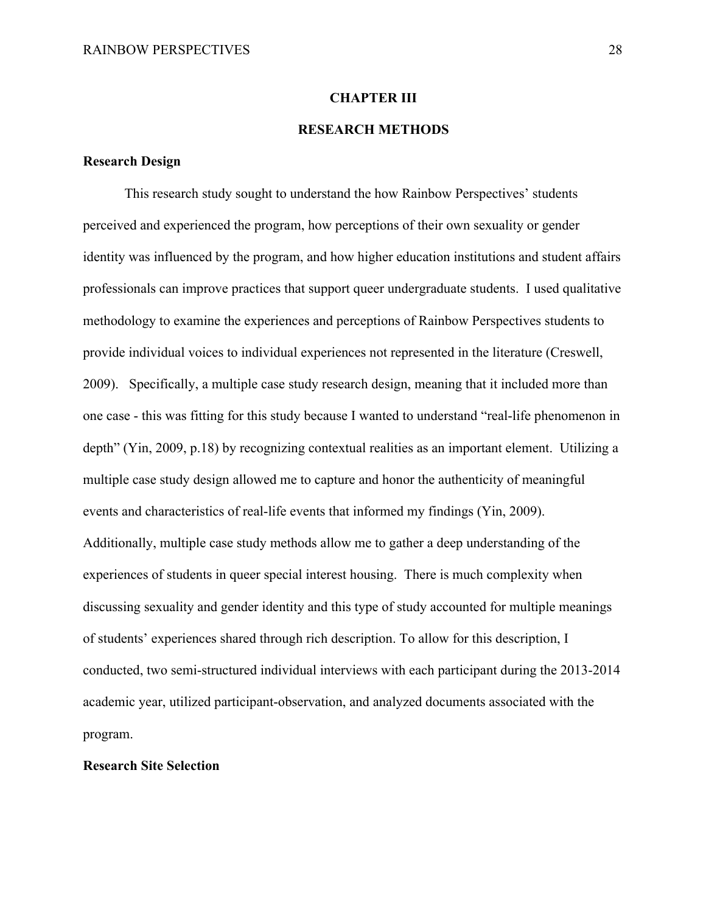# CHAPTER III

# RESEARCH METHODS

## Research Design

This research study sought to understand the how Rainbow Perspectives' students perceived and experienced the program, how perceptions of their own sexuality or gender identity was influenced by the program, and how higher education institutions and student affairs professionals can improve practices that support queer undergraduate students. I used qualitative methodology to examine the experiences and perceptions of Rainbow Perspectives students to provide individual voices to individual experiences not represented in the literature (Creswell, 2009). Specifically, a multiple case study research design, meaning that it included more than one case - this was fitting for this study because I wanted to understand "real-life phenomenon in depth" (Yin, 2009, p.18) by recognizing contextual realities as an important element. Utilizing a multiple case study design allowed me to capture and honor the authenticity of meaningful events and characteristics of real-life events that informed my findings (Yin, 2009). Additionally, multiple case study methods allow me to gather a deep understanding of the experiences of students in queer special interest housing. There is much complexity when discussing sexuality and gender identity and this type of study accounted for multiple meanings of students' experiences shared through rich description. To allow for this description, I conducted, two semi-structured individual interviews with each participant during the 2013-2014 academic year, utilized participant-observation, and analyzed documents associated with the program.

## Research Site Selection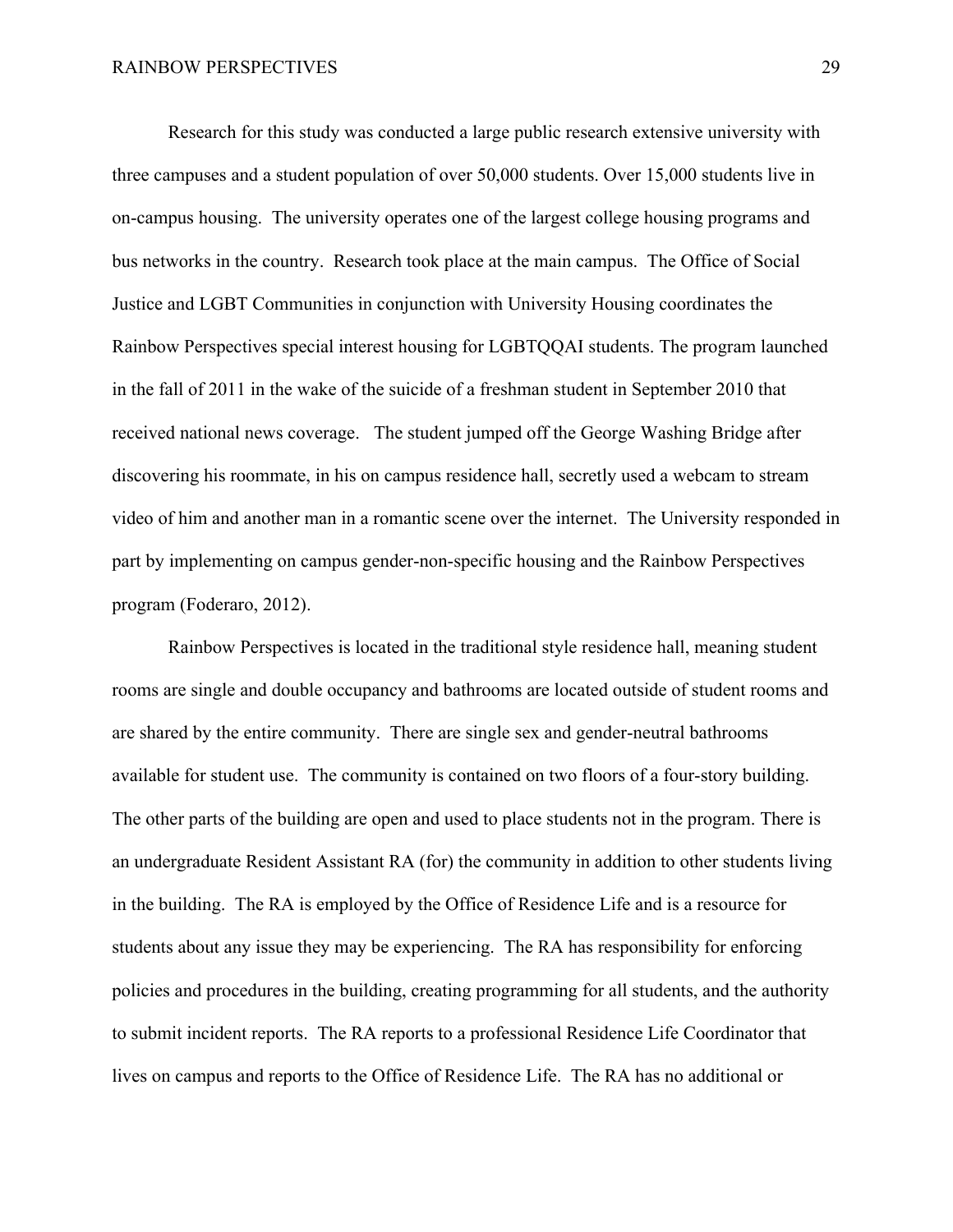Research for this study was conducted a large public research extensive university with three campuses and a student population of over 50,000 students. Over 15,000 students live in on-campus housing. The university operates one of the largest college housing programs and bus networks in the country. Research took place at the main campus. The Office of Social Justice and LGBT Communities in conjunction with University Housing coordinates the Rainbow Perspectives special interest housing for LGBTQQAI students. The program launched in the fall of 2011 in the wake of the suicide of a freshman student in September 2010 that received national news coverage. The student jumped off the George Washing Bridge after discovering his roommate, in his on campus residence hall, secretly used a webcam to stream video of him and another man in a romantic scene over the internet. The University responded in part by implementing on campus gender-non-specific housing and the Rainbow Perspectives program (Foderaro, 2012).

Rainbow Perspectives is located in the traditional style residence hall, meaning student rooms are single and double occupancy and bathrooms are located outside of student rooms and are shared by the entire community. There are single sex and gender-neutral bathrooms available for student use. The community is contained on two floors of a four-story building. The other parts of the building are open and used to place students not in the program. There is an undergraduate Resident Assistant RA (for) the community in addition to other students living in the building. The RA is employed by the Office of Residence Life and is a resource for students about any issue they may be experiencing. The RA has responsibility for enforcing policies and procedures in the building, creating programming for all students, and the authority to submit incident reports. The RA reports to a professional Residence Life Coordinator that lives on campus and reports to the Office of Residence Life. The RA has no additional or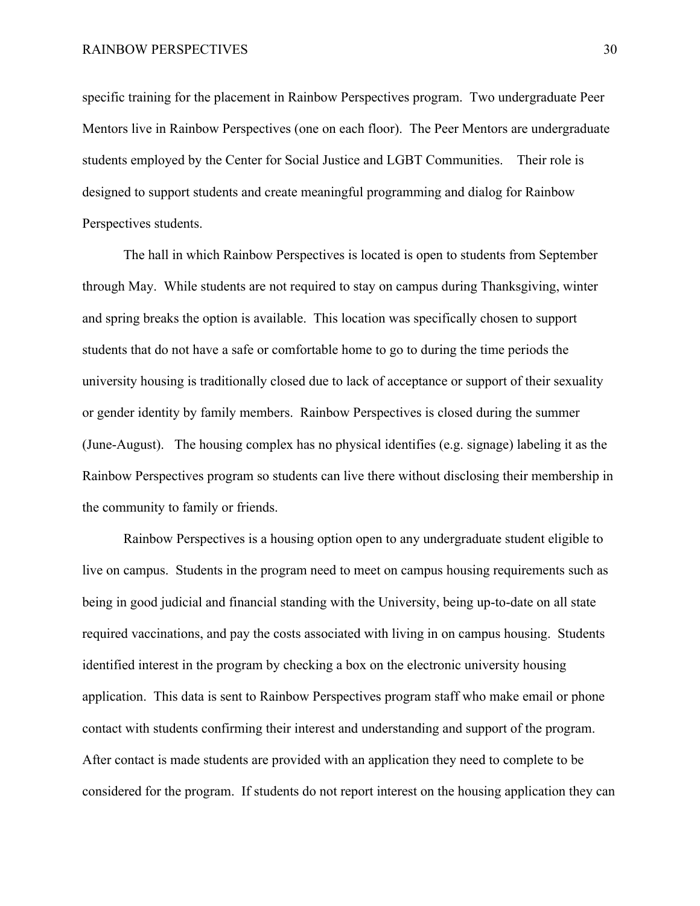specific training for the placement in Rainbow Perspectives program. Two undergraduate Peer Mentors live in Rainbow Perspectives (one on each floor). The Peer Mentors are undergraduate students employed by the Center for Social Justice and LGBT Communities. Their role is designed to support students and create meaningful programming and dialog for Rainbow Perspectives students.

The hall in which Rainbow Perspectives is located is open to students from September through May. While students are not required to stay on campus during Thanksgiving, winter and spring breaks the option is available. This location was specifically chosen to support students that do not have a safe or comfortable home to go to during the time periods the university housing is traditionally closed due to lack of acceptance or support of their sexuality or gender identity by family members. Rainbow Perspectives is closed during the summer (June-August). The housing complex has no physical identifies (e.g. signage) labeling it as the Rainbow Perspectives program so students can live there without disclosing their membership in the community to family or friends.

Rainbow Perspectives is a housing option open to any undergraduate student eligible to live on campus. Students in the program need to meet on campus housing requirements such as being in good judicial and financial standing with the University, being up-to-date on all state required vaccinations, and pay the costs associated with living in on campus housing. Students identified interest in the program by checking a box on the electronic university housing application. This data is sent to Rainbow Perspectives program staff who make email or phone contact with students confirming their interest and understanding and support of the program. After contact is made students are provided with an application they need to complete to be considered for the program. If students do not report interest on the housing application they can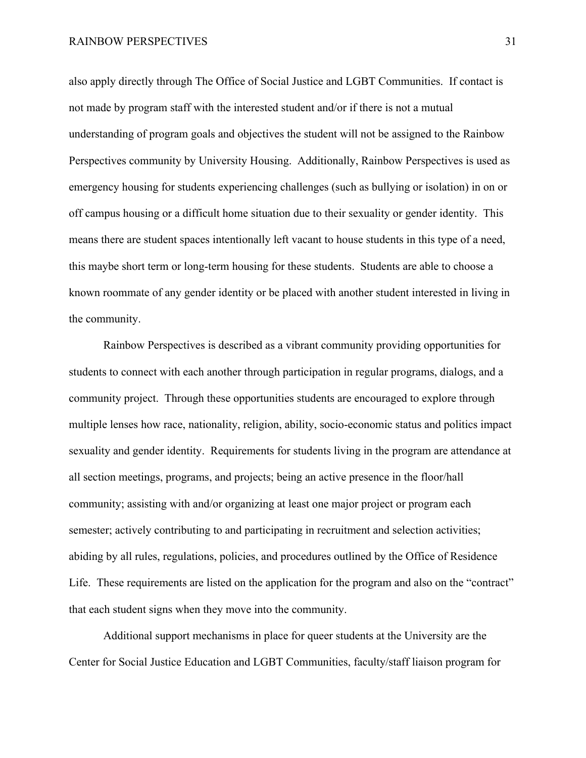also apply directly through The Office of Social Justice and LGBT Communities. If contact is not made by program staff with the interested student and/or if there is not a mutual understanding of program goals and objectives the student will not be assigned to the Rainbow Perspectives community by University Housing. Additionally, Rainbow Perspectives is used as emergency housing for students experiencing challenges (such as bullying or isolation) in on or off campus housing or a difficult home situation due to their sexuality or gender identity. This means there are student spaces intentionally left vacant to house students in this type of a need, this maybe short term or long-term housing for these students. Students are able to choose a known roommate of any gender identity or be placed with another student interested in living in the community.

Rainbow Perspectives is described as a vibrant community providing opportunities for students to connect with each another through participation in regular programs, dialogs, and a community project. Through these opportunities students are encouraged to explore through multiple lenses how race, nationality, religion, ability, socio-economic status and politics impact sexuality and gender identity. Requirements for students living in the program are attendance at all section meetings, programs, and projects; being an active presence in the floor/hall community; assisting with and/or organizing at least one major project or program each semester; actively contributing to and participating in recruitment and selection activities; abiding by all rules, regulations, policies, and procedures outlined by the Office of Residence Life. These requirements are listed on the application for the program and also on the "contract" that each student signs when they move into the community.

Additional support mechanisms in place for queer students at the University are the Center for Social Justice Education and LGBT Communities, faculty/staff liaison program for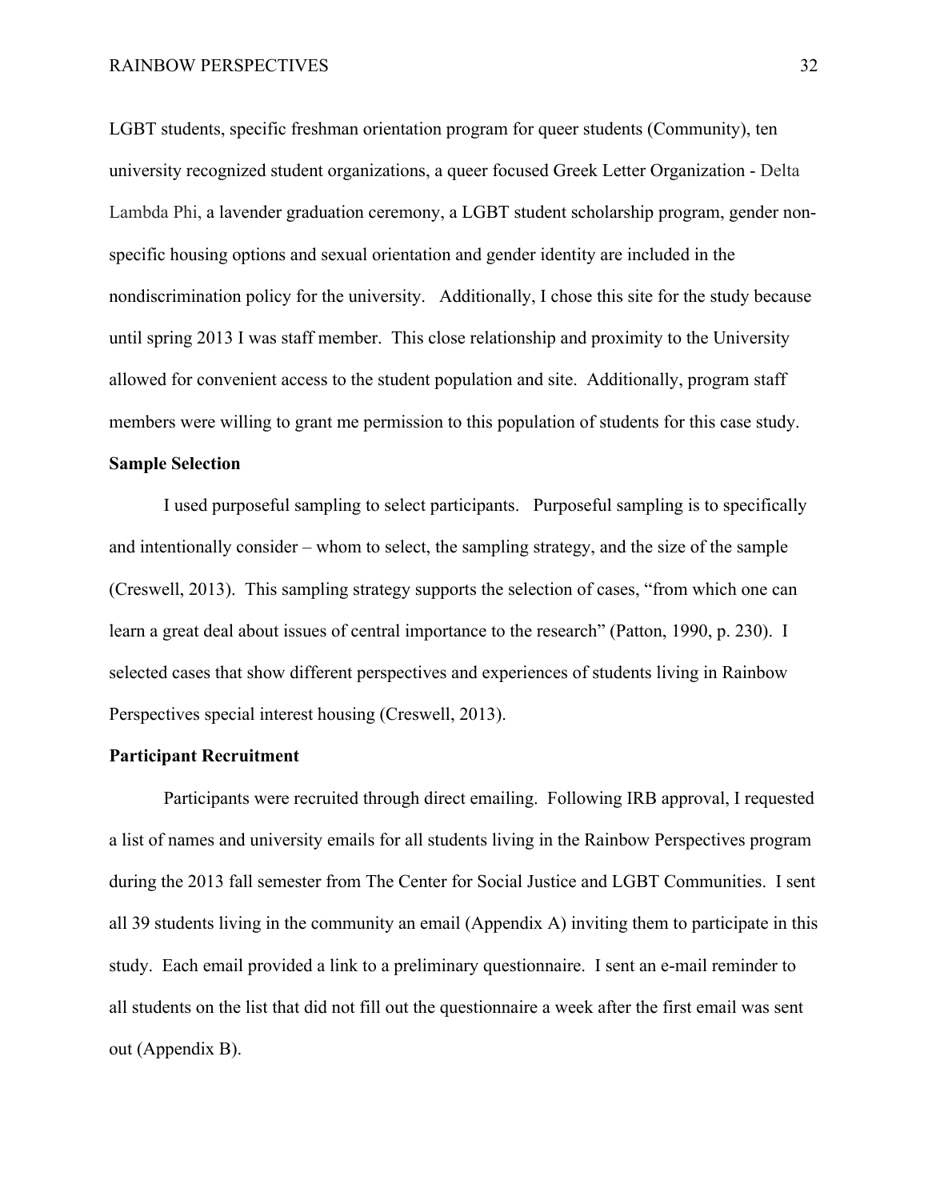LGBT students, specific freshman orientation program for queer students (Community), ten university recognized student organizations, a queer focused Greek Letter Organization - Delta Lambda Phi, a lavender graduation ceremony, a LGBT student scholarship program, gender non-specific housing options and sexual orientation and gender identity are included in the nondiscrimination policy for the university. Additionally, I chose this site for the study because until spring 2013 I was staff member. This close relationship and proximity to the University allowed for convenient access to the student population and site. Additionally, program staff members were willing to grant me permission to this population of students for this case study.

**Sample Selection**

I used purposeful sampling to select participants. Purposeful sampling is to specifically and intentionally consider – whom to select, the sampling strategy, and the size of the sample (Creswell, 2013). This sampling strategy supports the selection of cases, "from which one can learn a great deal about issues of central importance to the research" (Patton, 1990, p. 230). I selected cases that show different perspectives and experiences of students living in Rainbow Perspectives special interest housing (Creswell, 2013).

**Participant Recruitment**

Participants were recruited through direct emailing. Following IRB approval, I requested a list of names and university emails for all students living in the Rainbow Perspectives program during the 2013 fall semester from The Center for Social Justice and LGBT Communities. I sent all 39 students living in the community an email (Appendix A) inviting them to participate in this study. Each email provided a link to a preliminary questionnaire. I sent an e-mail reminder to all students on the list that did not fill out the questionnaire a week after the first email was sent out (Appendix B).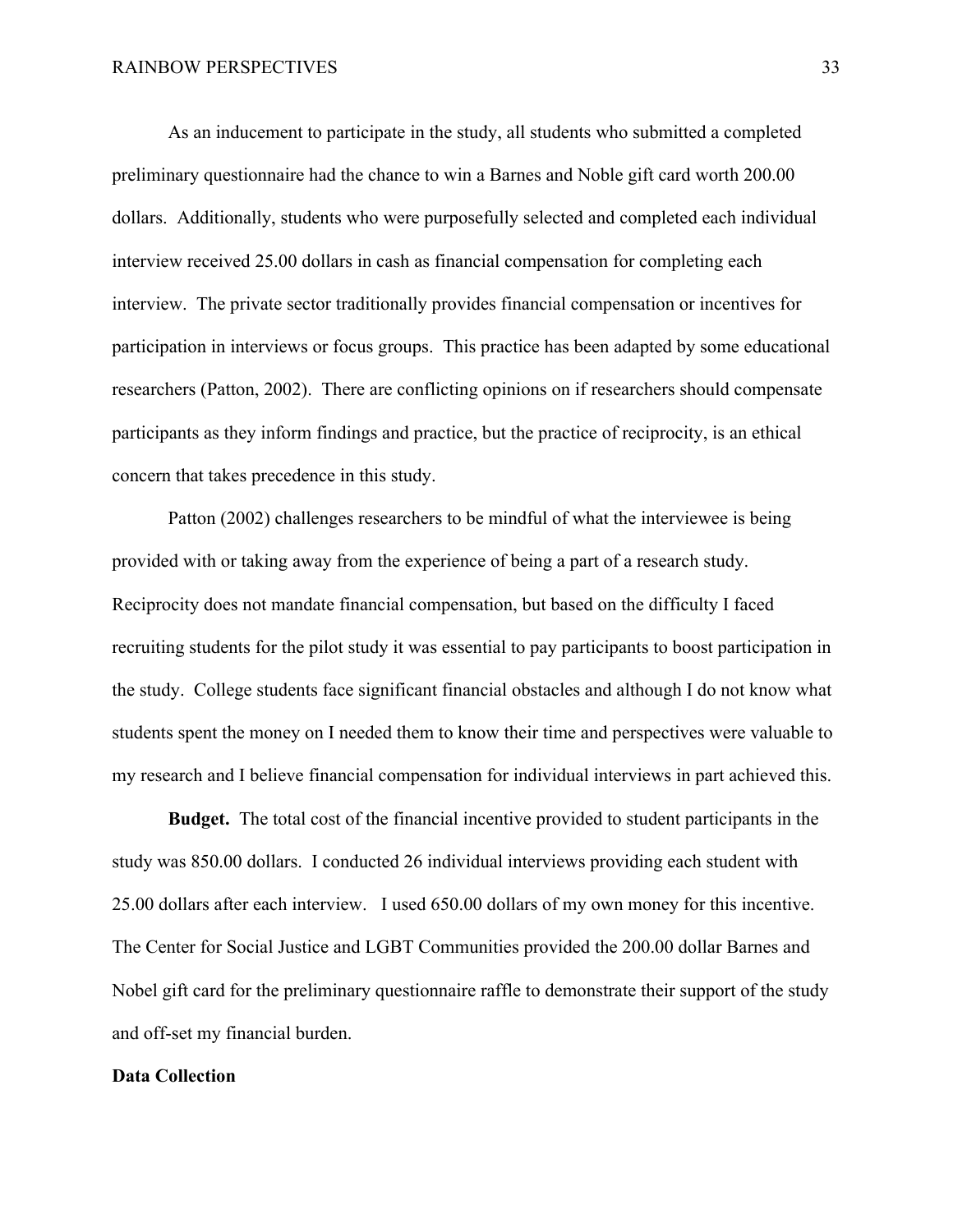As an inducement to participate in the study, all students who submitted a completed preliminary questionnaire had the chance to win a Barnes and Noble gift card worth 200.00 dollars. Additionally, students who were purposefully selected and completed each individual interview received 25.00 dollars in cash as financial compensation for completing each interview. The private sector traditionally provides financial compensation or incentives for participation in interviews or focus groups. This practice has been adapted by some educational researchers (Patton, 2002). There are conflicting opinions on if researchers should compensate participants as they inform findings and practice, but the practice of reciprocity, is an ethical concern that takes precedence in this study.

Patton (2002) challenges researchers to be mindful of what the interviewee is being provided with or taking away from the experience of being a part of a research study. Reciprocity does not mandate financial compensation, but based on the difficulty I faced recruiting students for the pilot study it was essential to pay participants to boost participation in the study. College students face significant financial obstacles and although I do not know what students spent the money on I needed them to know their time and perspectives were valuable to my research and I believe financial compensation for individual interviews in part achieved this.

**Budget.** The total cost of the financial incentive provided to student participants in the study was 850.00 dollars. I conducted 26 individual interviews providing each student with 25.00 dollars after each interview. I used 650.00 dollars of my own money for this incentive. The Center for Social Justice and LGBT Communities provided the 200.00 dollar Barnes and Nobel gift card for the preliminary questionnaire raffle to demonstrate their support of the study and off-set my financial burden.

## Data Collection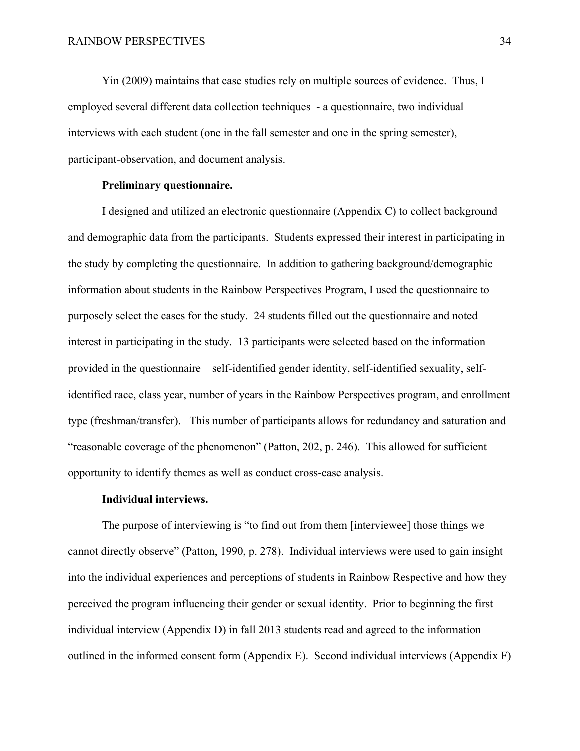Yin (2009) maintains that case studies rely on multiple sources of evidence. Thus, I employed several different data collection techniques - a questionnaire, two individual interviews with each student (one in the fall semester and one in the spring semester), participant-observation, and document analysis.

**Preliminary questionnaire.**

I designed and utilized an electronic questionnaire (Appendix C) to collect background and demographic data from the participants. Students expressed their interest in participating in the study by completing the questionnaire. In addition to gathering background/demographic information about students in the Rainbow Perspectives Program, I used the questionnaire to purposely select the cases for the study. 24 students filled out the questionnaire and noted interest in participating in the study. 13 participants were selected based on the information provided in the questionnaire – self-identified gender identity, self-identified sexuality, self-identified race, class year, number of years in the Rainbow Perspectives program, and enrollment type (freshman/transfer). This number of participants allows for redundancy and saturation and "reasonable coverage of the phenomenon" (Patton, 202, p. 246). This allowed for sufficient opportunity to identify themes as well as conduct cross-case analysis.

**Individual interviews.**

The purpose of interviewing is "to find out from them [interviewee] those things we cannot directly observe" (Patton, 1990, p. 278). Individual interviews were used to gain insight into the individual experiences and perceptions of students in Rainbow Respective and how they perceived the program influencing their gender or sexual identity. Prior to beginning the first individual interview (Appendix D) in fall 2013 students read and agreed to the information outlined in the informed consent form (Appendix E). Second individual interviews (Appendix F)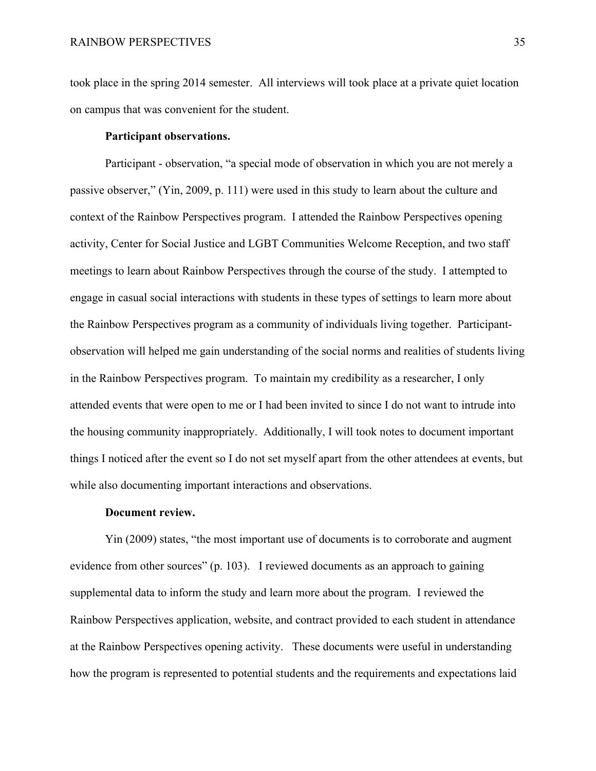took place in the spring 2014 semester. All interviews will took place at a private quiet location on campus that was convenient for the student.

**Participant observations.**

Participant - observation, "a special mode of observation in which you are not merely a passive observer," (Yin, 2009, p. 111) were used in this study to learn about the culture and context of the Rainbow Perspectives program. I attended the Rainbow Perspectives opening activity, Center for Social Justice and LGBT Communities Welcome Reception, and two staff meetings to learn about Rainbow Perspectives through the course of the study. I attempted to engage in casual social interactions with students in these types of settings to learn more about the Rainbow Perspectives program as a community of individuals living together. Participant-observation will helped me gain understanding of the social norms and realities of students living in the Rainbow Perspectives program. To maintain my credibility as a researcher, I only attended events that were open to me or I had been invited to since I do not want to intrude into the housing community inappropriately. Additionally, I will took notes to document important things I noticed after the event so I do not set myself apart from the other attendees at events, but while also documenting important interactions and observations.

**Document review.**

Yin (2009) states, "the most important use of documents is to corroborate and augment evidence from other sources" (p. 103). I reviewed documents as an approach to gaining supplemental data to inform the study and learn more about the program. I reviewed the Rainbow Perspectives application, website, and contract provided to each student in attendance at the Rainbow Perspectives opening activity. These documents were useful in understanding how the program is represented to potential students and the requirements and expectations laid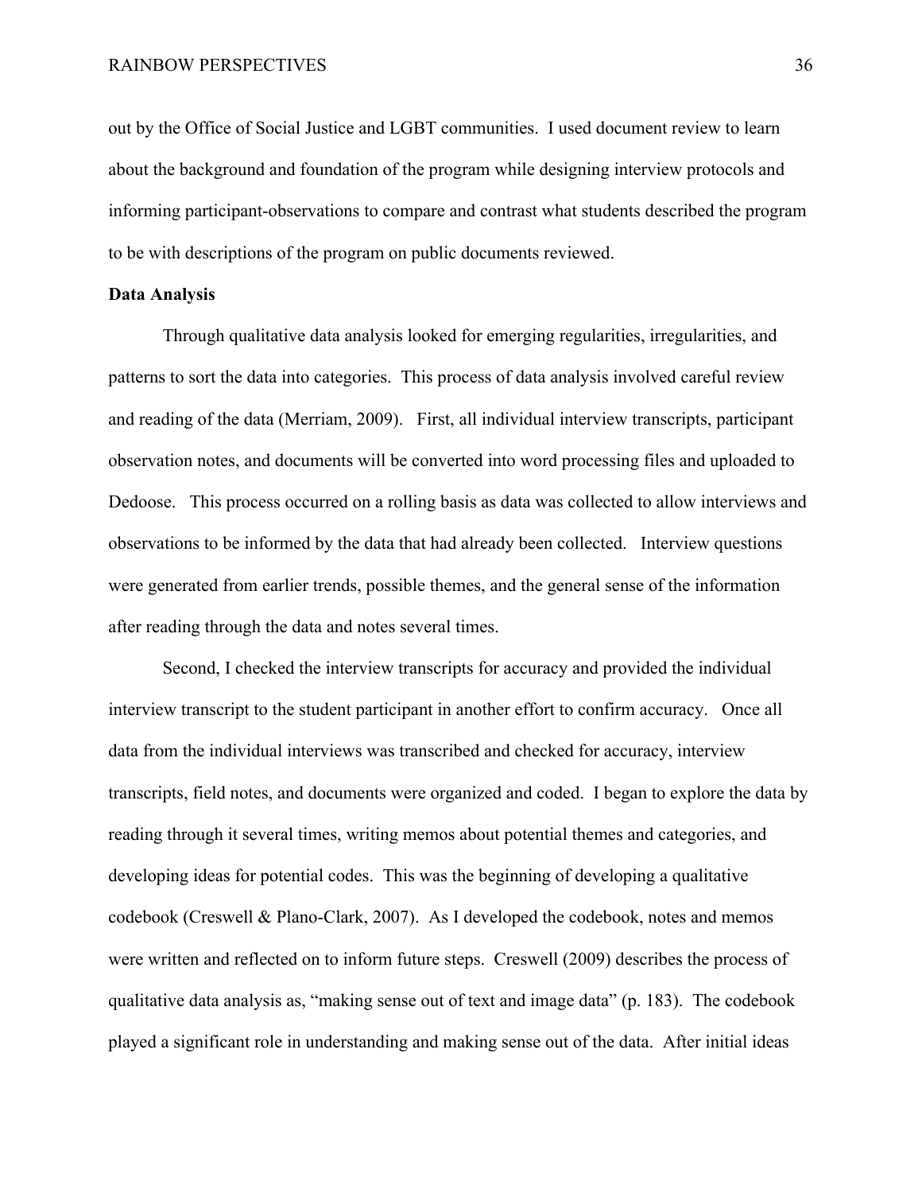out by the Office of Social Justice and LGBT communities. I used document review to learn about the background and foundation of the program while designing interview protocols and informing participant-observations to compare and contrast what students described the program to be with descriptions of the program on public documents reviewed.

**Data Analysis**

Through qualitative data analysis looked for emerging regularities, irregularities, and patterns to sort the data into categories. This process of data analysis involved careful review and reading of the data (Merriam, 2009). First, all individual interview transcripts, participant observation notes, and documents will be converted into word processing files and uploaded to Dedoose. This process occurred on a rolling basis as data was collected to allow interviews and observations to be informed by the data that had already been collected. Interview questions were generated from earlier trends, possible themes, and the general sense of the information after reading through the data and notes several times.

Second, I checked the interview transcripts for accuracy and provided the individual interview transcript to the student participant in another effort to confirm accuracy. Once all data from the individual interviews was transcribed and checked for accuracy, interview transcripts, field notes, and documents were organized and coded. I began to explore the data by reading through it several times, writing memos about potential themes and categories, and developing ideas for potential codes. This was the beginning of developing a qualitative codebook (Creswell & Plano-Clark, 2007). As I developed the codebook, notes and memos were written and reflected on to inform future steps. Creswell (2009) describes the process of qualitative data analysis as, "making sense out of text and image data" (p. 183). The codebook played a significant role in understanding and making sense out of the data. After initial ideas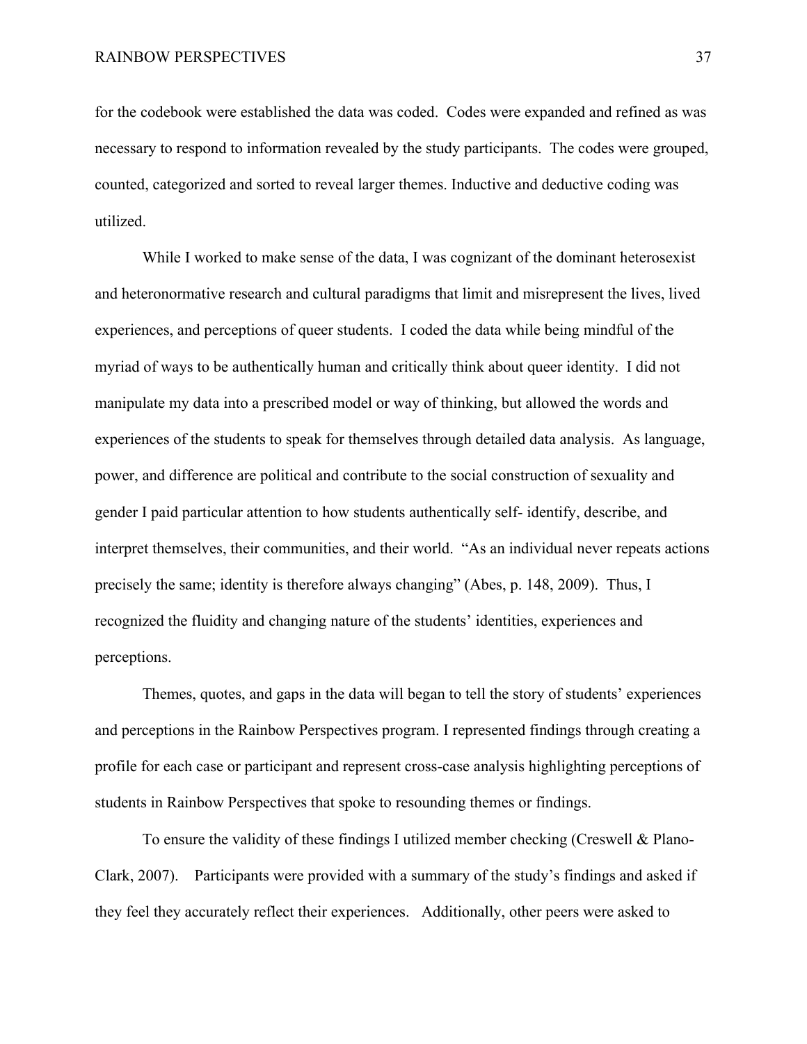for the codebook were established the data was coded. Codes were expanded and refined as was necessary to respond to information revealed by the study participants. The codes were grouped, counted, categorized and sorted to reveal larger themes. Inductive and deductive coding was utilized.

While I worked to make sense of the data, I was cognizant of the dominant heterosexist and heteronormative research and cultural paradigms that limit and misrepresent the lives, lived experiences, and perceptions of queer students. I coded the data while being mindful of the myriad of ways to be authentically human and critically think about queer identity. I did not manipulate my data into a prescribed model or way of thinking, but allowed the words and experiences of the students to speak for themselves through detailed data analysis. As language, power, and difference are political and contribute to the social construction of sexuality and gender I paid particular attention to how students authentically self- identify, describe, and interpret themselves, their communities, and their world. "As an individual never repeats actions precisely the same; identity is therefore always changing" (Abes, p. 148, 2009). Thus, I recognized the fluidity and changing nature of the students' identities, experiences and perceptions.

Themes, quotes, and gaps in the data will began to tell the story of students' experiences and perceptions in the Rainbow Perspectives program. I represented findings through creating a profile for each case or participant and represent cross-case analysis highlighting perceptions of students in Rainbow Perspectives that spoke to resounding themes or findings.

To ensure the validity of these findings I utilized member checking (Creswell & Plano-Clark, 2007). Participants were provided with a summary of the study's findings and asked if they feel they accurately reflect their experiences. Additionally, other peers were asked to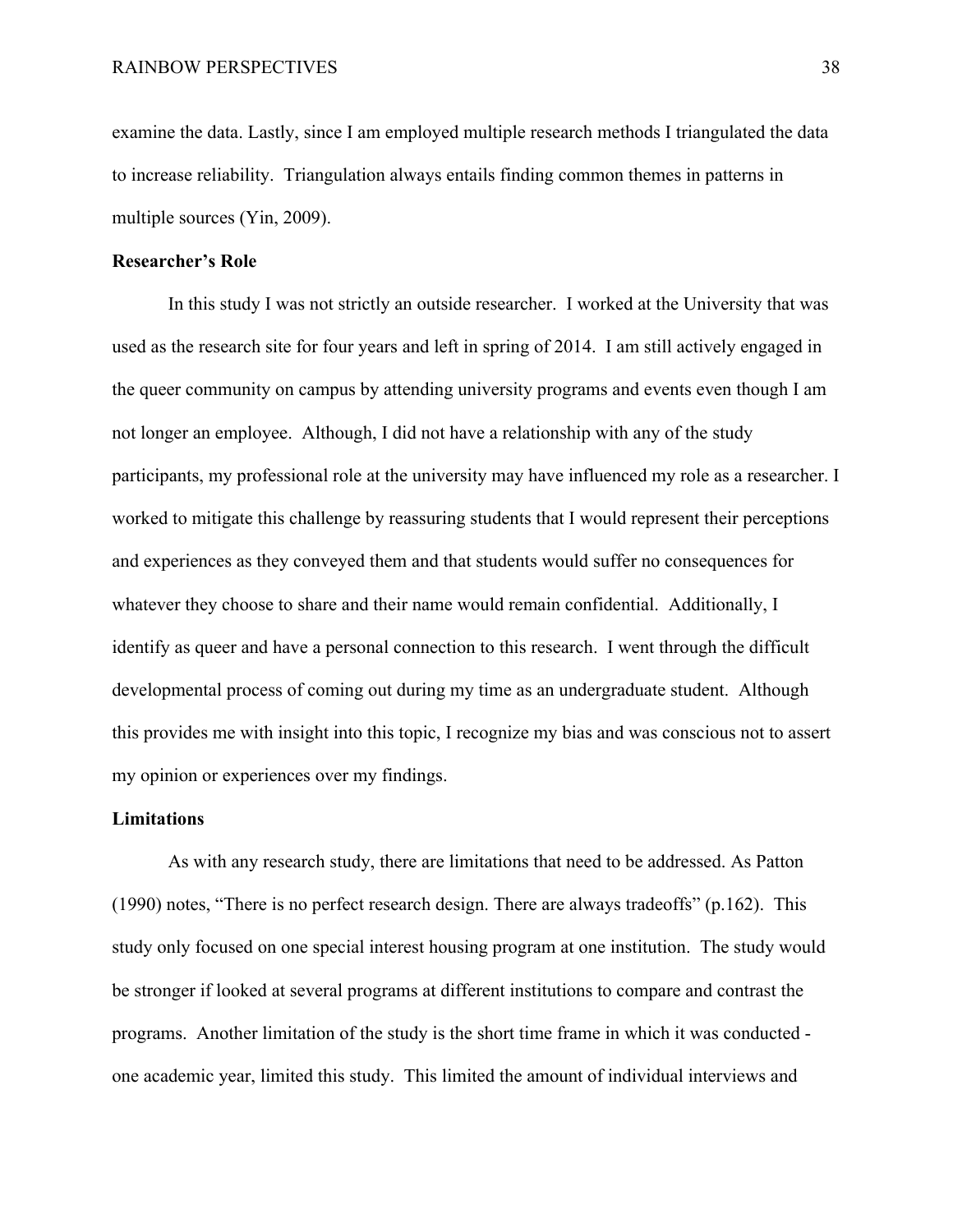examine the data. Lastly, since I am employed multiple research methods I triangulated the data to increase reliability. Triangulation always entails finding common themes in patterns in multiple sources (Yin, 2009).

**Researcher's Role**

In this study I was not strictly an outside researcher. I worked at the University that was used as the research site for four years and left in spring of 2014. I am still actively engaged in the queer community on campus by attending university programs and events even though I am not longer an employee. Although, I did not have a relationship with any of the study participants, my professional role at the university may have influenced my role as a researcher. I worked to mitigate this challenge by reassuring students that I would represent their perceptions and experiences as they conveyed them and that students would suffer no consequences for whatever they choose to share and their name would remain confidential. Additionally, I identify as queer and have a personal connection to this research. I went through the difficult developmental process of coming out during my time as an undergraduate student. Although this provides me with insight into this topic, I recognize my bias and was conscious not to assert my opinion or experiences over my findings.

**Limitations**

As with any research study, there are limitations that need to be addressed. As Patton (1990) notes, "There is no perfect research design. There are always tradeoffs" (p.162). This study only focused on one special interest housing program at one institution. The study would be stronger if looked at several programs at different institutions to compare and contrast the programs. Another limitation of the study is the short time frame in which it was conducted - one academic year, limited this study. This limited the amount of individual interviews and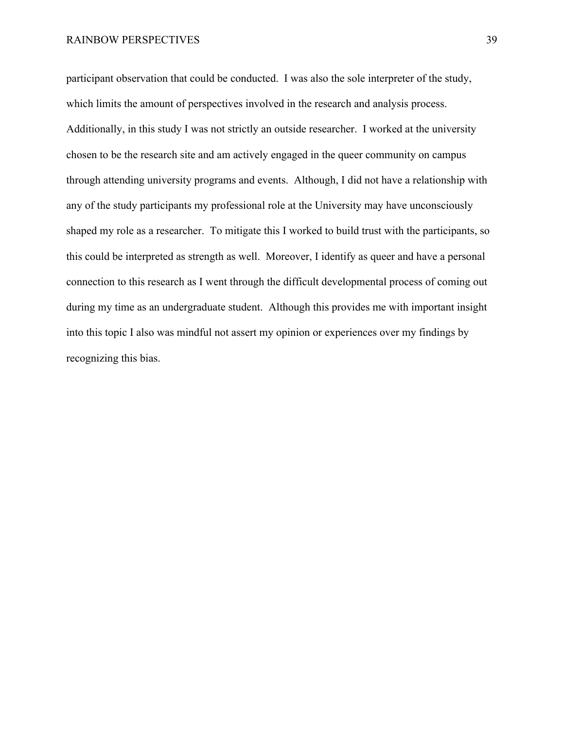participant observation that could be conducted. I was also the sole interpreter of the study, which limits the amount of perspectives involved in the research and analysis process. Additionally, in this study I was not strictly an outside researcher. I worked at the university chosen to be the research site and am actively engaged in the queer community on campus through attending university programs and events. Although, I did not have a relationship with any of the study participants my professional role at the University may have unconsciously shaped my role as a researcher. To mitigate this I worked to build trust with the participants, so this could be interpreted as strength as well. Moreover, I identify as queer and have a personal connection to this research as I went through the difficult developmental process of coming out during my time as an undergraduate student. Although this provides me with important insight into this topic I also was mindful not assert my opinion or experiences over my findings by recognizing this bias.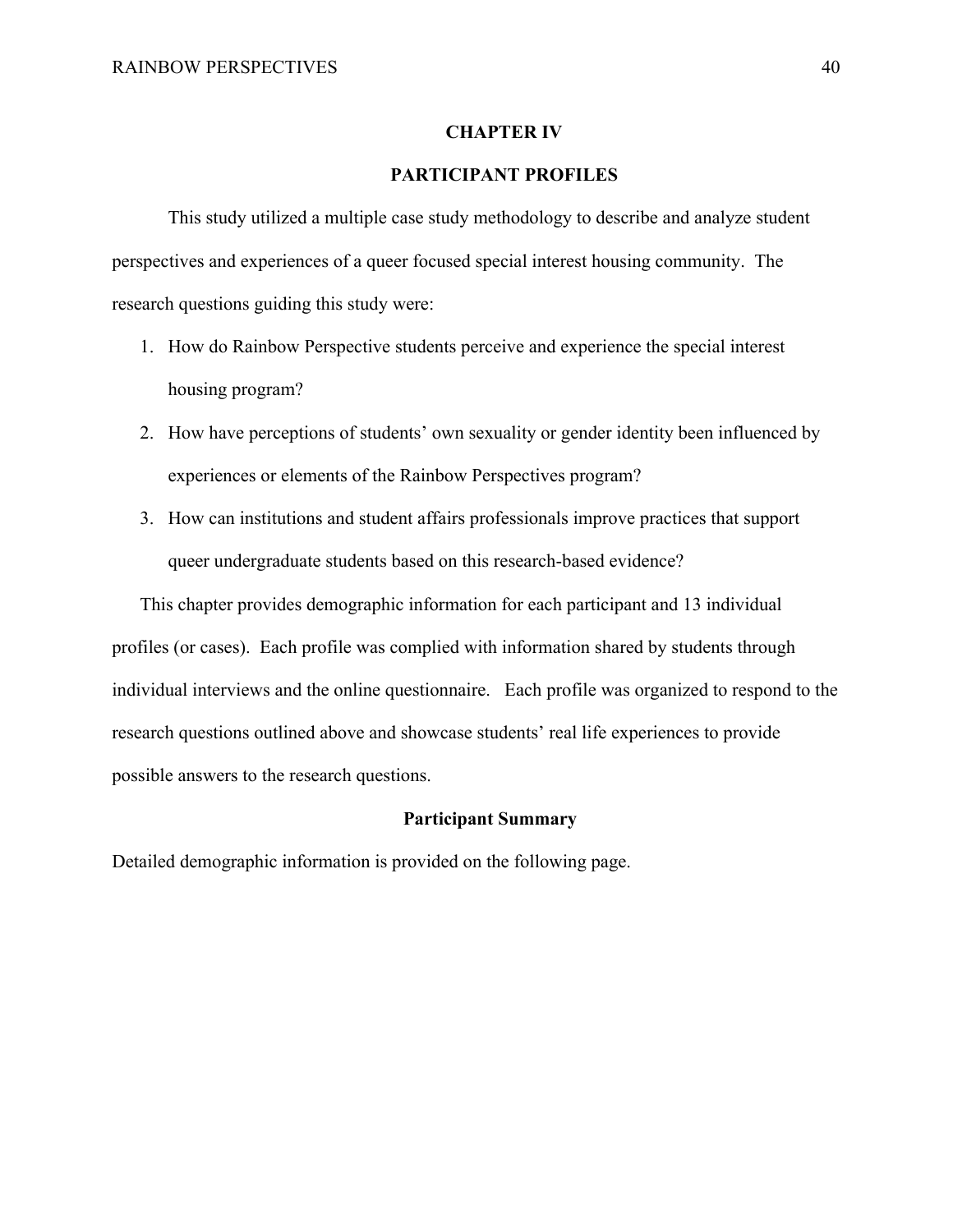# CHAPTER IV

# PARTICIPANT PROFILES

This study utilized a multiple case study methodology to describe and analyze student perspectives and experiences of a queer focused special interest housing community. The research questions guiding this study were:

1. How do Rainbow Perspective students perceive and experience the special interest housing program?
2. How have perceptions of students' own sexuality or gender identity been influenced by experiences or elements of the Rainbow Perspectives program?
3. How can institutions and student affairs professionals improve practices that support queer undergraduate students based on this research-based evidence?

This chapter provides demographic information for each participant and 13 individual profiles (or cases). Each profile was complied with information shared by students through individual interviews and the online questionnaire. Each profile was organized to respond to the research questions outlined above and showcase students' real life experiences to provide possible answers to the research questions.

## Participant Summary

Detailed demographic information is provided on the following page.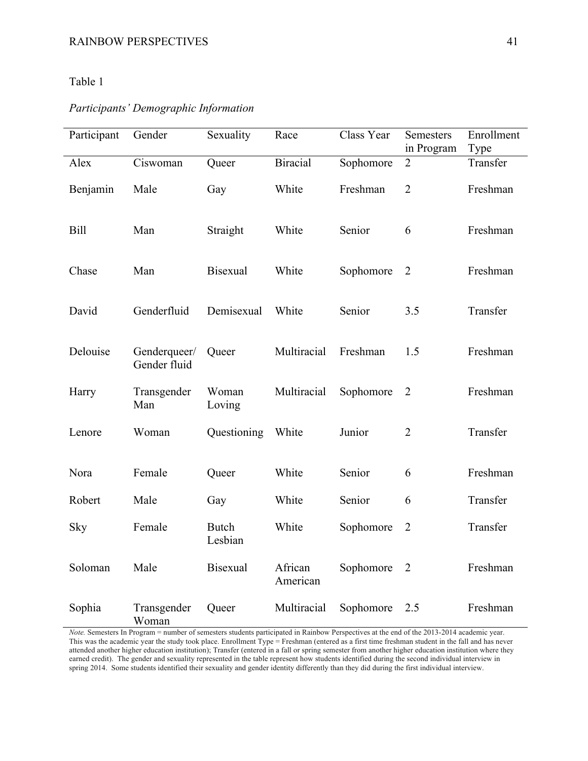Table 1

*Participants' Demographic Information*

| Participant | Gender | Sexuality | Race | Class Year | Semesters in Program | Enrollment Type |
|---|---|---|---|---|---|---|
| Alex | Ciswoman | Queer | Biracial | Sophomore | 2 | Transfer |
| Benjamin | Male | Gay | White | Freshman | 2 | Freshman |
| Bill | Man | Straight | White | Senior | 6 | Freshman |
| Chase | Man | Bisexual | White | Sophomore | 2 | Freshman |
| David | Genderfluid | Demisexual | White | Senior | 3.5 | Transfer |
| Delouise | Genderqueer/ Gender fluid | Queer | Multiracial | Freshman | 1.5 | Freshman |
| Harry | Transgender Man | Woman Loving | Multiracial | Sophomore | 2 | Freshman |
| Lenore | Woman | Questioning | White | Junior | 2 | Transfer |
| Nora | Female | Queer | White | Senior | 6 | Freshman |
| Robert | Male | Gay | White | Senior | 6 | Transfer |
| Sky | Female | Butch Lesbian | White | Sophomore | 2 | Transfer |
| Soloman | Male | Bisexual | African American | Sophomore | 2 | Freshman |
| Sophia | Transgender Woman | Queer | Multiracial | Sophomore | 2.5 | Freshman |

*Note.* Semesters In Program = number of semesters students participated in Rainbow Perspectives at the end of the 2013-2014 academic year. This was the academic year the study took place. Enrollment Type = Freshman (entered as a first time freshman student in the fall and has never attended another higher education institution); Transfer (entered in a fall or spring semester from another higher education institution where they earned credit). The gender and sexuality represented in the table represent how students identified during the second individual interview in spring 2014. Some students identified their sexuality and gender identity differently than they did during the first individual interview.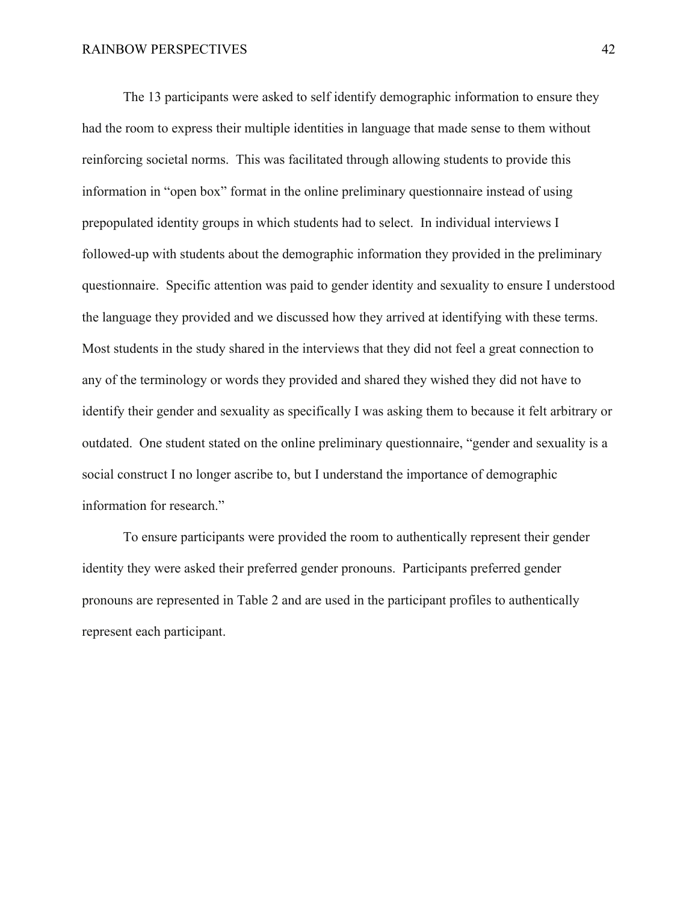The 13 participants were asked to self identify demographic information to ensure they had the room to express their multiple identities in language that made sense to them without reinforcing societal norms. This was facilitated through allowing students to provide this information in "open box" format in the online preliminary questionnaire instead of using prepopulated identity groups in which students had to select. In individual interviews I followed-up with students about the demographic information they provided in the preliminary questionnaire. Specific attention was paid to gender identity and sexuality to ensure I understood the language they provided and we discussed how they arrived at identifying with these terms. Most students in the study shared in the interviews that they did not feel a great connection to any of the terminology or words they provided and shared they wished they did not have to identify their gender and sexuality as specifically I was asking them to because it felt arbitrary or outdated. One student stated on the online preliminary questionnaire, "gender and sexuality is a social construct I no longer ascribe to, but I understand the importance of demographic information for research."

To ensure participants were provided the room to authentically represent their gender identity they were asked their preferred gender pronouns. Participants preferred gender pronouns are represented in Table 2 and are used in the participant profiles to authentically represent each participant.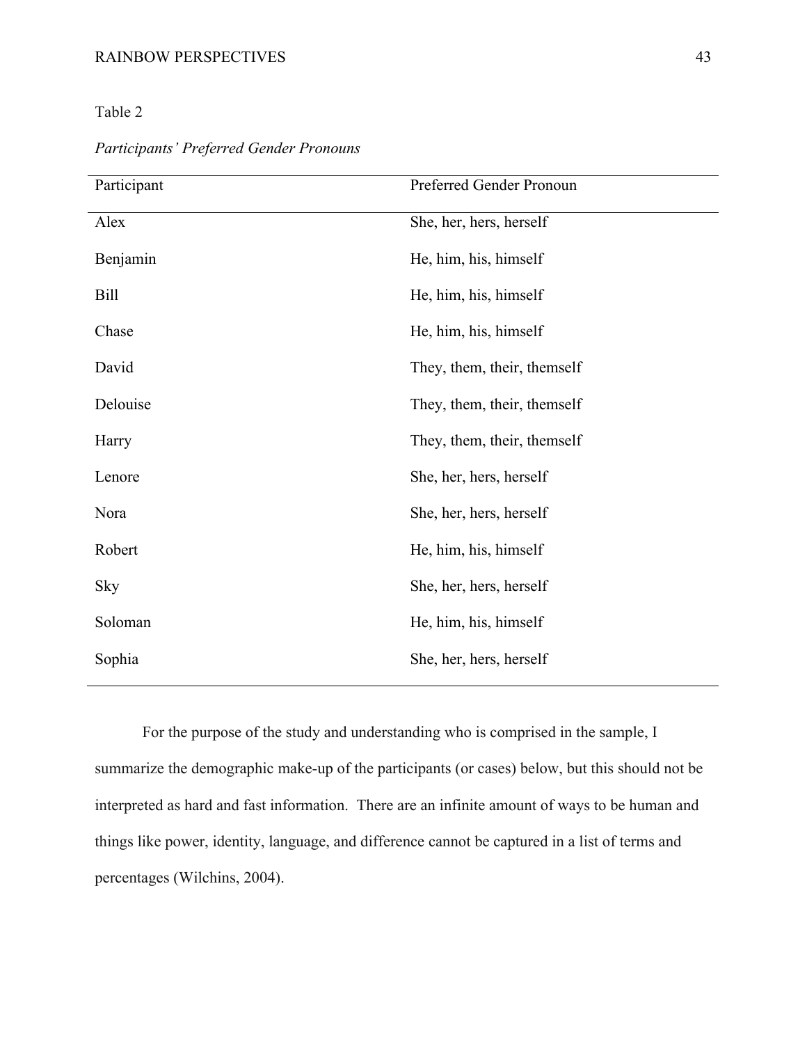Table 2

*Participants' Preferred Gender Pronouns*

| Participant | Preferred Gender Pronoun |
|---|---|
| Alex | She, her, hers, herself |
| Benjamin | He, him, his, himself |
| Bill | He, him, his, himself |
| Chase | He, him, his, himself |
| David | They, them, their, themself |
| Delouise | They, them, their, themself |
| Harry | They, them, their, themself |
| Lenore | She, her, hers, herself |
| Nora | She, her, hers, herself |
| Robert | He, him, his, himself |
| Sky | She, her, hers, herself |
| Soloman | He, him, his, himself |
| Sophia | She, her, hers, herself |

For the purpose of the study and understanding who is comprised in the sample, I summarize the demographic make-up of the participants (or cases) below, but this should not be interpreted as hard and fast information. There are an infinite amount of ways to be human and things like power, identity, language, and difference cannot be captured in a list of terms and percentages (Wilchins, 2004).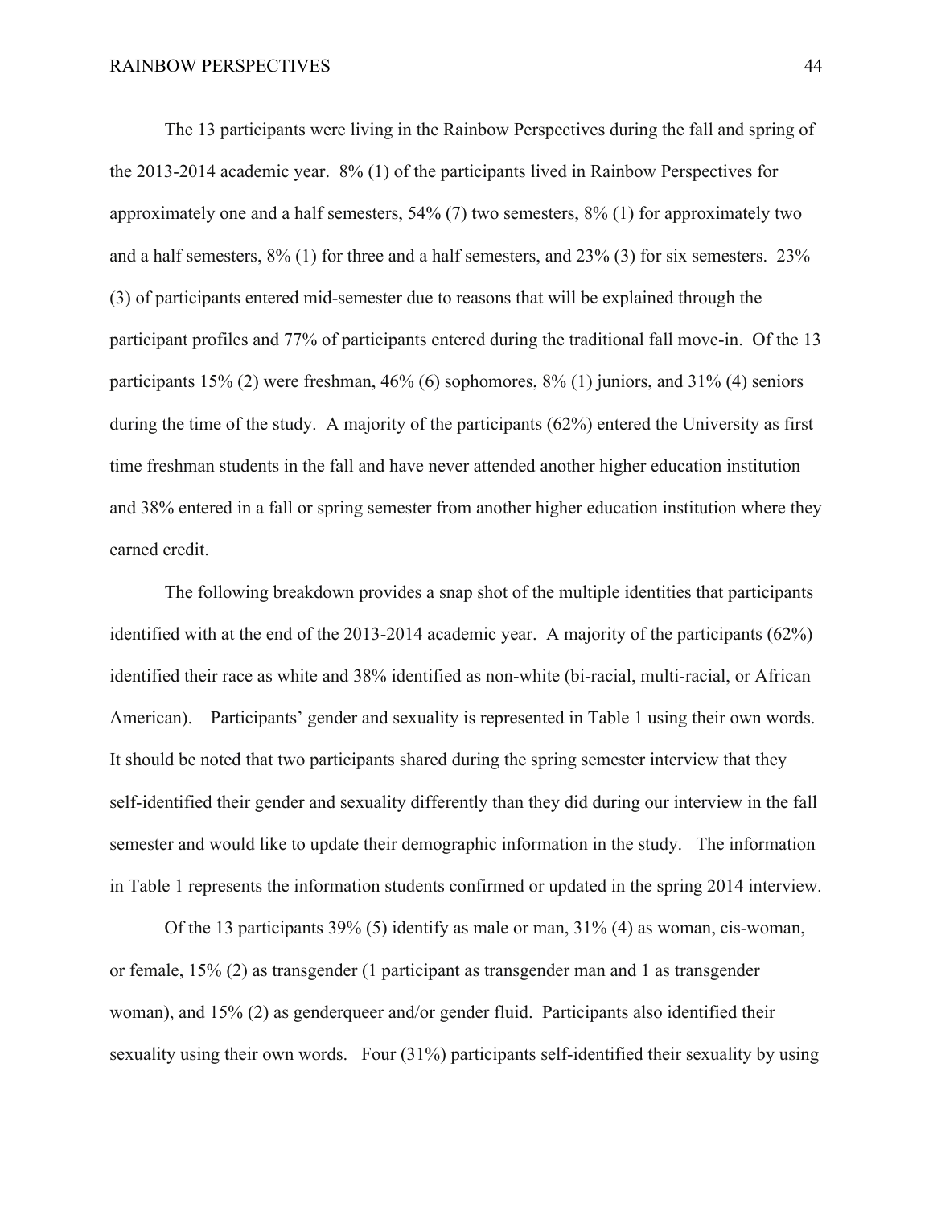The 13 participants were living in the Rainbow Perspectives during the fall and spring of the 2013-2014 academic year. 8% (1) of the participants lived in Rainbow Perspectives for approximately one and a half semesters, 54% (7) two semesters, 8% (1) for approximately two and a half semesters, 8% (1) for three and a half semesters, and 23% (3) for six semesters. 23% (3) of participants entered mid-semester due to reasons that will be explained through the participant profiles and 77% of participants entered during the traditional fall move-in. Of the 13 participants 15% (2) were freshman, 46% (6) sophomores, 8% (1) juniors, and 31% (4) seniors during the time of the study. A majority of the participants (62%) entered the University as first time freshman students in the fall and have never attended another higher education institution and 38% entered in a fall or spring semester from another higher education institution where they earned credit.

The following breakdown provides a snap shot of the multiple identities that participants identified with at the end of the 2013-2014 academic year. A majority of the participants (62%) identified their race as white and 38% identified as non-white (bi-racial, multi-racial, or African American). Participants' gender and sexuality is represented in Table 1 using their own words. It should be noted that two participants shared during the spring semester interview that they self-identified their gender and sexuality differently than they did during our interview in the fall semester and would like to update their demographic information in the study. The information in Table 1 represents the information students confirmed or updated in the spring 2014 interview.

Of the 13 participants 39% (5) identify as male or man, 31% (4) as woman, cis-woman, or female, 15% (2) as transgender (1 participant as transgender man and 1 as transgender woman), and 15% (2) as genderqueer and/or gender fluid. Participants also identified their sexuality using their own words. Four (31%) participants self-identified their sexuality by using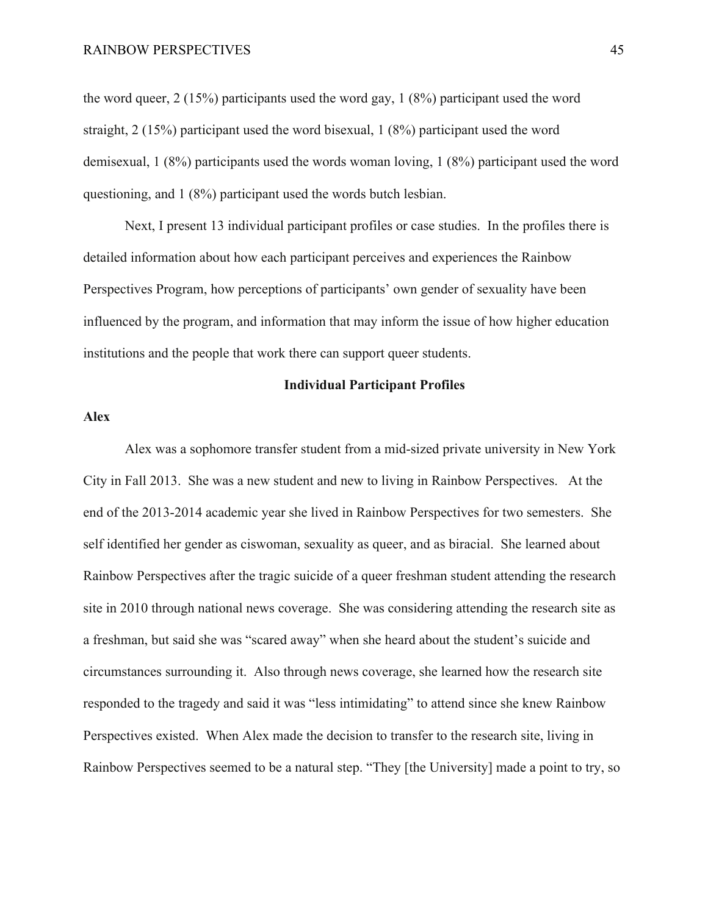the word queer, 2 (15%) participants used the word gay, 1 (8%) participant used the word straight, 2 (15%) participant used the word bisexual, 1 (8%) participant used the word demisexual, 1 (8%) participants used the words woman loving, 1 (8%) participant used the word questioning, and 1 (8%) participant used the words butch lesbian.

Next, I present 13 individual participant profiles or case studies. In the profiles there is detailed information about how each participant perceives and experiences the Rainbow Perspectives Program, how perceptions of participants' own gender of sexuality have been influenced by the program, and information that may inform the issue of how higher education institutions and the people that work there can support queer students.

## Individual Participant Profiles

### Alex

Alex was a sophomore transfer student from a mid-sized private university in New York City in Fall 2013. She was a new student and new to living in Rainbow Perspectives. At the end of the 2013-2014 academic year she lived in Rainbow Perspectives for two semesters. She self identified her gender as ciswoman, sexuality as queer, and as biracial. She learned about Rainbow Perspectives after the tragic suicide of a queer freshman student attending the research site in 2010 through national news coverage. She was considering attending the research site as a freshman, but said she was "scared away" when she heard about the student's suicide and circumstances surrounding it. Also through news coverage, she learned how the research site responded to the tragedy and said it was "less intimidating" to attend since she knew Rainbow Perspectives existed. When Alex made the decision to transfer to the research site, living in Rainbow Perspectives seemed to be a natural step. "They [the University] made a point to try, so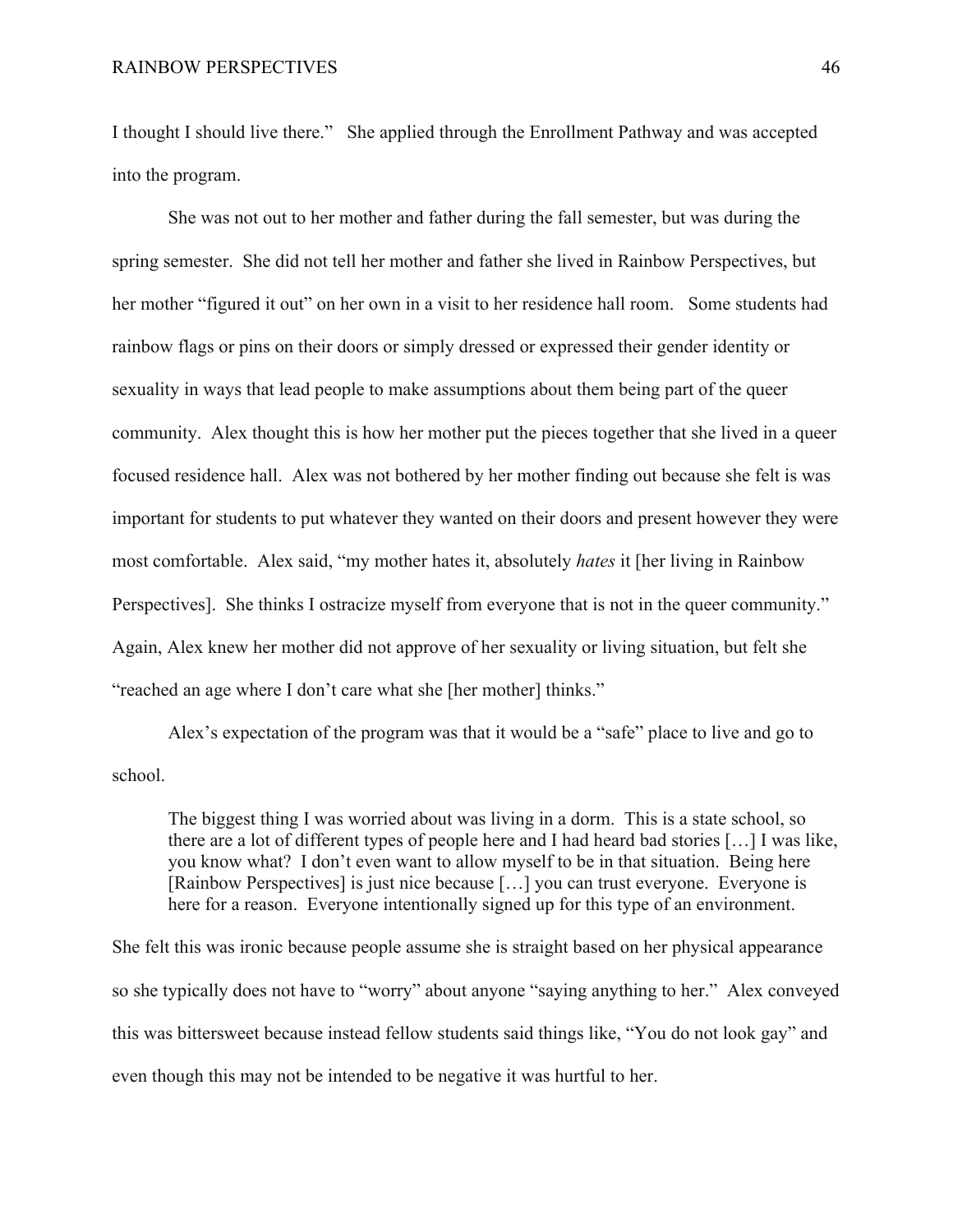I thought I should live there." She applied through the Enrollment Pathway and was accepted into the program.

She was not out to her mother and father during the fall semester, but was during the spring semester. She did not tell her mother and father she lived in Rainbow Perspectives, but her mother "figured it out" on her own in a visit to her residence hall room. Some students had rainbow flags or pins on their doors or simply dressed or expressed their gender identity or sexuality in ways that lead people to make assumptions about them being part of the queer community. Alex thought this is how her mother put the pieces together that she lived in a queer focused residence hall. Alex was not bothered by her mother finding out because she felt is was important for students to put whatever they wanted on their doors and present however they were most comfortable. Alex said, "my mother hates it, absolutely *hates* it [her living in Rainbow Perspectives]. She thinks I ostracize myself from everyone that is not in the queer community." Again, Alex knew her mother did not approve of her sexuality or living situation, but felt she "reached an age where I don't care what she [her mother] thinks."

Alex's expectation of the program was that it would be a "safe" place to live and go to school.

> The biggest thing I was worried about was living in a dorm. This is a state school, so there are a lot of different types of people here and I had heard bad stories […] I was like, you know what? I don't even want to allow myself to be in that situation. Being here [Rainbow Perspectives] is just nice because […] you can trust everyone. Everyone is here for a reason. Everyone intentionally signed up for this type of an environment.

She felt this was ironic because people assume she is straight based on her physical appearance so she typically does not have to "worry" about anyone "saying anything to her." Alex conveyed this was bittersweet because instead fellow students said things like, "You do not look gay" and even though this may not be intended to be negative it was hurtful to her.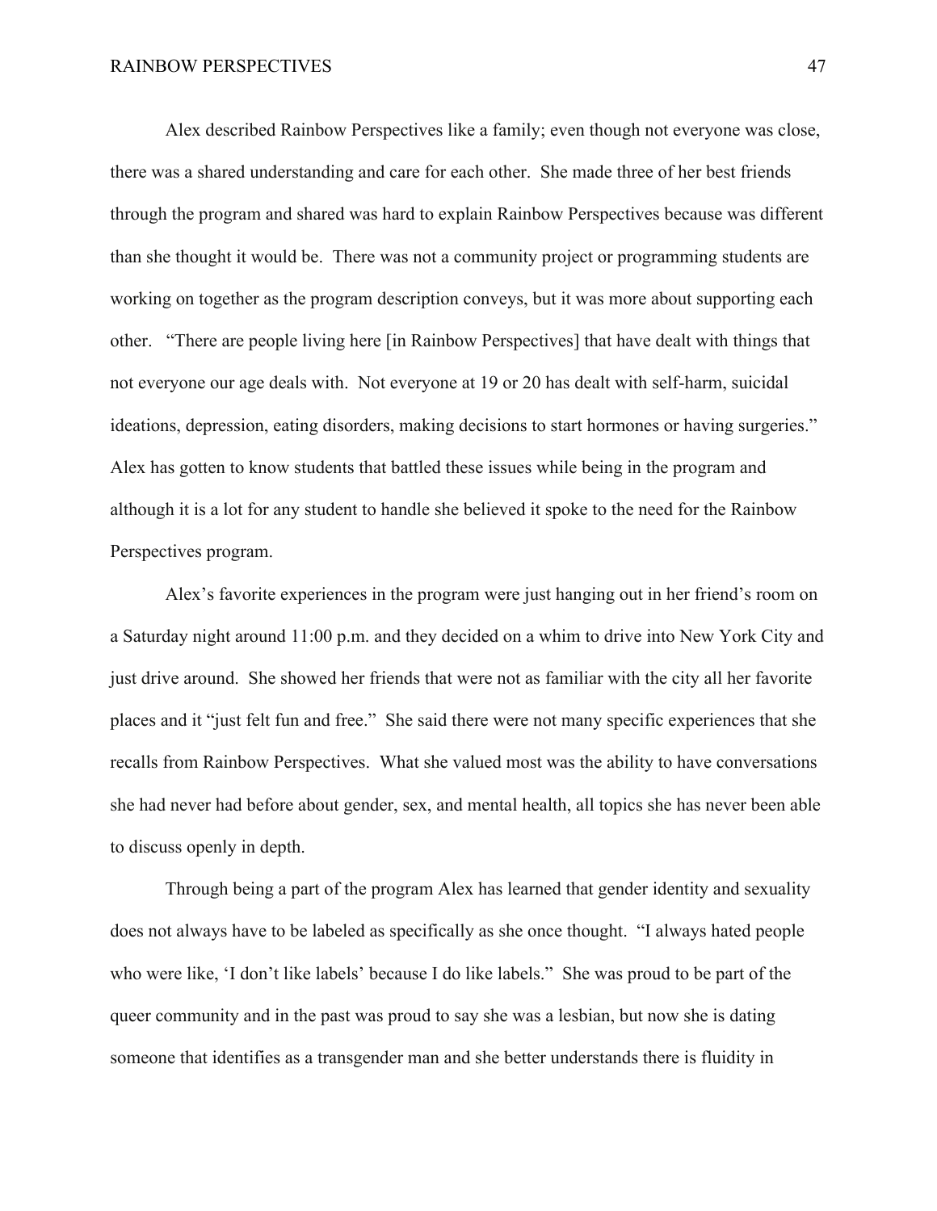Alex described Rainbow Perspectives like a family; even though not everyone was close, there was a shared understanding and care for each other. She made three of her best friends through the program and shared was hard to explain Rainbow Perspectives because was different than she thought it would be. There was not a community project or programming students are working on together as the program description conveys, but it was more about supporting each other. "There are people living here [in Rainbow Perspectives] that have dealt with things that not everyone our age deals with. Not everyone at 19 or 20 has dealt with self-harm, suicidal ideations, depression, eating disorders, making decisions to start hormones or having surgeries." Alex has gotten to know students that battled these issues while being in the program and although it is a lot for any student to handle she believed it spoke to the need for the Rainbow Perspectives program.

Alex's favorite experiences in the program were just hanging out in her friend's room on a Saturday night around 11:00 p.m. and they decided on a whim to drive into New York City and just drive around. She showed her friends that were not as familiar with the city all her favorite places and it "just felt fun and free." She said there were not many specific experiences that she recalls from Rainbow Perspectives. What she valued most was the ability to have conversations she had never had before about gender, sex, and mental health, all topics she has never been able to discuss openly in depth.

Through being a part of the program Alex has learned that gender identity and sexuality does not always have to be labeled as specifically as she once thought. "I always hated people who were like, 'I don't like labels' because I do like labels." She was proud to be part of the queer community and in the past was proud to say she was a lesbian, but now she is dating someone that identifies as a transgender man and she better understands there is fluidity in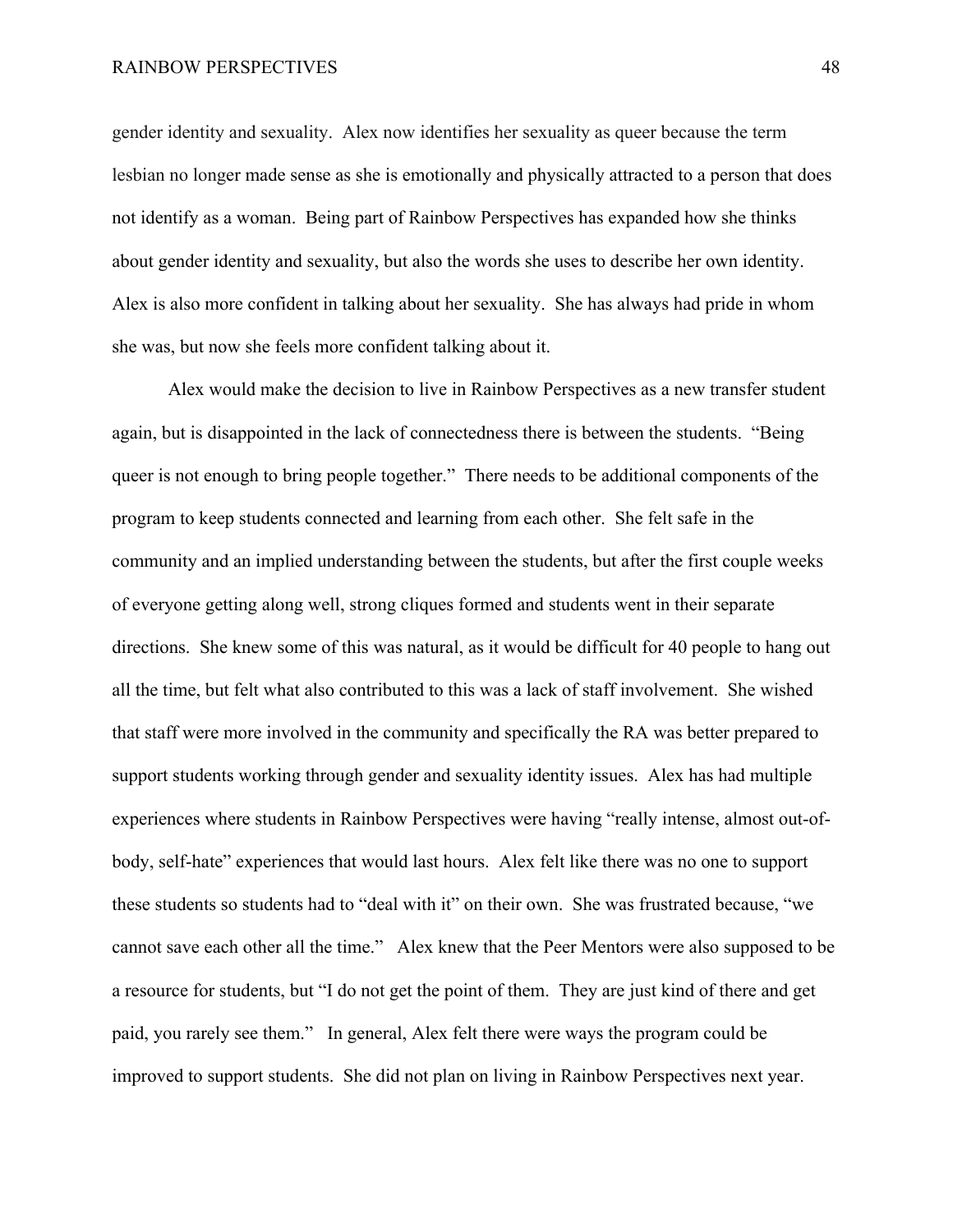gender identity and sexuality. Alex now identifies her sexuality as queer because the term lesbian no longer made sense as she is emotionally and physically attracted to a person that does not identify as a woman. Being part of Rainbow Perspectives has expanded how she thinks about gender identity and sexuality, but also the words she uses to describe her own identity. Alex is also more confident in talking about her sexuality. She has always had pride in whom she was, but now she feels more confident talking about it.

Alex would make the decision to live in Rainbow Perspectives as a new transfer student again, but is disappointed in the lack of connectedness there is between the students. "Being queer is not enough to bring people together." There needs to be additional components of the program to keep students connected and learning from each other. She felt safe in the community and an implied understanding between the students, but after the first couple weeks of everyone getting along well, strong cliques formed and students went in their separate directions. She knew some of this was natural, as it would be difficult for 40 people to hang out all the time, but felt what also contributed to this was a lack of staff involvement. She wished that staff were more involved in the community and specifically the RA was better prepared to support students working through gender and sexuality identity issues. Alex has had multiple experiences where students in Rainbow Perspectives were having "really intense, almost out-of-body, self-hate" experiences that would last hours. Alex felt like there was no one to support these students so students had to "deal with it" on their own. She was frustrated because, "we cannot save each other all the time." Alex knew that the Peer Mentors were also supposed to be a resource for students, but "I do not get the point of them. They are just kind of there and get paid, you rarely see them." In general, Alex felt there were ways the program could be improved to support students. She did not plan on living in Rainbow Perspectives next year.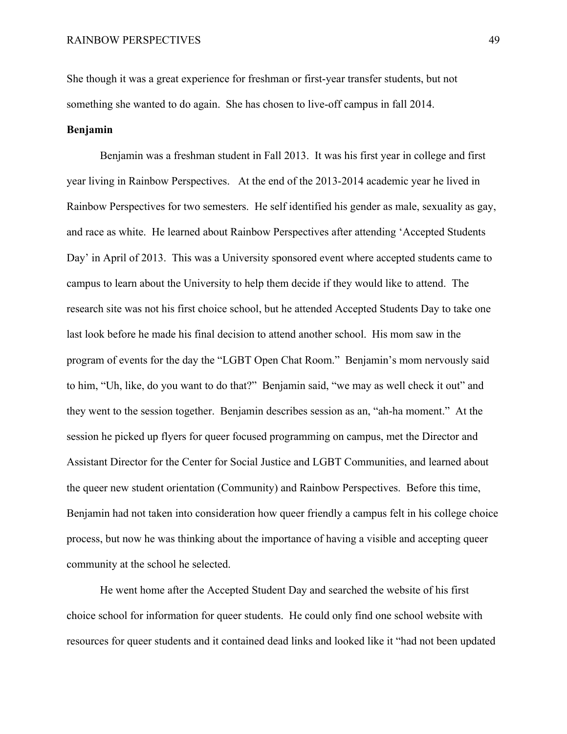She though it was a great experience for freshman or first-year transfer students, but not something she wanted to do again. She has chosen to live-off campus in fall 2014.

**Benjamin**

Benjamin was a freshman student in Fall 2013. It was his first year in college and first year living in Rainbow Perspectives. At the end of the 2013-2014 academic year he lived in Rainbow Perspectives for two semesters. He self identified his gender as male, sexuality as gay, and race as white. He learned about Rainbow Perspectives after attending 'Accepted Students Day' in April of 2013. This was a University sponsored event where accepted students came to campus to learn about the University to help them decide if they would like to attend. The research site was not his first choice school, but he attended Accepted Students Day to take one last look before he made his final decision to attend another school. His mom saw in the program of events for the day the "LGBT Open Chat Room." Benjamin's mom nervously said to him, "Uh, like, do you want to do that?" Benjamin said, "we may as well check it out" and they went to the session together. Benjamin describes session as an, "ah-ha moment." At the session he picked up flyers for queer focused programming on campus, met the Director and Assistant Director for the Center for Social Justice and LGBT Communities, and learned about the queer new student orientation (Community) and Rainbow Perspectives. Before this time, Benjamin had not taken into consideration how queer friendly a campus felt in his college choice process, but now he was thinking about the importance of having a visible and accepting queer community at the school he selected.

He went home after the Accepted Student Day and searched the website of his first choice school for information for queer students. He could only find one school website with resources for queer students and it contained dead links and looked like it "had not been updated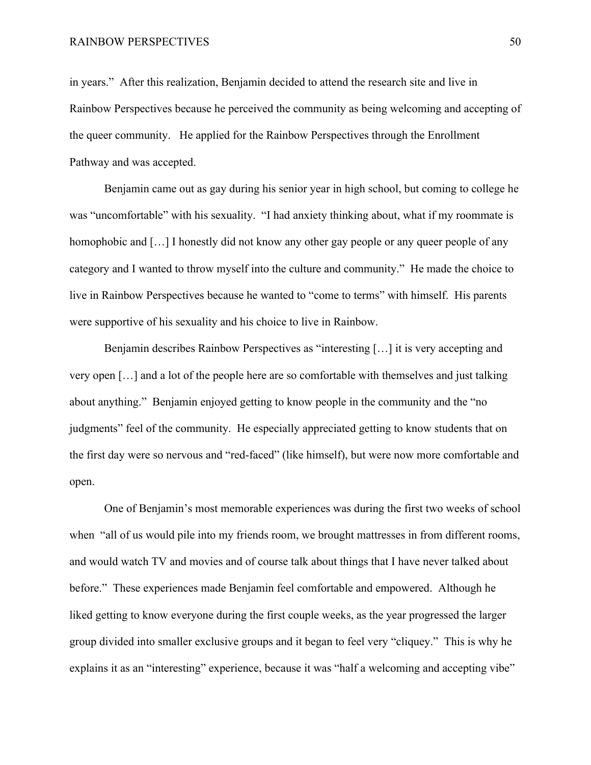in years." After this realization, Benjamin decided to attend the research site and live in Rainbow Perspectives because he perceived the community as being welcoming and accepting of the queer community. He applied for the Rainbow Perspectives through the Enrollment Pathway and was accepted.

Benjamin came out as gay during his senior year in high school, but coming to college he was "uncomfortable" with his sexuality. "I had anxiety thinking about, what if my roommate is homophobic and […] I honestly did not know any other gay people or any queer people of any category and I wanted to throw myself into the culture and community." He made the choice to live in Rainbow Perspectives because he wanted to "come to terms" with himself. His parents were supportive of his sexuality and his choice to live in Rainbow.

Benjamin describes Rainbow Perspectives as "interesting […] it is very accepting and very open […] and a lot of the people here are so comfortable with themselves and just talking about anything." Benjamin enjoyed getting to know people in the community and the "no judgments" feel of the community. He especially appreciated getting to know students that on the first day were so nervous and "red-faced" (like himself), but were now more comfortable and open.

One of Benjamin's most memorable experiences was during the first two weeks of school when "all of us would pile into my friends room, we brought mattresses in from different rooms, and would watch TV and movies and of course talk about things that I have never talked about before." These experiences made Benjamin feel comfortable and empowered. Although he liked getting to know everyone during the first couple weeks, as the year progressed the larger group divided into smaller exclusive groups and it began to feel very "cliquey." This is why he explains it as an "interesting" experience, because it was "half a welcoming and accepting vibe"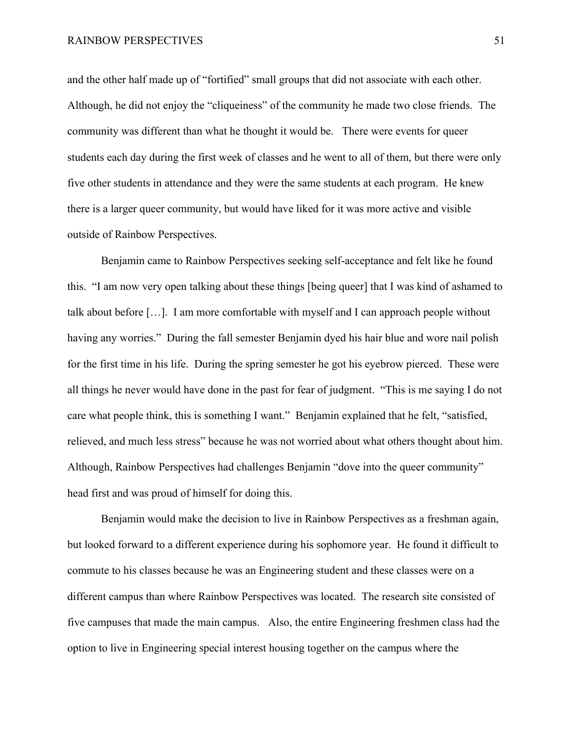and the other half made up of "fortified" small groups that did not associate with each other. Although, he did not enjoy the "cliqueiness" of the community he made two close friends. The community was different than what he thought it would be. There were events for queer students each day during the first week of classes and he went to all of them, but there were only five other students in attendance and they were the same students at each program. He knew there is a larger queer community, but would have liked for it was more active and visible outside of Rainbow Perspectives.

Benjamin came to Rainbow Perspectives seeking self-acceptance and felt like he found this. "I am now very open talking about these things [being queer] that I was kind of ashamed to talk about before […]. I am more comfortable with myself and I can approach people without having any worries." During the fall semester Benjamin dyed his hair blue and wore nail polish for the first time in his life. During the spring semester he got his eyebrow pierced. These were all things he never would have done in the past for fear of judgment. "This is me saying I do not care what people think, this is something I want." Benjamin explained that he felt, "satisfied, relieved, and much less stress" because he was not worried about what others thought about him. Although, Rainbow Perspectives had challenges Benjamin "dove into the queer community" head first and was proud of himself for doing this.

Benjamin would make the decision to live in Rainbow Perspectives as a freshman again, but looked forward to a different experience during his sophomore year. He found it difficult to commute to his classes because he was an Engineering student and these classes were on a different campus than where Rainbow Perspectives was located. The research site consisted of five campuses that made the main campus. Also, the entire Engineering freshmen class had the option to live in Engineering special interest housing together on the campus where the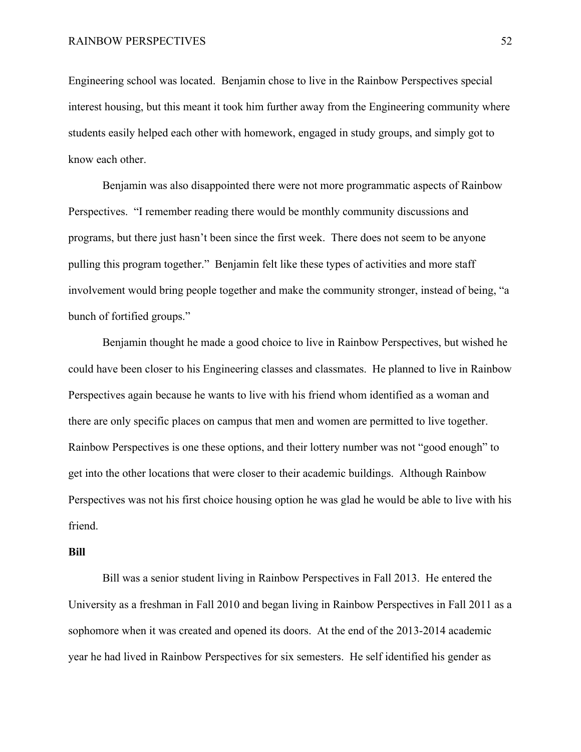Engineering school was located. Benjamin chose to live in the Rainbow Perspectives special interest housing, but this meant it took him further away from the Engineering community where students easily helped each other with homework, engaged in study groups, and simply got to know each other.

Benjamin was also disappointed there were not more programmatic aspects of Rainbow Perspectives. "I remember reading there would be monthly community discussions and programs, but there just hasn't been since the first week. There does not seem to be anyone pulling this program together." Benjamin felt like these types of activities and more staff involvement would bring people together and make the community stronger, instead of being, "a bunch of fortified groups."

Benjamin thought he made a good choice to live in Rainbow Perspectives, but wished he could have been closer to his Engineering classes and classmates. He planned to live in Rainbow Perspectives again because he wants to live with his friend whom identified as a woman and there are only specific places on campus that men and women are permitted to live together. Rainbow Perspectives is one these options, and their lottery number was not "good enough" to get into the other locations that were closer to their academic buildings. Although Rainbow Perspectives was not his first choice housing option he was glad he would be able to live with his friend.

**Bill**

Bill was a senior student living in Rainbow Perspectives in Fall 2013. He entered the University as a freshman in Fall 2010 and began living in Rainbow Perspectives in Fall 2011 as a sophomore when it was created and opened its doors. At the end of the 2013-2014 academic year he had lived in Rainbow Perspectives for six semesters. He self identified his gender as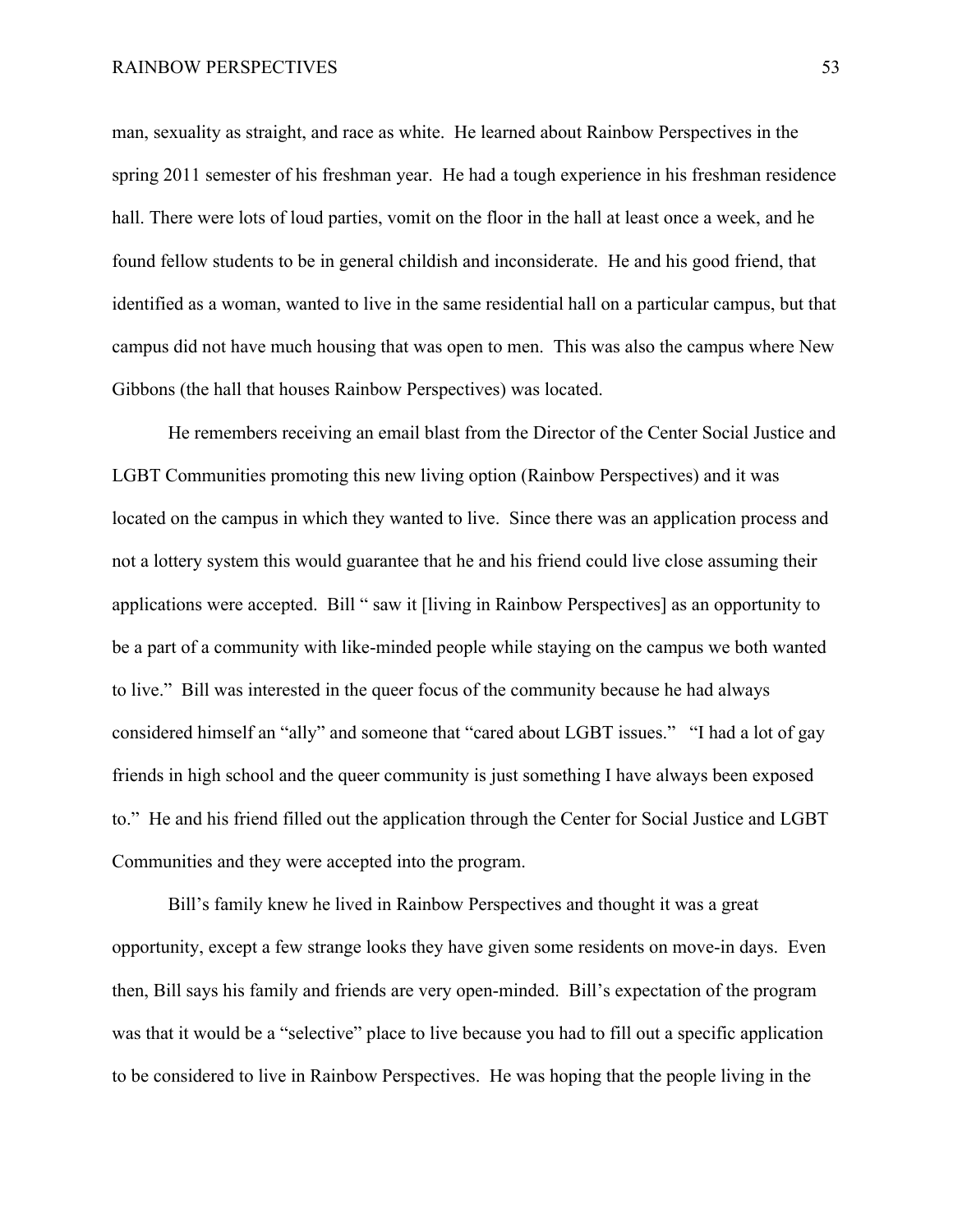man, sexuality as straight, and race as white. He learned about Rainbow Perspectives in the spring 2011 semester of his freshman year. He had a tough experience in his freshman residence hall. There were lots of loud parties, vomit on the floor in the hall at least once a week, and he found fellow students to be in general childish and inconsiderate. He and his good friend, that identified as a woman, wanted to live in the same residential hall on a particular campus, but that campus did not have much housing that was open to men. This was also the campus where New Gibbons (the hall that houses Rainbow Perspectives) was located.

He remembers receiving an email blast from the Director of the Center Social Justice and LGBT Communities promoting this new living option (Rainbow Perspectives) and it was located on the campus in which they wanted to live. Since there was an application process and not a lottery system this would guarantee that he and his friend could live close assuming their applications were accepted. Bill " saw it [living in Rainbow Perspectives] as an opportunity to be a part of a community with like-minded people while staying on the campus we both wanted to live." Bill was interested in the queer focus of the community because he had always considered himself an "ally" and someone that "cared about LGBT issues." "I had a lot of gay friends in high school and the queer community is just something I have always been exposed to." He and his friend filled out the application through the Center for Social Justice and LGBT Communities and they were accepted into the program.

Bill's family knew he lived in Rainbow Perspectives and thought it was a great opportunity, except a few strange looks they have given some residents on move-in days. Even then, Bill says his family and friends are very open-minded. Bill's expectation of the program was that it would be a "selective" place to live because you had to fill out a specific application to be considered to live in Rainbow Perspectives. He was hoping that the people living in the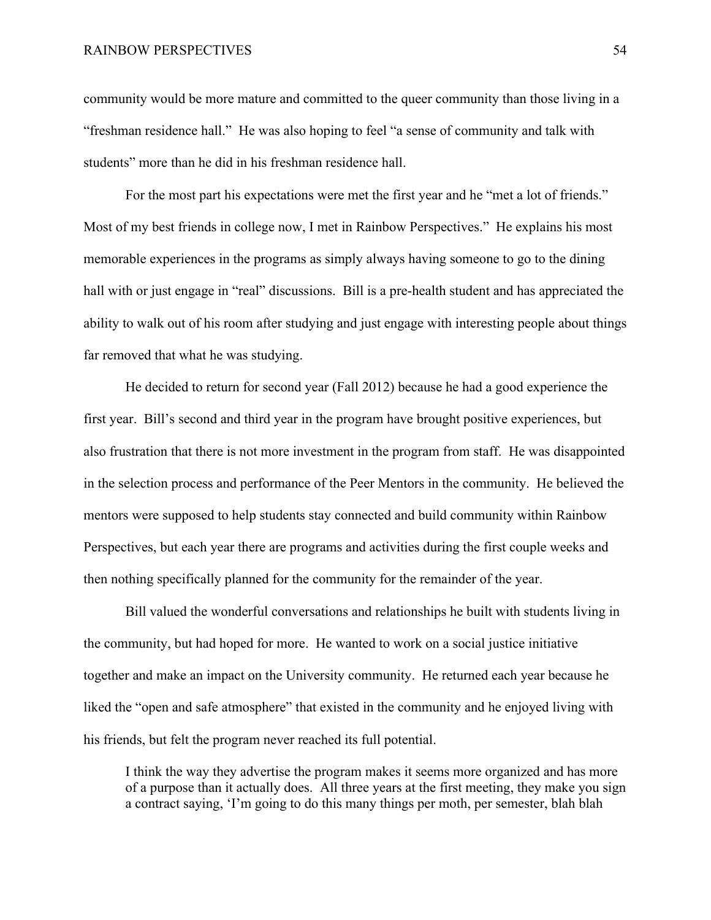community would be more mature and committed to the queer community than those living in a "freshman residence hall." He was also hoping to feel "a sense of community and talk with students" more than he did in his freshman residence hall.

For the most part his expectations were met the first year and he "met a lot of friends." Most of my best friends in college now, I met in Rainbow Perspectives." He explains his most memorable experiences in the programs as simply always having someone to go to the dining hall with or just engage in "real" discussions. Bill is a pre-health student and has appreciated the ability to walk out of his room after studying and just engage with interesting people about things far removed that what he was studying.

He decided to return for second year (Fall 2012) because he had a good experience the first year. Bill's second and third year in the program have brought positive experiences, but also frustration that there is not more investment in the program from staff. He was disappointed in the selection process and performance of the Peer Mentors in the community. He believed the mentors were supposed to help students stay connected and build community within Rainbow Perspectives, but each year there are programs and activities during the first couple weeks and then nothing specifically planned for the community for the remainder of the year.

Bill valued the wonderful conversations and relationships he built with students living in the community, but had hoped for more. He wanted to work on a social justice initiative together and make an impact on the University community. He returned each year because he liked the "open and safe atmosphere" that existed in the community and he enjoyed living with his friends, but felt the program never reached its full potential.

> I think the way they advertise the program makes it seems more organized and has more of a purpose than it actually does. All three years at the first meeting, they make you sign a contract saying, 'I'm going to do this many things per moth, per semester, blah blah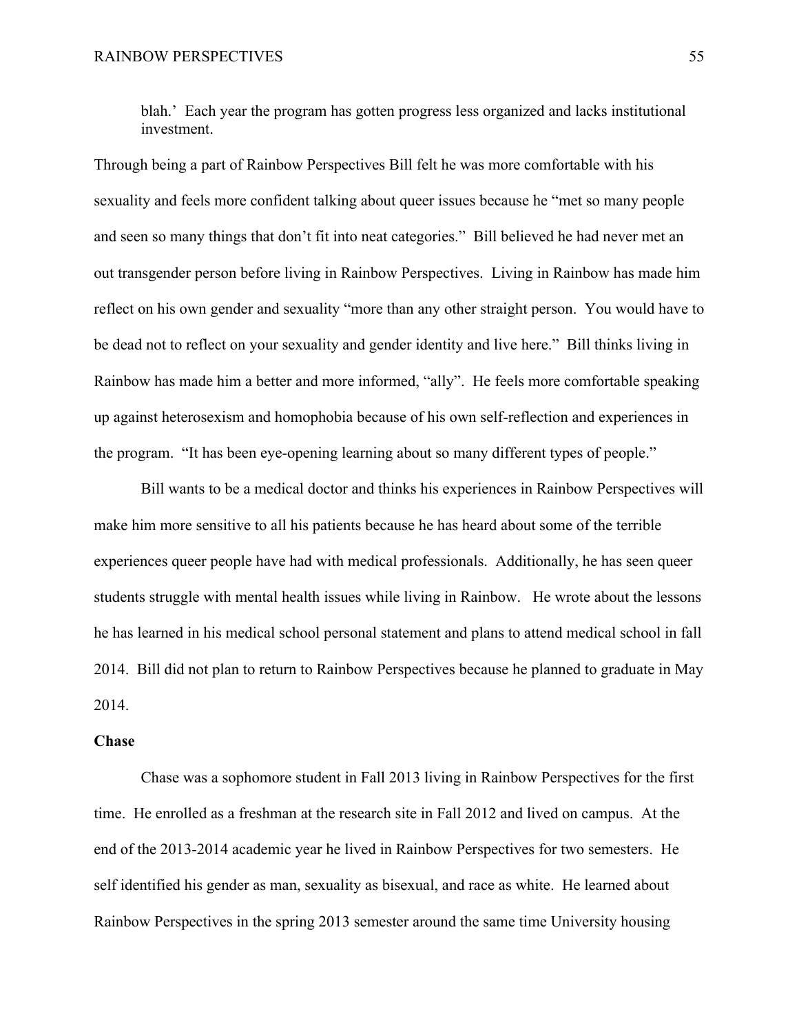> blah.' Each year the program has gotten progress less organized and lacks institutional investment.

Through being a part of Rainbow Perspectives Bill felt he was more comfortable with his sexuality and feels more confident talking about queer issues because he "met so many people and seen so many things that don't fit into neat categories." Bill believed he had never met an out transgender person before living in Rainbow Perspectives. Living in Rainbow has made him reflect on his own gender and sexuality "more than any other straight person. You would have to be dead not to reflect on your sexuality and gender identity and live here." Bill thinks living in Rainbow has made him a better and more informed, "ally". He feels more comfortable speaking up against heterosexism and homophobia because of his own self-reflection and experiences in the program. "It has been eye-opening learning about so many different types of people."

Bill wants to be a medical doctor and thinks his experiences in Rainbow Perspectives will make him more sensitive to all his patients because he has heard about some of the terrible experiences queer people have had with medical professionals. Additionally, he has seen queer students struggle with mental health issues while living in Rainbow. He wrote about the lessons he has learned in his medical school personal statement and plans to attend medical school in fall 2014. Bill did not plan to return to Rainbow Perspectives because he planned to graduate in May 2014.

**Chase**

Chase was a sophomore student in Fall 2013 living in Rainbow Perspectives for the first time. He enrolled as a freshman at the research site in Fall 2012 and lived on campus. At the end of the 2013-2014 academic year he lived in Rainbow Perspectives for two semesters. He self identified his gender as man, sexuality as bisexual, and race as white. He learned about Rainbow Perspectives in the spring 2013 semester around the same time University housing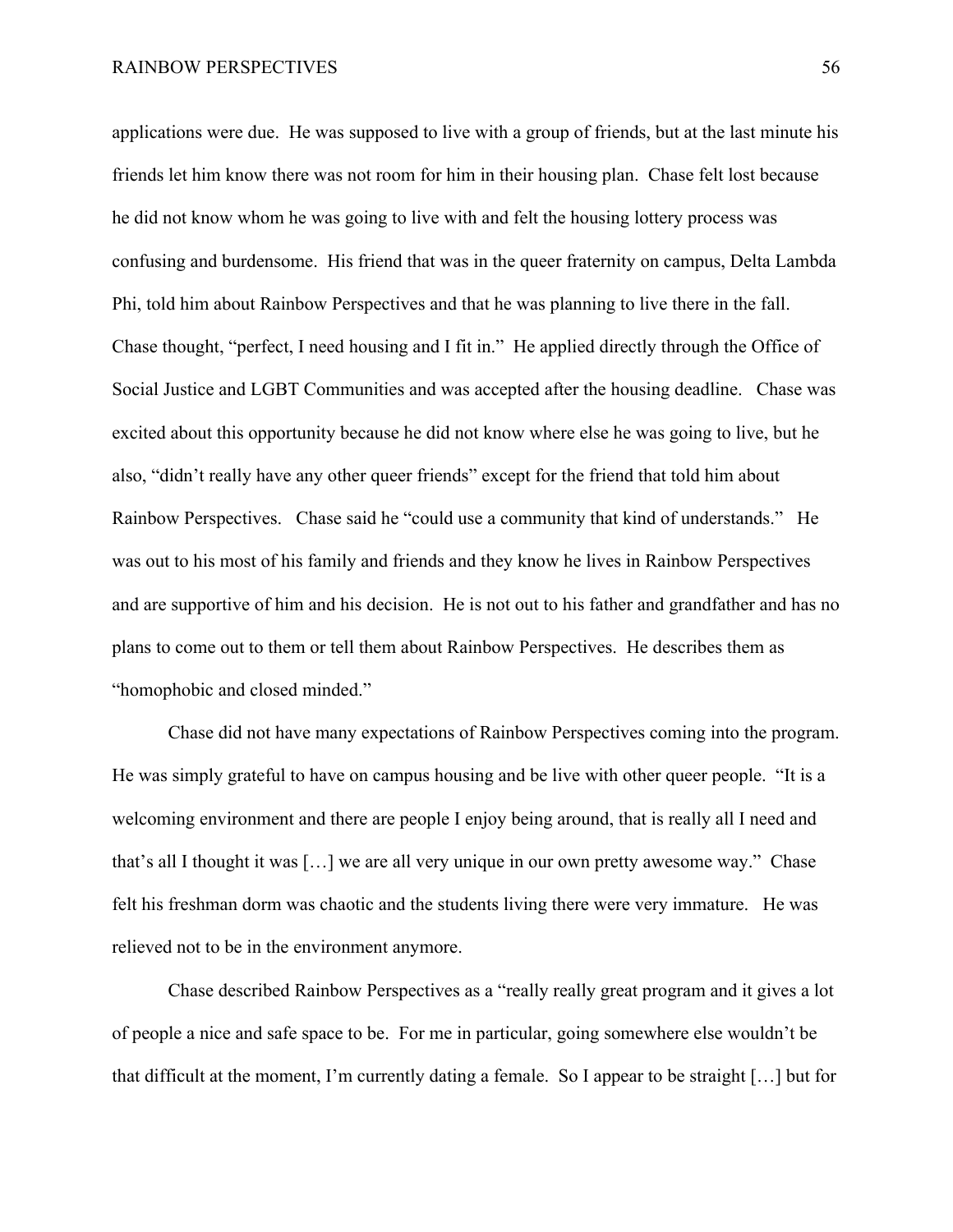applications were due. He was supposed to live with a group of friends, but at the last minute his friends let him know there was not room for him in their housing plan. Chase felt lost because he did not know whom he was going to live with and felt the housing lottery process was confusing and burdensome. His friend that was in the queer fraternity on campus, Delta Lambda Phi, told him about Rainbow Perspectives and that he was planning to live there in the fall. Chase thought, "perfect, I need housing and I fit in." He applied directly through the Office of Social Justice and LGBT Communities and was accepted after the housing deadline. Chase was excited about this opportunity because he did not know where else he was going to live, but he also, "didn't really have any other queer friends" except for the friend that told him about Rainbow Perspectives. Chase said he "could use a community that kind of understands." He was out to his most of his family and friends and they know he lives in Rainbow Perspectives and are supportive of him and his decision. He is not out to his father and grandfather and has no plans to come out to them or tell them about Rainbow Perspectives. He describes them as "homophobic and closed minded."

Chase did not have many expectations of Rainbow Perspectives coming into the program. He was simply grateful to have on campus housing and be live with other queer people. "It is a welcoming environment and there are people I enjoy being around, that is really all I need and that's all I thought it was […] we are all very unique in our own pretty awesome way." Chase felt his freshman dorm was chaotic and the students living there were very immature. He was relieved not to be in the environment anymore.

Chase described Rainbow Perspectives as a "really really great program and it gives a lot of people a nice and safe space to be. For me in particular, going somewhere else wouldn't be that difficult at the moment, I'm currently dating a female. So I appear to be straight […] but for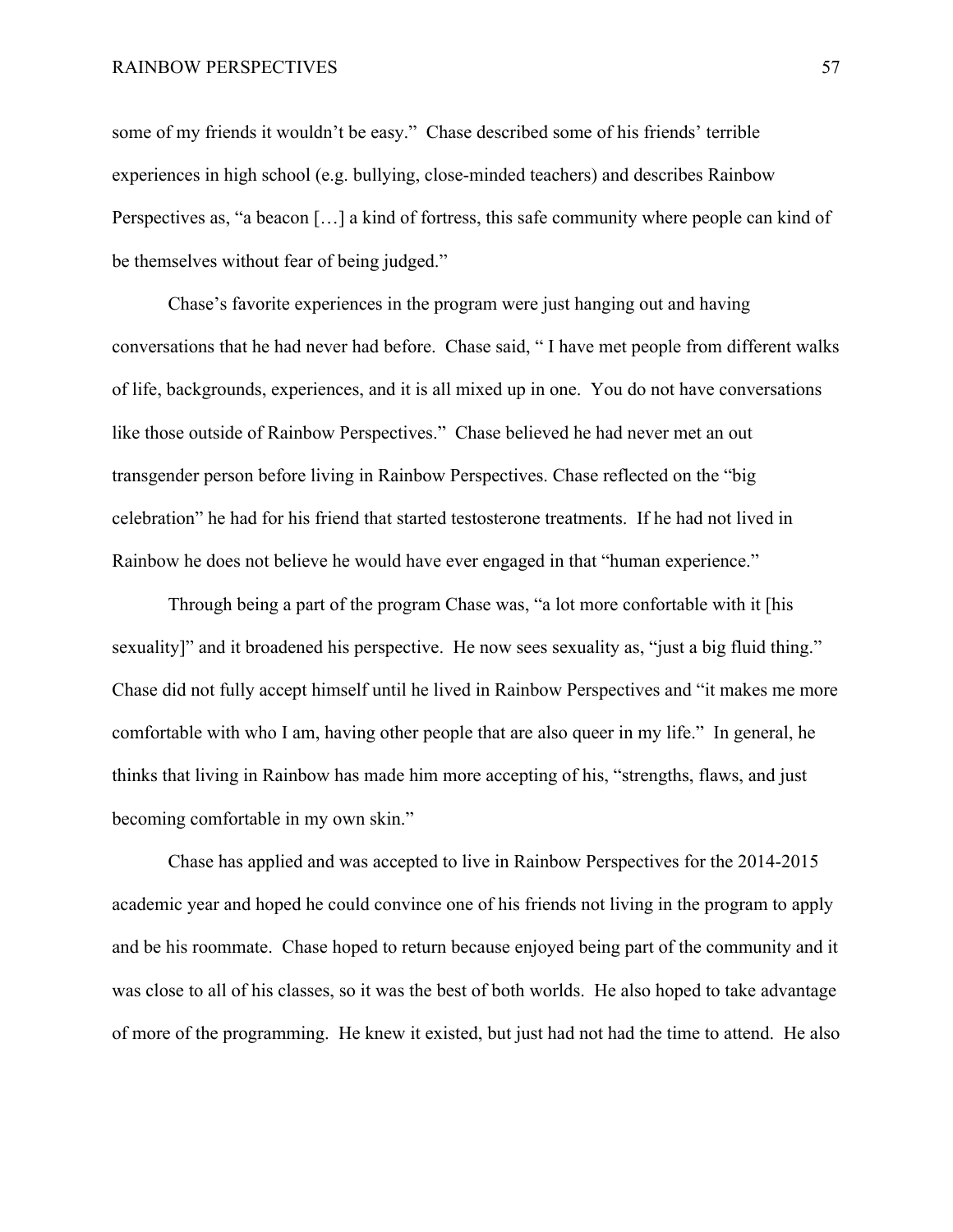some of my friends it wouldn't be easy." Chase described some of his friends' terrible experiences in high school (e.g. bullying, close-minded teachers) and describes Rainbow Perspectives as, "a beacon […] a kind of fortress, this safe community where people can kind of be themselves without fear of being judged."

Chase's favorite experiences in the program were just hanging out and having conversations that he had never had before. Chase said, " I have met people from different walks of life, backgrounds, experiences, and it is all mixed up in one. You do not have conversations like those outside of Rainbow Perspectives." Chase believed he had never met an out transgender person before living in Rainbow Perspectives. Chase reflected on the "big celebration" he had for his friend that started testosterone treatments. If he had not lived in Rainbow he does not believe he would have ever engaged in that "human experience."

Through being a part of the program Chase was, "a lot more confortable with it [his sexuality]" and it broadened his perspective. He now sees sexuality as, "just a big fluid thing." Chase did not fully accept himself until he lived in Rainbow Perspectives and "it makes me more comfortable with who I am, having other people that are also queer in my life." In general, he thinks that living in Rainbow has made him more accepting of his, "strengths, flaws, and just becoming comfortable in my own skin."

Chase has applied and was accepted to live in Rainbow Perspectives for the 2014-2015 academic year and hoped he could convince one of his friends not living in the program to apply and be his roommate. Chase hoped to return because enjoyed being part of the community and it was close to all of his classes, so it was the best of both worlds. He also hoped to take advantage of more of the programming. He knew it existed, but just had not had the time to attend. He also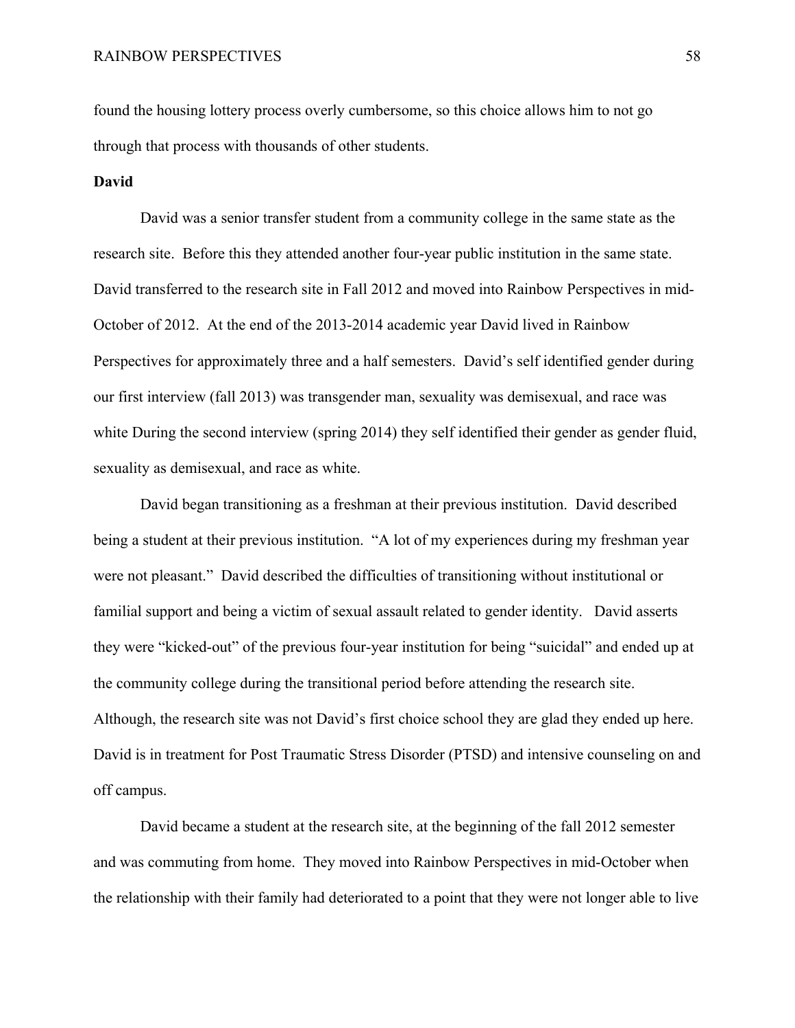found the housing lottery process overly cumbersome, so this choice allows him to not go through that process with thousands of other students.

**David**

David was a senior transfer student from a community college in the same state as the research site. Before this they attended another four-year public institution in the same state. David transferred to the research site in Fall 2012 and moved into Rainbow Perspectives in mid-October of 2012. At the end of the 2013-2014 academic year David lived in Rainbow Perspectives for approximately three and a half semesters. David's self identified gender during our first interview (fall 2013) was transgender man, sexuality was demisexual, and race was white During the second interview (spring 2014) they self identified their gender as gender fluid, sexuality as demisexual, and race as white.

David began transitioning as a freshman at their previous institution. David described being a student at their previous institution. "A lot of my experiences during my freshman year were not pleasant." David described the difficulties of transitioning without institutional or familial support and being a victim of sexual assault related to gender identity. David asserts they were "kicked-out" of the previous four-year institution for being "suicidal" and ended up at the community college during the transitional period before attending the research site. Although, the research site was not David's first choice school they are glad they ended up here. David is in treatment for Post Traumatic Stress Disorder (PTSD) and intensive counseling on and off campus.

David became a student at the research site, at the beginning of the fall 2012 semester and was commuting from home. They moved into Rainbow Perspectives in mid-October when the relationship with their family had deteriorated to a point that they were not longer able to live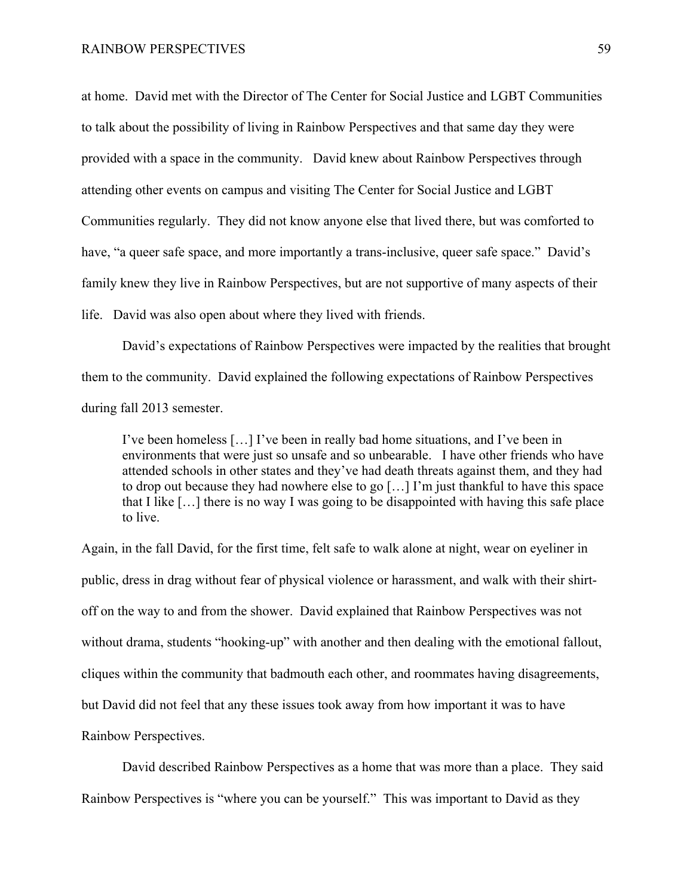at home. David met with the Director of The Center for Social Justice and LGBT Communities to talk about the possibility of living in Rainbow Perspectives and that same day they were provided with a space in the community. David knew about Rainbow Perspectives through attending other events on campus and visiting The Center for Social Justice and LGBT Communities regularly. They did not know anyone else that lived there, but was comforted to have, "a queer safe space, and more importantly a trans-inclusive, queer safe space." David's family knew they live in Rainbow Perspectives, but are not supportive of many aspects of their life. David was also open about where they lived with friends.

David's expectations of Rainbow Perspectives were impacted by the realities that brought them to the community. David explained the following expectations of Rainbow Perspectives during fall 2013 semester.

> I've been homeless […] I've been in really bad home situations, and I've been in environments that were just so unsafe and so unbearable. I have other friends who have attended schools in other states and they've had death threats against them, and they had to drop out because they had nowhere else to go […] I'm just thankful to have this space that I like […] there is no way I was going to be disappointed with having this safe place to live.

Again, in the fall David, for the first time, felt safe to walk alone at night, wear on eyeliner in public, dress in drag without fear of physical violence or harassment, and walk with their shirt-off on the way to and from the shower. David explained that Rainbow Perspectives was not without drama, students "hooking-up" with another and then dealing with the emotional fallout, cliques within the community that badmouth each other, and roommates having disagreements, but David did not feel that any these issues took away from how important it was to have Rainbow Perspectives.

David described Rainbow Perspectives as a home that was more than a place. They said Rainbow Perspectives is "where you can be yourself." This was important to David as they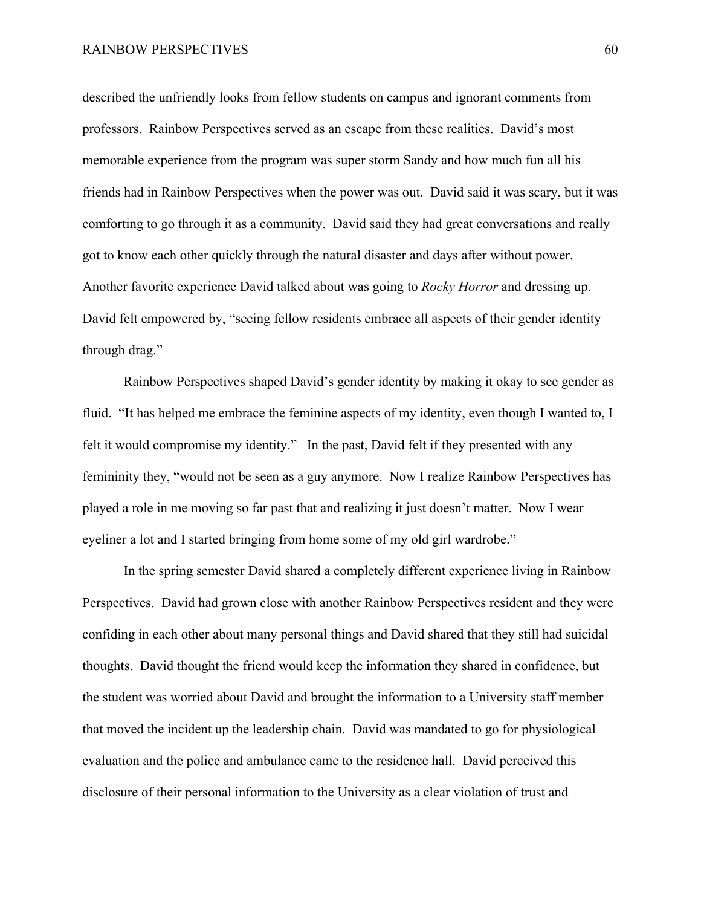described the unfriendly looks from fellow students on campus and ignorant comments from professors. Rainbow Perspectives served as an escape from these realities. David's most memorable experience from the program was super storm Sandy and how much fun all his friends had in Rainbow Perspectives when the power was out. David said it was scary, but it was comforting to go through it as a community. David said they had great conversations and really got to know each other quickly through the natural disaster and days after without power. Another favorite experience David talked about was going to *Rocky Horror* and dressing up. David felt empowered by, "seeing fellow residents embrace all aspects of their gender identity through drag."

Rainbow Perspectives shaped David's gender identity by making it okay to see gender as fluid. "It has helped me embrace the feminine aspects of my identity, even though I wanted to, I felt it would compromise my identity." In the past, David felt if they presented with any femininity they, "would not be seen as a guy anymore. Now I realize Rainbow Perspectives has played a role in me moving so far past that and realizing it just doesn't matter. Now I wear eyeliner a lot and I started bringing from home some of my old girl wardrobe."

In the spring semester David shared a completely different experience living in Rainbow Perspectives. David had grown close with another Rainbow Perspectives resident and they were confiding in each other about many personal things and David shared that they still had suicidal thoughts. David thought the friend would keep the information they shared in confidence, but the student was worried about David and brought the information to a University staff member that moved the incident up the leadership chain. David was mandated to go for physiological evaluation and the police and ambulance came to the residence hall. David perceived this disclosure of their personal information to the University as a clear violation of trust and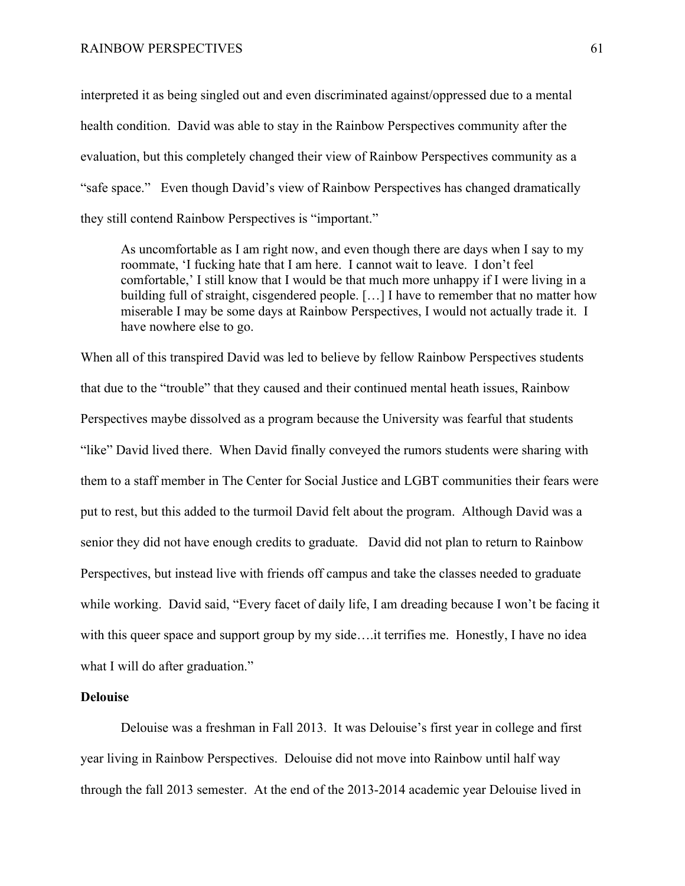interpreted it as being singled out and even discriminated against/oppressed due to a mental health condition. David was able to stay in the Rainbow Perspectives community after the evaluation, but this completely changed their view of Rainbow Perspectives community as a "safe space." Even though David's view of Rainbow Perspectives has changed dramatically they still contend Rainbow Perspectives is "important."

> As uncomfortable as I am right now, and even though there are days when I say to my roommate, 'I fucking hate that I am here. I cannot wait to leave. I don't feel comfortable,' I still know that I would be that much more unhappy if I were living in a building full of straight, cisgendered people. […] I have to remember that no matter how miserable I may be some days at Rainbow Perspectives, I would not actually trade it. I have nowhere else to go.

When all of this transpired David was led to believe by fellow Rainbow Perspectives students that due to the "trouble" that they caused and their continued mental heath issues, Rainbow Perspectives maybe dissolved as a program because the University was fearful that students "like" David lived there. When David finally conveyed the rumors students were sharing with them to a staff member in The Center for Social Justice and LGBT communities their fears were put to rest, but this added to the turmoil David felt about the program. Although David was a senior they did not have enough credits to graduate. David did not plan to return to Rainbow Perspectives, but instead live with friends off campus and take the classes needed to graduate while working. David said, "Every facet of daily life, I am dreading because I won't be facing it with this queer space and support group by my side….it terrifies me. Honestly, I have no idea what I will do after graduation."

**Delouise**

Delouise was a freshman in Fall 2013. It was Delouise's first year in college and first year living in Rainbow Perspectives. Delouise did not move into Rainbow until half way through the fall 2013 semester. At the end of the 2013-2014 academic year Delouise lived in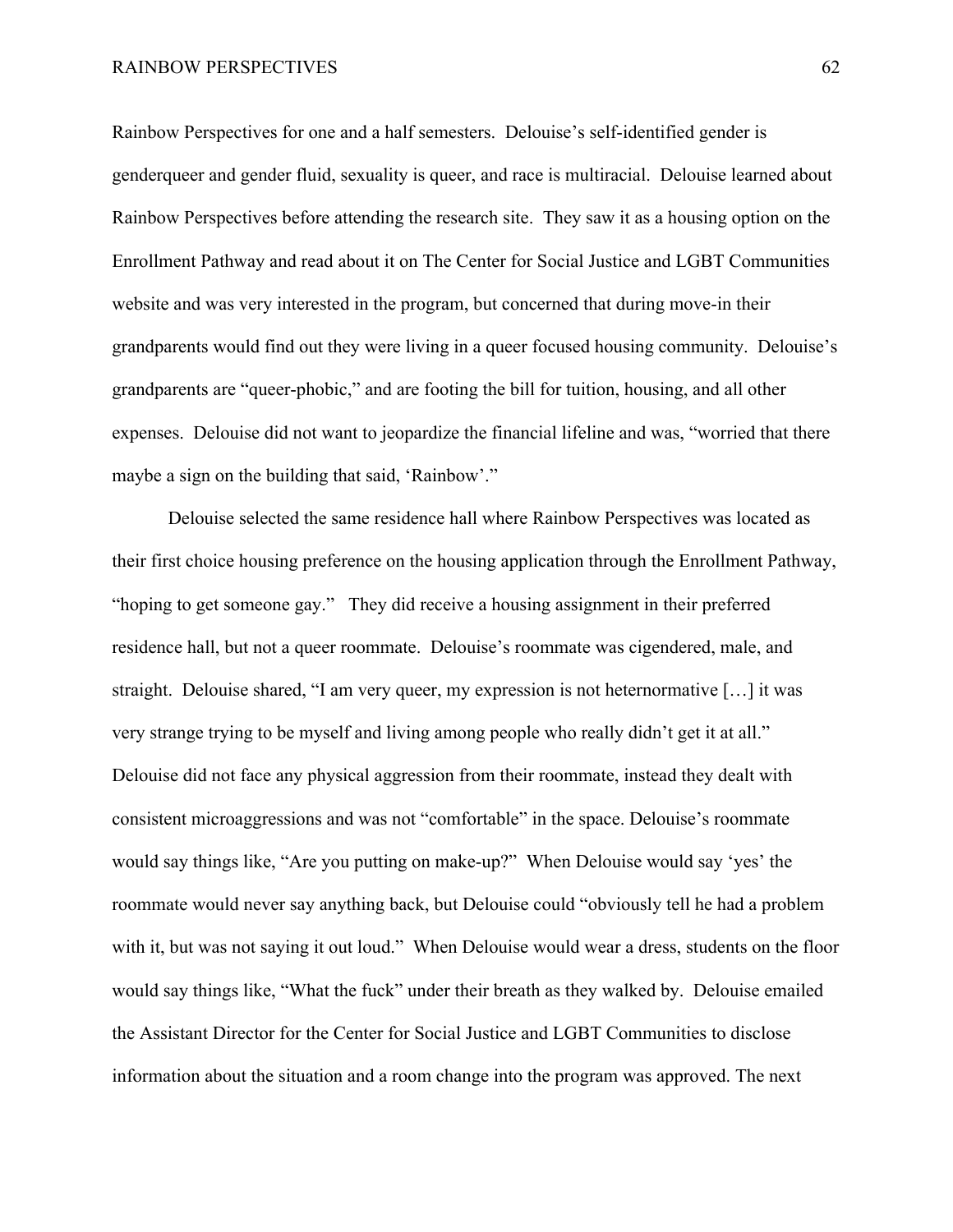Rainbow Perspectives for one and a half semesters. Delouise's self-identified gender is genderqueer and gender fluid, sexuality is queer, and race is multiracial. Delouise learned about Rainbow Perspectives before attending the research site. They saw it as a housing option on the Enrollment Pathway and read about it on The Center for Social Justice and LGBT Communities website and was very interested in the program, but concerned that during move-in their grandparents would find out they were living in a queer focused housing community. Delouise's grandparents are "queer-phobic," and are footing the bill for tuition, housing, and all other expenses. Delouise did not want to jeopardize the financial lifeline and was, "worried that there maybe a sign on the building that said, 'Rainbow'."

Delouise selected the same residence hall where Rainbow Perspectives was located as their first choice housing preference on the housing application through the Enrollment Pathway, "hoping to get someone gay." They did receive a housing assignment in their preferred residence hall, but not a queer roommate. Delouise's roommate was cigendered, male, and straight. Delouise shared, "I am very queer, my expression is not heternormative […] it was very strange trying to be myself and living among people who really didn't get it at all." Delouise did not face any physical aggression from their roommate, instead they dealt with consistent microaggressions and was not "comfortable" in the space. Delouise's roommate would say things like, "Are you putting on make-up?" When Delouise would say 'yes' the roommate would never say anything back, but Delouise could "obviously tell he had a problem with it, but was not saying it out loud." When Delouise would wear a dress, students on the floor would say things like, "What the fuck" under their breath as they walked by. Delouise emailed the Assistant Director for the Center for Social Justice and LGBT Communities to disclose information about the situation and a room change into the program was approved. The next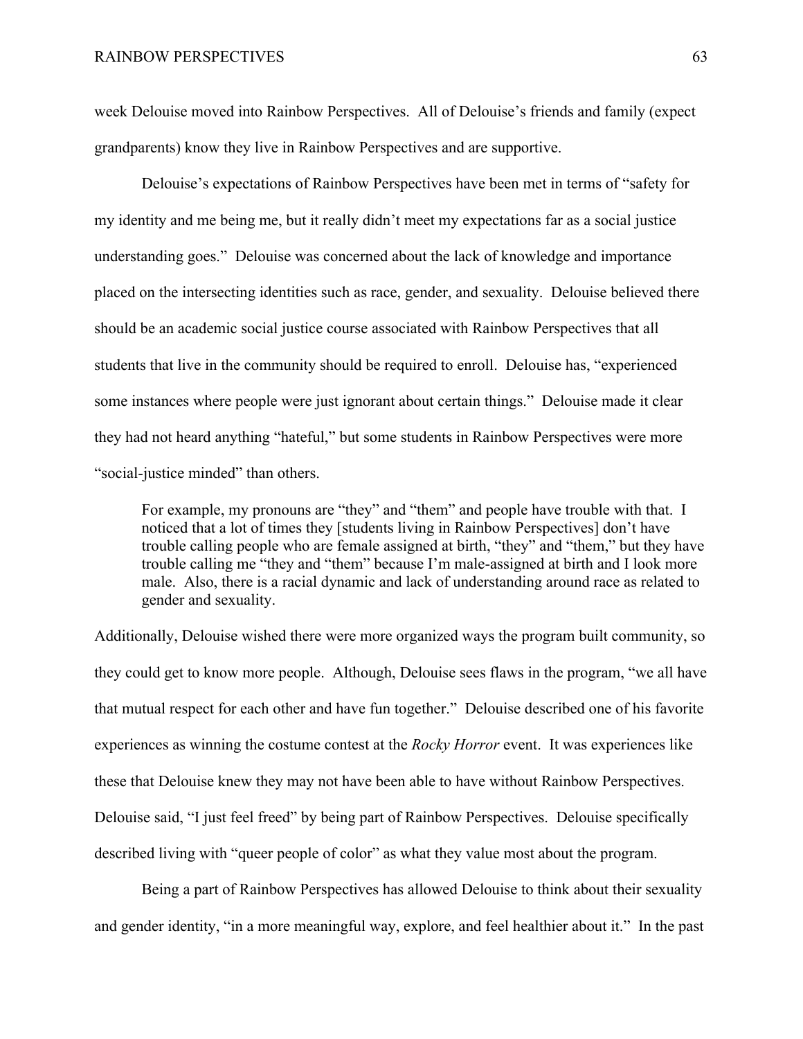week Delouise moved into Rainbow Perspectives. All of Delouise's friends and family (expect grandparents) know they live in Rainbow Perspectives and are supportive.

Delouise's expectations of Rainbow Perspectives have been met in terms of "safety for my identity and me being me, but it really didn't meet my expectations far as a social justice understanding goes." Delouise was concerned about the lack of knowledge and importance placed on the intersecting identities such as race, gender, and sexuality. Delouise believed there should be an academic social justice course associated with Rainbow Perspectives that all students that live in the community should be required to enroll. Delouise has, "experienced some instances where people were just ignorant about certain things." Delouise made it clear they had not heard anything "hateful," but some students in Rainbow Perspectives were more "social-justice minded" than others.

> For example, my pronouns are "they" and "them" and people have trouble with that. I noticed that a lot of times they [students living in Rainbow Perspectives] don't have trouble calling people who are female assigned at birth, "they" and "them," but they have trouble calling me "they and "them" because I'm male-assigned at birth and I look more male. Also, there is a racial dynamic and lack of understanding around race as related to gender and sexuality.

Additionally, Delouise wished there were more organized ways the program built community, so they could get to know more people. Although, Delouise sees flaws in the program, "we all have that mutual respect for each other and have fun together." Delouise described one of his favorite experiences as winning the costume contest at the *Rocky Horror* event. It was experiences like these that Delouise knew they may not have been able to have without Rainbow Perspectives. Delouise said, "I just feel freed" by being part of Rainbow Perspectives. Delouise specifically described living with "queer people of color" as what they value most about the program.

Being a part of Rainbow Perspectives has allowed Delouise to think about their sexuality and gender identity, "in a more meaningful way, explore, and feel healthier about it." In the past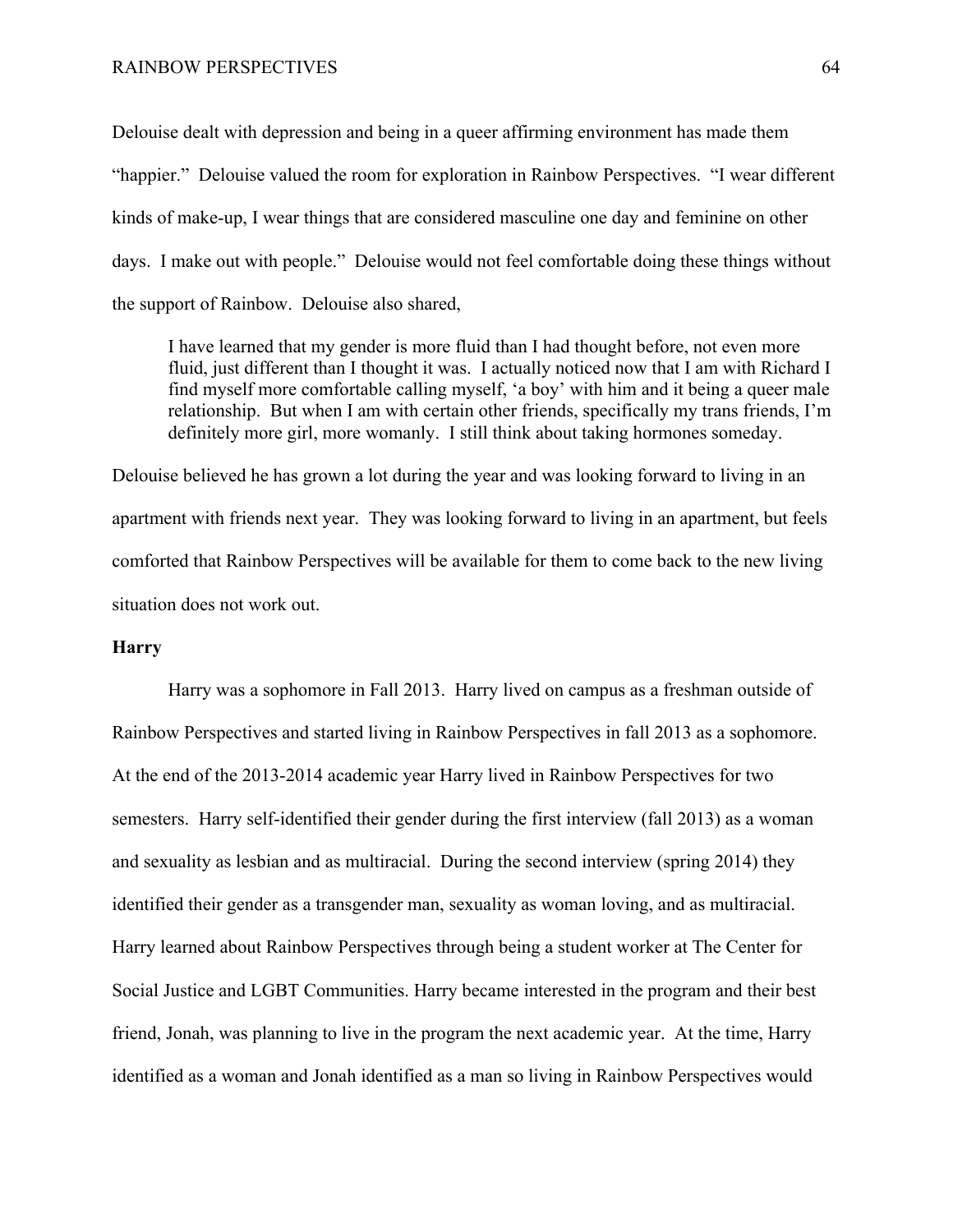Delouise dealt with depression and being in a queer affirming environment has made them "happier." Delouise valued the room for exploration in Rainbow Perspectives. "I wear different kinds of make-up, I wear things that are considered masculine one day and feminine on other days. I make out with people." Delouise would not feel comfortable doing these things without the support of Rainbow. Delouise also shared,

> I have learned that my gender is more fluid than I had thought before, not even more fluid, just different than I thought it was. I actually noticed now that I am with Richard I find myself more comfortable calling myself, 'a boy' with him and it being a queer male relationship. But when I am with certain other friends, specifically my trans friends, I'm definitely more girl, more womanly. I still think about taking hormones someday.

Delouise believed he has grown a lot during the year and was looking forward to living in an apartment with friends next year. They was looking forward to living in an apartment, but feels comforted that Rainbow Perspectives will be available for them to come back to the new living situation does not work out.

**Harry**

Harry was a sophomore in Fall 2013. Harry lived on campus as a freshman outside of Rainbow Perspectives and started living in Rainbow Perspectives in fall 2013 as a sophomore. At the end of the 2013-2014 academic year Harry lived in Rainbow Perspectives for two semesters. Harry self-identified their gender during the first interview (fall 2013) as a woman and sexuality as lesbian and as multiracial. During the second interview (spring 2014) they identified their gender as a transgender man, sexuality as woman loving, and as multiracial. Harry learned about Rainbow Perspectives through being a student worker at The Center for Social Justice and LGBT Communities. Harry became interested in the program and their best friend, Jonah, was planning to live in the program the next academic year. At the time, Harry identified as a woman and Jonah identified as a man so living in Rainbow Perspectives would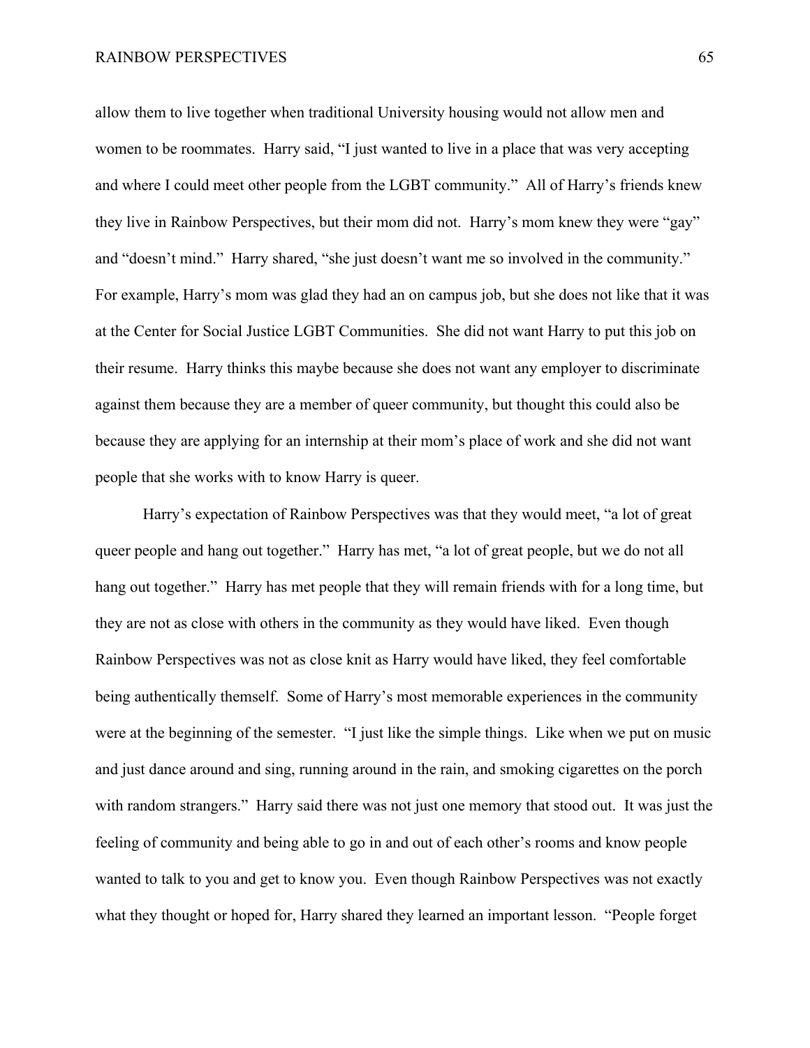allow them to live together when traditional University housing would not allow men and women to be roommates. Harry said, "I just wanted to live in a place that was very accepting and where I could meet other people from the LGBT community." All of Harry's friends knew they live in Rainbow Perspectives, but their mom did not. Harry's mom knew they were "gay" and "doesn't mind." Harry shared, "she just doesn't want me so involved in the community." For example, Harry's mom was glad they had an on campus job, but she does not like that it was at the Center for Social Justice LGBT Communities. She did not want Harry to put this job on their resume. Harry thinks this maybe because she does not want any employer to discriminate against them because they are a member of queer community, but thought this could also be because they are applying for an internship at their mom's place of work and she did not want people that she works with to know Harry is queer.

Harry's expectation of Rainbow Perspectives was that they would meet, "a lot of great queer people and hang out together." Harry has met, "a lot of great people, but we do not all hang out together." Harry has met people that they will remain friends with for a long time, but they are not as close with others in the community as they would have liked. Even though Rainbow Perspectives was not as close knit as Harry would have liked, they feel comfortable being authentically themself. Some of Harry's most memorable experiences in the community were at the beginning of the semester. "I just like the simple things. Like when we put on music and just dance around and sing, running around in the rain, and smoking cigarettes on the porch with random strangers." Harry said there was not just one memory that stood out. It was just the feeling of community and being able to go in and out of each other's rooms and know people wanted to talk to you and get to know you. Even though Rainbow Perspectives was not exactly what they thought or hoped for, Harry shared they learned an important lesson. "People forget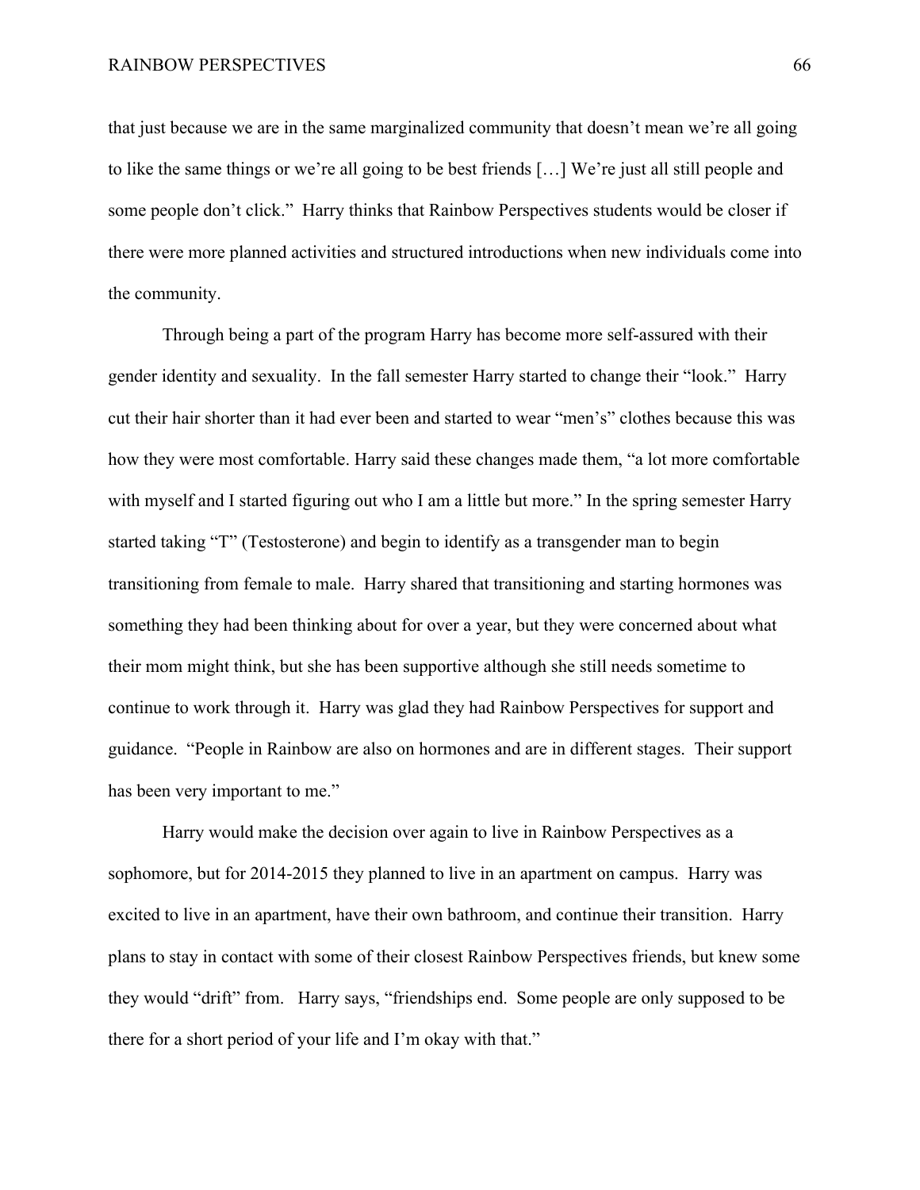that just because we are in the same marginalized community that doesn't mean we're all going to like the same things or we're all going to be best friends […] We're just all still people and some people don't click." Harry thinks that Rainbow Perspectives students would be closer if there were more planned activities and structured introductions when new individuals come into the community.

Through being a part of the program Harry has become more self-assured with their gender identity and sexuality. In the fall semester Harry started to change their "look." Harry cut their hair shorter than it had ever been and started to wear "men's" clothes because this was how they were most comfortable. Harry said these changes made them, "a lot more comfortable with myself and I started figuring out who I am a little but more." In the spring semester Harry started taking "T" (Testosterone) and begin to identify as a transgender man to begin transitioning from female to male. Harry shared that transitioning and starting hormones was something they had been thinking about for over a year, but they were concerned about what their mom might think, but she has been supportive although she still needs sometime to continue to work through it. Harry was glad they had Rainbow Perspectives for support and guidance. "People in Rainbow are also on hormones and are in different stages. Their support has been very important to me."

Harry would make the decision over again to live in Rainbow Perspectives as a sophomore, but for 2014-2015 they planned to live in an apartment on campus. Harry was excited to live in an apartment, have their own bathroom, and continue their transition. Harry plans to stay in contact with some of their closest Rainbow Perspectives friends, but knew some they would "drift" from. Harry says, "friendships end. Some people are only supposed to be there for a short period of your life and I'm okay with that."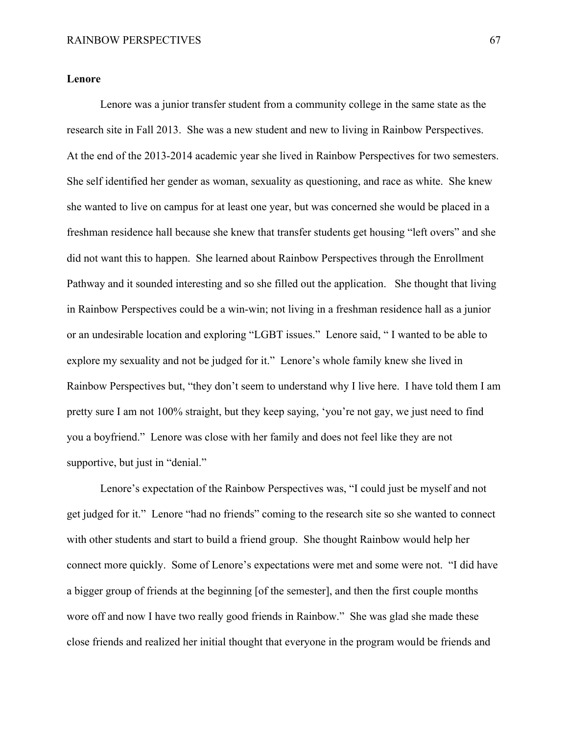**Lenore**

Lenore was a junior transfer student from a community college in the same state as the research site in Fall 2013. She was a new student and new to living in Rainbow Perspectives. At the end of the 2013-2014 academic year she lived in Rainbow Perspectives for two semesters. She self identified her gender as woman, sexuality as questioning, and race as white. She knew she wanted to live on campus for at least one year, but was concerned she would be placed in a freshman residence hall because she knew that transfer students get housing "left overs" and she did not want this to happen. She learned about Rainbow Perspectives through the Enrollment Pathway and it sounded interesting and so she filled out the application. She thought that living in Rainbow Perspectives could be a win-win; not living in a freshman residence hall as a junior or an undesirable location and exploring "LGBT issues." Lenore said, " I wanted to be able to explore my sexuality and not be judged for it." Lenore's whole family knew she lived in Rainbow Perspectives but, "they don't seem to understand why I live here. I have told them I am pretty sure I am not 100% straight, but they keep saying, 'you're not gay, we just need to find you a boyfriend." Lenore was close with her family and does not feel like they are not supportive, but just in "denial."

Lenore's expectation of the Rainbow Perspectives was, "I could just be myself and not get judged for it." Lenore "had no friends" coming to the research site so she wanted to connect with other students and start to build a friend group. She thought Rainbow would help her connect more quickly. Some of Lenore's expectations were met and some were not. "I did have a bigger group of friends at the beginning [of the semester], and then the first couple months wore off and now I have two really good friends in Rainbow." She was glad she made these close friends and realized her initial thought that everyone in the program would be friends and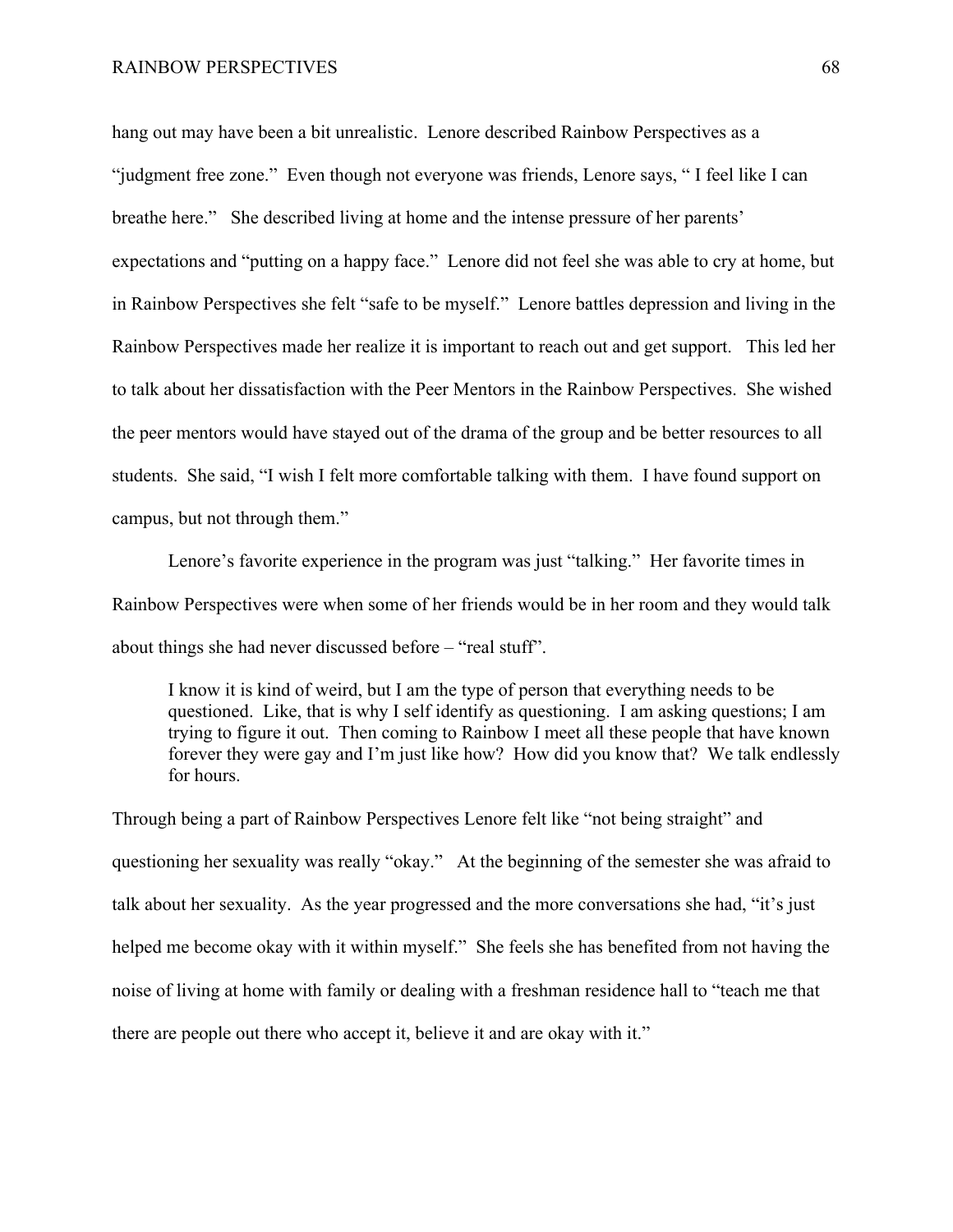hang out may have been a bit unrealistic. Lenore described Rainbow Perspectives as a "judgment free zone." Even though not everyone was friends, Lenore says, " I feel like I can breathe here." She described living at home and the intense pressure of her parents' expectations and "putting on a happy face." Lenore did not feel she was able to cry at home, but in Rainbow Perspectives she felt "safe to be myself." Lenore battles depression and living in the Rainbow Perspectives made her realize it is important to reach out and get support. This led her to talk about her dissatisfaction with the Peer Mentors in the Rainbow Perspectives. She wished the peer mentors would have stayed out of the drama of the group and be better resources to all students. She said, "I wish I felt more comfortable talking with them. I have found support on campus, but not through them."

Lenore's favorite experience in the program was just "talking." Her favorite times in Rainbow Perspectives were when some of her friends would be in her room and they would talk about things she had never discussed before – "real stuff".

> I know it is kind of weird, but I am the type of person that everything needs to be questioned. Like, that is why I self identify as questioning. I am asking questions; I am trying to figure it out. Then coming to Rainbow I meet all these people that have known forever they were gay and I'm just like how? How did you know that? We talk endlessly for hours.

Through being a part of Rainbow Perspectives Lenore felt like "not being straight" and questioning her sexuality was really "okay." At the beginning of the semester she was afraid to talk about her sexuality. As the year progressed and the more conversations she had, "it's just helped me become okay with it within myself." She feels she has benefited from not having the noise of living at home with family or dealing with a freshman residence hall to "teach me that there are people out there who accept it, believe it and are okay with it."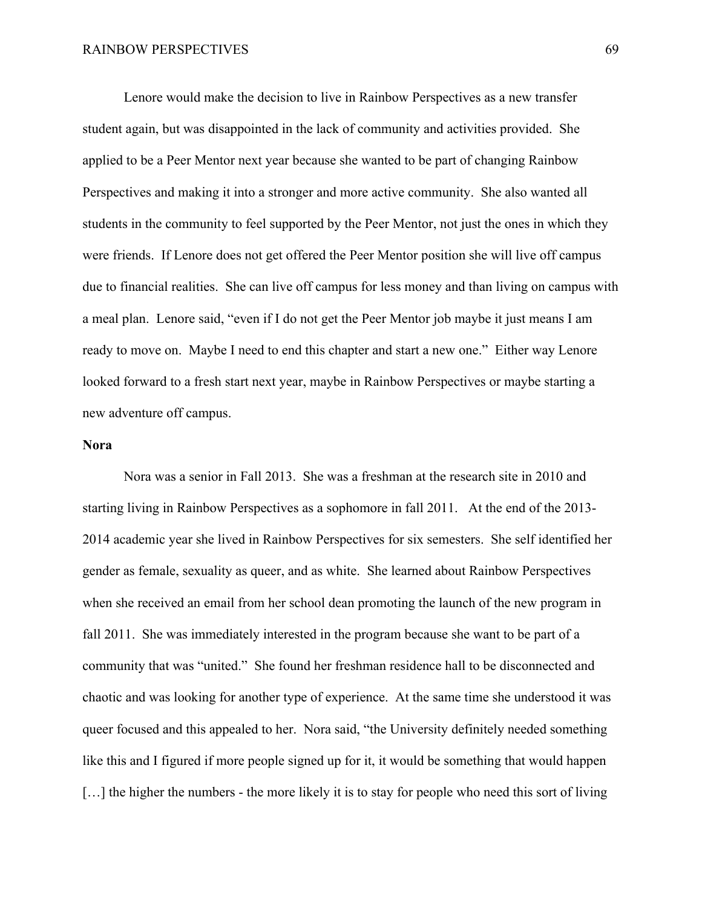Lenore would make the decision to live in Rainbow Perspectives as a new transfer student again, but was disappointed in the lack of community and activities provided. She applied to be a Peer Mentor next year because she wanted to be part of changing Rainbow Perspectives and making it into a stronger and more active community. She also wanted all students in the community to feel supported by the Peer Mentor, not just the ones in which they were friends. If Lenore does not get offered the Peer Mentor position she will live off campus due to financial realities. She can live off campus for less money and than living on campus with a meal plan. Lenore said, "even if I do not get the Peer Mentor job maybe it just means I am ready to move on. Maybe I need to end this chapter and start a new one." Either way Lenore looked forward to a fresh start next year, maybe in Rainbow Perspectives or maybe starting a new adventure off campus.

**Nora**

Nora was a senior in Fall 2013. She was a freshman at the research site in 2010 and starting living in Rainbow Perspectives as a sophomore in fall 2011. At the end of the 2013-2014 academic year she lived in Rainbow Perspectives for six semesters. She self identified her gender as female, sexuality as queer, and as white. She learned about Rainbow Perspectives when she received an email from her school dean promoting the launch of the new program in fall 2011. She was immediately interested in the program because she want to be part of a community that was "united." She found her freshman residence hall to be disconnected and chaotic and was looking for another type of experience. At the same time she understood it was queer focused and this appealed to her. Nora said, "the University definitely needed something like this and I figured if more people signed up for it, it would be something that would happen […] the higher the numbers - the more likely it is to stay for people who need this sort of living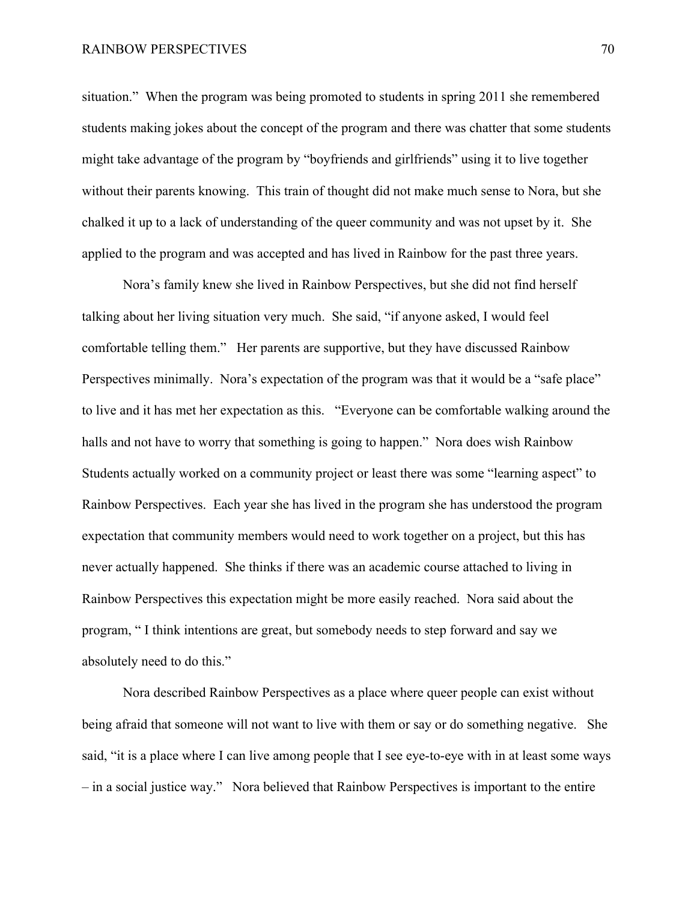situation." When the program was being promoted to students in spring 2011 she remembered students making jokes about the concept of the program and there was chatter that some students might take advantage of the program by "boyfriends and girlfriends" using it to live together without their parents knowing. This train of thought did not make much sense to Nora, but she chalked it up to a lack of understanding of the queer community and was not upset by it. She applied to the program and was accepted and has lived in Rainbow for the past three years.

Nora's family knew she lived in Rainbow Perspectives, but she did not find herself talking about her living situation very much. She said, "if anyone asked, I would feel comfortable telling them." Her parents are supportive, but they have discussed Rainbow Perspectives minimally. Nora's expectation of the program was that it would be a "safe place" to live and it has met her expectation as this. "Everyone can be comfortable walking around the halls and not have to worry that something is going to happen." Nora does wish Rainbow Students actually worked on a community project or least there was some "learning aspect" to Rainbow Perspectives. Each year she has lived in the program she has understood the program expectation that community members would need to work together on a project, but this has never actually happened. She thinks if there was an academic course attached to living in Rainbow Perspectives this expectation might be more easily reached. Nora said about the program, " I think intentions are great, but somebody needs to step forward and say we absolutely need to do this."

Nora described Rainbow Perspectives as a place where queer people can exist without being afraid that someone will not want to live with them or say or do something negative. She said, "it is a place where I can live among people that I see eye-to-eye with in at least some ways – in a social justice way." Nora believed that Rainbow Perspectives is important to the entire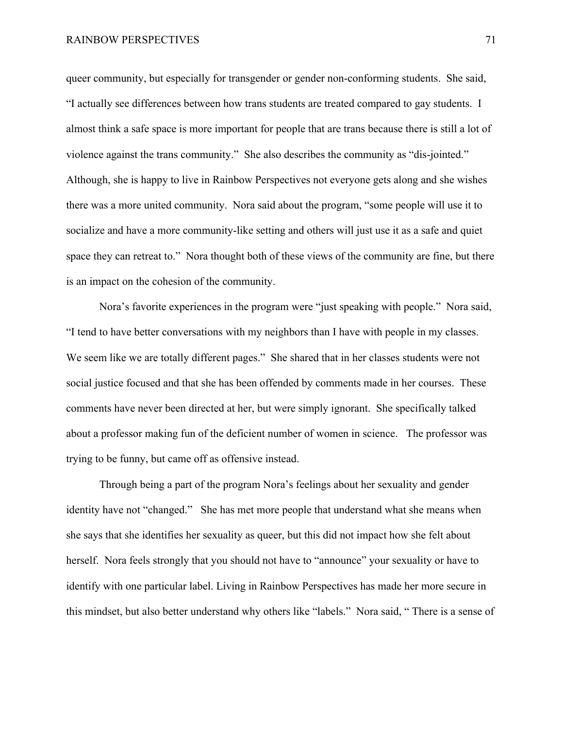queer community, but especially for transgender or gender non-conforming students. She said, "I actually see differences between how trans students are treated compared to gay students. I almost think a safe space is more important for people that are trans because there is still a lot of violence against the trans community." She also describes the community as "dis-jointed." Although, she is happy to live in Rainbow Perspectives not everyone gets along and she wishes there was a more united community. Nora said about the program, "some people will use it to socialize and have a more community-like setting and others will just use it as a safe and quiet space they can retreat to." Nora thought both of these views of the community are fine, but there is an impact on the cohesion of the community.

Nora's favorite experiences in the program were "just speaking with people." Nora said, "I tend to have better conversations with my neighbors than I have with people in my classes. We seem like we are totally different pages." She shared that in her classes students were not social justice focused and that she has been offended by comments made in her courses. These comments have never been directed at her, but were simply ignorant. She specifically talked about a professor making fun of the deficient number of women in science. The professor was trying to be funny, but came off as offensive instead.

Through being a part of the program Nora's feelings about her sexuality and gender identity have not "changed." She has met more people that understand what she means when she says that she identifies her sexuality as queer, but this did not impact how she felt about herself. Nora feels strongly that you should not have to "announce" your sexuality or have to identify with one particular label. Living in Rainbow Perspectives has made her more secure in this mindset, but also better understand why others like "labels." Nora said, " There is a sense of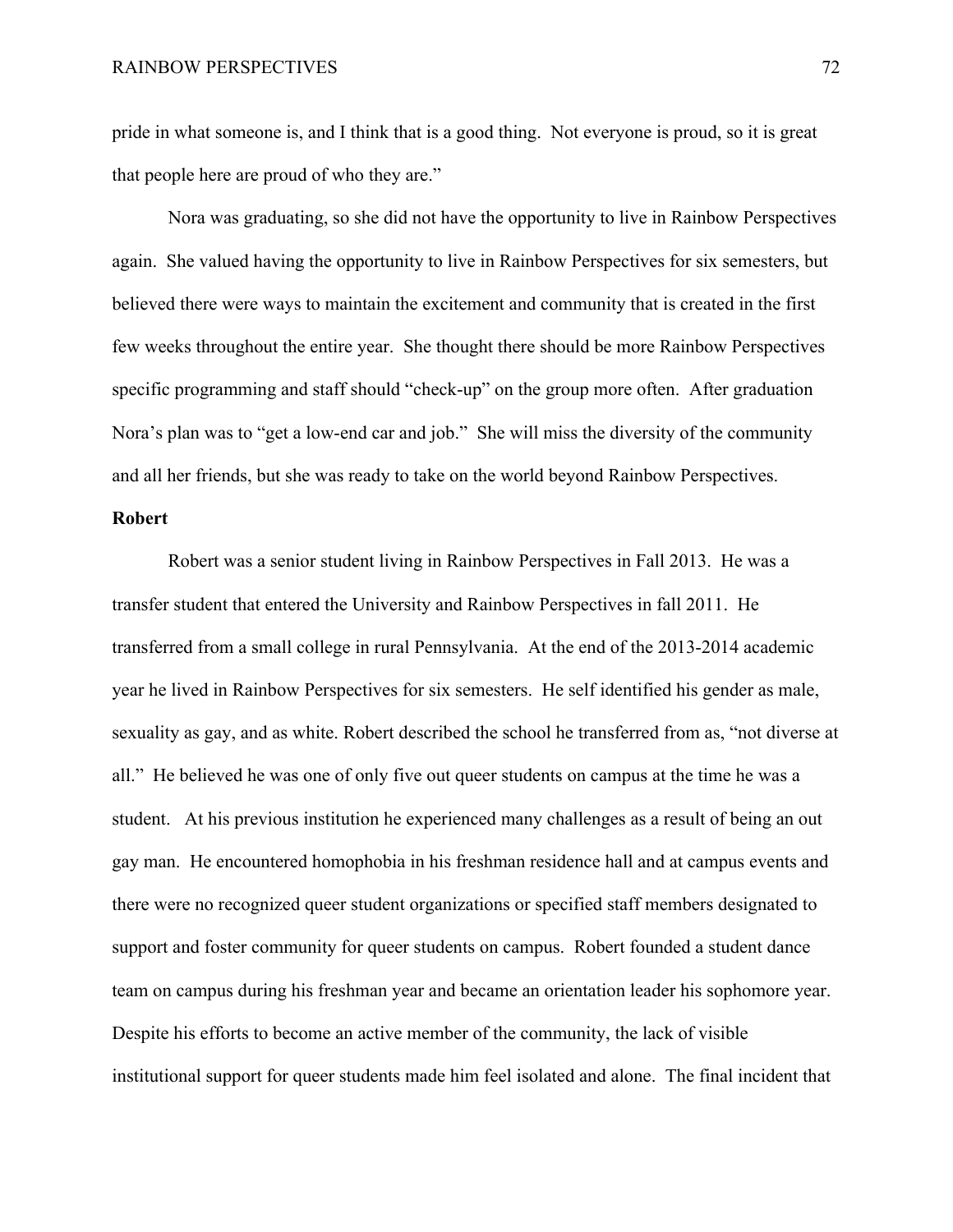pride in what someone is, and I think that is a good thing. Not everyone is proud, so it is great that people here are proud of who they are."

Nora was graduating, so she did not have the opportunity to live in Rainbow Perspectives again. She valued having the opportunity to live in Rainbow Perspectives for six semesters, but believed there were ways to maintain the excitement and community that is created in the first few weeks throughout the entire year. She thought there should be more Rainbow Perspectives specific programming and staff should "check-up" on the group more often. After graduation Nora's plan was to "get a low-end car and job." She will miss the diversity of the community and all her friends, but she was ready to take on the world beyond Rainbow Perspectives.

**Robert**

Robert was a senior student living in Rainbow Perspectives in Fall 2013. He was a transfer student that entered the University and Rainbow Perspectives in fall 2011. He transferred from a small college in rural Pennsylvania. At the end of the 2013-2014 academic year he lived in Rainbow Perspectives for six semesters. He self identified his gender as male, sexuality as gay, and as white. Robert described the school he transferred from as, "not diverse at all." He believed he was one of only five out queer students on campus at the time he was a student. At his previous institution he experienced many challenges as a result of being an out gay man. He encountered homophobia in his freshman residence hall and at campus events and there were no recognized queer student organizations or specified staff members designated to support and foster community for queer students on campus. Robert founded a student dance team on campus during his freshman year and became an orientation leader his sophomore year. Despite his efforts to become an active member of the community, the lack of visible institutional support for queer students made him feel isolated and alone. The final incident that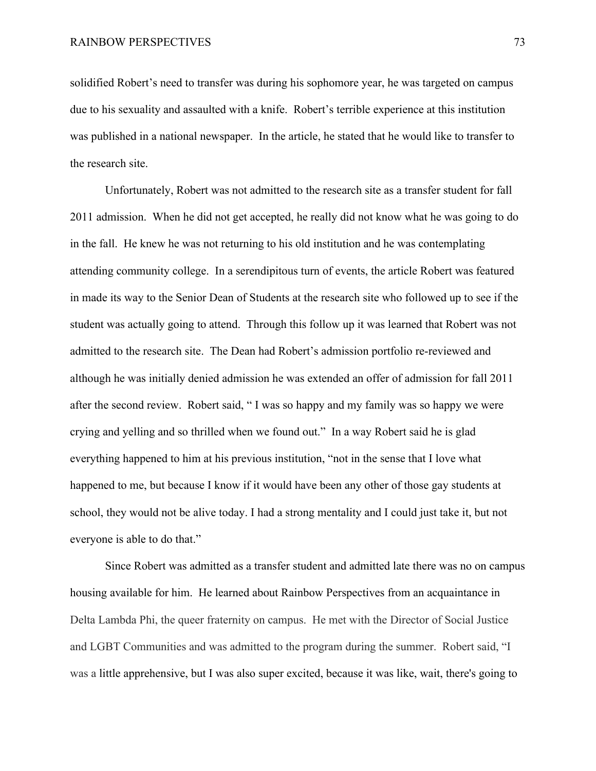solidified Robert's need to transfer was during his sophomore year, he was targeted on campus due to his sexuality and assaulted with a knife. Robert's terrible experience at this institution was published in a national newspaper. In the article, he stated that he would like to transfer to the research site.

Unfortunately, Robert was not admitted to the research site as a transfer student for fall 2011 admission. When he did not get accepted, he really did not know what he was going to do in the fall. He knew he was not returning to his old institution and he was contemplating attending community college. In a serendipitous turn of events, the article Robert was featured in made its way to the Senior Dean of Students at the research site who followed up to see if the student was actually going to attend. Through this follow up it was learned that Robert was not admitted to the research site. The Dean had Robert's admission portfolio re-reviewed and although he was initially denied admission he was extended an offer of admission for fall 2011 after the second review. Robert said, " I was so happy and my family was so happy we were crying and yelling and so thrilled when we found out." In a way Robert said he is glad everything happened to him at his previous institution, "not in the sense that I love what happened to me, but because I know if it would have been any other of those gay students at school, they would not be alive today. I had a strong mentality and I could just take it, but not everyone is able to do that."

Since Robert was admitted as a transfer student and admitted late there was no on campus housing available for him. He learned about Rainbow Perspectives from an acquaintance in Delta Lambda Phi, the queer fraternity on campus. He met with the Director of Social Justice and LGBT Communities and was admitted to the program during the summer. Robert said, "I was a little apprehensive, but I was also super excited, because it was like, wait, there's going to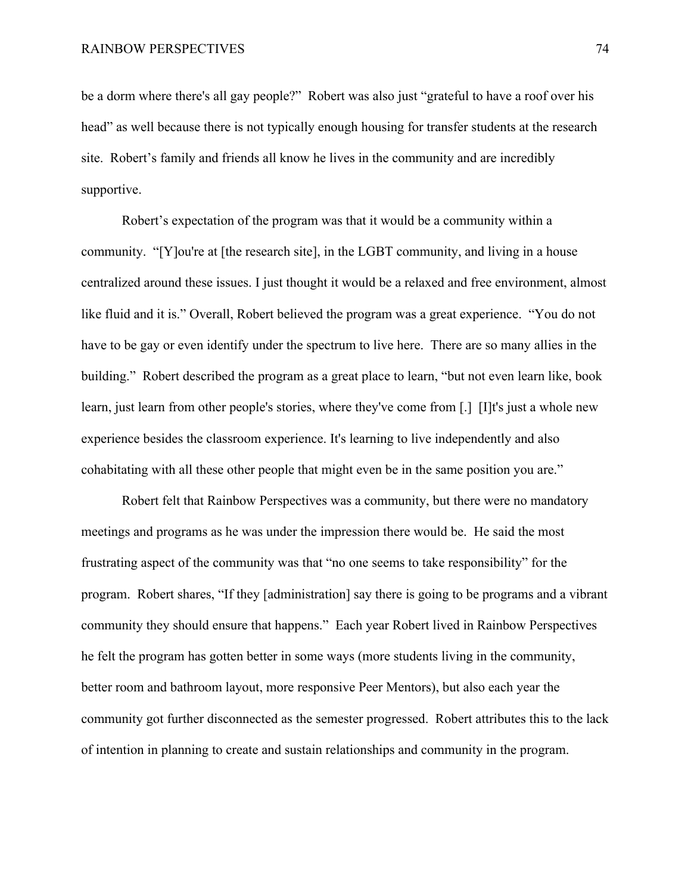be a dorm where there's all gay people?" Robert was also just "grateful to have a roof over his head" as well because there is not typically enough housing for transfer students at the research site. Robert's family and friends all know he lives in the community and are incredibly supportive.

Robert's expectation of the program was that it would be a community within a community. "[Y]ou're at [the research site], in the LGBT community, and living in a house centralized around these issues. I just thought it would be a relaxed and free environment, almost like fluid and it is." Overall, Robert believed the program was a great experience. "You do not have to be gay or even identify under the spectrum to live here. There are so many allies in the building." Robert described the program as a great place to learn, "but not even learn like, book learn, just learn from other people's stories, where they've come from [.] [I]t's just a whole new experience besides the classroom experience. It's learning to live independently and also cohabitating with all these other people that might even be in the same position you are."

Robert felt that Rainbow Perspectives was a community, but there were no mandatory meetings and programs as he was under the impression there would be. He said the most frustrating aspect of the community was that "no one seems to take responsibility" for the program. Robert shares, "If they [administration] say there is going to be programs and a vibrant community they should ensure that happens." Each year Robert lived in Rainbow Perspectives he felt the program has gotten better in some ways (more students living in the community, better room and bathroom layout, more responsive Peer Mentors), but also each year the community got further disconnected as the semester progressed. Robert attributes this to the lack of intention in planning to create and sustain relationships and community in the program.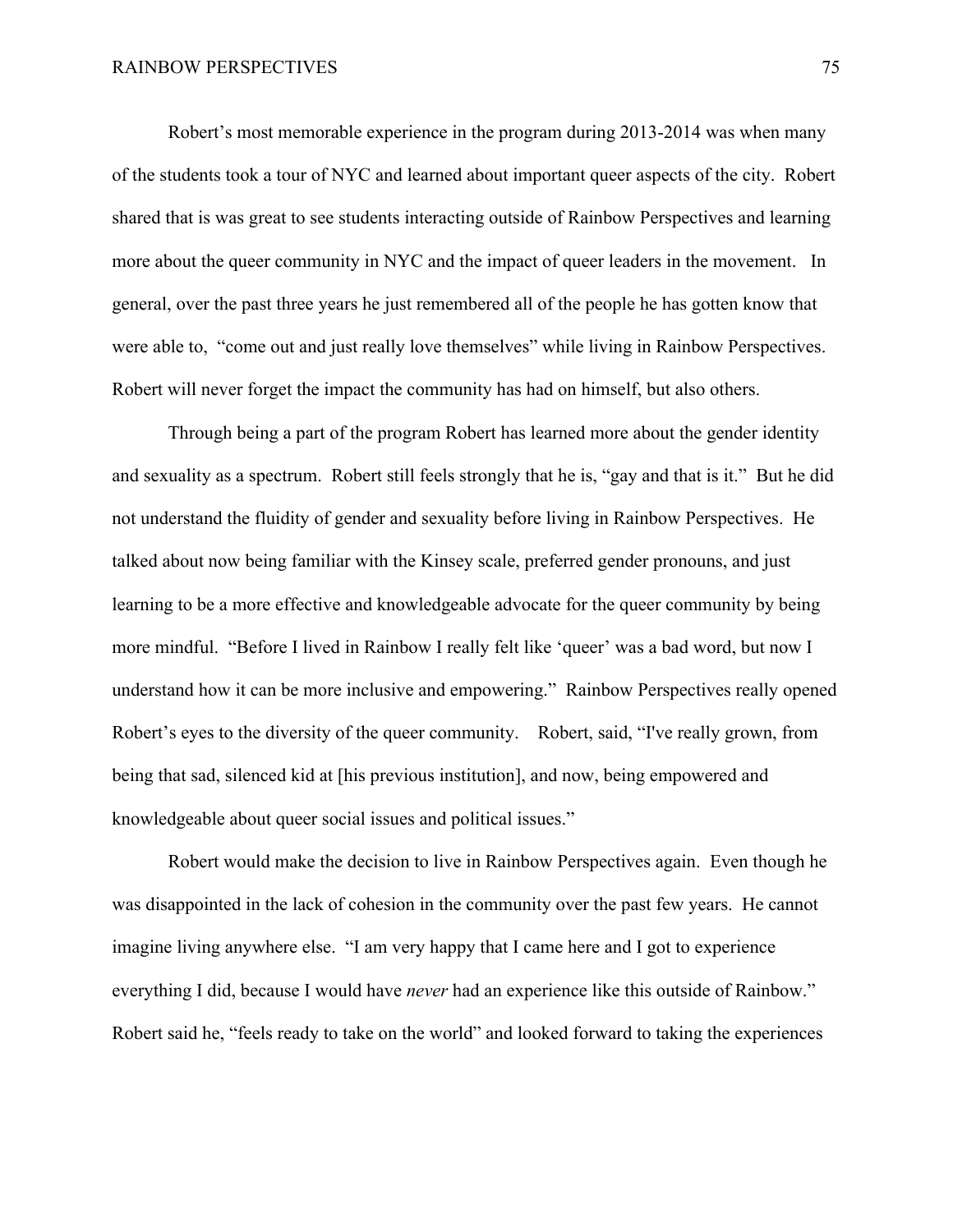Robert's most memorable experience in the program during 2013-2014 was when many of the students took a tour of NYC and learned about important queer aspects of the city. Robert shared that is was great to see students interacting outside of Rainbow Perspectives and learning more about the queer community in NYC and the impact of queer leaders in the movement. In general, over the past three years he just remembered all of the people he has gotten know that were able to, "come out and just really love themselves" while living in Rainbow Perspectives. Robert will never forget the impact the community has had on himself, but also others.

Through being a part of the program Robert has learned more about the gender identity and sexuality as a spectrum. Robert still feels strongly that he is, "gay and that is it." But he did not understand the fluidity of gender and sexuality before living in Rainbow Perspectives. He talked about now being familiar with the Kinsey scale, preferred gender pronouns, and just learning to be a more effective and knowledgeable advocate for the queer community by being more mindful. "Before I lived in Rainbow I really felt like 'queer' was a bad word, but now I understand how it can be more inclusive and empowering." Rainbow Perspectives really opened Robert's eyes to the diversity of the queer community. Robert, said, "I've really grown, from being that sad, silenced kid at [his previous institution], and now, being empowered and knowledgeable about queer social issues and political issues."

Robert would make the decision to live in Rainbow Perspectives again. Even though he was disappointed in the lack of cohesion in the community over the past few years. He cannot imagine living anywhere else. "I am very happy that I came here and I got to experience everything I did, because I would have *never* had an experience like this outside of Rainbow." Robert said he, "feels ready to take on the world" and looked forward to taking the experiences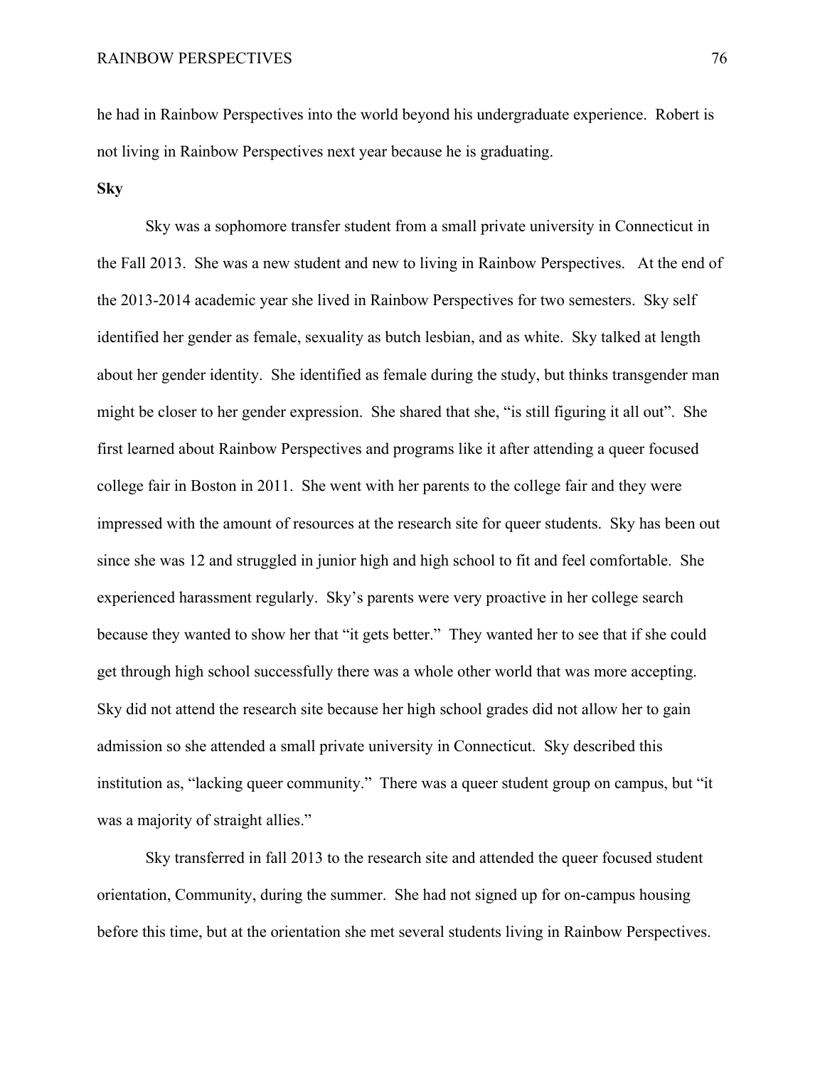he had in Rainbow Perspectives into the world beyond his undergraduate experience. Robert is not living in Rainbow Perspectives next year because he is graduating.

**Sky**

Sky was a sophomore transfer student from a small private university in Connecticut in the Fall 2013. She was a new student and new to living in Rainbow Perspectives. At the end of the 2013-2014 academic year she lived in Rainbow Perspectives for two semesters. Sky self identified her gender as female, sexuality as butch lesbian, and as white. Sky talked at length about her gender identity. She identified as female during the study, but thinks transgender man might be closer to her gender expression. She shared that she, "is still figuring it all out". She first learned about Rainbow Perspectives and programs like it after attending a queer focused college fair in Boston in 2011. She went with her parents to the college fair and they were impressed with the amount of resources at the research site for queer students. Sky has been out since she was 12 and struggled in junior high and high school to fit and feel comfortable. She experienced harassment regularly. Sky's parents were very proactive in her college search because they wanted to show her that "it gets better." They wanted her to see that if she could get through high school successfully there was a whole other world that was more accepting. Sky did not attend the research site because her high school grades did not allow her to gain admission so she attended a small private university in Connecticut. Sky described this institution as, "lacking queer community." There was a queer student group on campus, but "it was a majority of straight allies."

Sky transferred in fall 2013 to the research site and attended the queer focused student orientation, Community, during the summer. She had not signed up for on-campus housing before this time, but at the orientation she met several students living in Rainbow Perspectives.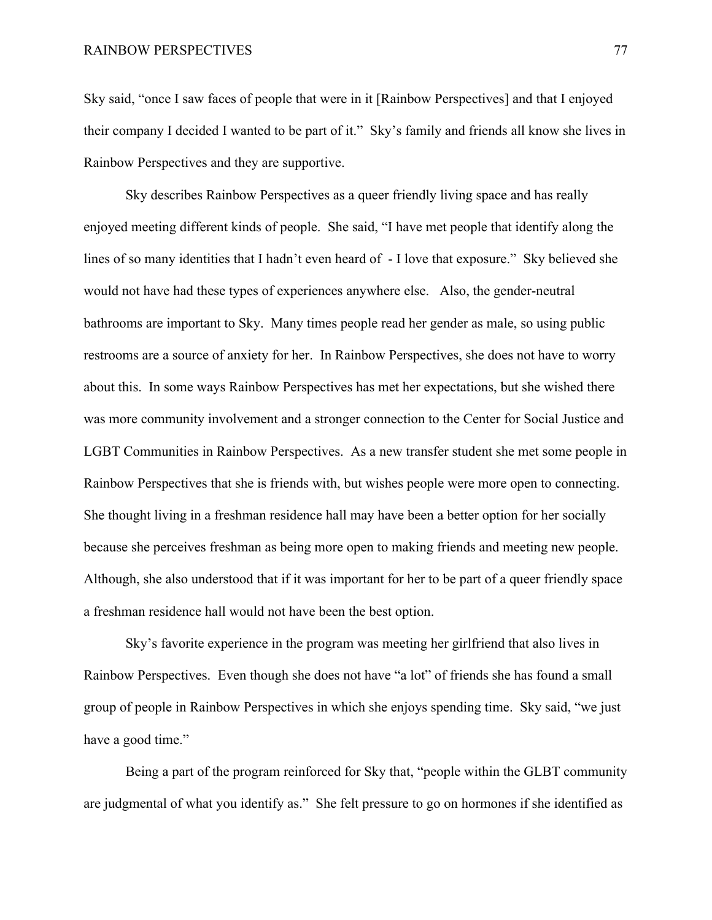Sky said, “once I saw faces of people that were in it [Rainbow Perspectives] and that I enjoyed their company I decided I wanted to be part of it.” Sky’s family and friends all know she lives in Rainbow Perspectives and they are supportive.

Sky describes Rainbow Perspectives as a queer friendly living space and has really enjoyed meeting different kinds of people. She said, “I have met people that identify along the lines of so many identities that I hadn’t even heard of - I love that exposure.” Sky believed she would not have had these types of experiences anywhere else. Also, the gender-neutral bathrooms are important to Sky. Many times people read her gender as male, so using public restrooms are a source of anxiety for her. In Rainbow Perspectives, she does not have to worry about this. In some ways Rainbow Perspectives has met her expectations, but she wished there was more community involvement and a stronger connection to the Center for Social Justice and LGBT Communities in Rainbow Perspectives. As a new transfer student she met some people in Rainbow Perspectives that she is friends with, but wishes people were more open to connecting. She thought living in a freshman residence hall may have been a better option for her socially because she perceives freshman as being more open to making friends and meeting new people. Although, she also understood that if it was important for her to be part of a queer friendly space a freshman residence hall would not have been the best option.

Sky’s favorite experience in the program was meeting her girlfriend that also lives in Rainbow Perspectives. Even though she does not have “a lot” of friends she has found a small group of people in Rainbow Perspectives in which she enjoys spending time. Sky said, “we just have a good time.”

Being a part of the program reinforced for Sky that, “people within the GLBT community are judgmental of what you identify as.” She felt pressure to go on hormones if she identified as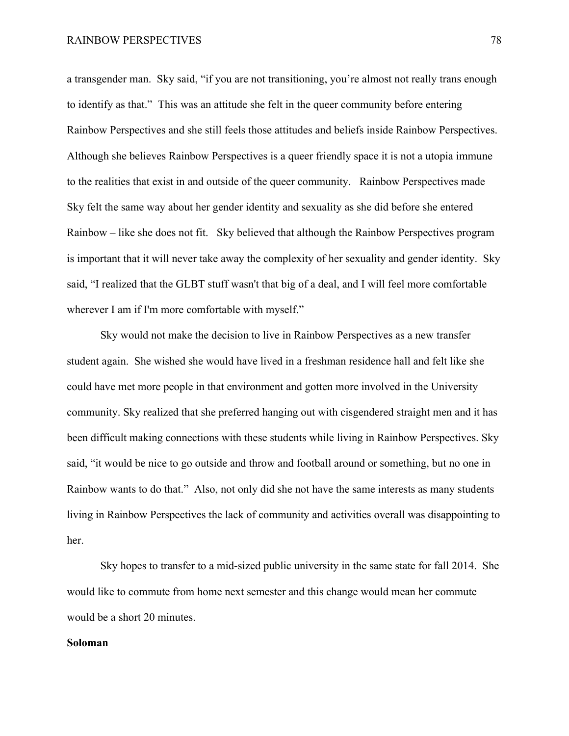a transgender man. Sky said, "if you are not transitioning, you're almost not really trans enough to identify as that." This was an attitude she felt in the queer community before entering Rainbow Perspectives and she still feels those attitudes and beliefs inside Rainbow Perspectives. Although she believes Rainbow Perspectives is a queer friendly space it is not a utopia immune to the realities that exist in and outside of the queer community. Rainbow Perspectives made Sky felt the same way about her gender identity and sexuality as she did before she entered Rainbow – like she does not fit. Sky believed that although the Rainbow Perspectives program is important that it will never take away the complexity of her sexuality and gender identity. Sky said, "I realized that the GLBT stuff wasn't that big of a deal, and I will feel more comfortable wherever I am if I'm more comfortable with myself."

Sky would not make the decision to live in Rainbow Perspectives as a new transfer student again. She wished she would have lived in a freshman residence hall and felt like she could have met more people in that environment and gotten more involved in the University community. Sky realized that she preferred hanging out with cisgendered straight men and it has been difficult making connections with these students while living in Rainbow Perspectives. Sky said, "it would be nice to go outside and throw and football around or something, but no one in Rainbow wants to do that." Also, not only did she not have the same interests as many students living in Rainbow Perspectives the lack of community and activities overall was disappointing to her.

Sky hopes to transfer to a mid-sized public university in the same state for fall 2014. She would like to commute from home next semester and this change would mean her commute would be a short 20 minutes.

**Soloman**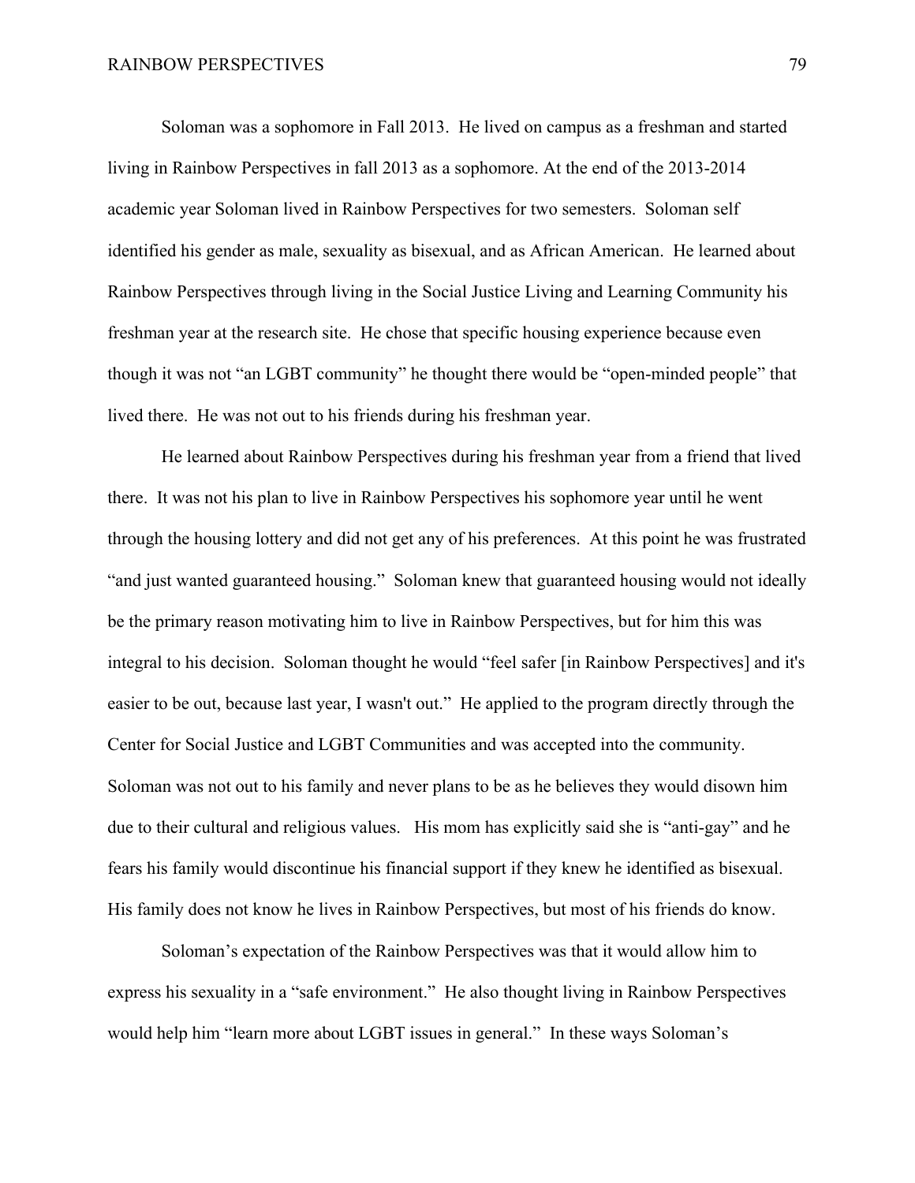Soloman was a sophomore in Fall 2013. He lived on campus as a freshman and started living in Rainbow Perspectives in fall 2013 as a sophomore. At the end of the 2013-2014 academic year Soloman lived in Rainbow Perspectives for two semesters. Soloman self identified his gender as male, sexuality as bisexual, and as African American. He learned about Rainbow Perspectives through living in the Social Justice Living and Learning Community his freshman year at the research site. He chose that specific housing experience because even though it was not "an LGBT community" he thought there would be "open-minded people" that lived there. He was not out to his friends during his freshman year.

He learned about Rainbow Perspectives during his freshman year from a friend that lived there. It was not his plan to live in Rainbow Perspectives his sophomore year until he went through the housing lottery and did not get any of his preferences. At this point he was frustrated "and just wanted guaranteed housing." Soloman knew that guaranteed housing would not ideally be the primary reason motivating him to live in Rainbow Perspectives, but for him this was integral to his decision. Soloman thought he would "feel safer [in Rainbow Perspectives] and it's easier to be out, because last year, I wasn't out." He applied to the program directly through the Center for Social Justice and LGBT Communities and was accepted into the community. Soloman was not out to his family and never plans to be as he believes they would disown him due to their cultural and religious values. His mom has explicitly said she is "anti-gay" and he fears his family would discontinue his financial support if they knew he identified as bisexual. His family does not know he lives in Rainbow Perspectives, but most of his friends do know.

Soloman's expectation of the Rainbow Perspectives was that it would allow him to express his sexuality in a "safe environment." He also thought living in Rainbow Perspectives would help him "learn more about LGBT issues in general." In these ways Soloman's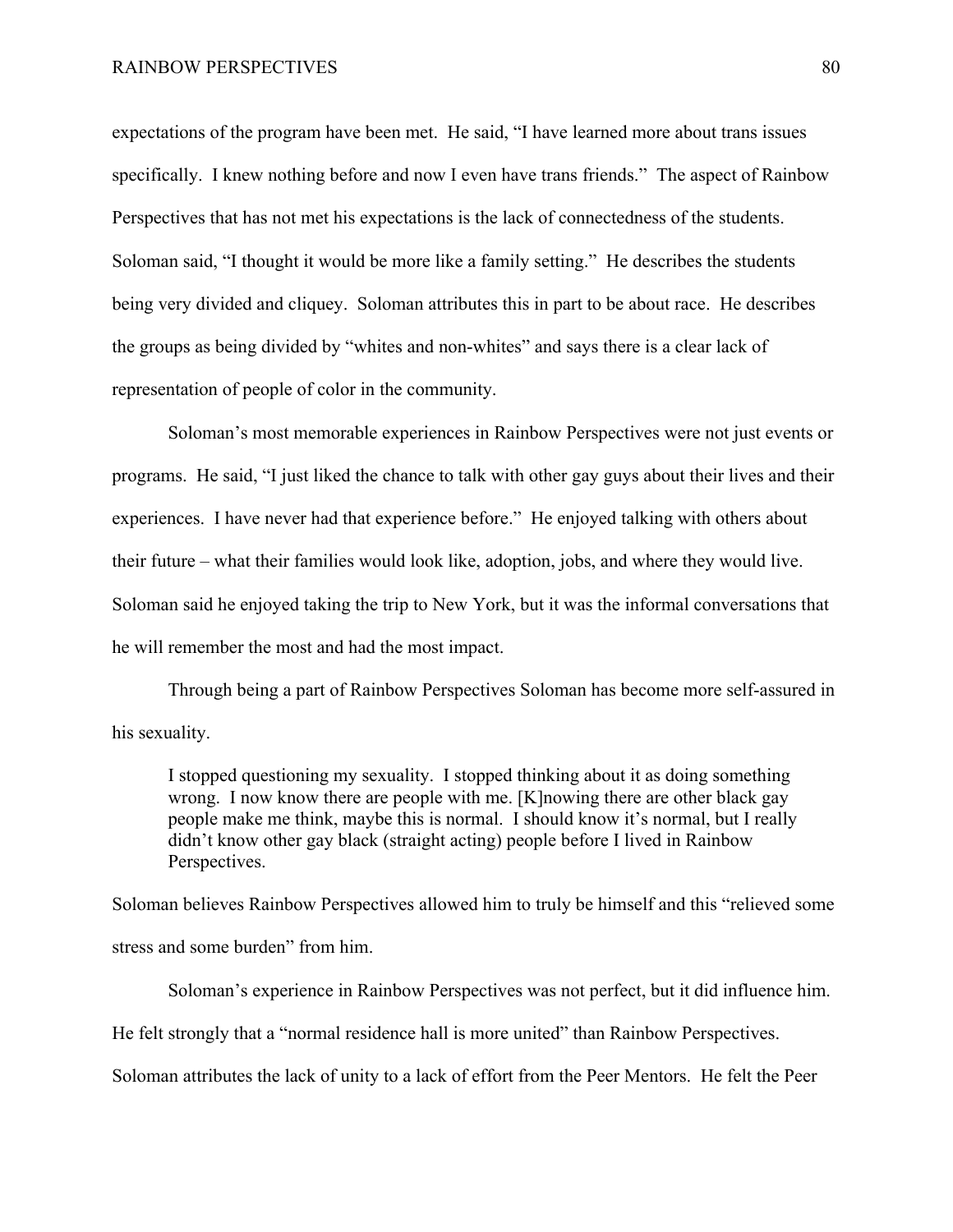expectations of the program have been met. He said, "I have learned more about trans issues specifically. I knew nothing before and now I even have trans friends." The aspect of Rainbow Perspectives that has not met his expectations is the lack of connectedness of the students. Soloman said, "I thought it would be more like a family setting." He describes the students being very divided and cliquey. Soloman attributes this in part to be about race. He describes the groups as being divided by "whites and non-whites" and says there is a clear lack of representation of people of color in the community.

Soloman's most memorable experiences in Rainbow Perspectives were not just events or programs. He said, "I just liked the chance to talk with other gay guys about their lives and their experiences. I have never had that experience before." He enjoyed talking with others about their future – what their families would look like, adoption, jobs, and where they would live. Soloman said he enjoyed taking the trip to New York, but it was the informal conversations that he will remember the most and had the most impact.

Through being a part of Rainbow Perspectives Soloman has become more self-assured in his sexuality.

> I stopped questioning my sexuality. I stopped thinking about it as doing something wrong. I now know there are people with me. [K]nowing there are other black gay people make me think, maybe this is normal. I should know it's normal, but I really didn't know other gay black (straight acting) people before I lived in Rainbow Perspectives.

Soloman believes Rainbow Perspectives allowed him to truly be himself and this "relieved some stress and some burden" from him.

Soloman's experience in Rainbow Perspectives was not perfect, but it did influence him. He felt strongly that a "normal residence hall is more united" than Rainbow Perspectives. Soloman attributes the lack of unity to a lack of effort from the Peer Mentors. He felt the Peer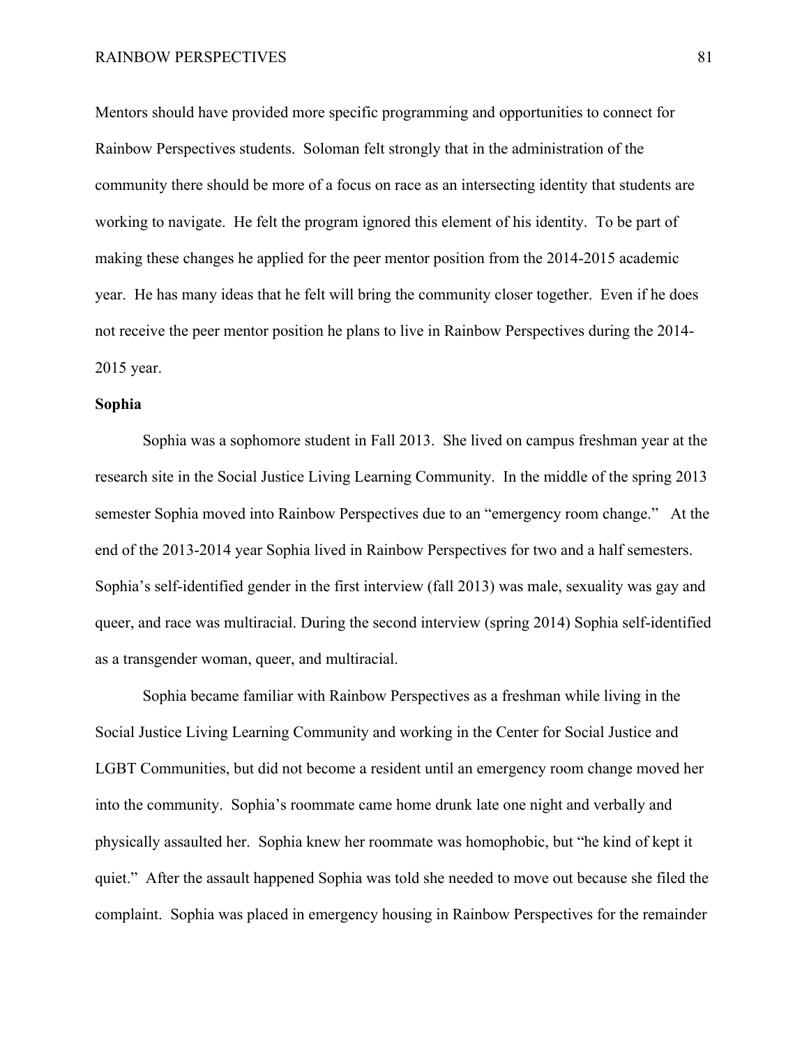Mentors should have provided more specific programming and opportunities to connect for Rainbow Perspectives students. Soloman felt strongly that in the administration of the community there should be more of a focus on race as an intersecting identity that students are working to navigate. He felt the program ignored this element of his identity. To be part of making these changes he applied for the peer mentor position from the 2014-2015 academic year. He has many ideas that he felt will bring the community closer together. Even if he does not receive the peer mentor position he plans to live in Rainbow Perspectives during the 2014-2015 year.

**Sophia**

Sophia was a sophomore student in Fall 2013. She lived on campus freshman year at the research site in the Social Justice Living Learning Community. In the middle of the spring 2013 semester Sophia moved into Rainbow Perspectives due to an "emergency room change." At the end of the 2013-2014 year Sophia lived in Rainbow Perspectives for two and a half semesters. Sophia's self-identified gender in the first interview (fall 2013) was male, sexuality was gay and queer, and race was multiracial. During the second interview (spring 2014) Sophia self-identified as a transgender woman, queer, and multiracial.

Sophia became familiar with Rainbow Perspectives as a freshman while living in the Social Justice Living Learning Community and working in the Center for Social Justice and LGBT Communities, but did not become a resident until an emergency room change moved her into the community. Sophia's roommate came home drunk late one night and verbally and physically assaulted her. Sophia knew her roommate was homophobic, but "he kind of kept it quiet." After the assault happened Sophia was told she needed to move out because she filed the complaint. Sophia was placed in emergency housing in Rainbow Perspectives for the remainder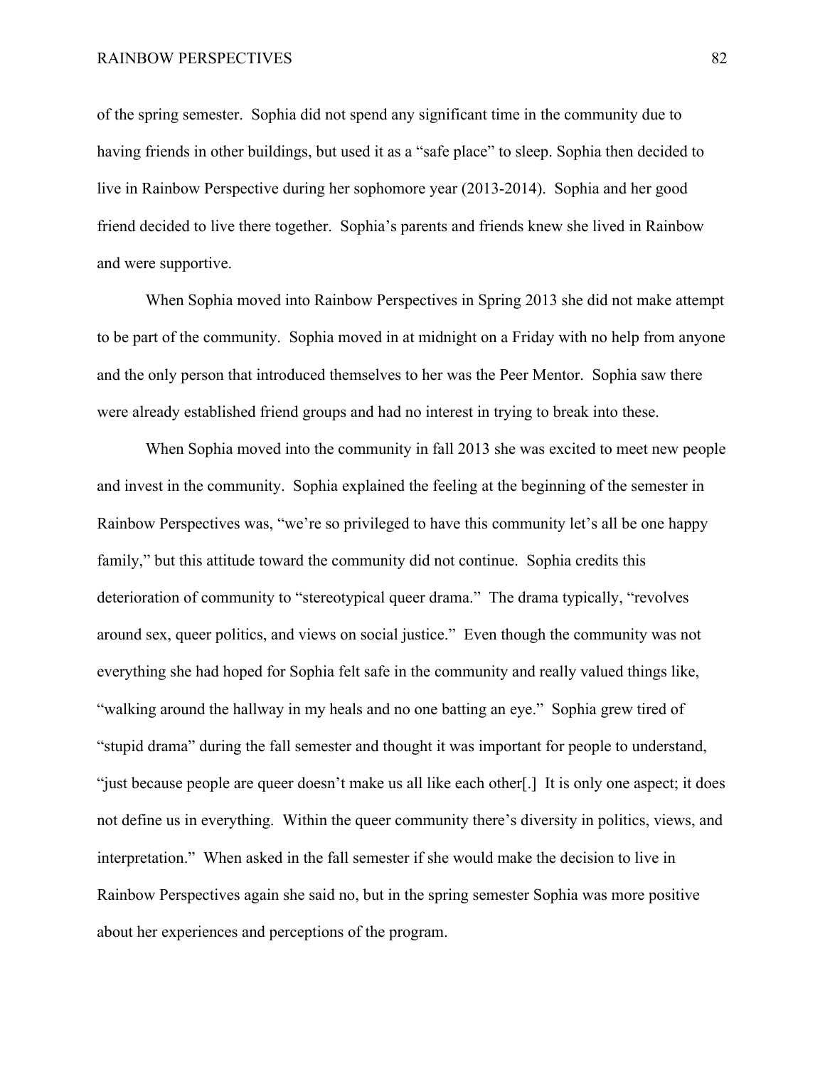of the spring semester. Sophia did not spend any significant time in the community due to having friends in other buildings, but used it as a "safe place" to sleep. Sophia then decided to live in Rainbow Perspective during her sophomore year (2013-2014). Sophia and her good friend decided to live there together. Sophia's parents and friends knew she lived in Rainbow and were supportive.

When Sophia moved into Rainbow Perspectives in Spring 2013 she did not make attempt to be part of the community. Sophia moved in at midnight on a Friday with no help from anyone and the only person that introduced themselves to her was the Peer Mentor. Sophia saw there were already established friend groups and had no interest in trying to break into these.

When Sophia moved into the community in fall 2013 she was excited to meet new people and invest in the community. Sophia explained the feeling at the beginning of the semester in Rainbow Perspectives was, "we're so privileged to have this community let's all be one happy family," but this attitude toward the community did not continue. Sophia credits this deterioration of community to "stereotypical queer drama." The drama typically, "revolves around sex, queer politics, and views on social justice." Even though the community was not everything she had hoped for Sophia felt safe in the community and really valued things like, "walking around the hallway in my heals and no one batting an eye." Sophia grew tired of "stupid drama" during the fall semester and thought it was important for people to understand, "just because people are queer doesn't make us all like each other[.] It is only one aspect; it does not define us in everything. Within the queer community there's diversity in politics, views, and interpretation." When asked in the fall semester if she would make the decision to live in Rainbow Perspectives again she said no, but in the spring semester Sophia was more positive about her experiences and perceptions of the program.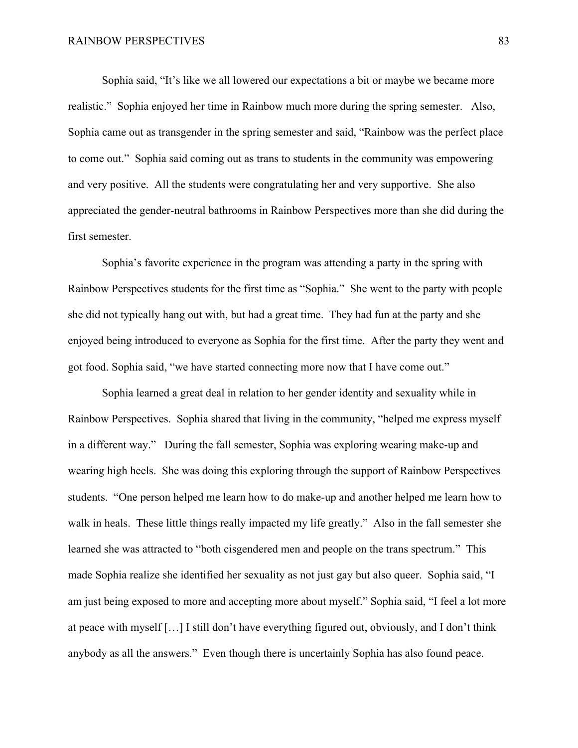Sophia said, “It’s like we all lowered our expectations a bit or maybe we became more realistic.” Sophia enjoyed her time in Rainbow much more during the spring semester. Also, Sophia came out as transgender in the spring semester and said, “Rainbow was the perfect place to come out.” Sophia said coming out as trans to students in the community was empowering and very positive. All the students were congratulating her and very supportive. She also appreciated the gender-neutral bathrooms in Rainbow Perspectives more than she did during the first semester.

Sophia’s favorite experience in the program was attending a party in the spring with Rainbow Perspectives students for the first time as “Sophia.” She went to the party with people she did not typically hang out with, but had a great time. They had fun at the party and she enjoyed being introduced to everyone as Sophia for the first time. After the party they went and got food. Sophia said, “we have started connecting more now that I have come out.”

Sophia learned a great deal in relation to her gender identity and sexuality while in Rainbow Perspectives. Sophia shared that living in the community, “helped me express myself in a different way.” During the fall semester, Sophia was exploring wearing make-up and wearing high heels. She was doing this exploring through the support of Rainbow Perspectives students. “One person helped me learn how to do make-up and another helped me learn how to walk in heals. These little things really impacted my life greatly.” Also in the fall semester she learned she was attracted to “both cisgendered men and people on the trans spectrum.” This made Sophia realize she identified her sexuality as not just gay but also queer. Sophia said, “I am just being exposed to more and accepting more about myself.” Sophia said, “I feel a lot more at peace with myself […] I still don’t have everything figured out, obviously, and I don’t think anybody as all the answers.” Even though there is uncertainly Sophia has also found peace.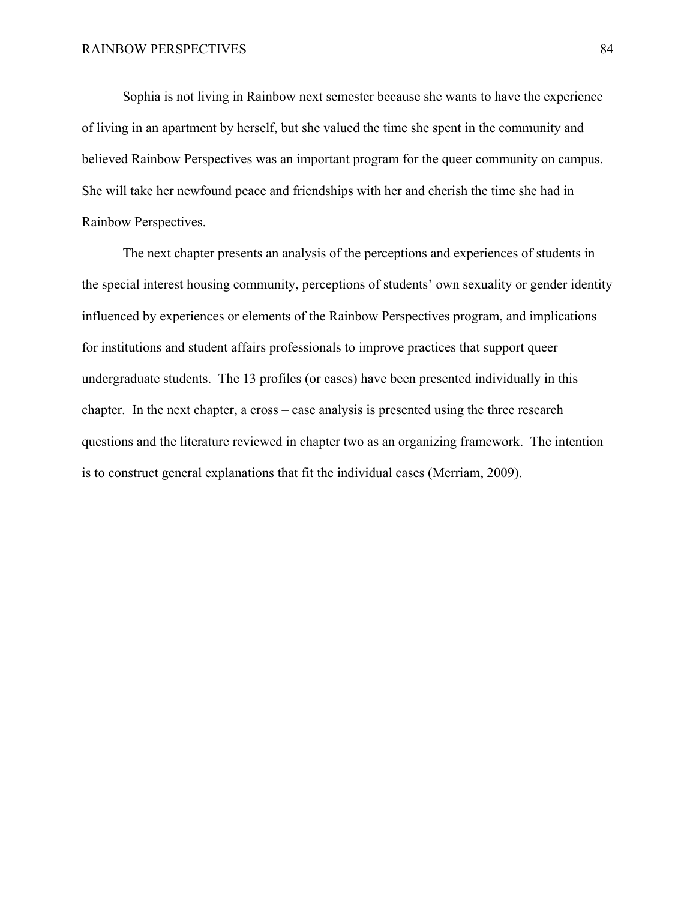Sophia is not living in Rainbow next semester because she wants to have the experience of living in an apartment by herself, but she valued the time she spent in the community and believed Rainbow Perspectives was an important program for the queer community on campus. She will take her newfound peace and friendships with her and cherish the time she had in Rainbow Perspectives.

The next chapter presents an analysis of the perceptions and experiences of students in the special interest housing community, perceptions of students' own sexuality or gender identity influenced by experiences or elements of the Rainbow Perspectives program, and implications for institutions and student affairs professionals to improve practices that support queer undergraduate students. The 13 profiles (or cases) have been presented individually in this chapter. In the next chapter, a cross – case analysis is presented using the three research questions and the literature reviewed in chapter two as an organizing framework. The intention is to construct general explanations that fit the individual cases (Merriam, 2009).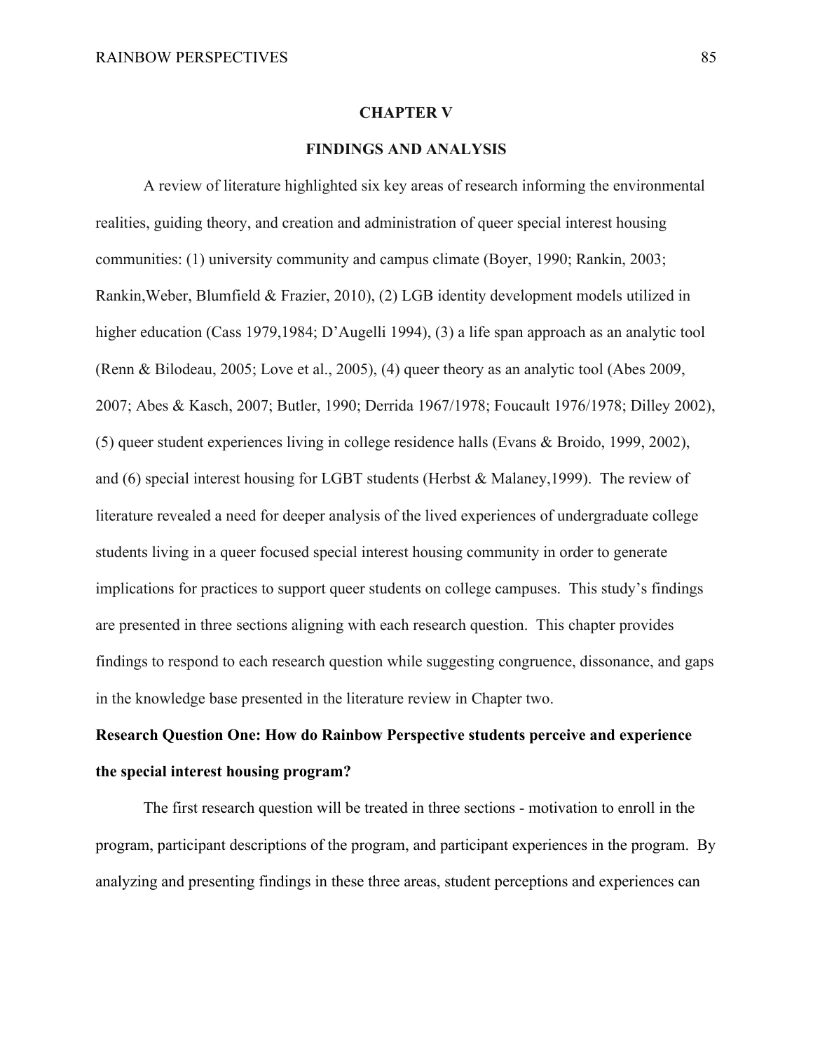# CHAPTER V

# FINDINGS AND ANALYSIS

A review of literature highlighted six key areas of research informing the environmental realities, guiding theory, and creation and administration of queer special interest housing communities: (1) university community and campus climate (Boyer, 1990; Rankin, 2003; Rankin,Weber, Blumfield & Frazier, 2010), (2) LGB identity development models utilized in higher education (Cass 1979,1984; D'Augelli 1994), (3) a life span approach as an analytic tool (Renn & Bilodeau, 2005; Love et al., 2005), (4) queer theory as an analytic tool (Abes 2009, 2007; Abes & Kasch, 2007; Butler, 1990; Derrida 1967/1978; Foucault 1976/1978; Dilley 2002), (5) queer student experiences living in college residence halls (Evans & Broido, 1999, 2002), and (6) special interest housing for LGBT students (Herbst & Malaney,1999). The review of literature revealed a need for deeper analysis of the lived experiences of undergraduate college students living in a queer focused special interest housing community in order to generate implications for practices to support queer students on college campuses. This study's findings are presented in three sections aligning with each research question. This chapter provides findings to respond to each research question while suggesting congruence, dissonance, and gaps in the knowledge base presented in the literature review in Chapter two.

**Research Question One: How do Rainbow Perspective students perceive and experience the special interest housing program?**

The first research question will be treated in three sections - motivation to enroll in the program, participant descriptions of the program, and participant experiences in the program. By analyzing and presenting findings in these three areas, student perceptions and experiences can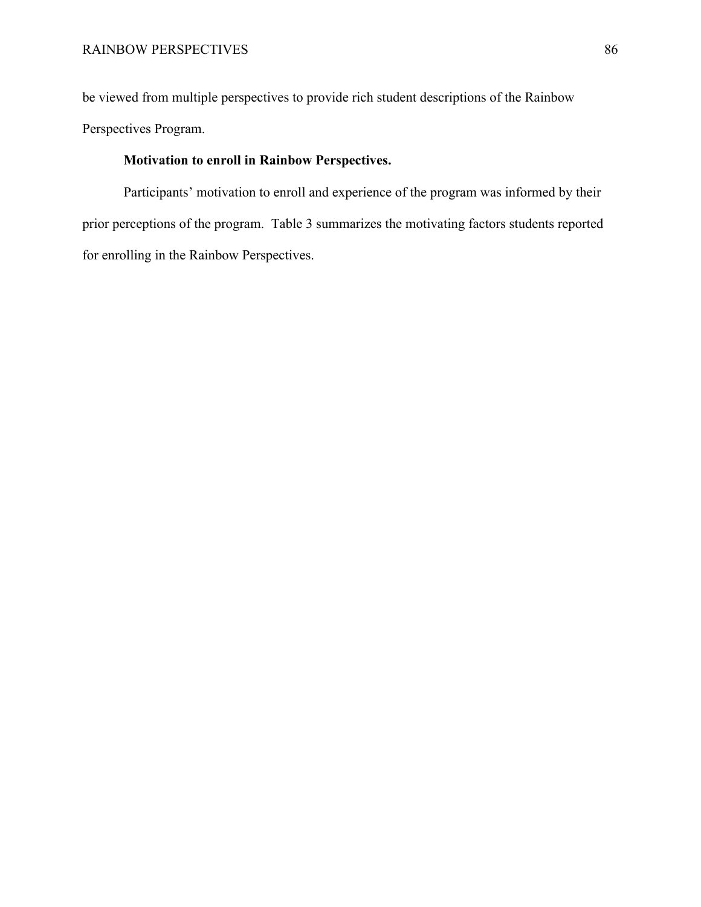be viewed from multiple perspectives to provide rich student descriptions of the Rainbow Perspectives Program.

**Motivation to enroll in Rainbow Perspectives.**

Participants' motivation to enroll and experience of the program was informed by their prior perceptions of the program. Table 3 summarizes the motivating factors students reported for enrolling in the Rainbow Perspectives.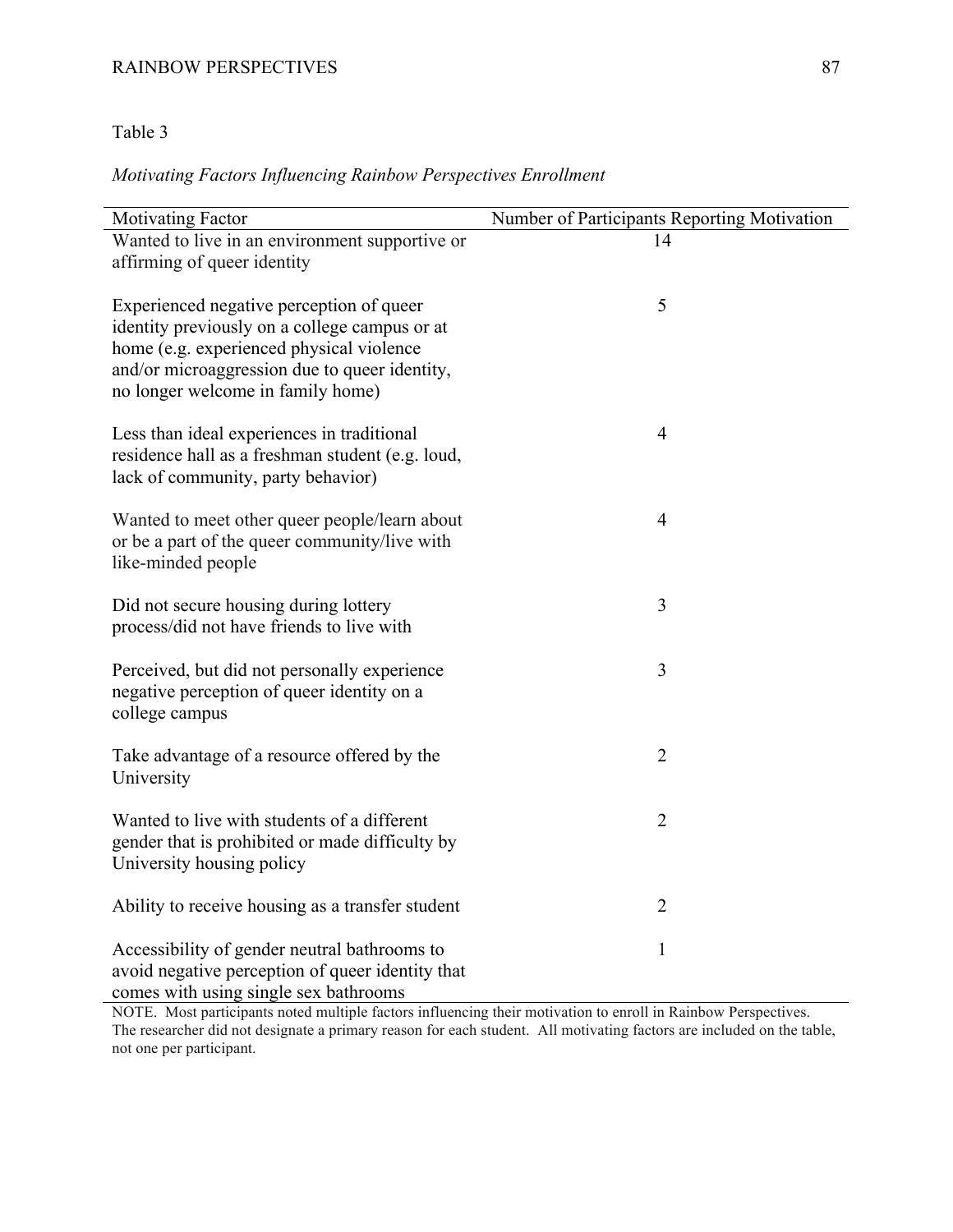Table 3

*Motivating Factors Influencing Rainbow Perspectives Enrollment*

| Motivating Factor | Number of Participants Reporting Motivation |
|---|---|
| Wanted to live in an environment supportive or affirming of queer identity | 14 |
| Experienced negative perception of queer identity previously on a college campus or at home (e.g. experienced physical violence and/or microaggression due to queer identity, no longer welcome in family home) | 5 |
| Less than ideal experiences in traditional residence hall as a freshman student (e.g. loud, lack of community, party behavior) | 4 |
| Wanted to meet other queer people/learn about or be a part of the queer community/live with like-minded people | 4 |
| Did not secure housing during lottery process/did not have friends to live with | 3 |
| Perceived, but did not personally experience negative perception of queer identity on a college campus | 3 |
| Take advantage of a resource offered by the University | 2 |
| Wanted to live with students of a different gender that is prohibited or made difficulty by University housing policy | 2 |
| Ability to receive housing as a transfer student | 2 |
| Accessibility of gender neutral bathrooms to avoid negative perception of queer identity that comes with using single sex bathrooms | 1 |

NOTE. Most participants noted multiple factors influencing their motivation to enroll in Rainbow Perspectives. The researcher did not designate a primary reason for each student. All motivating factors are included on the table, not one per participant.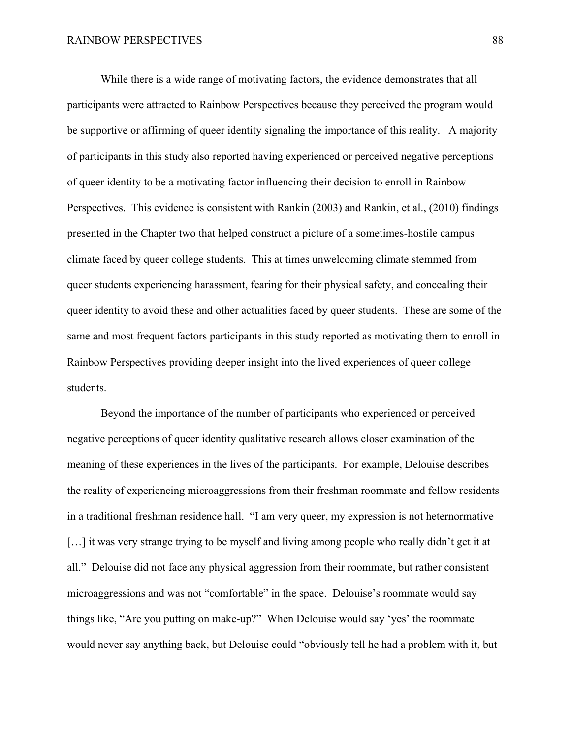While there is a wide range of motivating factors, the evidence demonstrates that all participants were attracted to Rainbow Perspectives because they perceived the program would be supportive or affirming of queer identity signaling the importance of this reality. A majority of participants in this study also reported having experienced or perceived negative perceptions of queer identity to be a motivating factor influencing their decision to enroll in Rainbow Perspectives. This evidence is consistent with Rankin (2003) and Rankin, et al., (2010) findings presented in the Chapter two that helped construct a picture of a sometimes-hostile campus climate faced by queer college students. This at times unwelcoming climate stemmed from queer students experiencing harassment, fearing for their physical safety, and concealing their queer identity to avoid these and other actualities faced by queer students. These are some of the same and most frequent factors participants in this study reported as motivating them to enroll in Rainbow Perspectives providing deeper insight into the lived experiences of queer college students.

Beyond the importance of the number of participants who experienced or perceived negative perceptions of queer identity qualitative research allows closer examination of the meaning of these experiences in the lives of the participants. For example, Delouise describes the reality of experiencing microaggressions from their freshman roommate and fellow residents in a traditional freshman residence hall. "I am very queer, my expression is not heternormative […] it was very strange trying to be myself and living among people who really didn't get it at all." Delouise did not face any physical aggression from their roommate, but rather consistent microaggressions and was not "comfortable" in the space. Delouise's roommate would say things like, "Are you putting on make-up?" When Delouise would say 'yes' the roommate would never say anything back, but Delouise could "obviously tell he had a problem with it, but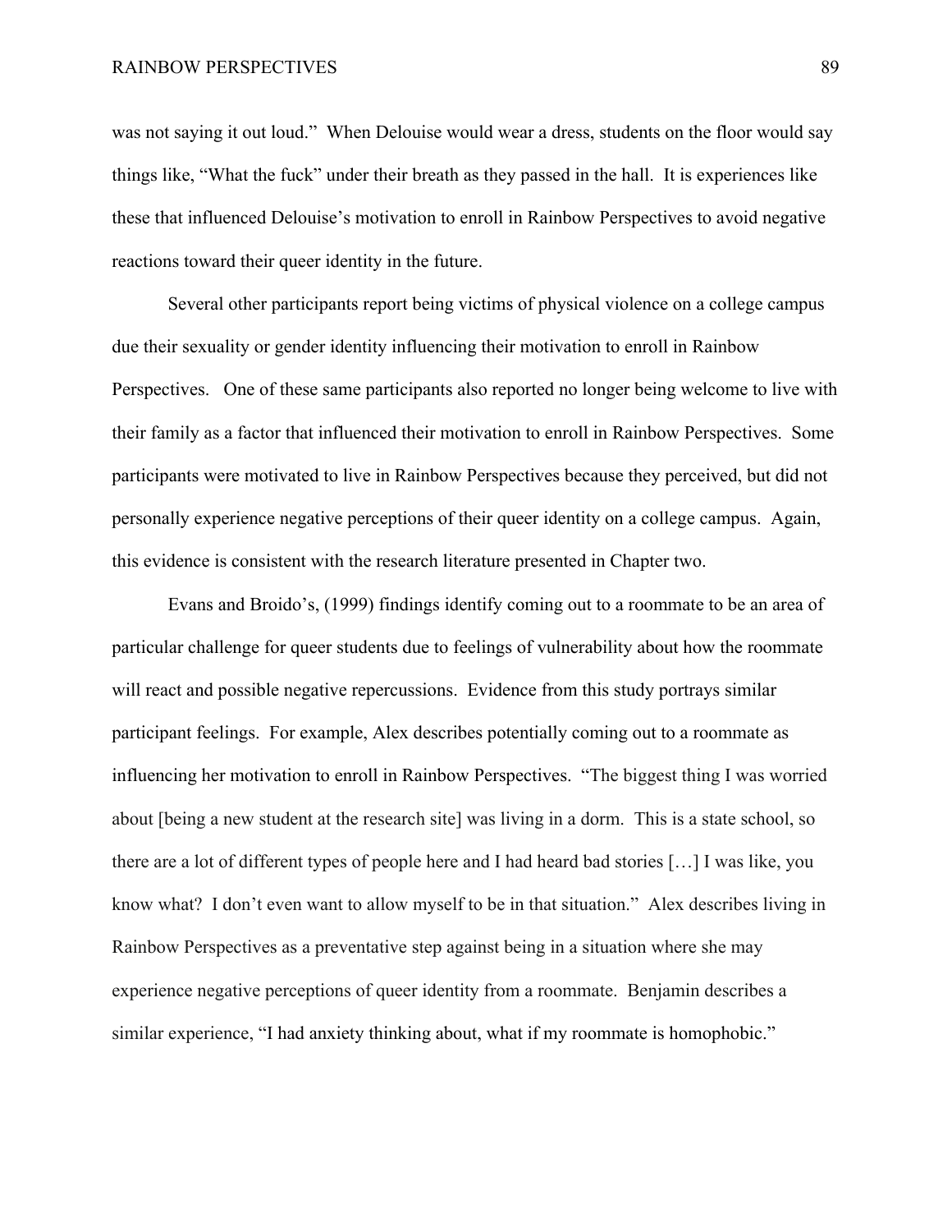was not saying it out loud." When Delouise would wear a dress, students on the floor would say things like, "What the fuck" under their breath as they passed in the hall. It is experiences like these that influenced Delouise's motivation to enroll in Rainbow Perspectives to avoid negative reactions toward their queer identity in the future.

Several other participants report being victims of physical violence on a college campus due their sexuality or gender identity influencing their motivation to enroll in Rainbow Perspectives. One of these same participants also reported no longer being welcome to live with their family as a factor that influenced their motivation to enroll in Rainbow Perspectives. Some participants were motivated to live in Rainbow Perspectives because they perceived, but did not personally experience negative perceptions of their queer identity on a college campus. Again, this evidence is consistent with the research literature presented in Chapter two.

Evans and Broido's, (1999) findings identify coming out to a roommate to be an area of particular challenge for queer students due to feelings of vulnerability about how the roommate will react and possible negative repercussions. Evidence from this study portrays similar participant feelings. For example, Alex describes potentially coming out to a roommate as influencing her motivation to enroll in Rainbow Perspectives. "The biggest thing I was worried about [being a new student at the research site] was living in a dorm. This is a state school, so there are a lot of different types of people here and I had heard bad stories […] I was like, you know what? I don't even want to allow myself to be in that situation." Alex describes living in Rainbow Perspectives as a preventative step against being in a situation where she may experience negative perceptions of queer identity from a roommate. Benjamin describes a similar experience, "I had anxiety thinking about, what if my roommate is homophobic."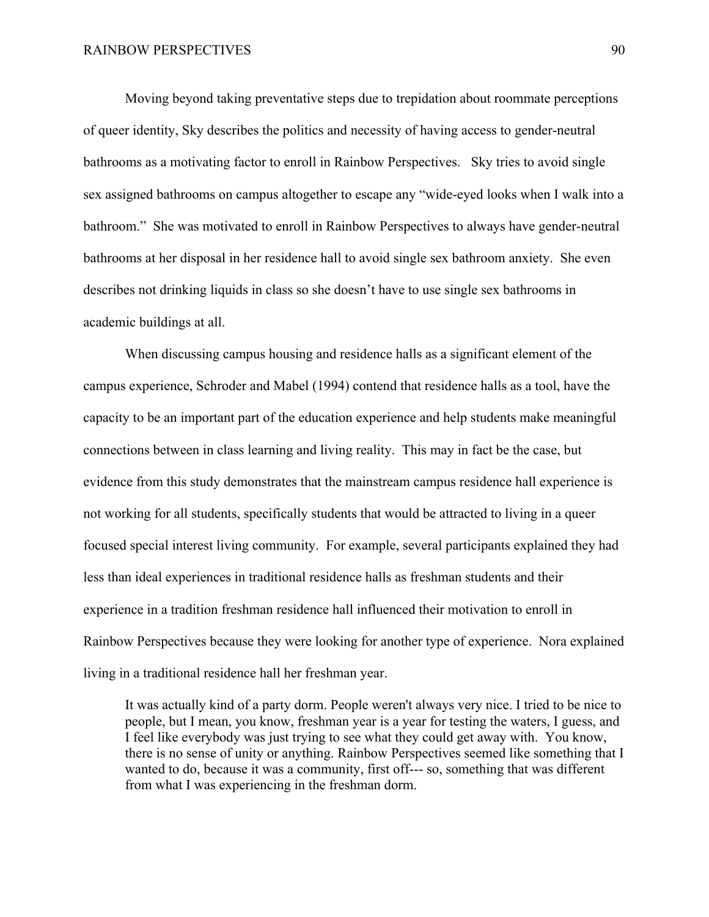Moving beyond taking preventative steps due to trepidation about roommate perceptions of queer identity, Sky describes the politics and necessity of having access to gender-neutral bathrooms as a motivating factor to enroll in Rainbow Perspectives. Sky tries to avoid single sex assigned bathrooms on campus altogether to escape any "wide-eyed looks when I walk into a bathroom." She was motivated to enroll in Rainbow Perspectives to always have gender-neutral bathrooms at her disposal in her residence hall to avoid single sex bathroom anxiety. She even describes not drinking liquids in class so she doesn't have to use single sex bathrooms in academic buildings at all.

When discussing campus housing and residence halls as a significant element of the campus experience, Schroder and Mabel (1994) contend that residence halls as a tool, have the capacity to be an important part of the education experience and help students make meaningful connections between in class learning and living reality. This may in fact be the case, but evidence from this study demonstrates that the mainstream campus residence hall experience is not working for all students, specifically students that would be attracted to living in a queer focused special interest living community. For example, several participants explained they had less than ideal experiences in traditional residence halls as freshman students and their experience in a tradition freshman residence hall influenced their motivation to enroll in Rainbow Perspectives because they were looking for another type of experience. Nora explained living in a traditional residence hall her freshman year.

> It was actually kind of a party dorm. People weren't always very nice. I tried to be nice to people, but I mean, you know, freshman year is a year for testing the waters, I guess, and I feel like everybody was just trying to see what they could get away with. You know, there is no sense of unity or anything. Rainbow Perspectives seemed like something that I wanted to do, because it was a community, first off--- so, something that was different from what I was experiencing in the freshman dorm.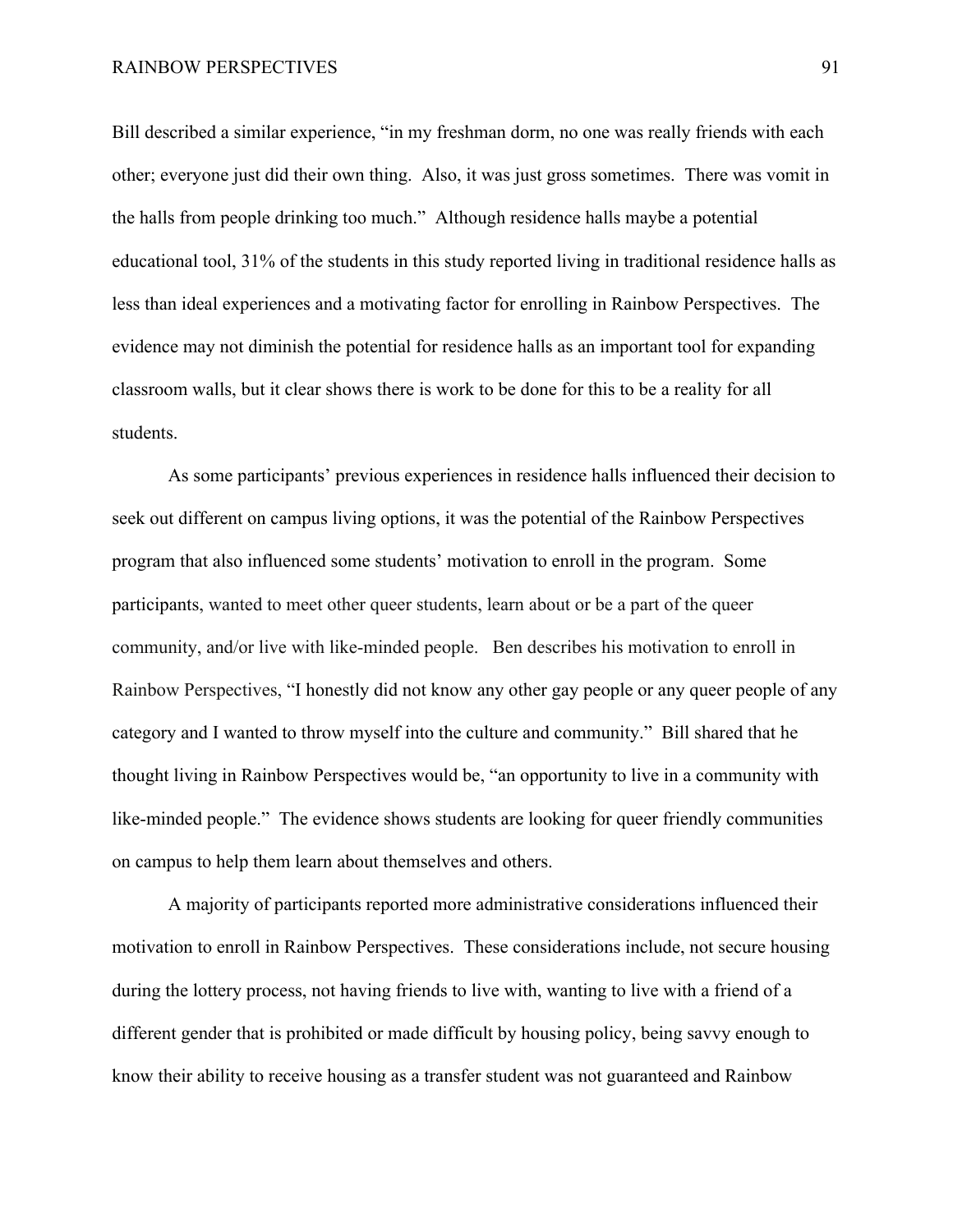Bill described a similar experience, "in my freshman dorm, no one was really friends with each other; everyone just did their own thing. Also, it was just gross sometimes. There was vomit in the halls from people drinking too much." Although residence halls maybe a potential educational tool, 31% of the students in this study reported living in traditional residence halls as less than ideal experiences and a motivating factor for enrolling in Rainbow Perspectives. The evidence may not diminish the potential for residence halls as an important tool for expanding classroom walls, but it clear shows there is work to be done for this to be a reality for all students.

As some participants' previous experiences in residence halls influenced their decision to seek out different on campus living options, it was the potential of the Rainbow Perspectives program that also influenced some students' motivation to enroll in the program. Some participants, wanted to meet other queer students, learn about or be a part of the queer community, and/or live with like-minded people. Ben describes his motivation to enroll in Rainbow Perspectives, "I honestly did not know any other gay people or any queer people of any category and I wanted to throw myself into the culture and community." Bill shared that he thought living in Rainbow Perspectives would be, "an opportunity to live in a community with like-minded people." The evidence shows students are looking for queer friendly communities on campus to help them learn about themselves and others.

A majority of participants reported more administrative considerations influenced their motivation to enroll in Rainbow Perspectives. These considerations include, not secure housing during the lottery process, not having friends to live with, wanting to live with a friend of a different gender that is prohibited or made difficult by housing policy, being savvy enough to know their ability to receive housing as a transfer student was not guaranteed and Rainbow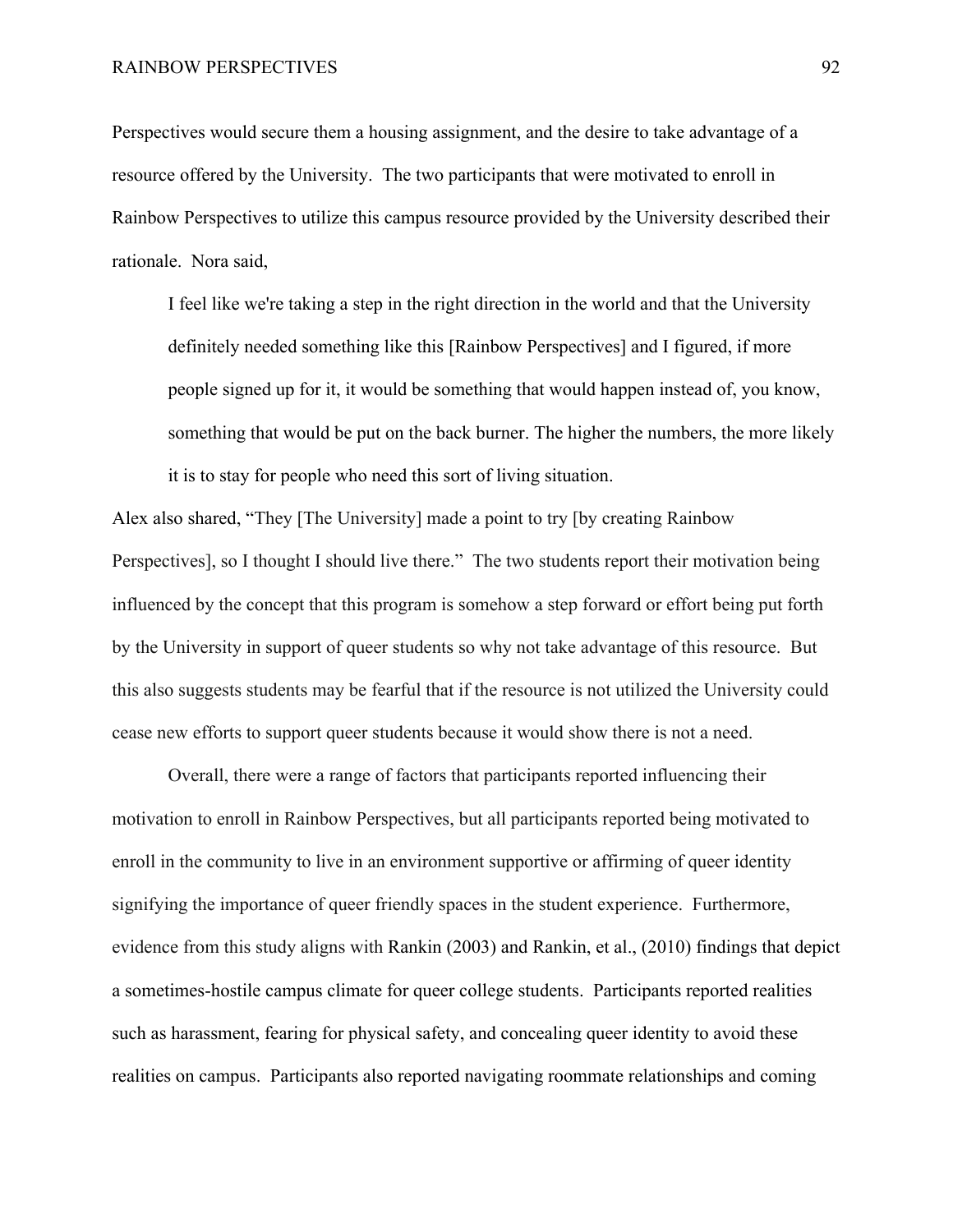Perspectives would secure them a housing assignment, and the desire to take advantage of a resource offered by the University. The two participants that were motivated to enroll in Rainbow Perspectives to utilize this campus resource provided by the University described their rationale. Nora said,

> I feel like we're taking a step in the right direction in the world and that the University definitely needed something like this [Rainbow Perspectives] and I figured, if more people signed up for it, it would be something that would happen instead of, you know, something that would be put on the back burner. The higher the numbers, the more likely it is to stay for people who need this sort of living situation.

Alex also shared, "They [The University] made a point to try [by creating Rainbow Perspectives], so I thought I should live there." The two students report their motivation being influenced by the concept that this program is somehow a step forward or effort being put forth by the University in support of queer students so why not take advantage of this resource. But this also suggests students may be fearful that if the resource is not utilized the University could cease new efforts to support queer students because it would show there is not a need.

Overall, there were a range of factors that participants reported influencing their motivation to enroll in Rainbow Perspectives, but all participants reported being motivated to enroll in the community to live in an environment supportive or affirming of queer identity signifying the importance of queer friendly spaces in the student experience. Furthermore, evidence from this study aligns with Rankin (2003) and Rankin, et al., (2010) findings that depict a sometimes-hostile campus climate for queer college students. Participants reported realities such as harassment, fearing for physical safety, and concealing queer identity to avoid these realities on campus. Participants also reported navigating roommate relationships and coming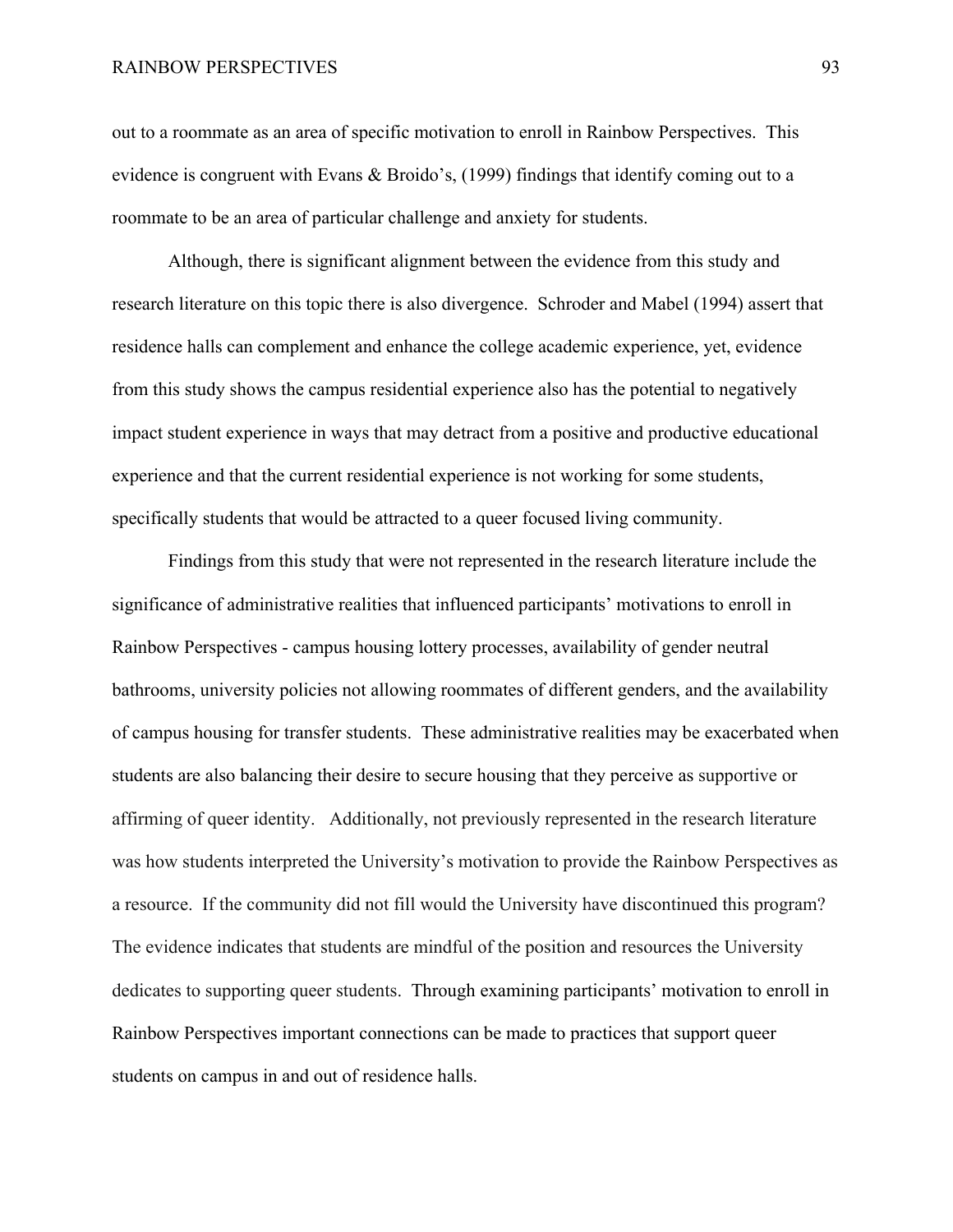out to a roommate as an area of specific motivation to enroll in Rainbow Perspectives. This evidence is congruent with Evans & Broido's, (1999) findings that identify coming out to a roommate to be an area of particular challenge and anxiety for students.

Although, there is significant alignment between the evidence from this study and research literature on this topic there is also divergence. Schroder and Mabel (1994) assert that residence halls can complement and enhance the college academic experience, yet, evidence from this study shows the campus residential experience also has the potential to negatively impact student experience in ways that may detract from a positive and productive educational experience and that the current residential experience is not working for some students, specifically students that would be attracted to a queer focused living community.

Findings from this study that were not represented in the research literature include the significance of administrative realities that influenced participants' motivations to enroll in Rainbow Perspectives - campus housing lottery processes, availability of gender neutral bathrooms, university policies not allowing roommates of different genders, and the availability of campus housing for transfer students. These administrative realities may be exacerbated when students are also balancing their desire to secure housing that they perceive as supportive or affirming of queer identity. Additionally, not previously represented in the research literature was how students interpreted the University's motivation to provide the Rainbow Perspectives as a resource. If the community did not fill would the University have discontinued this program? The evidence indicates that students are mindful of the position and resources the University dedicates to supporting queer students. Through examining participants' motivation to enroll in Rainbow Perspectives important connections can be made to practices that support queer students on campus in and out of residence halls.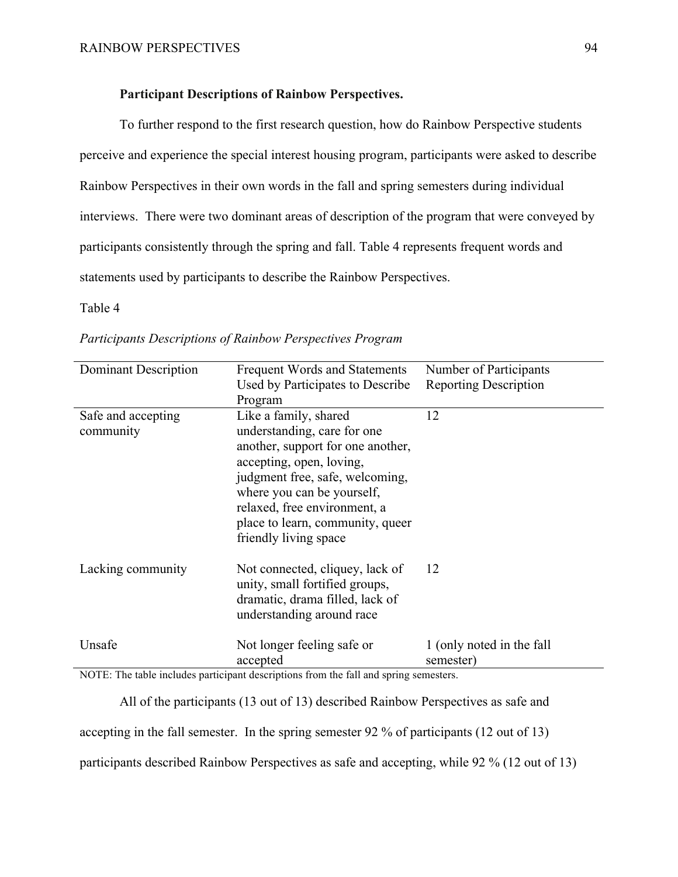**Participant Descriptions of Rainbow Perspectives.**

To further respond to the first research question, how do Rainbow Perspective students perceive and experience the special interest housing program, participants were asked to describe Rainbow Perspectives in their own words in the fall and spring semesters during individual interviews. There were two dominant areas of description of the program that were conveyed by participants consistently through the spring and fall. Table 4 represents frequent words and statements used by participants to describe the Rainbow Perspectives.

Table 4

*Participants Descriptions of Rainbow Perspectives Program*

| Dominant Description | Frequent Words and Statements Used by Participates to Describe Program | Number of Participants Reporting Description |
|---|---|---|
| Safe and accepting community | Like a family, shared understanding, care for one another, support for one another, accepting, open, loving, judgment free, safe, welcoming, where you can be yourself, relaxed, free environment, a place to learn, community, queer friendly living space | 12 |
| Lacking community | Not connected, cliquey, lack of unity, small fortified groups, dramatic, drama filled, lack of understanding around race | 12 |
| Unsafe | Not longer feeling safe or accepted | 1 (only noted in the fall semester) |

NOTE: The table includes participant descriptions from the fall and spring semesters.

All of the participants (13 out of 13) described Rainbow Perspectives as safe and accepting in the fall semester. In the spring semester 92 % of participants (12 out of 13) participants described Rainbow Perspectives as safe and accepting, while 92 % (12 out of 13)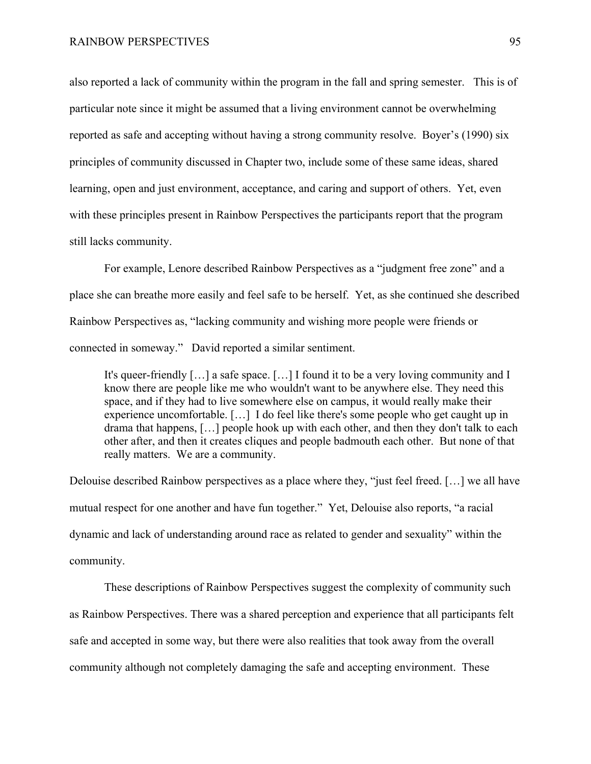also reported a lack of community within the program in the fall and spring semester. This is of particular note since it might be assumed that a living environment cannot be overwhelming reported as safe and accepting without having a strong community resolve. Boyer's (1990) six principles of community discussed in Chapter two, include some of these same ideas, shared learning, open and just environment, acceptance, and caring and support of others. Yet, even with these principles present in Rainbow Perspectives the participants report that the program still lacks community.

For example, Lenore described Rainbow Perspectives as a "judgment free zone" and a place she can breathe more easily and feel safe to be herself. Yet, as she continued she described Rainbow Perspectives as, "lacking community and wishing more people were friends or connected in someway." David reported a similar sentiment.

> It's queer-friendly […] a safe space. […] I found it to be a very loving community and I know there are people like me who wouldn't want to be anywhere else. They need this space, and if they had to live somewhere else on campus, it would really make their experience uncomfortable. […] I do feel like there's some people who get caught up in drama that happens, […] people hook up with each other, and then they don't talk to each other after, and then it creates cliques and people badmouth each other. But none of that really matters. We are a community.

Delouise described Rainbow perspectives as a place where they, "just feel freed. […] we all have mutual respect for one another and have fun together." Yet, Delouise also reports, "a racial dynamic and lack of understanding around race as related to gender and sexuality" within the community.

These descriptions of Rainbow Perspectives suggest the complexity of community such as Rainbow Perspectives. There was a shared perception and experience that all participants felt safe and accepted in some way, but there were also realities that took away from the overall community although not completely damaging the safe and accepting environment. These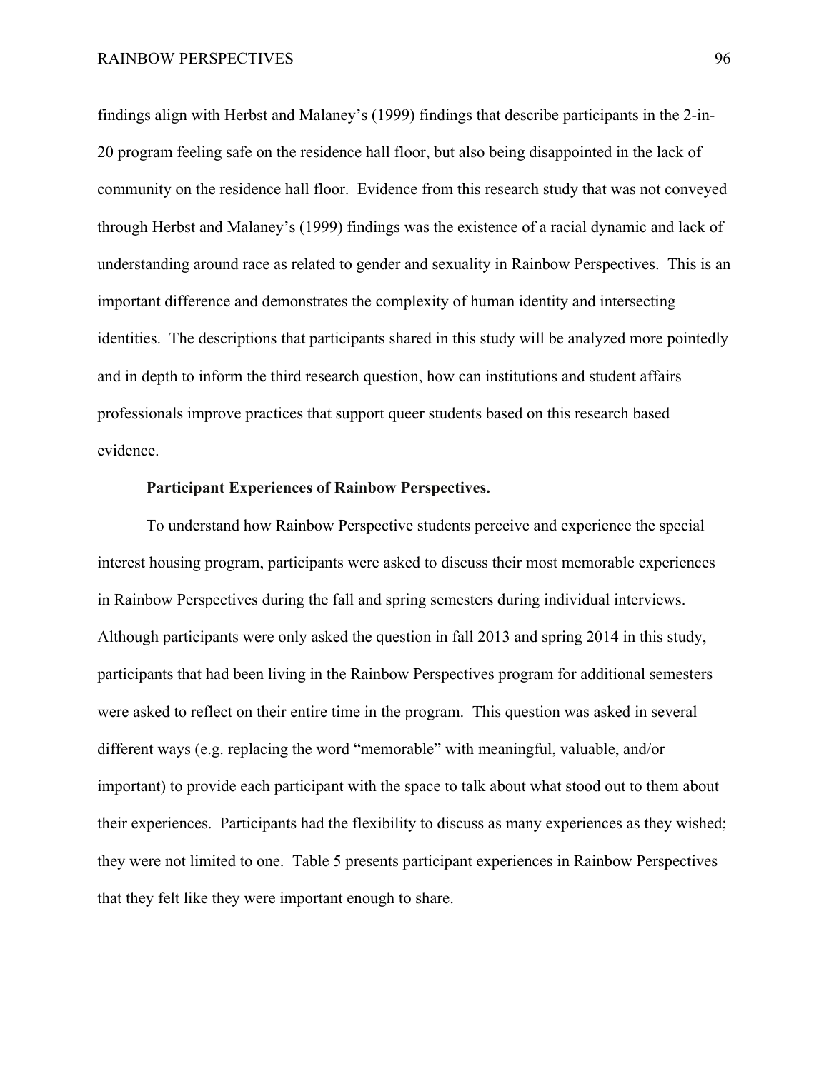findings align with Herbst and Malaney's (1999) findings that describe participants in the 2-in-20 program feeling safe on the residence hall floor, but also being disappointed in the lack of community on the residence hall floor. Evidence from this research study that was not conveyed through Herbst and Malaney's (1999) findings was the existence of a racial dynamic and lack of understanding around race as related to gender and sexuality in Rainbow Perspectives. This is an important difference and demonstrates the complexity of human identity and intersecting identities. The descriptions that participants shared in this study will be analyzed more pointedly and in depth to inform the third research question, how can institutions and student affairs professionals improve practices that support queer students based on this research based evidence.

**Participant Experiences of Rainbow Perspectives.**

To understand how Rainbow Perspective students perceive and experience the special interest housing program, participants were asked to discuss their most memorable experiences in Rainbow Perspectives during the fall and spring semesters during individual interviews. Although participants were only asked the question in fall 2013 and spring 2014 in this study, participants that had been living in the Rainbow Perspectives program for additional semesters were asked to reflect on their entire time in the program. This question was asked in several different ways (e.g. replacing the word "memorable" with meaningful, valuable, and/or important) to provide each participant with the space to talk about what stood out to them about their experiences. Participants had the flexibility to discuss as many experiences as they wished; they were not limited to one. Table 5 presents participant experiences in Rainbow Perspectives that they felt like they were important enough to share.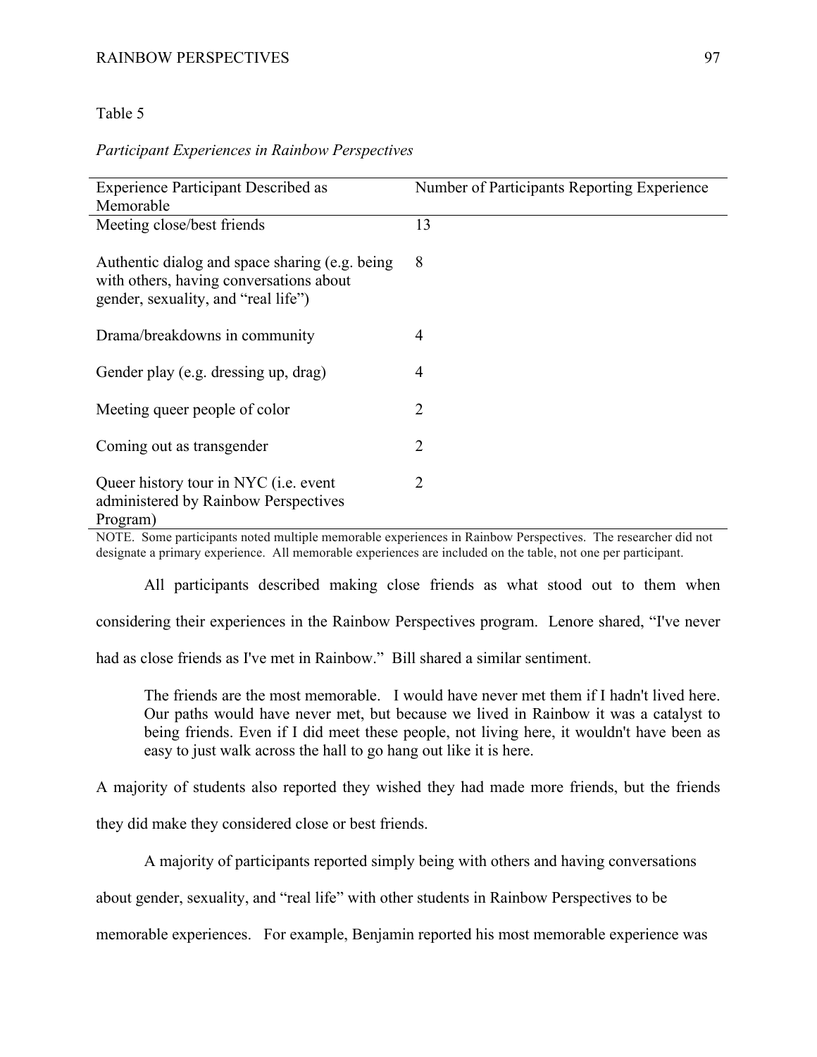Table 5

*Participant Experiences in Rainbow Perspectives*

| Experience Participant Described as Memorable | Number of Participants Reporting Experience |
|---|---|
| Meeting close/best friends | 13 |
| Authentic dialog and space sharing (e.g. being with others, having conversations about gender, sexuality, and "real life") | 8 |
| Drama/breakdowns in community | 4 |
| Gender play (e.g. dressing up, drag) | 4 |
| Meeting queer people of color | 2 |
| Coming out as transgender | 2 |
| Queer history tour in NYC (i.e. event administered by Rainbow Perspectives Program) | 2 |

NOTE. Some participants noted multiple memorable experiences in Rainbow Perspectives. The researcher did not designate a primary experience. All memorable experiences are included on the table, not one per participant.

All participants described making close friends as what stood out to them when considering their experiences in the Rainbow Perspectives program. Lenore shared, "I've never had as close friends as I've met in Rainbow." Bill shared a similar sentiment.

> The friends are the most memorable. I would have never met them if I hadn't lived here. Our paths would have never met, but because we lived in Rainbow it was a catalyst to being friends. Even if I did meet these people, not living here, it wouldn't have been as easy to just walk across the hall to go hang out like it is here.

A majority of students also reported they wished they had made more friends, but the friends they did make they considered close or best friends.

A majority of participants reported simply being with others and having conversations about gender, sexuality, and "real life" with other students in Rainbow Perspectives to be memorable experiences. For example, Benjamin reported his most memorable experience was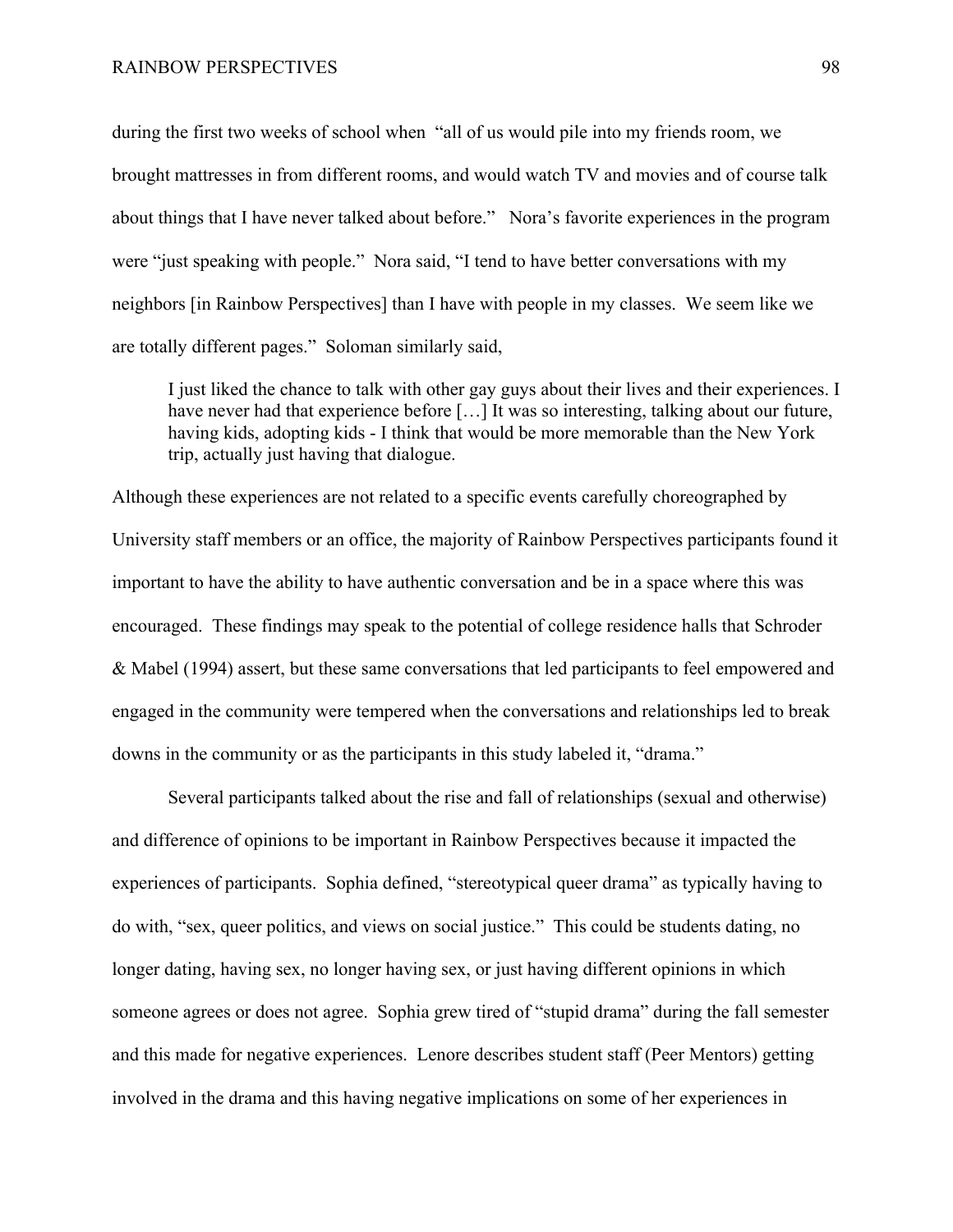during the first two weeks of school when "all of us would pile into my friends room, we brought mattresses in from different rooms, and would watch TV and movies and of course talk about things that I have never talked about before." Nora's favorite experiences in the program were "just speaking with people." Nora said, "I tend to have better conversations with my neighbors [in Rainbow Perspectives] than I have with people in my classes. We seem like we are totally different pages." Soloman similarly said,

> I just liked the chance to talk with other gay guys about their lives and their experiences. I have never had that experience before […] It was so interesting, talking about our future, having kids, adopting kids - I think that would be more memorable than the New York trip, actually just having that dialogue.

Although these experiences are not related to a specific events carefully choreographed by University staff members or an office, the majority of Rainbow Perspectives participants found it important to have the ability to have authentic conversation and be in a space where this was encouraged. These findings may speak to the potential of college residence halls that Schroder & Mabel (1994) assert, but these same conversations that led participants to feel empowered and engaged in the community were tempered when the conversations and relationships led to break downs in the community or as the participants in this study labeled it, "drama."

Several participants talked about the rise and fall of relationships (sexual and otherwise) and difference of opinions to be important in Rainbow Perspectives because it impacted the experiences of participants. Sophia defined, "stereotypical queer drama" as typically having to do with, "sex, queer politics, and views on social justice." This could be students dating, no longer dating, having sex, no longer having sex, or just having different opinions in which someone agrees or does not agree. Sophia grew tired of "stupid drama" during the fall semester and this made for negative experiences. Lenore describes student staff (Peer Mentors) getting involved in the drama and this having negative implications on some of her experiences in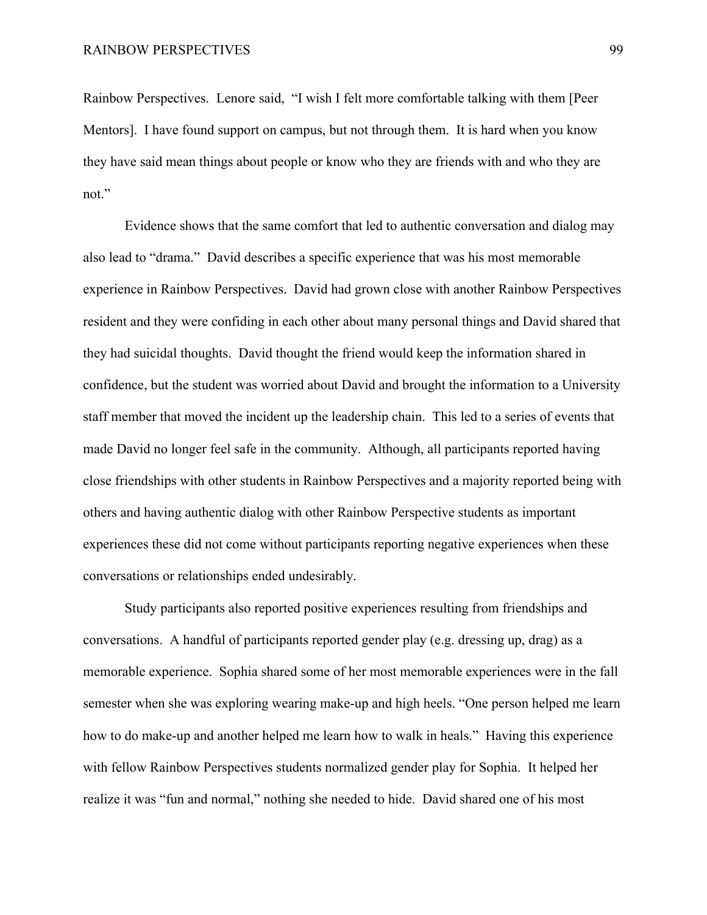Rainbow Perspectives. Lenore said, "I wish I felt more comfortable talking with them [Peer Mentors]. I have found support on campus, but not through them. It is hard when you know they have said mean things about people or know who they are friends with and who they are not."

Evidence shows that the same comfort that led to authentic conversation and dialog may also lead to "drama." David describes a specific experience that was his most memorable experience in Rainbow Perspectives. David had grown close with another Rainbow Perspectives resident and they were confiding in each other about many personal things and David shared that they had suicidal thoughts. David thought the friend would keep the information shared in confidence, but the student was worried about David and brought the information to a University staff member that moved the incident up the leadership chain. This led to a series of events that made David no longer feel safe in the community. Although, all participants reported having close friendships with other students in Rainbow Perspectives and a majority reported being with others and having authentic dialog with other Rainbow Perspective students as important experiences these did not come without participants reporting negative experiences when these conversations or relationships ended undesirably.

Study participants also reported positive experiences resulting from friendships and conversations. A handful of participants reported gender play (e.g. dressing up, drag) as a memorable experience. Sophia shared some of her most memorable experiences were in the fall semester when she was exploring wearing make-up and high heels. "One person helped me learn how to do make-up and another helped me learn how to walk in heals." Having this experience with fellow Rainbow Perspectives students normalized gender play for Sophia. It helped her realize it was "fun and normal," nothing she needed to hide. David shared one of his most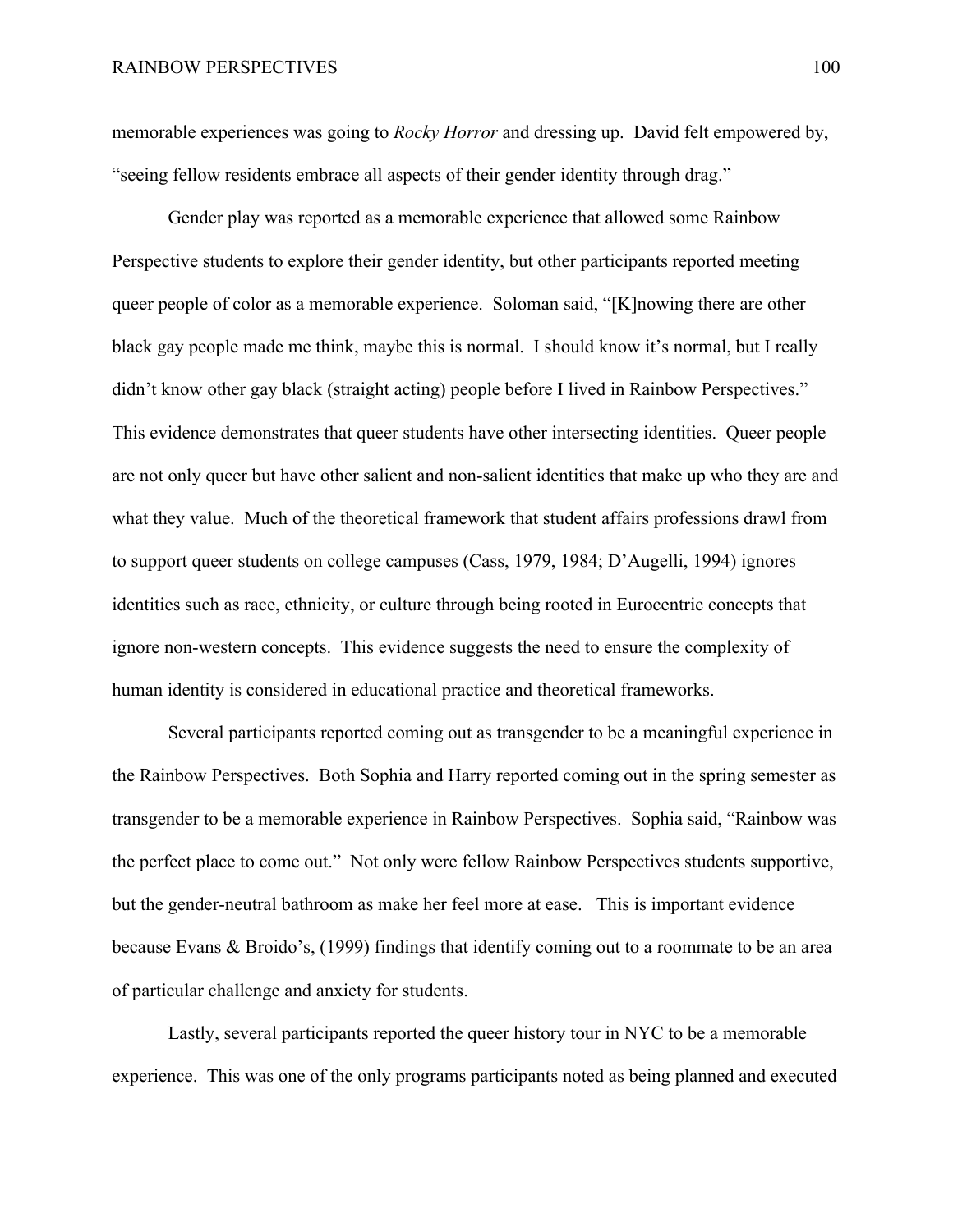memorable experiences was going to *Rocky Horror* and dressing up. David felt empowered by, "seeing fellow residents embrace all aspects of their gender identity through drag."

Gender play was reported as a memorable experience that allowed some Rainbow Perspective students to explore their gender identity, but other participants reported meeting queer people of color as a memorable experience. Soloman said, "[K]nowing there are other black gay people made me think, maybe this is normal. I should know it's normal, but I really didn't know other gay black (straight acting) people before I lived in Rainbow Perspectives." This evidence demonstrates that queer students have other intersecting identities. Queer people are not only queer but have other salient and non-salient identities that make up who they are and what they value. Much of the theoretical framework that student affairs professions drawl from to support queer students on college campuses (Cass, 1979, 1984; D'Augelli, 1994) ignores identities such as race, ethnicity, or culture through being rooted in Eurocentric concepts that ignore non-western concepts. This evidence suggests the need to ensure the complexity of human identity is considered in educational practice and theoretical frameworks.

Several participants reported coming out as transgender to be a meaningful experience in the Rainbow Perspectives. Both Sophia and Harry reported coming out in the spring semester as transgender to be a memorable experience in Rainbow Perspectives. Sophia said, "Rainbow was the perfect place to come out." Not only were fellow Rainbow Perspectives students supportive, but the gender-neutral bathroom as make her feel more at ease. This is important evidence because Evans & Broido's, (1999) findings that identify coming out to a roommate to be an area of particular challenge and anxiety for students.

Lastly, several participants reported the queer history tour in NYC to be a memorable experience. This was one of the only programs participants noted as being planned and executed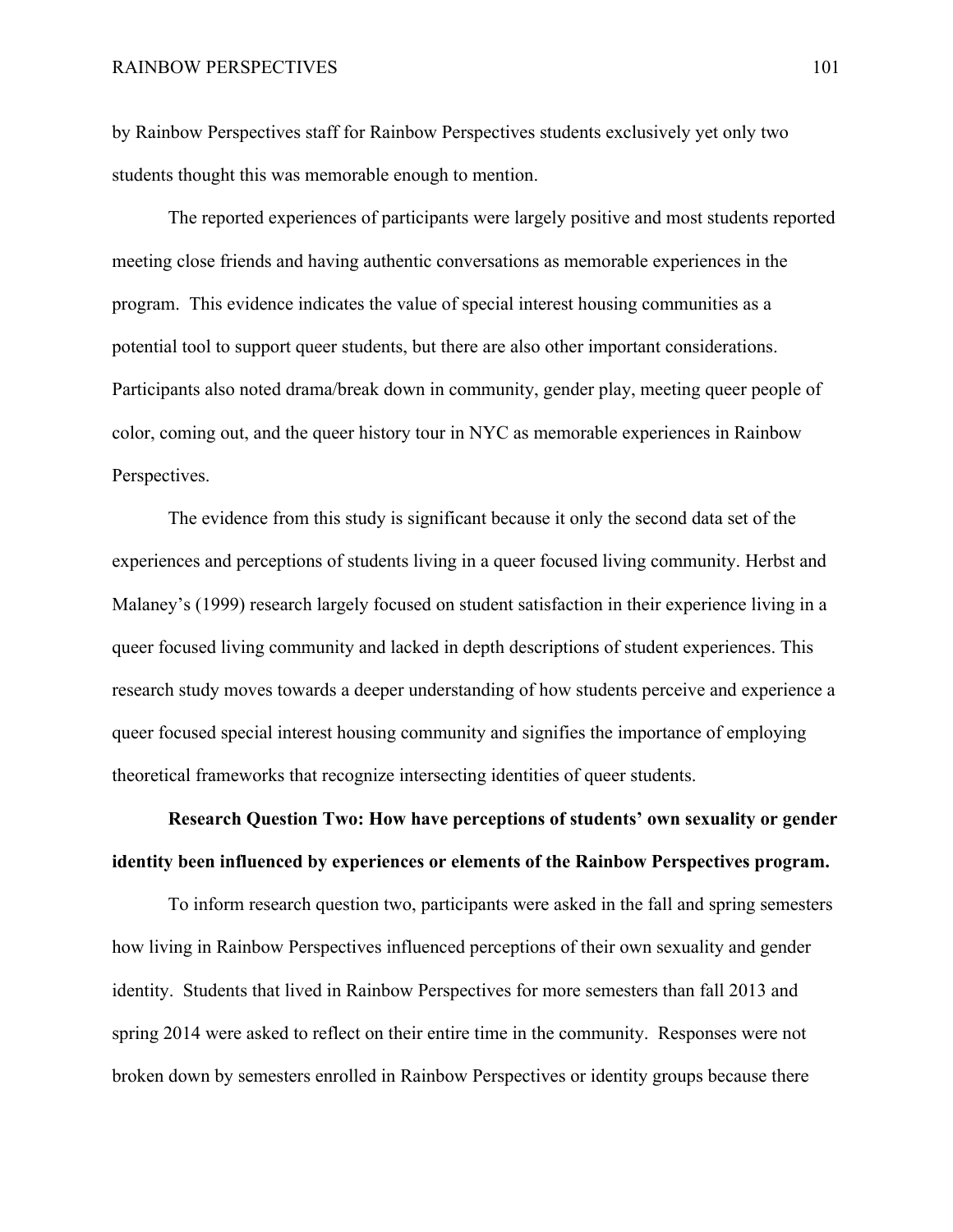by Rainbow Perspectives staff for Rainbow Perspectives students exclusively yet only two students thought this was memorable enough to mention.

The reported experiences of participants were largely positive and most students reported meeting close friends and having authentic conversations as memorable experiences in the program. This evidence indicates the value of special interest housing communities as a potential tool to support queer students, but there are also other important considerations. Participants also noted drama/break down in community, gender play, meeting queer people of color, coming out, and the queer history tour in NYC as memorable experiences in Rainbow Perspectives.

The evidence from this study is significant because it only the second data set of the experiences and perceptions of students living in a queer focused living community. Herbst and Malaney's (1999) research largely focused on student satisfaction in their experience living in a queer focused living community and lacked in depth descriptions of student experiences. This research study moves towards a deeper understanding of how students perceive and experience a queer focused special interest housing community and signifies the importance of employing theoretical frameworks that recognize intersecting identities of queer students.

**Research Question Two: How have perceptions of students' own sexuality or gender identity been influenced by experiences or elements of the Rainbow Perspectives program.**

To inform research question two, participants were asked in the fall and spring semesters how living in Rainbow Perspectives influenced perceptions of their own sexuality and gender identity. Students that lived in Rainbow Perspectives for more semesters than fall 2013 and spring 2014 were asked to reflect on their entire time in the community. Responses were not broken down by semesters enrolled in Rainbow Perspectives or identity groups because there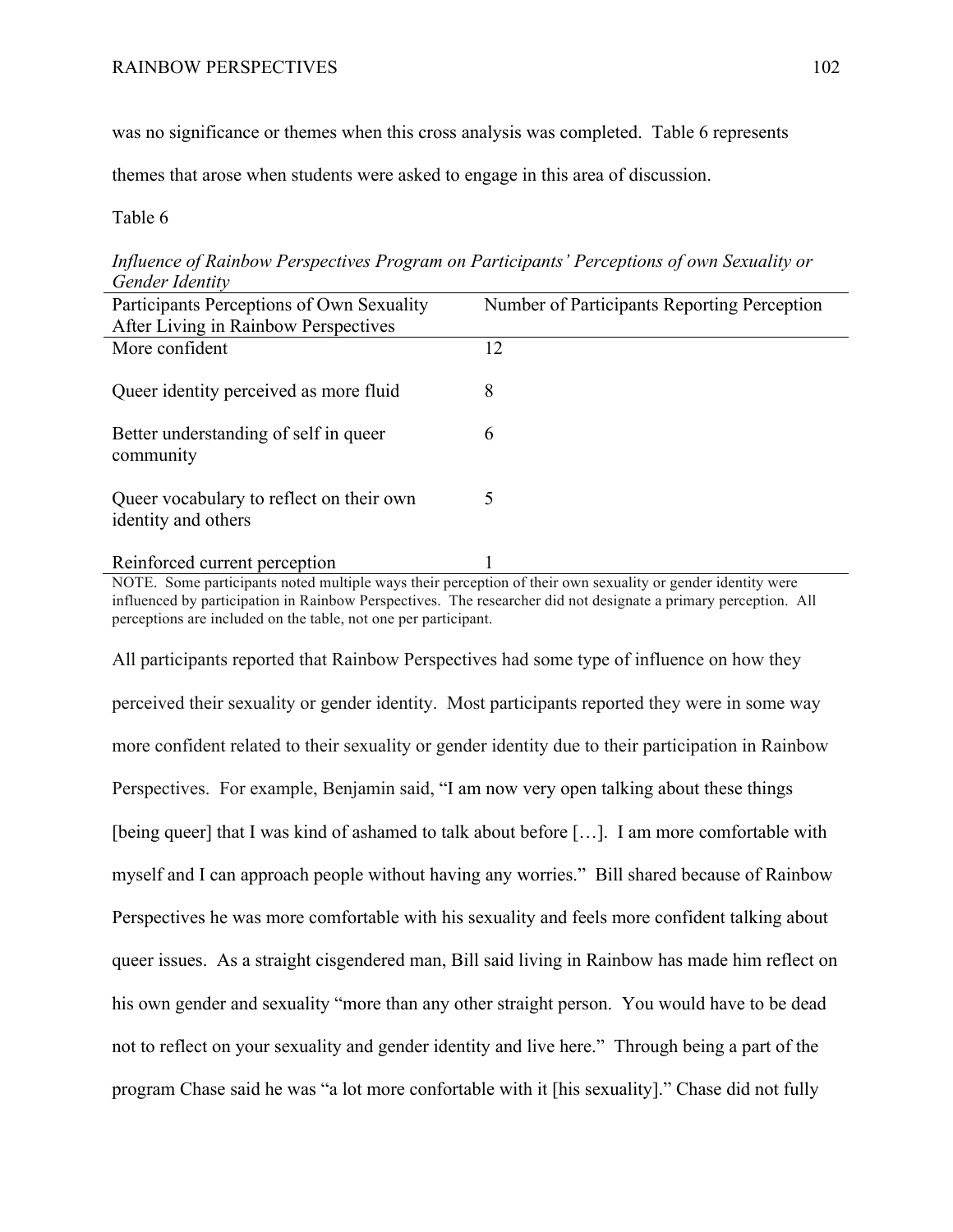was no significance or themes when this cross analysis was completed. Table 6 represents themes that arose when students were asked to engage in this area of discussion.

Table 6

*Influence of Rainbow Perspectives Program on Participants' Perceptions of own Sexuality or Gender Identity*

| Participants Perceptions of Own Sexuality After Living in Rainbow Perspectives | Number of Participants Reporting Perception |
|---|---|
| More confident | 12 |
| Queer identity perceived as more fluid | 8 |
| Better understanding of self in queer community | 6 |
| Queer vocabulary to reflect on their own identity and others | 5 |
| Reinforced current perception | 1 |

NOTE. Some participants noted multiple ways their perception of their own sexuality or gender identity were influenced by participation in Rainbow Perspectives. The researcher did not designate a primary perception. All perceptions are included on the table, not one per participant.

All participants reported that Rainbow Perspectives had some type of influence on how they perceived their sexuality or gender identity. Most participants reported they were in some way more confident related to their sexuality or gender identity due to their participation in Rainbow Perspectives. For example, Benjamin said, "I am now very open talking about these things [being queer] that I was kind of ashamed to talk about before […]. I am more comfortable with myself and I can approach people without having any worries." Bill shared because of Rainbow Perspectives he was more comfortable with his sexuality and feels more confident talking about queer issues. As a straight cisgendered man, Bill said living in Rainbow has made him reflect on his own gender and sexuality "more than any other straight person. You would have to be dead not to reflect on your sexuality and gender identity and live here." Through being a part of the program Chase said he was "a lot more confortable with it [his sexuality]." Chase did not fully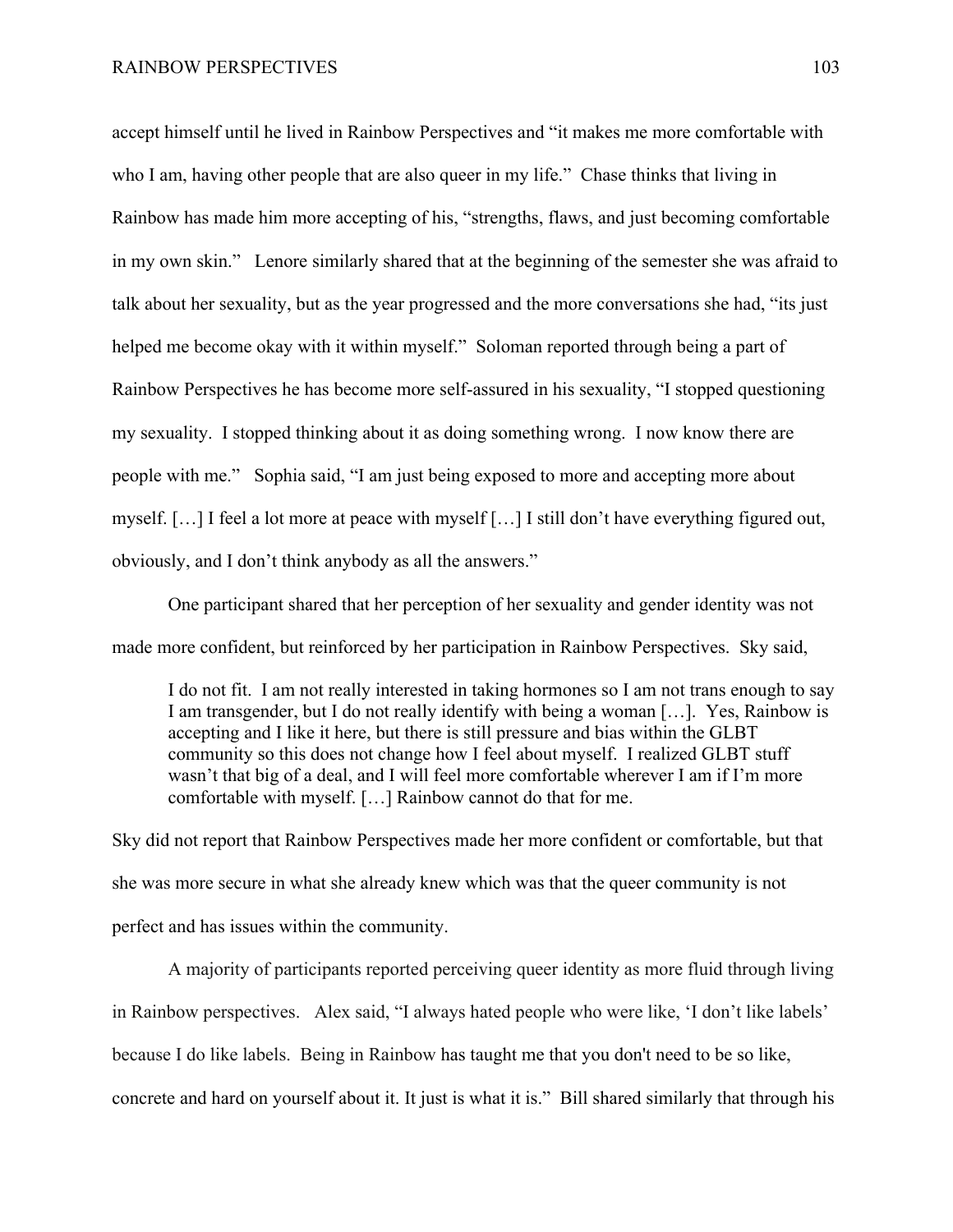accept himself until he lived in Rainbow Perspectives and "it makes me more comfortable with who I am, having other people that are also queer in my life." Chase thinks that living in Rainbow has made him more accepting of his, "strengths, flaws, and just becoming comfortable in my own skin." Lenore similarly shared that at the beginning of the semester she was afraid to talk about her sexuality, but as the year progressed and the more conversations she had, "its just helped me become okay with it within myself." Soloman reported through being a part of Rainbow Perspectives he has become more self-assured in his sexuality, "I stopped questioning my sexuality. I stopped thinking about it as doing something wrong. I now know there are people with me." Sophia said, "I am just being exposed to more and accepting more about myself. […] I feel a lot more at peace with myself […] I still don't have everything figured out, obviously, and I don't think anybody as all the answers."

One participant shared that her perception of her sexuality and gender identity was not made more confident, but reinforced by her participation in Rainbow Perspectives. Sky said,

> I do not fit. I am not really interested in taking hormones so I am not trans enough to say I am transgender, but I do not really identify with being a woman […]. Yes, Rainbow is accepting and I like it here, but there is still pressure and bias within the GLBT community so this does not change how I feel about myself. I realized GLBT stuff wasn't that big of a deal, and I will feel more comfortable wherever I am if I'm more comfortable with myself. […] Rainbow cannot do that for me.

Sky did not report that Rainbow Perspectives made her more confident or comfortable, but that she was more secure in what she already knew which was that the queer community is not perfect and has issues within the community.

A majority of participants reported perceiving queer identity as more fluid through living in Rainbow perspectives. Alex said, "I always hated people who were like, 'I don't like labels' because I do like labels. Being in Rainbow has taught me that you don't need to be so like, concrete and hard on yourself about it. It just is what it is." Bill shared similarly that through his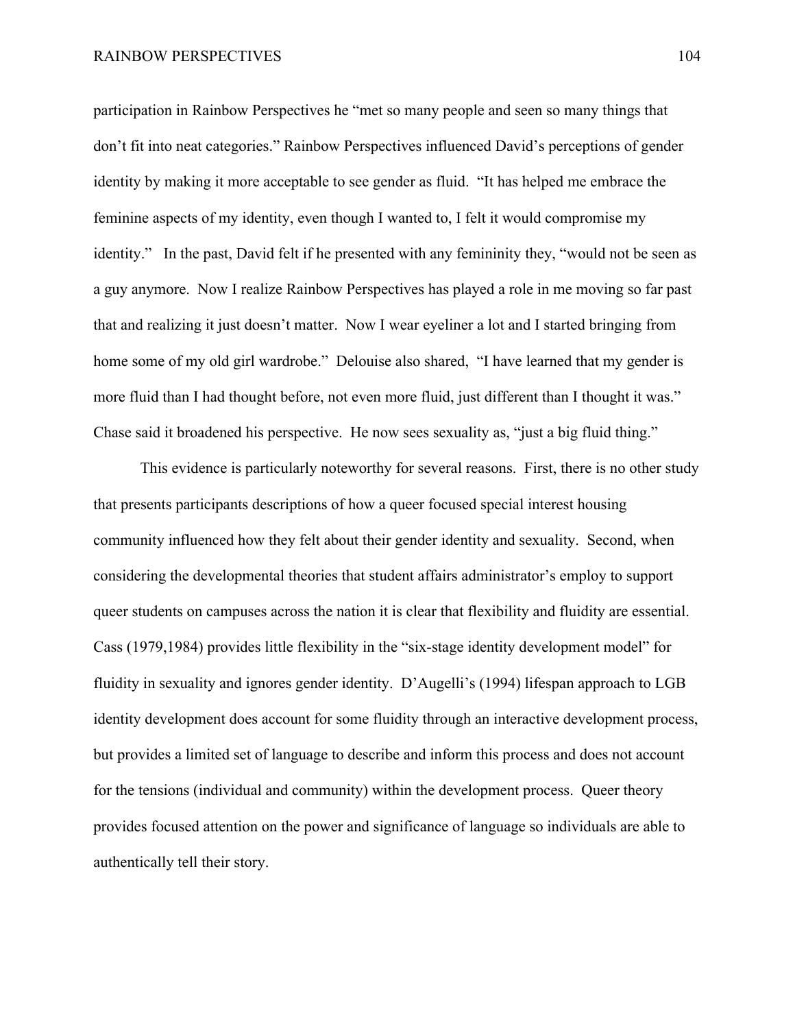participation in Rainbow Perspectives he "met so many people and seen so many things that don't fit into neat categories." Rainbow Perspectives influenced David's perceptions of gender identity by making it more acceptable to see gender as fluid. "It has helped me embrace the feminine aspects of my identity, even though I wanted to, I felt it would compromise my identity." In the past, David felt if he presented with any femininity they, "would not be seen as a guy anymore. Now I realize Rainbow Perspectives has played a role in me moving so far past that and realizing it just doesn't matter. Now I wear eyeliner a lot and I started bringing from home some of my old girl wardrobe." Delouise also shared, "I have learned that my gender is more fluid than I had thought before, not even more fluid, just different than I thought it was." Chase said it broadened his perspective. He now sees sexuality as, "just a big fluid thing."

This evidence is particularly noteworthy for several reasons. First, there is no other study that presents participants descriptions of how a queer focused special interest housing community influenced how they felt about their gender identity and sexuality. Second, when considering the developmental theories that student affairs administrator's employ to support queer students on campuses across the nation it is clear that flexibility and fluidity are essential. Cass (1979,1984) provides little flexibility in the "six-stage identity development model" for fluidity in sexuality and ignores gender identity. D'Augelli's (1994) lifespan approach to LGB identity development does account for some fluidity through an interactive development process, but provides a limited set of language to describe and inform this process and does not account for the tensions (individual and community) within the development process. Queer theory provides focused attention on the power and significance of language so individuals are able to authentically tell their story.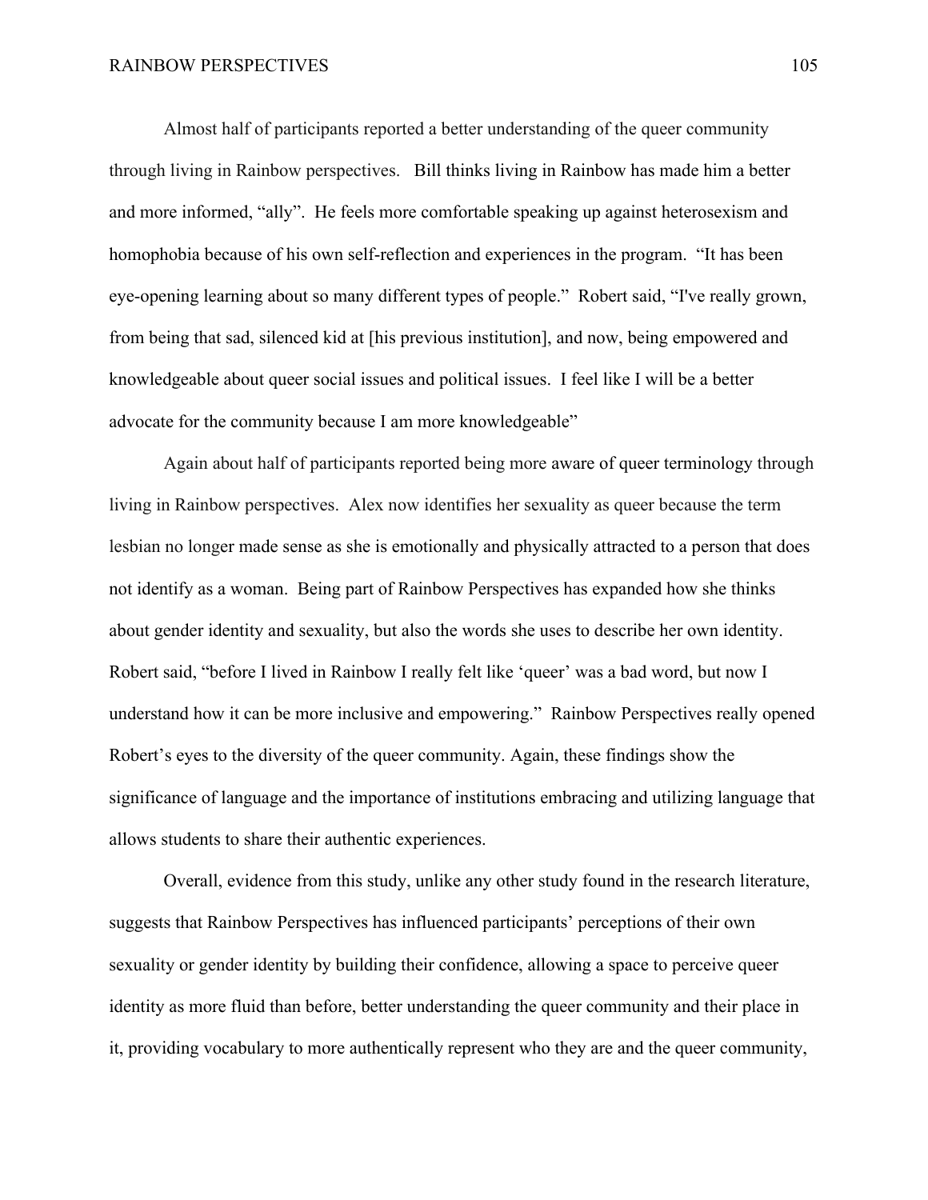Almost half of participants reported a better understanding of the queer community through living in Rainbow perspectives. Bill thinks living in Rainbow has made him a better and more informed, "ally". He feels more comfortable speaking up against heterosexism and homophobia because of his own self-reflection and experiences in the program. "It has been eye-opening learning about so many different types of people." Robert said, "I've really grown, from being that sad, silenced kid at [his previous institution], and now, being empowered and knowledgeable about queer social issues and political issues. I feel like I will be a better advocate for the community because I am more knowledgeable"

Again about half of participants reported being more aware of queer terminology through living in Rainbow perspectives. Alex now identifies her sexuality as queer because the term lesbian no longer made sense as she is emotionally and physically attracted to a person that does not identify as a woman. Being part of Rainbow Perspectives has expanded how she thinks about gender identity and sexuality, but also the words she uses to describe her own identity. Robert said, "before I lived in Rainbow I really felt like 'queer' was a bad word, but now I understand how it can be more inclusive and empowering." Rainbow Perspectives really opened Robert's eyes to the diversity of the queer community. Again, these findings show the significance of language and the importance of institutions embracing and utilizing language that allows students to share their authentic experiences.

Overall, evidence from this study, unlike any other study found in the research literature, suggests that Rainbow Perspectives has influenced participants' perceptions of their own sexuality or gender identity by building their confidence, allowing a space to perceive queer identity as more fluid than before, better understanding the queer community and their place in it, providing vocabulary to more authentically represent who they are and the queer community,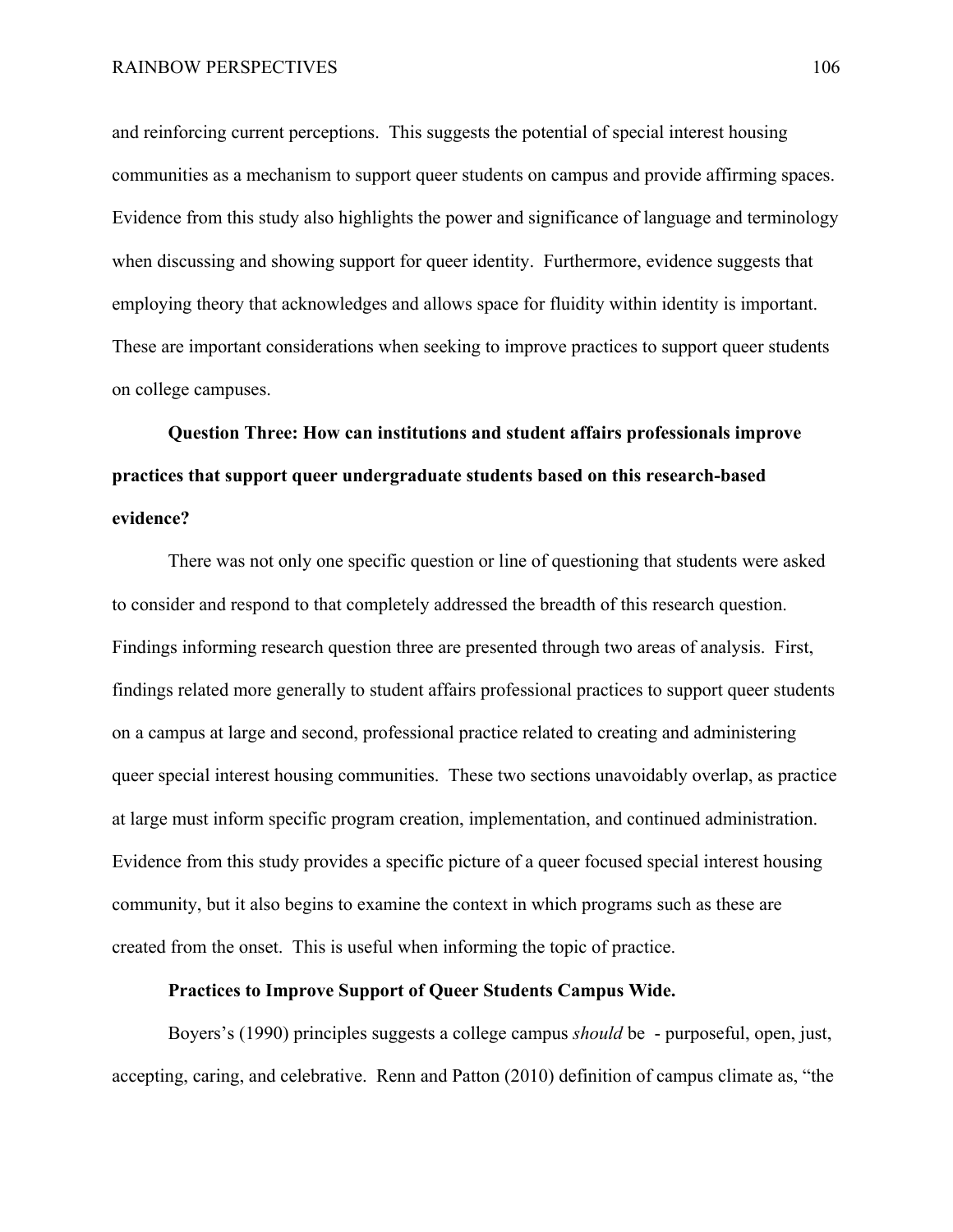and reinforcing current perceptions. This suggests the potential of special interest housing communities as a mechanism to support queer students on campus and provide affirming spaces. Evidence from this study also highlights the power and significance of language and terminology when discussing and showing support for queer identity. Furthermore, evidence suggests that employing theory that acknowledges and allows space for fluidity within identity is important. These are important considerations when seeking to improve practices to support queer students on college campuses.

**Question Three: How can institutions and student affairs professionals improve practices that support queer undergraduate students based on this research-based evidence?**

There was not only one specific question or line of questioning that students were asked to consider and respond to that completely addressed the breadth of this research question. Findings informing research question three are presented through two areas of analysis. First, findings related more generally to student affairs professional practices to support queer students on a campus at large and second, professional practice related to creating and administering queer special interest housing communities. These two sections unavoidably overlap, as practice at large must inform specific program creation, implementation, and continued administration. Evidence from this study provides a specific picture of a queer focused special interest housing community, but it also begins to examine the context in which programs such as these are created from the onset. This is useful when informing the topic of practice.

**Practices to Improve Support of Queer Students Campus Wide.**

Boyers's (1990) principles suggests a college campus *should* be - purposeful, open, just, accepting, caring, and celebrative. Renn and Patton (2010) definition of campus climate as, "the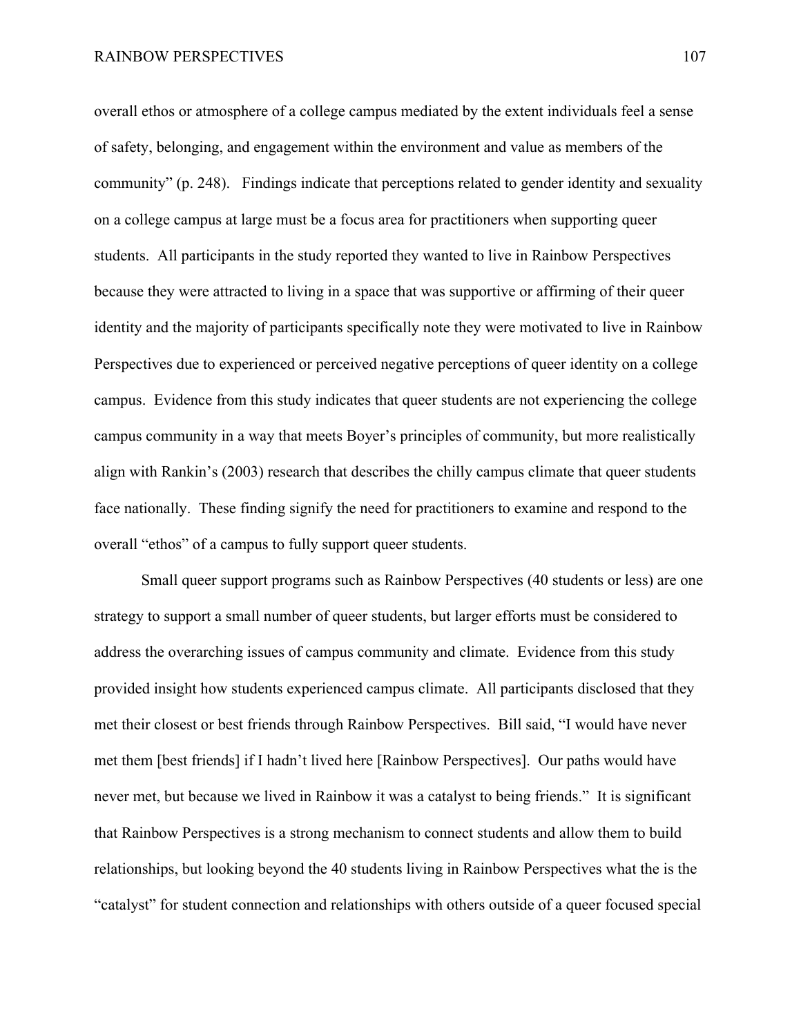overall ethos or atmosphere of a college campus mediated by the extent individuals feel a sense of safety, belonging, and engagement within the environment and value as members of the community" (p. 248). Findings indicate that perceptions related to gender identity and sexuality on a college campus at large must be a focus area for practitioners when supporting queer students. All participants in the study reported they wanted to live in Rainbow Perspectives because they were attracted to living in a space that was supportive or affirming of their queer identity and the majority of participants specifically note they were motivated to live in Rainbow Perspectives due to experienced or perceived negative perceptions of queer identity on a college campus. Evidence from this study indicates that queer students are not experiencing the college campus community in a way that meets Boyer's principles of community, but more realistically align with Rankin's (2003) research that describes the chilly campus climate that queer students face nationally. These finding signify the need for practitioners to examine and respond to the overall "ethos" of a campus to fully support queer students.

Small queer support programs such as Rainbow Perspectives (40 students or less) are one strategy to support a small number of queer students, but larger efforts must be considered to address the overarching issues of campus community and climate. Evidence from this study provided insight how students experienced campus climate. All participants disclosed that they met their closest or best friends through Rainbow Perspectives. Bill said, "I would have never met them [best friends] if I hadn't lived here [Rainbow Perspectives]. Our paths would have never met, but because we lived in Rainbow it was a catalyst to being friends." It is significant that Rainbow Perspectives is a strong mechanism to connect students and allow them to build relationships, but looking beyond the 40 students living in Rainbow Perspectives what the is the "catalyst" for student connection and relationships with others outside of a queer focused special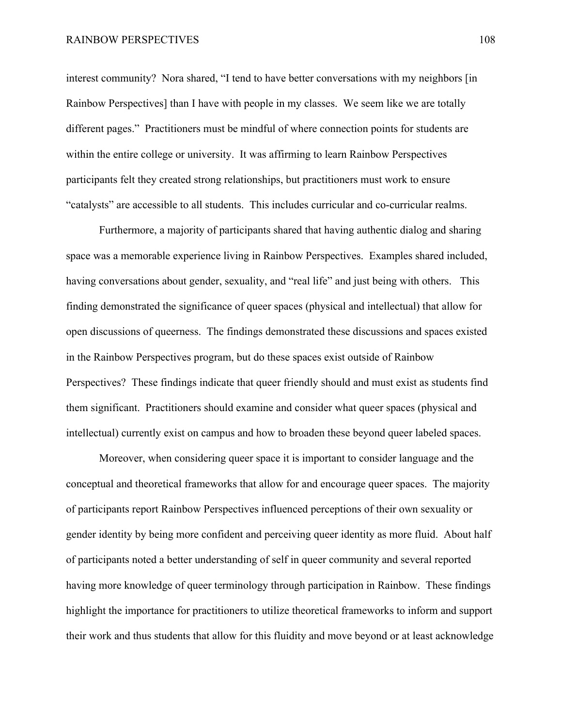interest community? Nora shared, "I tend to have better conversations with my neighbors [in Rainbow Perspectives] than I have with people in my classes. We seem like we are totally different pages." Practitioners must be mindful of where connection points for students are within the entire college or university. It was affirming to learn Rainbow Perspectives participants felt they created strong relationships, but practitioners must work to ensure "catalysts" are accessible to all students. This includes curricular and co-curricular realms.

Furthermore, a majority of participants shared that having authentic dialog and sharing space was a memorable experience living in Rainbow Perspectives. Examples shared included, having conversations about gender, sexuality, and "real life" and just being with others. This finding demonstrated the significance of queer spaces (physical and intellectual) that allow for open discussions of queerness. The findings demonstrated these discussions and spaces existed in the Rainbow Perspectives program, but do these spaces exist outside of Rainbow Perspectives? These findings indicate that queer friendly should and must exist as students find them significant. Practitioners should examine and consider what queer spaces (physical and intellectual) currently exist on campus and how to broaden these beyond queer labeled spaces.

Moreover, when considering queer space it is important to consider language and the conceptual and theoretical frameworks that allow for and encourage queer spaces. The majority of participants report Rainbow Perspectives influenced perceptions of their own sexuality or gender identity by being more confident and perceiving queer identity as more fluid. About half of participants noted a better understanding of self in queer community and several reported having more knowledge of queer terminology through participation in Rainbow. These findings highlight the importance for practitioners to utilize theoretical frameworks to inform and support their work and thus students that allow for this fluidity and move beyond or at least acknowledge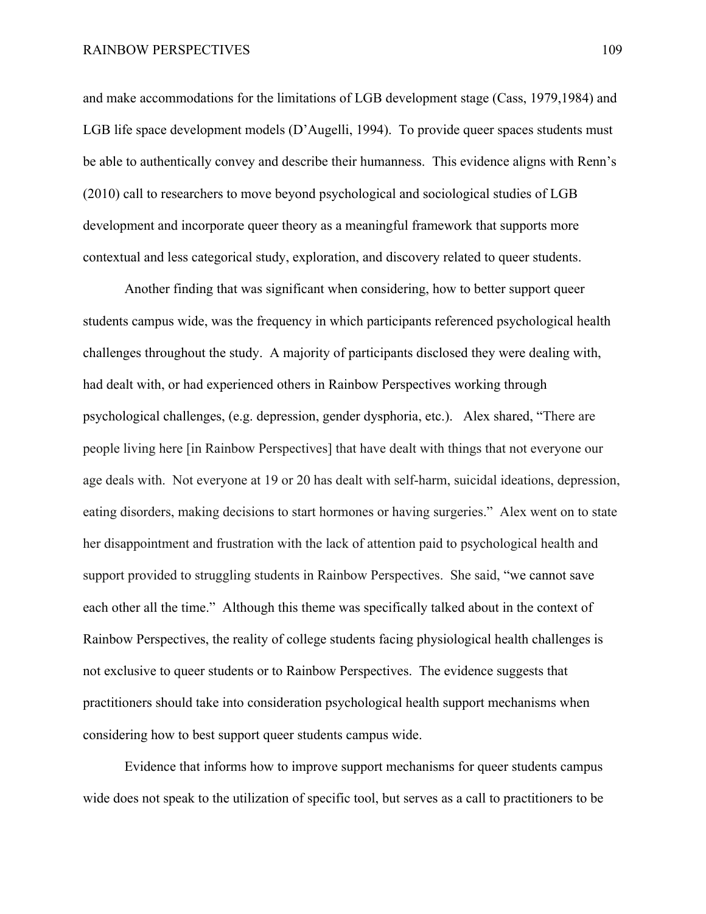and make accommodations for the limitations of LGB development stage (Cass, 1979,1984) and LGB life space development models (D'Augelli, 1994). To provide queer spaces students must be able to authentically convey and describe their humanness. This evidence aligns with Renn's (2010) call to researchers to move beyond psychological and sociological studies of LGB development and incorporate queer theory as a meaningful framework that supports more contextual and less categorical study, exploration, and discovery related to queer students.

Another finding that was significant when considering, how to better support queer students campus wide, was the frequency in which participants referenced psychological health challenges throughout the study. A majority of participants disclosed they were dealing with, had dealt with, or had experienced others in Rainbow Perspectives working through psychological challenges, (e.g. depression, gender dysphoria, etc.). Alex shared, "There are people living here [in Rainbow Perspectives] that have dealt with things that not everyone our age deals with. Not everyone at 19 or 20 has dealt with self-harm, suicidal ideations, depression, eating disorders, making decisions to start hormones or having surgeries." Alex went on to state her disappointment and frustration with the lack of attention paid to psychological health and support provided to struggling students in Rainbow Perspectives. She said, "we cannot save each other all the time." Although this theme was specifically talked about in the context of Rainbow Perspectives, the reality of college students facing physiological health challenges is not exclusive to queer students or to Rainbow Perspectives. The evidence suggests that practitioners should take into consideration psychological health support mechanisms when considering how to best support queer students campus wide.

Evidence that informs how to improve support mechanisms for queer students campus wide does not speak to the utilization of specific tool, but serves as a call to practitioners to be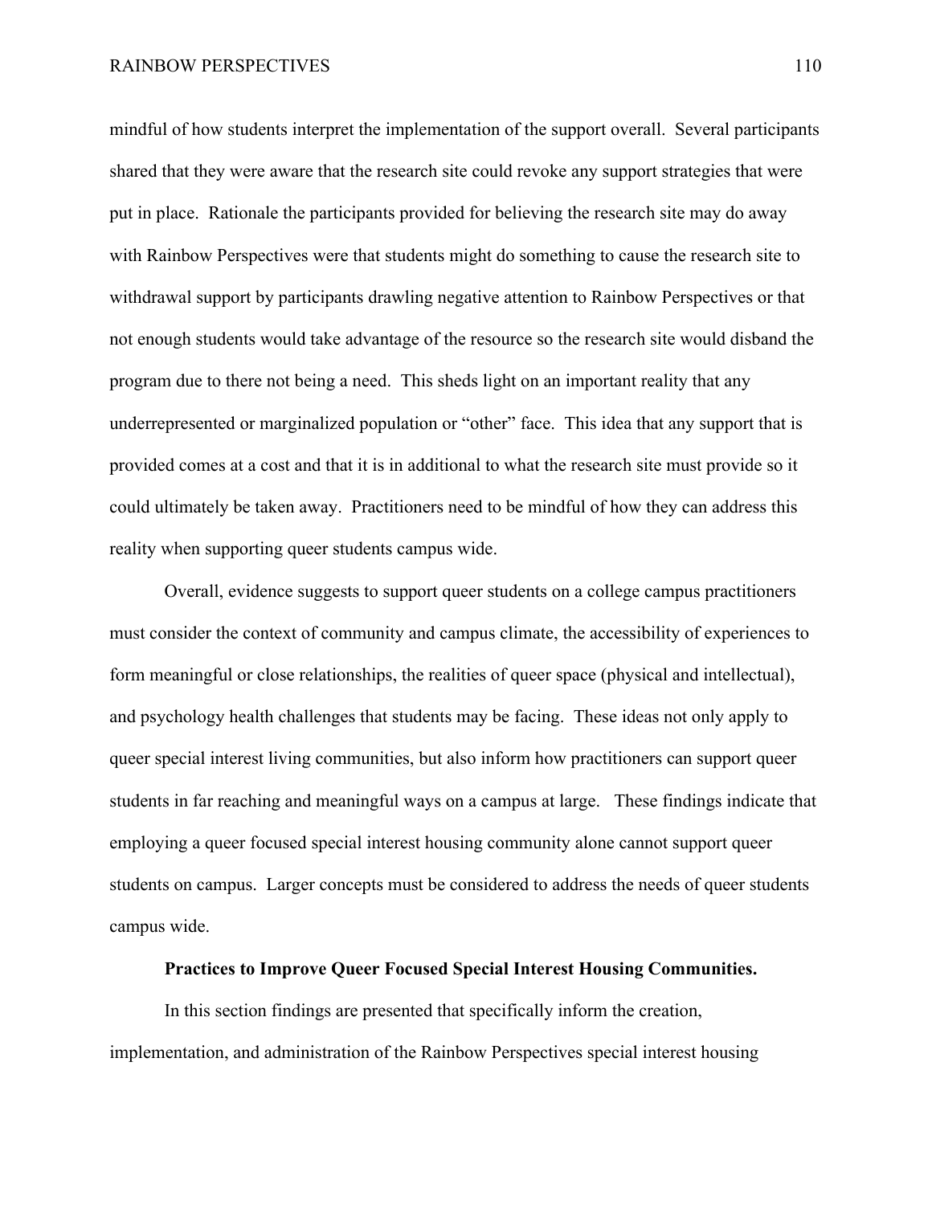mindful of how students interpret the implementation of the support overall. Several participants shared that they were aware that the research site could revoke any support strategies that were put in place. Rationale the participants provided for believing the research site may do away with Rainbow Perspectives were that students might do something to cause the research site to withdrawal support by participants drawling negative attention to Rainbow Perspectives or that not enough students would take advantage of the resource so the research site would disband the program due to there not being a need. This sheds light on an important reality that any underrepresented or marginalized population or "other" face. This idea that any support that is provided comes at a cost and that it is in additional to what the research site must provide so it could ultimately be taken away. Practitioners need to be mindful of how they can address this reality when supporting queer students campus wide.

Overall, evidence suggests to support queer students on a college campus practitioners must consider the context of community and campus climate, the accessibility of experiences to form meaningful or close relationships, the realities of queer space (physical and intellectual), and psychology health challenges that students may be facing. These ideas not only apply to queer special interest living communities, but also inform how practitioners can support queer students in far reaching and meaningful ways on a campus at large. These findings indicate that employing a queer focused special interest housing community alone cannot support queer students on campus. Larger concepts must be considered to address the needs of queer students campus wide.

**Practices to Improve Queer Focused Special Interest Housing Communities.**

In this section findings are presented that specifically inform the creation, implementation, and administration of the Rainbow Perspectives special interest housing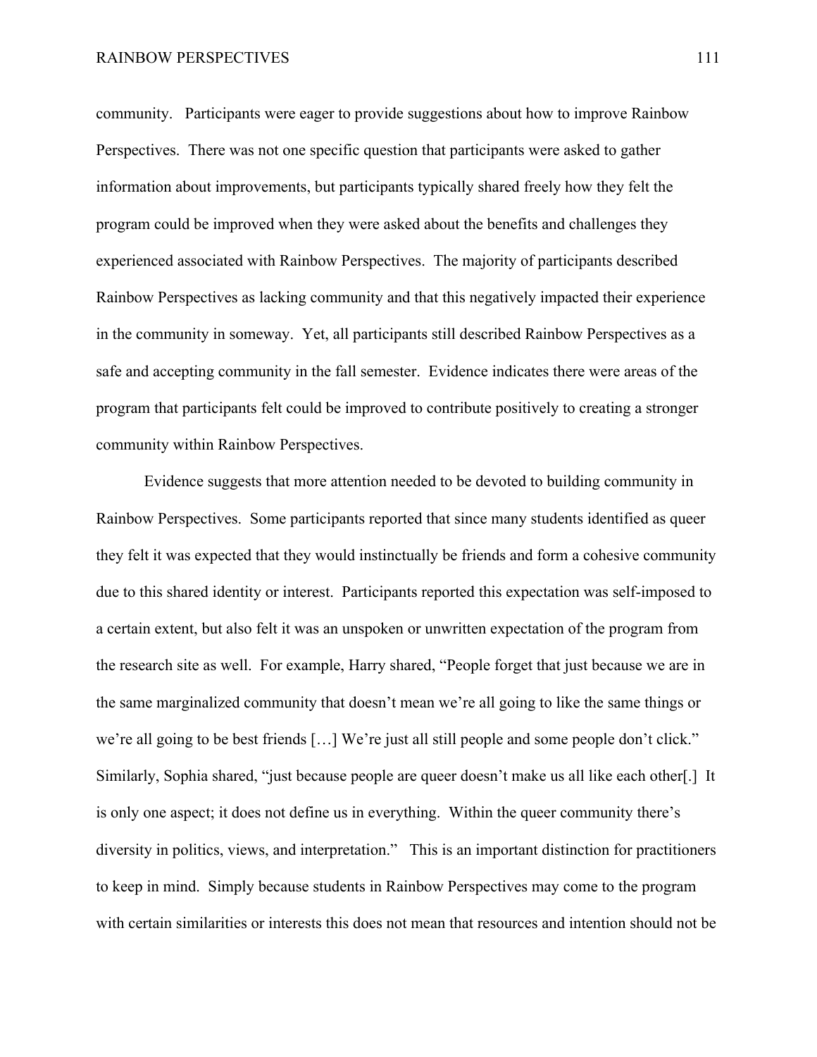community. Participants were eager to provide suggestions about how to improve Rainbow Perspectives. There was not one specific question that participants were asked to gather information about improvements, but participants typically shared freely how they felt the program could be improved when they were asked about the benefits and challenges they experienced associated with Rainbow Perspectives. The majority of participants described Rainbow Perspectives as lacking community and that this negatively impacted their experience in the community in someway. Yet, all participants still described Rainbow Perspectives as a safe and accepting community in the fall semester. Evidence indicates there were areas of the program that participants felt could be improved to contribute positively to creating a stronger community within Rainbow Perspectives.

Evidence suggests that more attention needed to be devoted to building community in Rainbow Perspectives. Some participants reported that since many students identified as queer they felt it was expected that they would instinctually be friends and form a cohesive community due to this shared identity or interest. Participants reported this expectation was self-imposed to a certain extent, but also felt it was an unspoken or unwritten expectation of the program from the research site as well. For example, Harry shared, "People forget that just because we are in the same marginalized community that doesn't mean we're all going to like the same things or we're all going to be best friends […] We're just all still people and some people don't click." Similarly, Sophia shared, "just because people are queer doesn't make us all like each other[.] It is only one aspect; it does not define us in everything. Within the queer community there's diversity in politics, views, and interpretation." This is an important distinction for practitioners to keep in mind. Simply because students in Rainbow Perspectives may come to the program with certain similarities or interests this does not mean that resources and intention should not be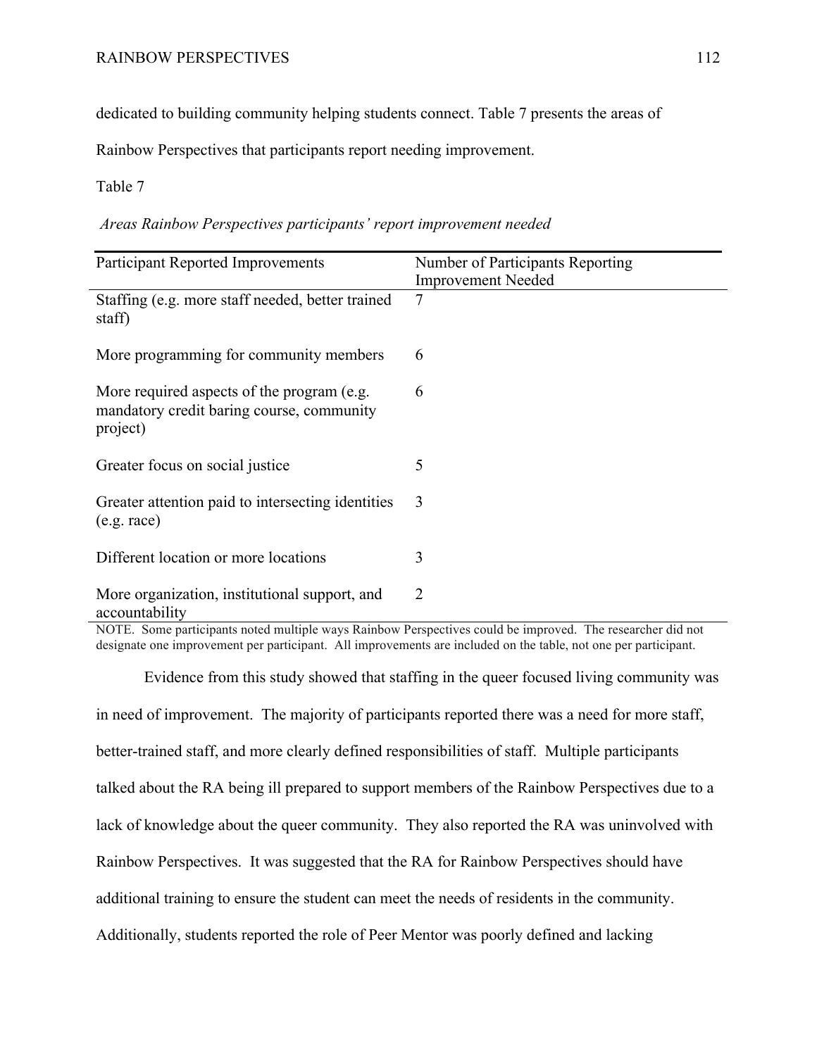dedicated to building community helping students connect. Table 7 presents the areas of Rainbow Perspectives that participants report needing improvement.

Table 7

*Areas Rainbow Perspectives participants' report improvement needed*

| Participant Reported Improvements | Number of Participants Reporting Improvement Needed |
|---|---|
| Staffing (e.g. more staff needed, better trained staff) | 7 |
| More programming for community members | 6 |
| More required aspects of the program (e.g. mandatory credit baring course, community project) | 6 |
| Greater focus on social justice | 5 |
| Greater attention paid to intersecting identities (e.g. race) | 3 |
| Different location or more locations | 3 |
| More organization, institutional support, and accountability | 2 |

NOTE. Some participants noted multiple ways Rainbow Perspectives could be improved. The researcher did not designate one improvement per participant. All improvements are included on the table, not one per participant.

Evidence from this study showed that staffing in the queer focused living community was in need of improvement. The majority of participants reported there was a need for more staff, better-trained staff, and more clearly defined responsibilities of staff. Multiple participants talked about the RA being ill prepared to support members of the Rainbow Perspectives due to a lack of knowledge about the queer community. They also reported the RA was uninvolved with Rainbow Perspectives. It was suggested that the RA for Rainbow Perspectives should have additional training to ensure the student can meet the needs of residents in the community. Additionally, students reported the role of Peer Mentor was poorly defined and lacking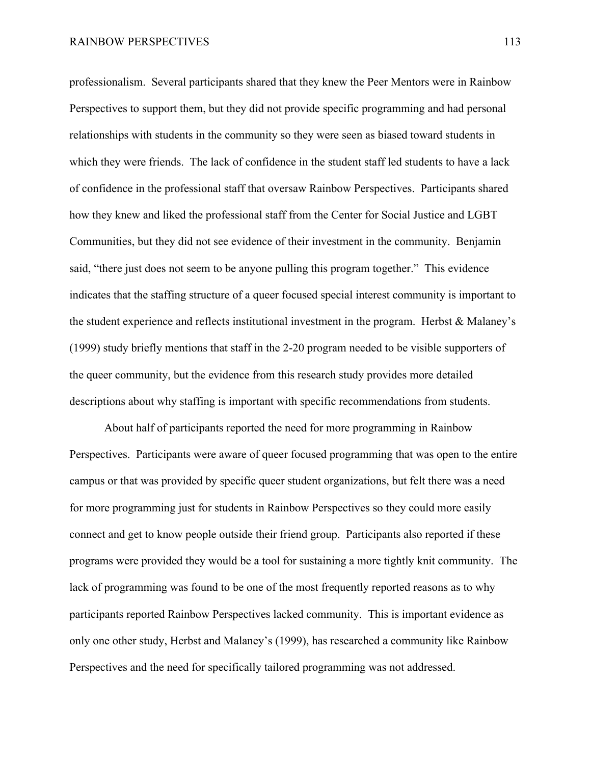professionalism. Several participants shared that they knew the Peer Mentors were in Rainbow Perspectives to support them, but they did not provide specific programming and had personal relationships with students in the community so they were seen as biased toward students in which they were friends. The lack of confidence in the student staff led students to have a lack of confidence in the professional staff that oversaw Rainbow Perspectives. Participants shared how they knew and liked the professional staff from the Center for Social Justice and LGBT Communities, but they did not see evidence of their investment in the community. Benjamin said, "there just does not seem to be anyone pulling this program together." This evidence indicates that the staffing structure of a queer focused special interest community is important to the student experience and reflects institutional investment in the program. Herbst & Malaney's (1999) study briefly mentions that staff in the 2-20 program needed to be visible supporters of the queer community, but the evidence from this research study provides more detailed descriptions about why staffing is important with specific recommendations from students.

About half of participants reported the need for more programming in Rainbow Perspectives. Participants were aware of queer focused programming that was open to the entire campus or that was provided by specific queer student organizations, but felt there was a need for more programming just for students in Rainbow Perspectives so they could more easily connect and get to know people outside their friend group. Participants also reported if these programs were provided they would be a tool for sustaining a more tightly knit community. The lack of programming was found to be one of the most frequently reported reasons as to why participants reported Rainbow Perspectives lacked community. This is important evidence as only one other study, Herbst and Malaney's (1999), has researched a community like Rainbow Perspectives and the need for specifically tailored programming was not addressed.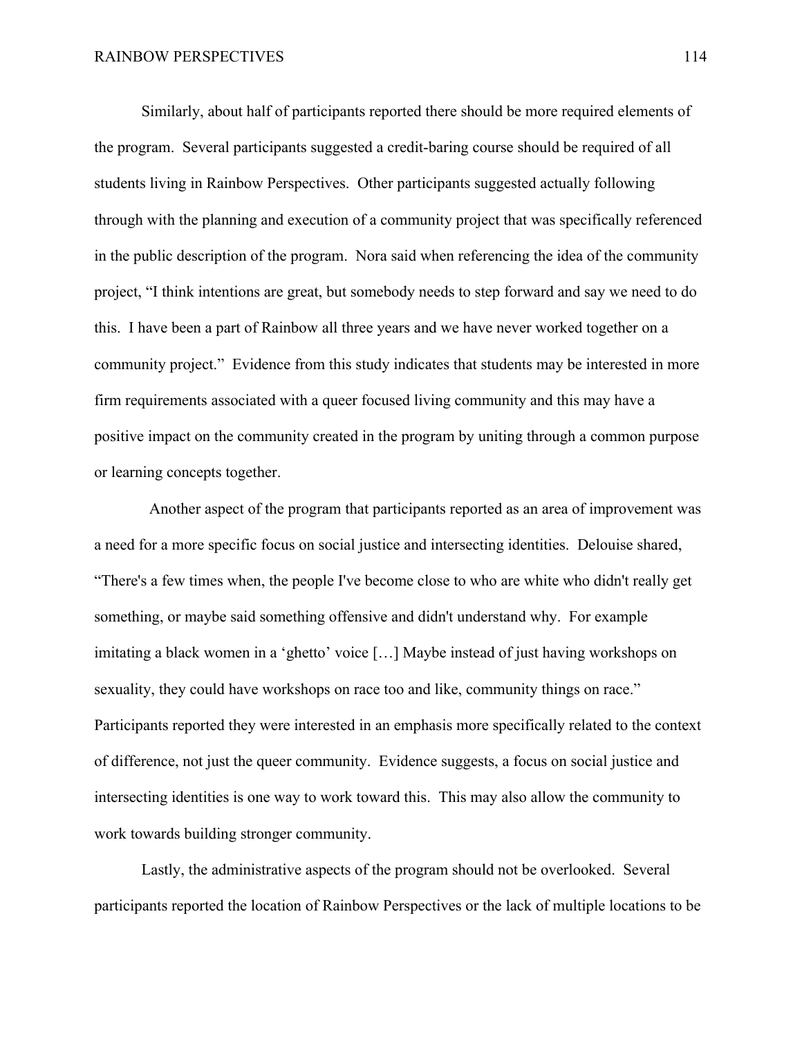Similarly, about half of participants reported there should be more required elements of the program. Several participants suggested a credit-baring course should be required of all students living in Rainbow Perspectives. Other participants suggested actually following through with the planning and execution of a community project that was specifically referenced in the public description of the program. Nora said when referencing the idea of the community project, "I think intentions are great, but somebody needs to step forward and say we need to do this. I have been a part of Rainbow all three years and we have never worked together on a community project." Evidence from this study indicates that students may be interested in more firm requirements associated with a queer focused living community and this may have a positive impact on the community created in the program by uniting through a common purpose or learning concepts together.

Another aspect of the program that participants reported as an area of improvement was a need for a more specific focus on social justice and intersecting identities. Delouise shared, "There's a few times when, the people I've become close to who are white who didn't really get something, or maybe said something offensive and didn't understand why. For example imitating a black women in a 'ghetto' voice […] Maybe instead of just having workshops on sexuality, they could have workshops on race too and like, community things on race." Participants reported they were interested in an emphasis more specifically related to the context of difference, not just the queer community. Evidence suggests, a focus on social justice and intersecting identities is one way to work toward this. This may also allow the community to work towards building stronger community.

Lastly, the administrative aspects of the program should not be overlooked. Several participants reported the location of Rainbow Perspectives or the lack of multiple locations to be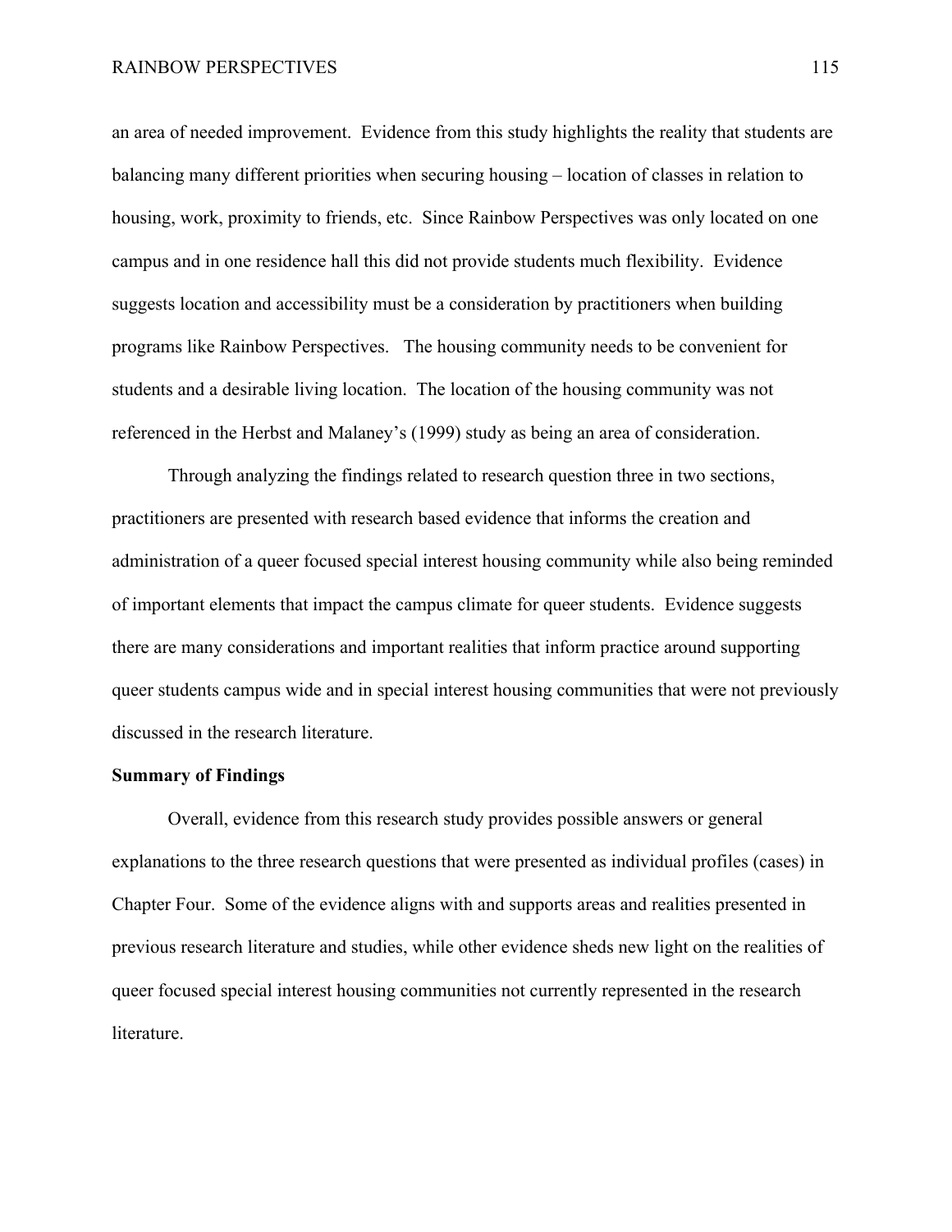an area of needed improvement. Evidence from this study highlights the reality that students are balancing many different priorities when securing housing – location of classes in relation to housing, work, proximity to friends, etc. Since Rainbow Perspectives was only located on one campus and in one residence hall this did not provide students much flexibility. Evidence suggests location and accessibility must be a consideration by practitioners when building programs like Rainbow Perspectives. The housing community needs to be convenient for students and a desirable living location. The location of the housing community was not referenced in the Herbst and Malaney's (1999) study as being an area of consideration.

Through analyzing the findings related to research question three in two sections, practitioners are presented with research based evidence that informs the creation and administration of a queer focused special interest housing community while also being reminded of important elements that impact the campus climate for queer students. Evidence suggests there are many considerations and important realities that inform practice around supporting queer students campus wide and in special interest housing communities that were not previously discussed in the research literature.

**Summary of Findings**

Overall, evidence from this research study provides possible answers or general explanations to the three research questions that were presented as individual profiles (cases) in Chapter Four. Some of the evidence aligns with and supports areas and realities presented in previous research literature and studies, while other evidence sheds new light on the realities of queer focused special interest housing communities not currently represented in the research literature.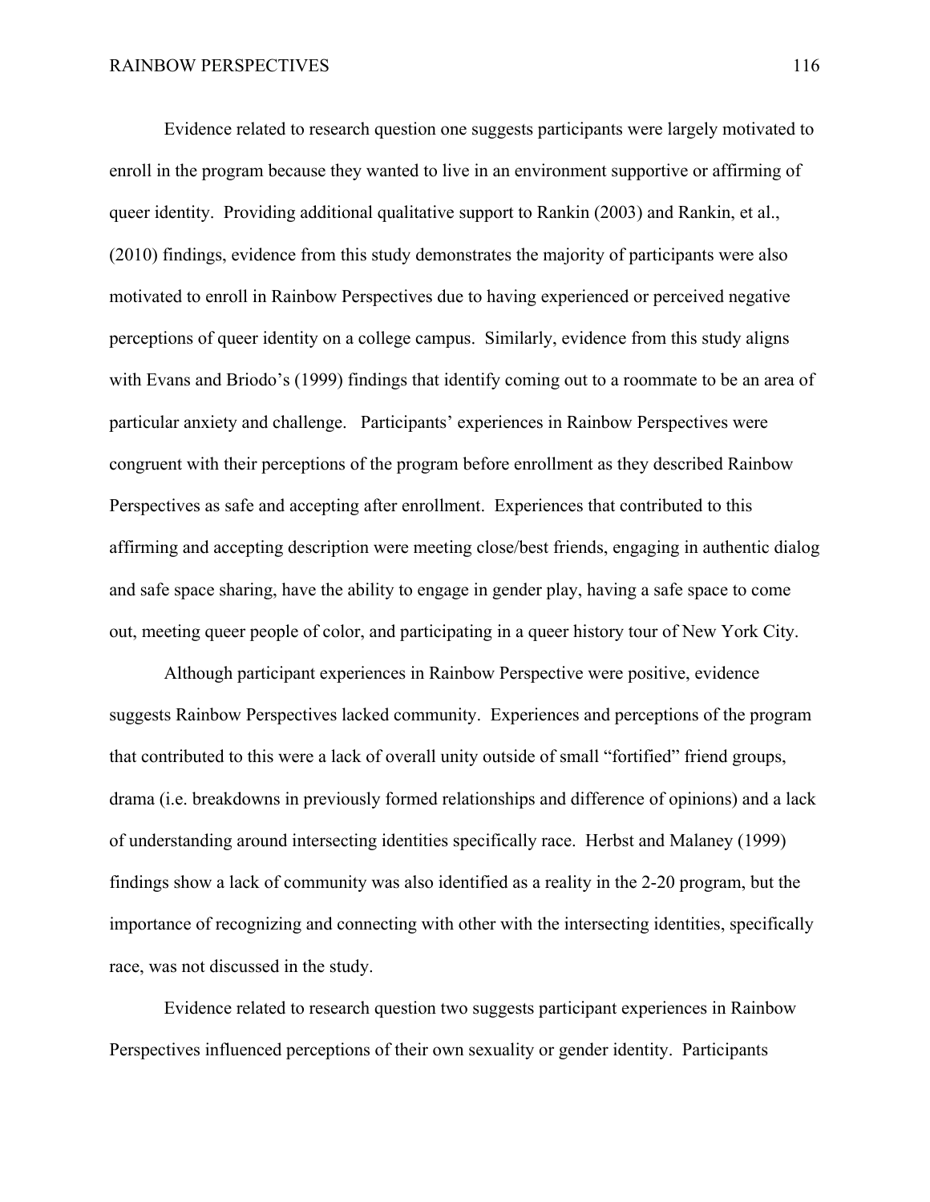Evidence related to research question one suggests participants were largely motivated to enroll in the program because they wanted to live in an environment supportive or affirming of queer identity. Providing additional qualitative support to Rankin (2003) and Rankin, et al., (2010) findings, evidence from this study demonstrates the majority of participants were also motivated to enroll in Rainbow Perspectives due to having experienced or perceived negative perceptions of queer identity on a college campus. Similarly, evidence from this study aligns with Evans and Briodo's (1999) findings that identify coming out to a roommate to be an area of particular anxiety and challenge. Participants' experiences in Rainbow Perspectives were congruent with their perceptions of the program before enrollment as they described Rainbow Perspectives as safe and accepting after enrollment. Experiences that contributed to this affirming and accepting description were meeting close/best friends, engaging in authentic dialog and safe space sharing, have the ability to engage in gender play, having a safe space to come out, meeting queer people of color, and participating in a queer history tour of New York City.

Although participant experiences in Rainbow Perspective were positive, evidence suggests Rainbow Perspectives lacked community. Experiences and perceptions of the program that contributed to this were a lack of overall unity outside of small "fortified" friend groups, drama (i.e. breakdowns in previously formed relationships and difference of opinions) and a lack of understanding around intersecting identities specifically race. Herbst and Malaney (1999) findings show a lack of community was also identified as a reality in the 2-20 program, but the importance of recognizing and connecting with other with the intersecting identities, specifically race, was not discussed in the study.

Evidence related to research question two suggests participant experiences in Rainbow Perspectives influenced perceptions of their own sexuality or gender identity. Participants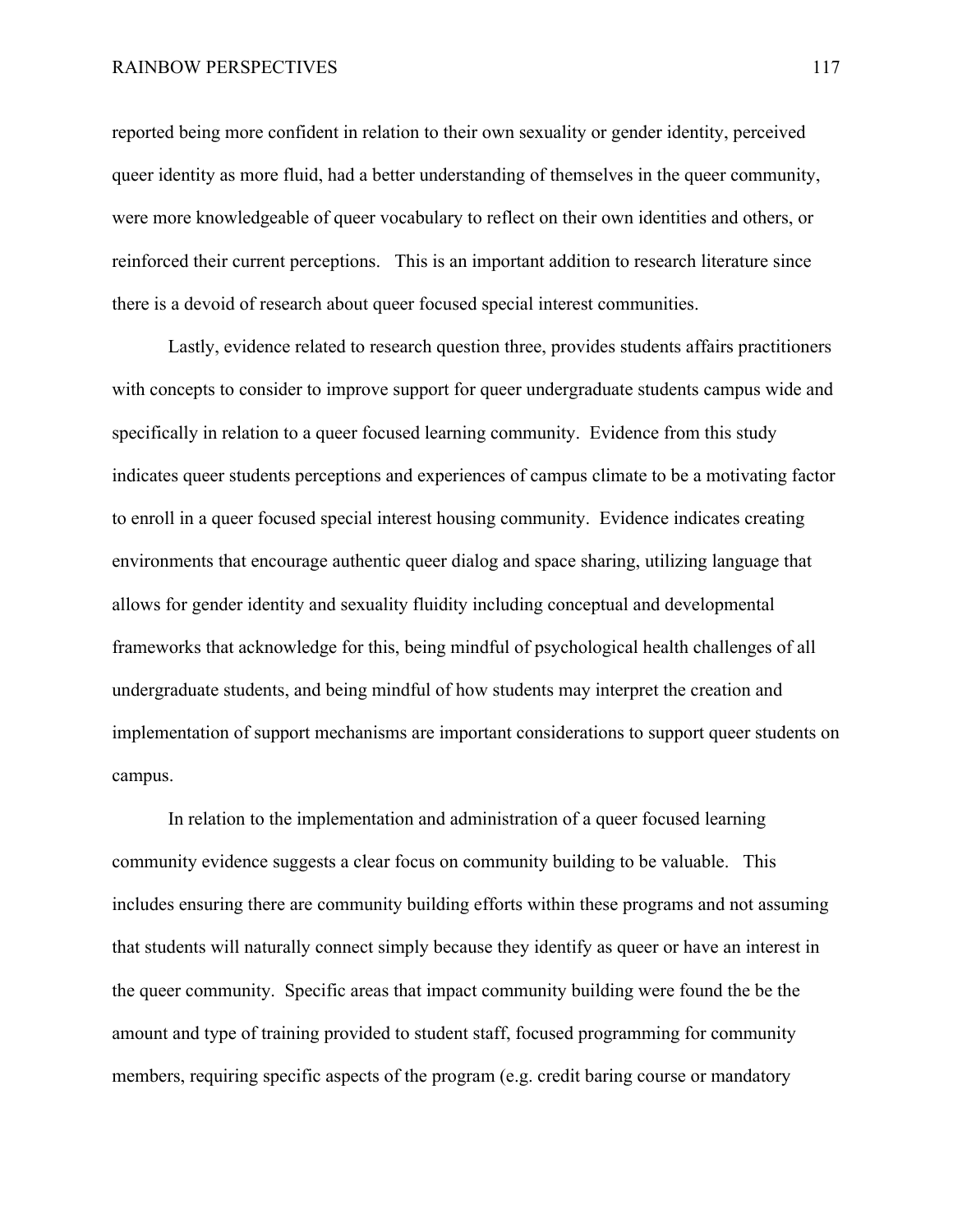reported being more confident in relation to their own sexuality or gender identity, perceived queer identity as more fluid, had a better understanding of themselves in the queer community, were more knowledgeable of queer vocabulary to reflect on their own identities and others, or reinforced their current perceptions. This is an important addition to research literature since there is a devoid of research about queer focused special interest communities.

Lastly, evidence related to research question three, provides students affairs practitioners with concepts to consider to improve support for queer undergraduate students campus wide and specifically in relation to a queer focused learning community. Evidence from this study indicates queer students perceptions and experiences of campus climate to be a motivating factor to enroll in a queer focused special interest housing community. Evidence indicates creating environments that encourage authentic queer dialog and space sharing, utilizing language that allows for gender identity and sexuality fluidity including conceptual and developmental frameworks that acknowledge for this, being mindful of psychological health challenges of all undergraduate students, and being mindful of how students may interpret the creation and implementation of support mechanisms are important considerations to support queer students on campus.

In relation to the implementation and administration of a queer focused learning community evidence suggests a clear focus on community building to be valuable. This includes ensuring there are community building efforts within these programs and not assuming that students will naturally connect simply because they identify as queer or have an interest in the queer community. Specific areas that impact community building were found the be the amount and type of training provided to student staff, focused programming for community members, requiring specific aspects of the program (e.g. credit baring course or mandatory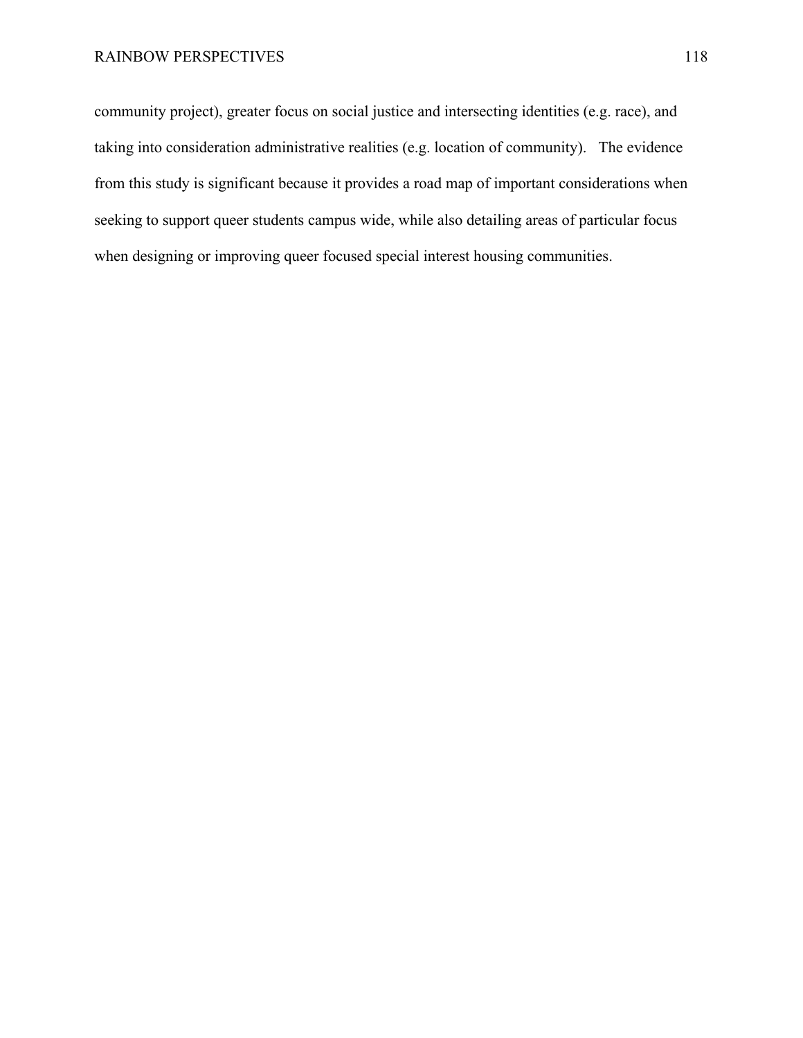community project), greater focus on social justice and intersecting identities (e.g. race), and taking into consideration administrative realities (e.g. location of community).   The evidence from this study is significant because it provides a road map of important considerations when seeking to support queer students campus wide, while also detailing areas of particular focus when designing or improving queer focused special interest housing communities.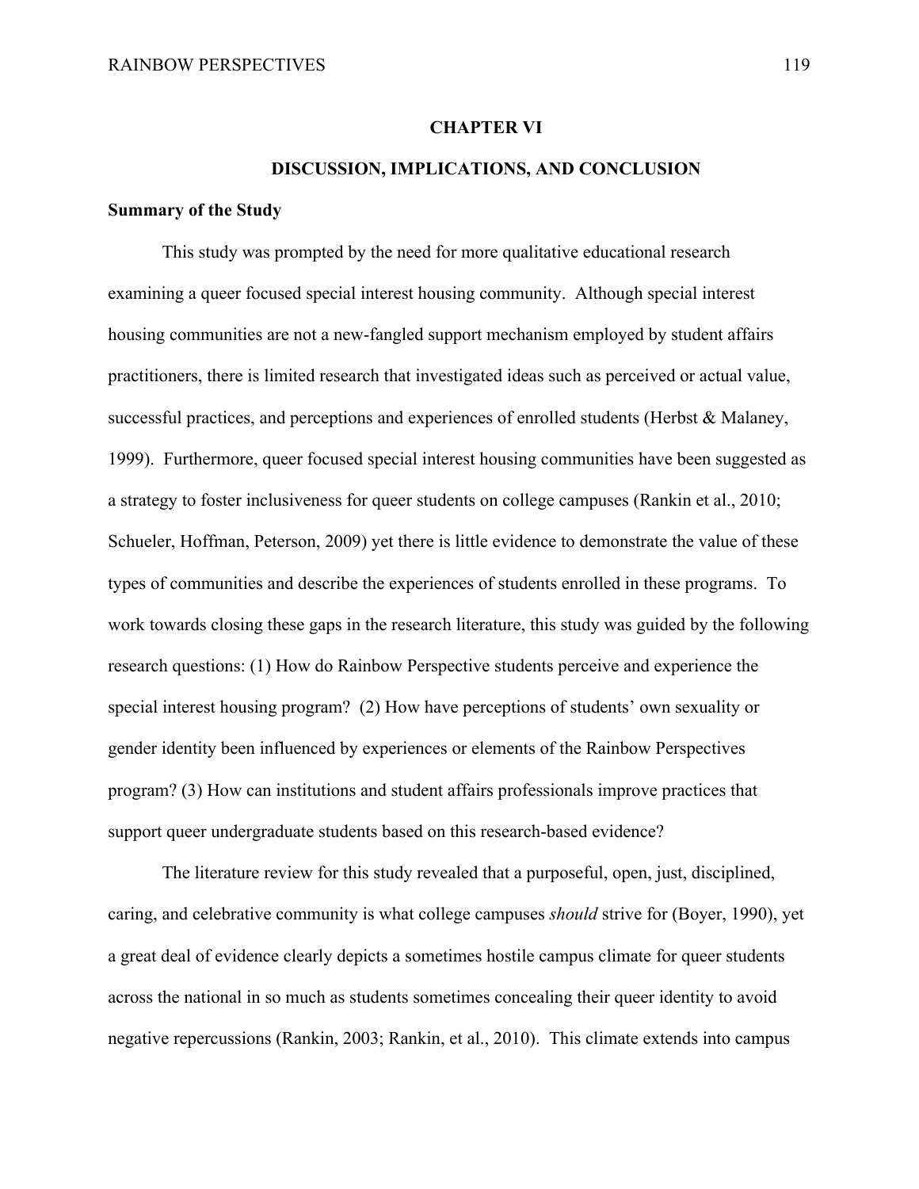# CHAPTER VI

# DISCUSSION, IMPLICATIONS, AND CONCLUSION

## Summary of the Study

This study was prompted by the need for more qualitative educational research examining a queer focused special interest housing community. Although special interest housing communities are not a new-fangled support mechanism employed by student affairs practitioners, there is limited research that investigated ideas such as perceived or actual value, successful practices, and perceptions and experiences of enrolled students (Herbst & Malaney, 1999). Furthermore, queer focused special interest housing communities have been suggested as a strategy to foster inclusiveness for queer students on college campuses (Rankin et al., 2010; Schueler, Hoffman, Peterson, 2009) yet there is little evidence to demonstrate the value of these types of communities and describe the experiences of students enrolled in these programs. To work towards closing these gaps in the research literature, this study was guided by the following research questions: (1) How do Rainbow Perspective students perceive and experience the special interest housing program? (2) How have perceptions of students' own sexuality or gender identity been influenced by experiences or elements of the Rainbow Perspectives program? (3) How can institutions and student affairs professionals improve practices that support queer undergraduate students based on this research-based evidence?

The literature review for this study revealed that a purposeful, open, just, disciplined, caring, and celebrative community is what college campuses *should* strive for (Boyer, 1990), yet a great deal of evidence clearly depicts a sometimes hostile campus climate for queer students across the national in so much as students sometimes concealing their queer identity to avoid negative repercussions (Rankin, 2003; Rankin, et al., 2010). This climate extends into campus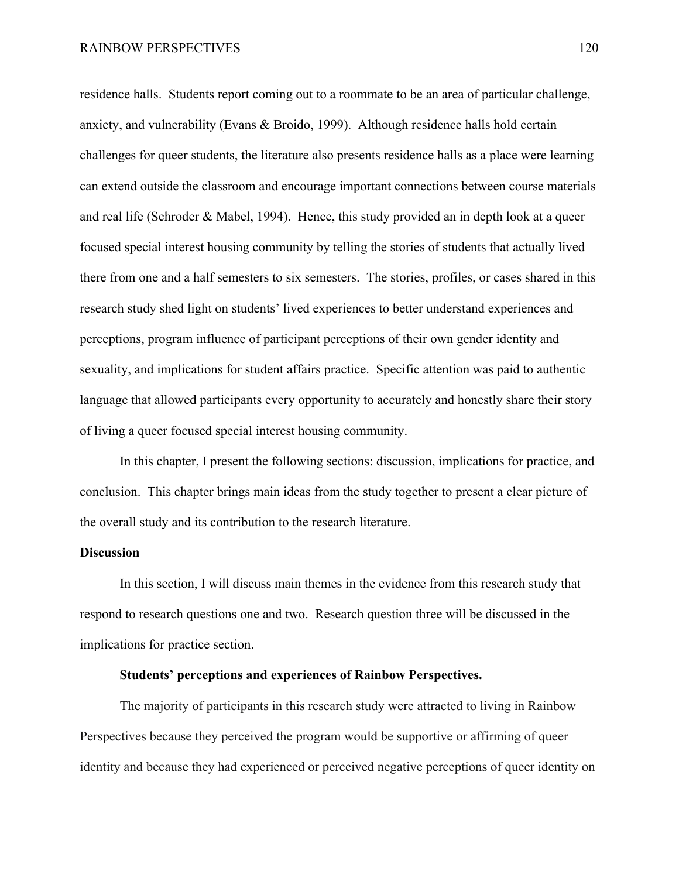residence halls. Students report coming out to a roommate to be an area of particular challenge, anxiety, and vulnerability (Evans & Broido, 1999). Although residence halls hold certain challenges for queer students, the literature also presents residence halls as a place were learning can extend outside the classroom and encourage important connections between course materials and real life (Schroder & Mabel, 1994). Hence, this study provided an in depth look at a queer focused special interest housing community by telling the stories of students that actually lived there from one and a half semesters to six semesters. The stories, profiles, or cases shared in this research study shed light on students' lived experiences to better understand experiences and perceptions, program influence of participant perceptions of their own gender identity and sexuality, and implications for student affairs practice. Specific attention was paid to authentic language that allowed participants every opportunity to accurately and honestly share their story of living a queer focused special interest housing community.

In this chapter, I present the following sections: discussion, implications for practice, and conclusion. This chapter brings main ideas from the study together to present a clear picture of the overall study and its contribution to the research literature.

## Discussion

In this section, I will discuss main themes in the evidence from this research study that respond to research questions one and two. Research question three will be discussed in the implications for practice section.

### Students' perceptions and experiences of Rainbow Perspectives.

The majority of participants in this research study were attracted to living in Rainbow Perspectives because they perceived the program would be supportive or affirming of queer identity and because they had experienced or perceived negative perceptions of queer identity on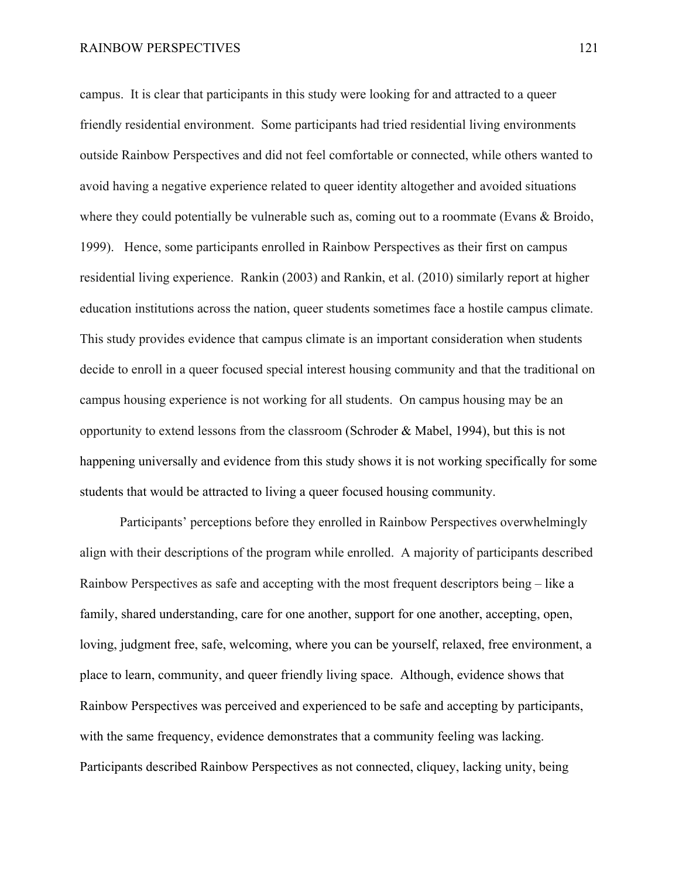campus. It is clear that participants in this study were looking for and attracted to a queer friendly residential environment. Some participants had tried residential living environments outside Rainbow Perspectives and did not feel comfortable or connected, while others wanted to avoid having a negative experience related to queer identity altogether and avoided situations where they could potentially be vulnerable such as, coming out to a roommate (Evans & Broido, 1999). Hence, some participants enrolled in Rainbow Perspectives as their first on campus residential living experience. Rankin (2003) and Rankin, et al. (2010) similarly report at higher education institutions across the nation, queer students sometimes face a hostile campus climate. This study provides evidence that campus climate is an important consideration when students decide to enroll in a queer focused special interest housing community and that the traditional on campus housing experience is not working for all students. On campus housing may be an opportunity to extend lessons from the classroom (Schroder & Mabel, 1994), but this is not happening universally and evidence from this study shows it is not working specifically for some students that would be attracted to living a queer focused housing community.

Participants' perceptions before they enrolled in Rainbow Perspectives overwhelmingly align with their descriptions of the program while enrolled. A majority of participants described Rainbow Perspectives as safe and accepting with the most frequent descriptors being – like a family, shared understanding, care for one another, support for one another, accepting, open, loving, judgment free, safe, welcoming, where you can be yourself, relaxed, free environment, a place to learn, community, and queer friendly living space. Although, evidence shows that Rainbow Perspectives was perceived and experienced to be safe and accepting by participants, with the same frequency, evidence demonstrates that a community feeling was lacking. Participants described Rainbow Perspectives as not connected, cliquey, lacking unity, being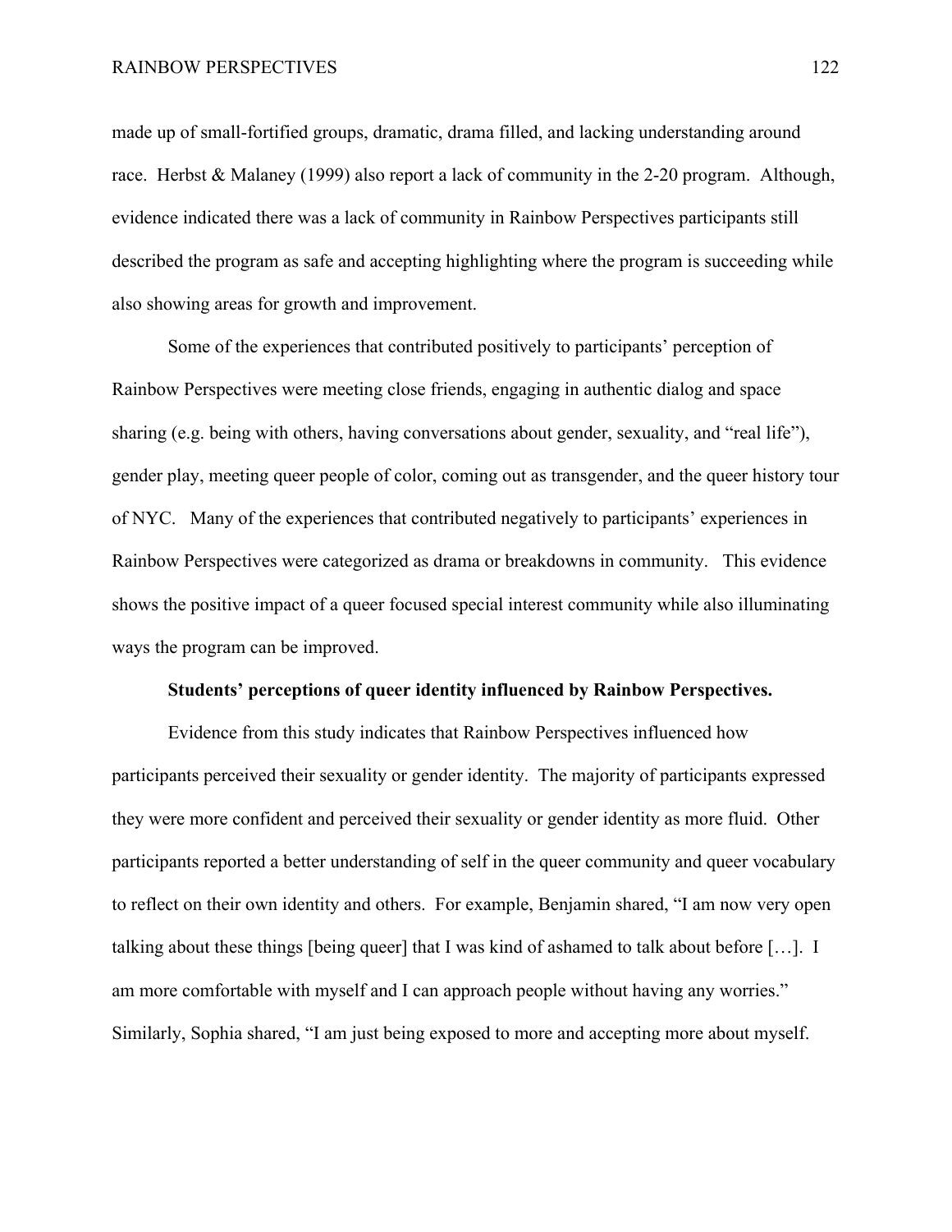made up of small-fortified groups, dramatic, drama filled, and lacking understanding around race. Herbst & Malaney (1999) also report a lack of community in the 2-20 program. Although, evidence indicated there was a lack of community in Rainbow Perspectives participants still described the program as safe and accepting highlighting where the program is succeeding while also showing areas for growth and improvement.

Some of the experiences that contributed positively to participants' perception of Rainbow Perspectives were meeting close friends, engaging in authentic dialog and space sharing (e.g. being with others, having conversations about gender, sexuality, and "real life"), gender play, meeting queer people of color, coming out as transgender, and the queer history tour of NYC. Many of the experiences that contributed negatively to participants' experiences in Rainbow Perspectives were categorized as drama or breakdowns in community. This evidence shows the positive impact of a queer focused special interest community while also illuminating ways the program can be improved.

**Students' perceptions of queer identity influenced by Rainbow Perspectives.**

Evidence from this study indicates that Rainbow Perspectives influenced how participants perceived their sexuality or gender identity. The majority of participants expressed they were more confident and perceived their sexuality or gender identity as more fluid. Other participants reported a better understanding of self in the queer community and queer vocabulary to reflect on their own identity and others. For example, Benjamin shared, "I am now very open talking about these things [being queer] that I was kind of ashamed to talk about before […]. I am more comfortable with myself and I can approach people without having any worries." Similarly, Sophia shared, "I am just being exposed to more and accepting more about myself.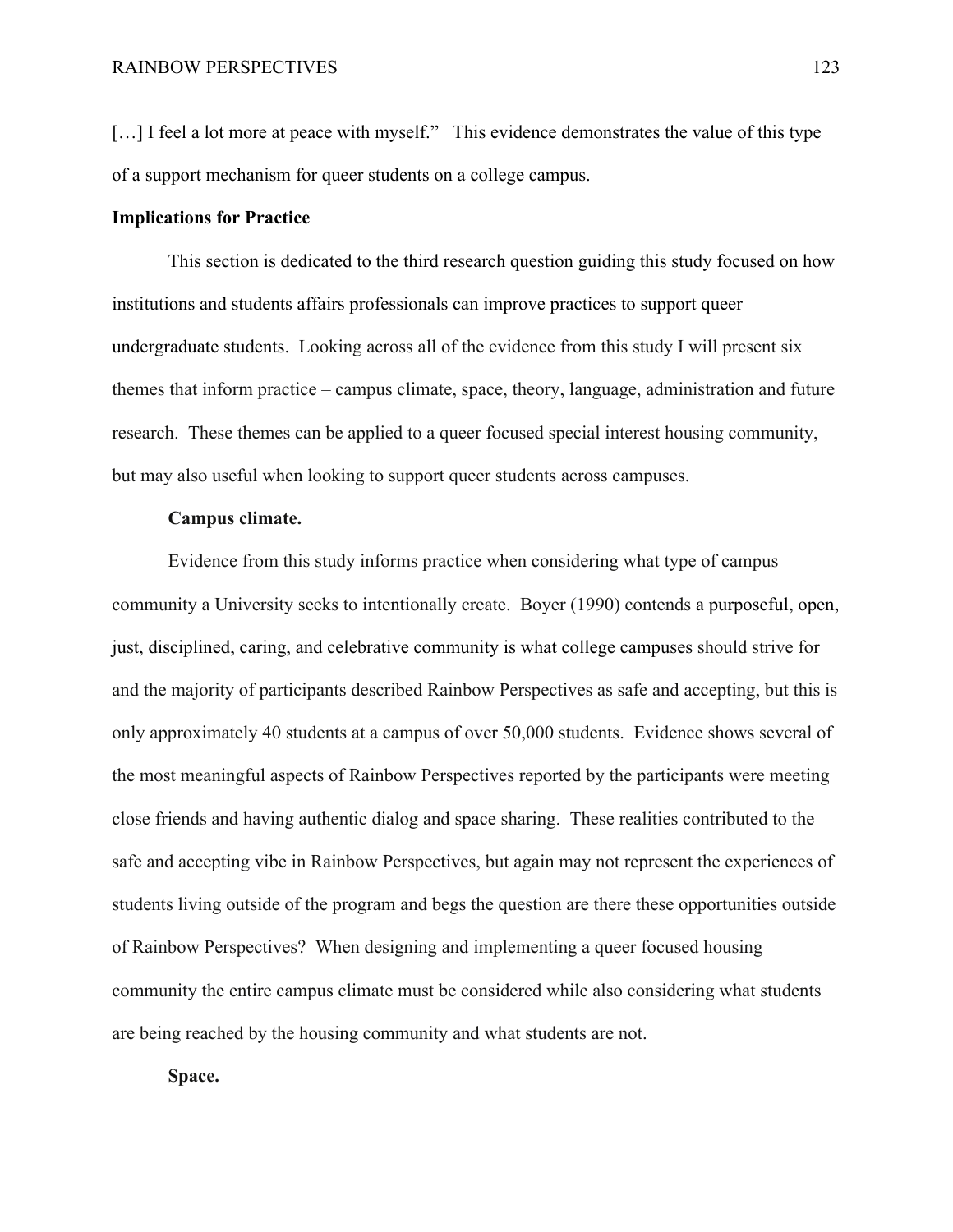[…] I feel a lot more at peace with myself." This evidence demonstrates the value of this type of a support mechanism for queer students on a college campus.

**Implications for Practice**

This section is dedicated to the third research question guiding this study focused on how institutions and students affairs professionals can improve practices to support queer undergraduate students. Looking across all of the evidence from this study I will present six themes that inform practice – campus climate, space, theory, language, administration and future research. These themes can be applied to a queer focused special interest housing community, but may also useful when looking to support queer students across campuses.

**Campus climate.**

Evidence from this study informs practice when considering what type of campus community a University seeks to intentionally create. Boyer (1990) contends a purposeful, open, just, disciplined, caring, and celebrative community is what college campuses should strive for and the majority of participants described Rainbow Perspectives as safe and accepting, but this is only approximately 40 students at a campus of over 50,000 students. Evidence shows several of the most meaningful aspects of Rainbow Perspectives reported by the participants were meeting close friends and having authentic dialog and space sharing. These realities contributed to the safe and accepting vibe in Rainbow Perspectives, but again may not represent the experiences of students living outside of the program and begs the question are there these opportunities outside of Rainbow Perspectives? When designing and implementing a queer focused housing community the entire campus climate must be considered while also considering what students are being reached by the housing community and what students are not.

**Space.**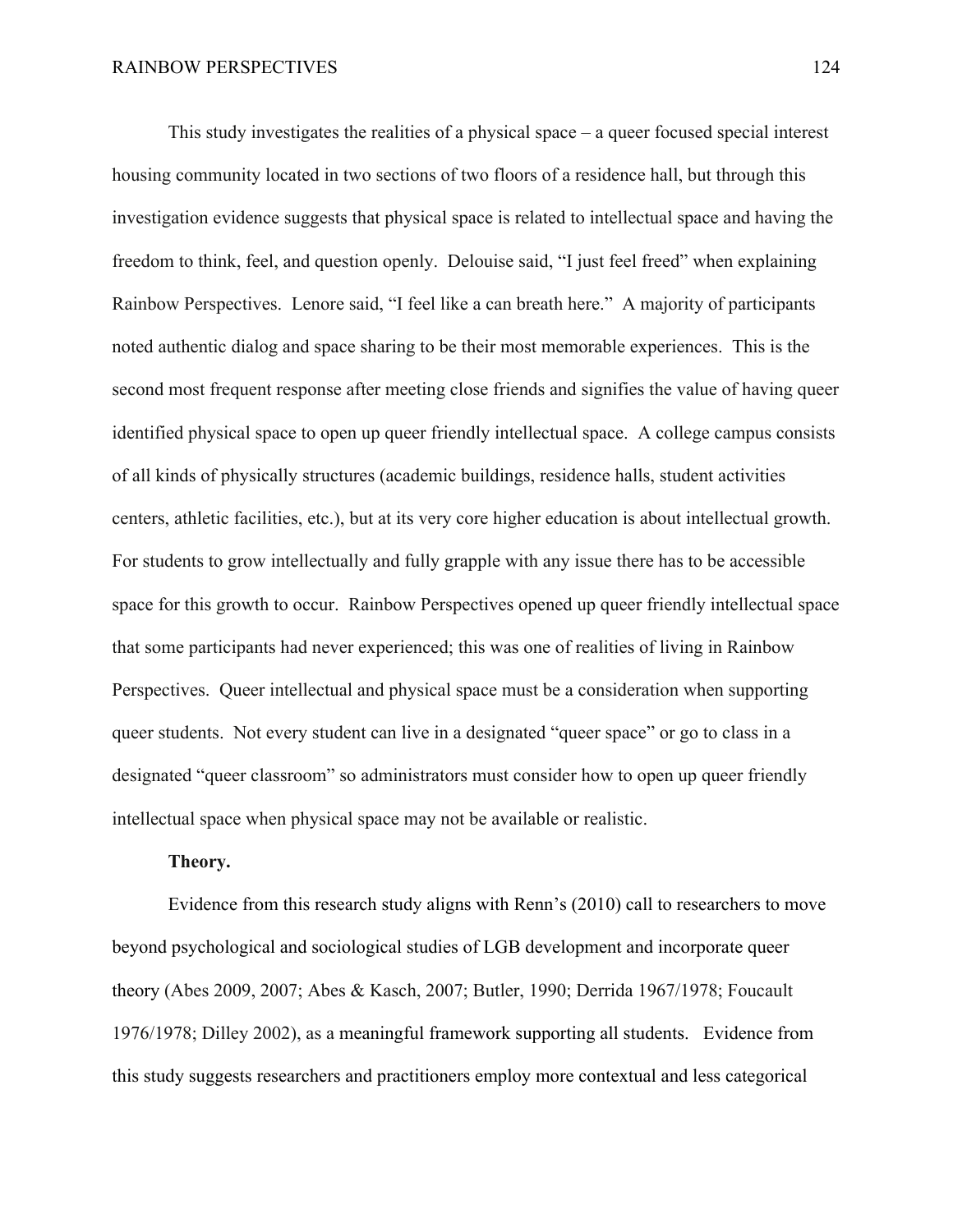This study investigates the realities of a physical space – a queer focused special interest housing community located in two sections of two floors of a residence hall, but through this investigation evidence suggests that physical space is related to intellectual space and having the freedom to think, feel, and question openly. Delouise said, "I just feel freed" when explaining Rainbow Perspectives. Lenore said, "I feel like a can breath here." A majority of participants noted authentic dialog and space sharing to be their most memorable experiences. This is the second most frequent response after meeting close friends and signifies the value of having queer identified physical space to open up queer friendly intellectual space. A college campus consists of all kinds of physically structures (academic buildings, residence halls, student activities centers, athletic facilities, etc.), but at its very core higher education is about intellectual growth. For students to grow intellectually and fully grapple with any issue there has to be accessible space for this growth to occur. Rainbow Perspectives opened up queer friendly intellectual space that some participants had never experienced; this was one of realities of living in Rainbow Perspectives. Queer intellectual and physical space must be a consideration when supporting queer students. Not every student can live in a designated "queer space" or go to class in a designated "queer classroom" so administrators must consider how to open up queer friendly intellectual space when physical space may not be available or realistic.

**Theory.**

Evidence from this research study aligns with Renn's (2010) call to researchers to move beyond psychological and sociological studies of LGB development and incorporate queer theory (Abes 2009, 2007; Abes & Kasch, 2007; Butler, 1990; Derrida 1967/1978; Foucault 1976/1978; Dilley 2002), as a meaningful framework supporting all students. Evidence from this study suggests researchers and practitioners employ more contextual and less categorical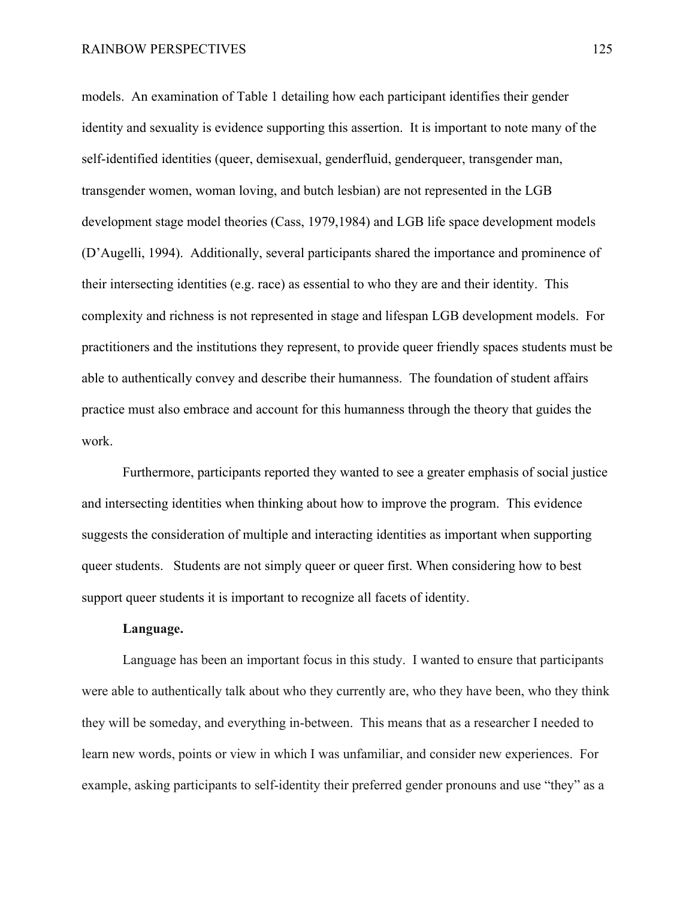models. An examination of Table 1 detailing how each participant identifies their gender identity and sexuality is evidence supporting this assertion. It is important to note many of the self-identified identities (queer, demisexual, genderfluid, genderqueer, transgender man, transgender women, woman loving, and butch lesbian) are not represented in the LGB development stage model theories (Cass, 1979,1984) and LGB life space development models (D'Augelli, 1994). Additionally, several participants shared the importance and prominence of their intersecting identities (e.g. race) as essential to who they are and their identity. This complexity and richness is not represented in stage and lifespan LGB development models. For practitioners and the institutions they represent, to provide queer friendly spaces students must be able to authentically convey and describe their humanness. The foundation of student affairs practice must also embrace and account for this humanness through the theory that guides the work.

Furthermore, participants reported they wanted to see a greater emphasis of social justice and intersecting identities when thinking about how to improve the program. This evidence suggests the consideration of multiple and interacting identities as important when supporting queer students. Students are not simply queer or queer first. When considering how to best support queer students it is important to recognize all facets of identity.

**Language.**

Language has been an important focus in this study. I wanted to ensure that participants were able to authentically talk about who they currently are, who they have been, who they think they will be someday, and everything in-between. This means that as a researcher I needed to learn new words, points or view in which I was unfamiliar, and consider new experiences. For example, asking participants to self-identity their preferred gender pronouns and use "they" as a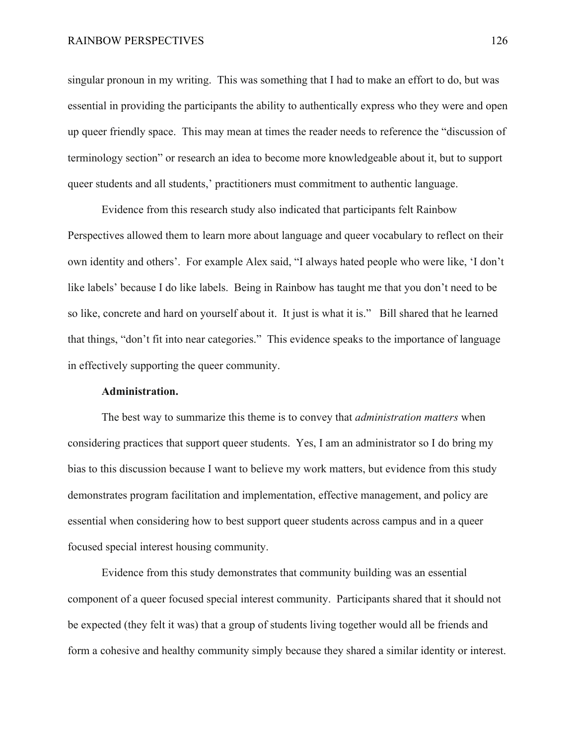singular pronoun in my writing. This was something that I had to make an effort to do, but was essential in providing the participants the ability to authentically express who they were and open up queer friendly space. This may mean at times the reader needs to reference the "discussion of terminology section" or research an idea to become more knowledgeable about it, but to support queer students and all students,' practitioners must commitment to authentic language.

Evidence from this research study also indicated that participants felt Rainbow Perspectives allowed them to learn more about language and queer vocabulary to reflect on their own identity and others'. For example Alex said, "I always hated people who were like, 'I don't like labels' because I do like labels. Being in Rainbow has taught me that you don't need to be so like, concrete and hard on yourself about it. It just is what it is." Bill shared that he learned that things, "don't fit into near categories." This evidence speaks to the importance of language in effectively supporting the queer community.

**Administration.**

The best way to summarize this theme is to convey that *administration matters* when considering practices that support queer students. Yes, I am an administrator so I do bring my bias to this discussion because I want to believe my work matters, but evidence from this study demonstrates program facilitation and implementation, effective management, and policy are essential when considering how to best support queer students across campus and in a queer focused special interest housing community.

Evidence from this study demonstrates that community building was an essential component of a queer focused special interest community. Participants shared that it should not be expected (they felt it was) that a group of students living together would all be friends and form a cohesive and healthy community simply because they shared a similar identity or interest.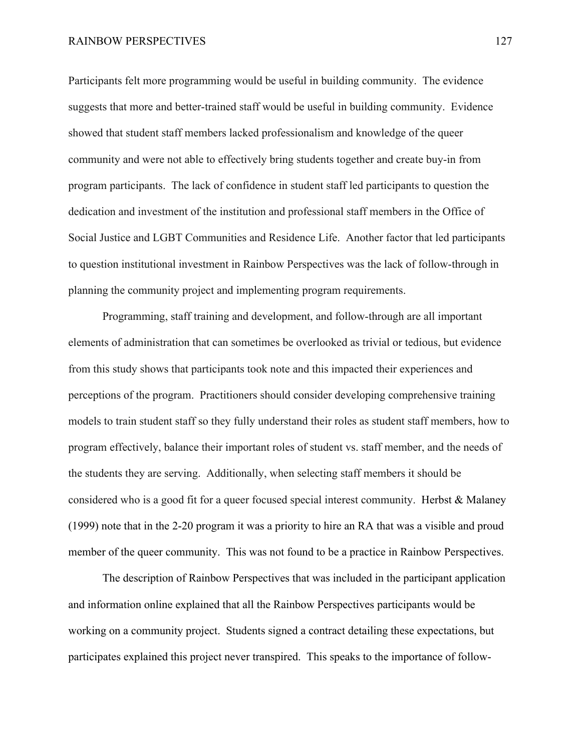Participants felt more programming would be useful in building community. The evidence suggests that more and better-trained staff would be useful in building community. Evidence showed that student staff members lacked professionalism and knowledge of the queer community and were not able to effectively bring students together and create buy-in from program participants. The lack of confidence in student staff led participants to question the dedication and investment of the institution and professional staff members in the Office of Social Justice and LGBT Communities and Residence Life. Another factor that led participants to question institutional investment in Rainbow Perspectives was the lack of follow-through in planning the community project and implementing program requirements.

Programming, staff training and development, and follow-through are all important elements of administration that can sometimes be overlooked as trivial or tedious, but evidence from this study shows that participants took note and this impacted their experiences and perceptions of the program. Practitioners should consider developing comprehensive training models to train student staff so they fully understand their roles as student staff members, how to program effectively, balance their important roles of student vs. staff member, and the needs of the students they are serving. Additionally, when selecting staff members it should be considered who is a good fit for a queer focused special interest community. Herbst & Malaney (1999) note that in the 2-20 program it was a priority to hire an RA that was a visible and proud member of the queer community. This was not found to be a practice in Rainbow Perspectives.

The description of Rainbow Perspectives that was included in the participant application and information online explained that all the Rainbow Perspectives participants would be working on a community project. Students signed a contract detailing these expectations, but participates explained this project never transpired. This speaks to the importance of follow-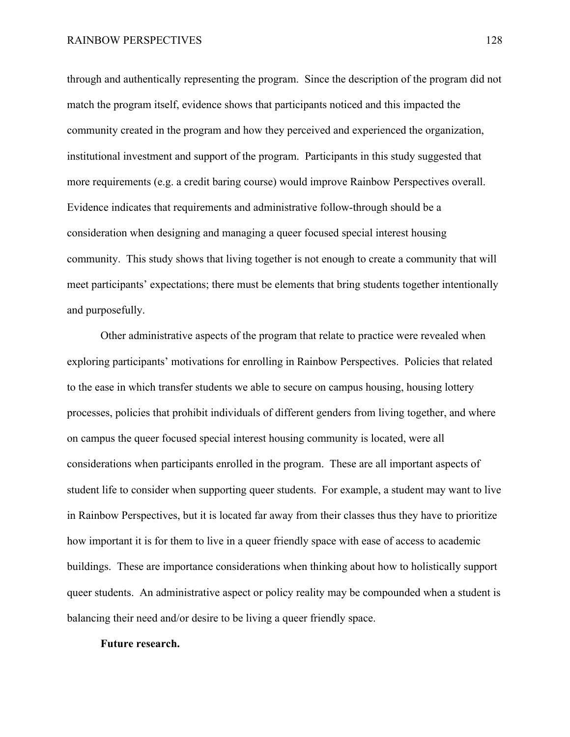through and authentically representing the program. Since the description of the program did not match the program itself, evidence shows that participants noticed and this impacted the community created in the program and how they perceived and experienced the organization, institutional investment and support of the program. Participants in this study suggested that more requirements (e.g. a credit baring course) would improve Rainbow Perspectives overall. Evidence indicates that requirements and administrative follow-through should be a consideration when designing and managing a queer focused special interest housing community. This study shows that living together is not enough to create a community that will meet participants' expectations; there must be elements that bring students together intentionally and purposefully.

Other administrative aspects of the program that relate to practice were revealed when exploring participants' motivations for enrolling in Rainbow Perspectives. Policies that related to the ease in which transfer students we able to secure on campus housing, housing lottery processes, policies that prohibit individuals of different genders from living together, and where on campus the queer focused special interest housing community is located, were all considerations when participants enrolled in the program. These are all important aspects of student life to consider when supporting queer students. For example, a student may want to live in Rainbow Perspectives, but it is located far away from their classes thus they have to prioritize how important it is for them to live in a queer friendly space with ease of access to academic buildings. These are importance considerations when thinking about how to holistically support queer students. An administrative aspect or policy reality may be compounded when a student is balancing their need and/or desire to be living a queer friendly space.

**Future research.**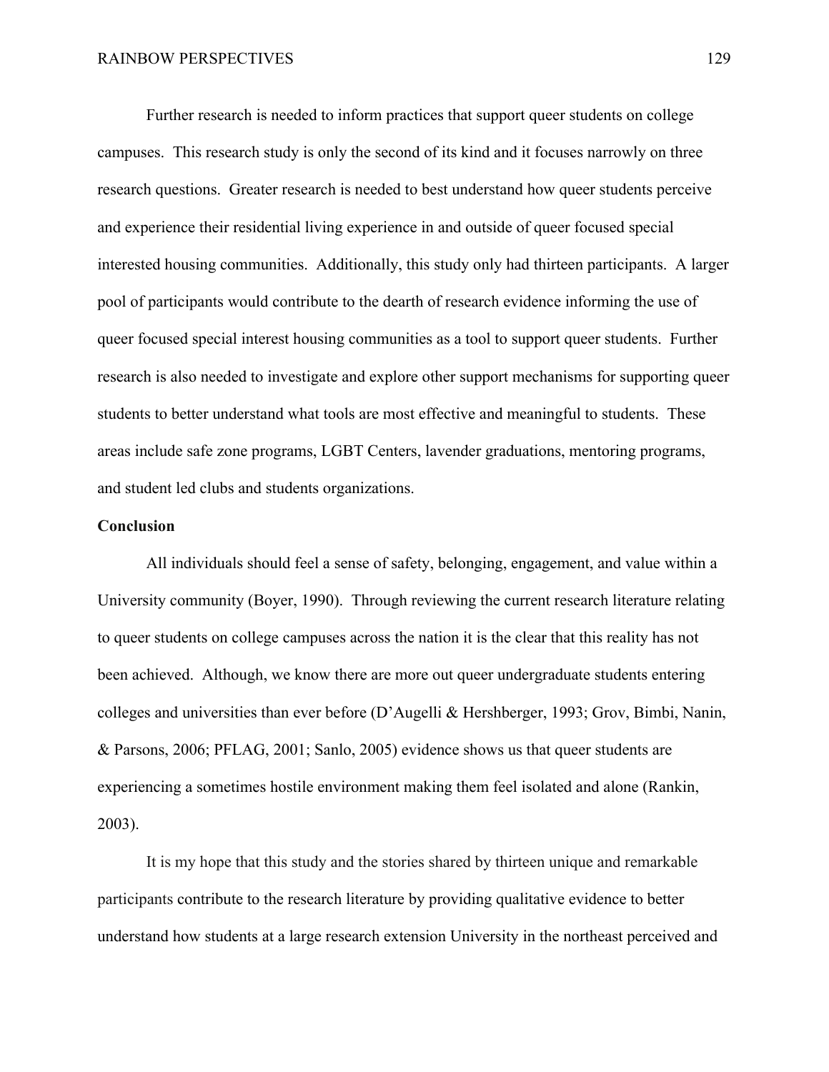Further research is needed to inform practices that support queer students on college campuses. This research study is only the second of its kind and it focuses narrowly on three research questions. Greater research is needed to best understand how queer students perceive and experience their residential living experience in and outside of queer focused special interested housing communities. Additionally, this study only had thirteen participants. A larger pool of participants would contribute to the dearth of research evidence informing the use of queer focused special interest housing communities as a tool to support queer students. Further research is also needed to investigate and explore other support mechanisms for supporting queer students to better understand what tools are most effective and meaningful to students. These areas include safe zone programs, LGBT Centers, lavender graduations, mentoring programs, and student led clubs and students organizations.

## Conclusion

All individuals should feel a sense of safety, belonging, engagement, and value within a University community (Boyer, 1990). Through reviewing the current research literature relating to queer students on college campuses across the nation it is the clear that this reality has not been achieved. Although, we know there are more out queer undergraduate students entering colleges and universities than ever before (D'Augelli & Hershberger, 1993; Grov, Bimbi, Nanin, & Parsons, 2006; PFLAG, 2001; Sanlo, 2005) evidence shows us that queer students are experiencing a sometimes hostile environment making them feel isolated and alone (Rankin, 2003).

It is my hope that this study and the stories shared by thirteen unique and remarkable participants contribute to the research literature by providing qualitative evidence to better understand how students at a large research extension University in the northeast perceived and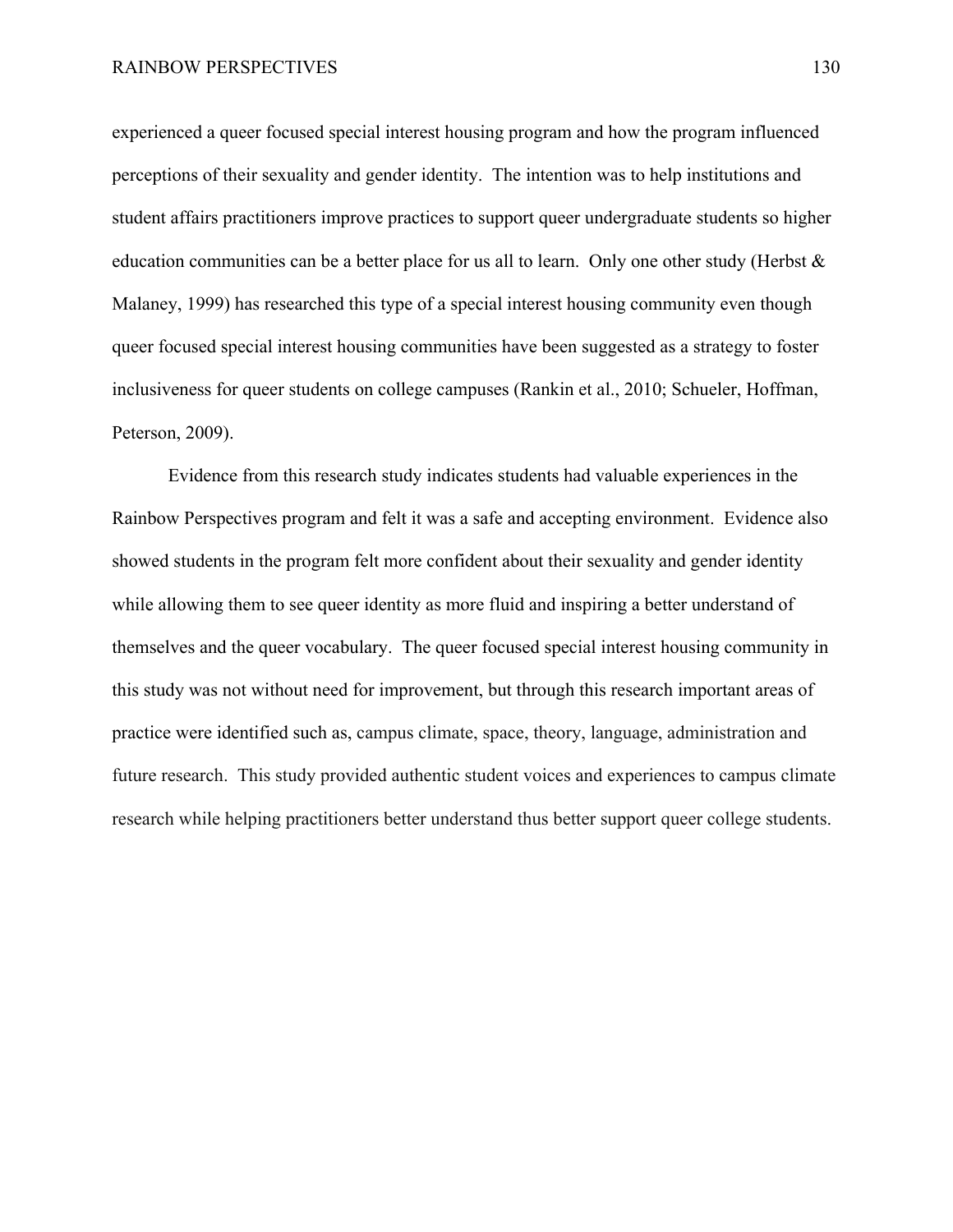experienced a queer focused special interest housing program and how the program influenced perceptions of their sexuality and gender identity. The intention was to help institutions and student affairs practitioners improve practices to support queer undergraduate students so higher education communities can be a better place for us all to learn. Only one other study (Herbst & Malaney, 1999) has researched this type of a special interest housing community even though queer focused special interest housing communities have been suggested as a strategy to foster inclusiveness for queer students on college campuses (Rankin et al., 2010; Schueler, Hoffman, Peterson, 2009).

Evidence from this research study indicates students had valuable experiences in the Rainbow Perspectives program and felt it was a safe and accepting environment. Evidence also showed students in the program felt more confident about their sexuality and gender identity while allowing them to see queer identity as more fluid and inspiring a better understand of themselves and the queer vocabulary. The queer focused special interest housing community in this study was not without need for improvement, but through this research important areas of practice were identified such as, campus climate, space, theory, language, administration and future research. This study provided authentic student voices and experiences to campus climate research while helping practitioners better understand thus better support queer college students.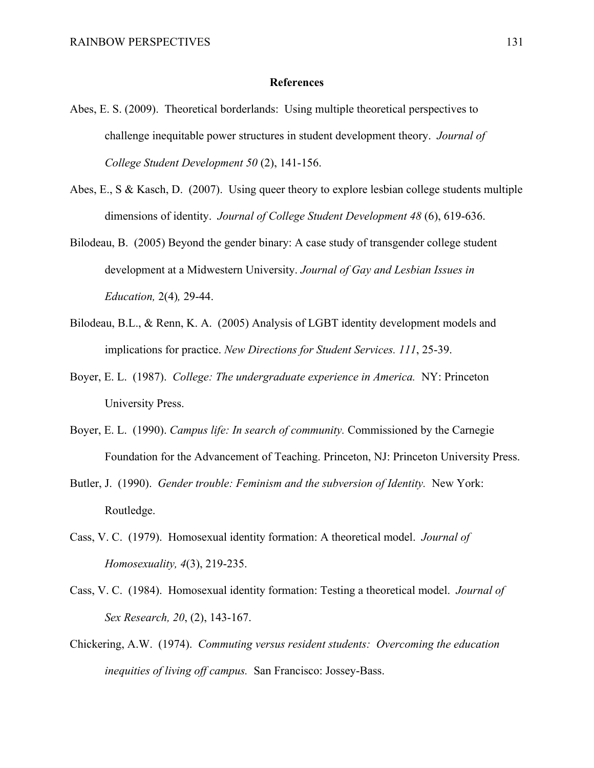# References

Abes, E. S. (2009). Theoretical borderlands: Using multiple theoretical perspectives to challenge inequitable power structures in student development theory. *Journal of College Student Development 50* (2), 141-156.

Abes, E., S & Kasch, D. (2007). Using queer theory to explore lesbian college students multiple dimensions of identity. *Journal of College Student Development 48* (6), 619-636.

Bilodeau, B. (2005) Beyond the gender binary: A case study of transgender college student development at a Midwestern University. *Journal of Gay and Lesbian Issues in Education,* 2(4)*,* 29-44.

Bilodeau, B.L., & Renn, K. A. (2005) Analysis of LGBT identity development models and implications for practice. *New Directions for Student Services. 111*, 25-39.

Boyer, E. L. (1987). *College: The undergraduate experience in America.* NY: Princeton University Press.

Boyer, E. L. (1990). *Campus life: In search of community.* Commissioned by the Carnegie Foundation for the Advancement of Teaching. Princeton, NJ: Princeton University Press.

Butler, J. (1990). *Gender trouble: Feminism and the subversion of Identity.* New York: Routledge.

Cass, V. C. (1979). Homosexual identity formation: A theoretical model. *Journal of Homosexuality, 4*(3), 219-235.

Cass, V. C. (1984). Homosexual identity formation: Testing a theoretical model. *Journal of Sex Research, 20*, (2), 143-167.

Chickering, A.W. (1974). *Commuting versus resident students: Overcoming the education inequities of living off campus.* San Francisco: Jossey-Bass.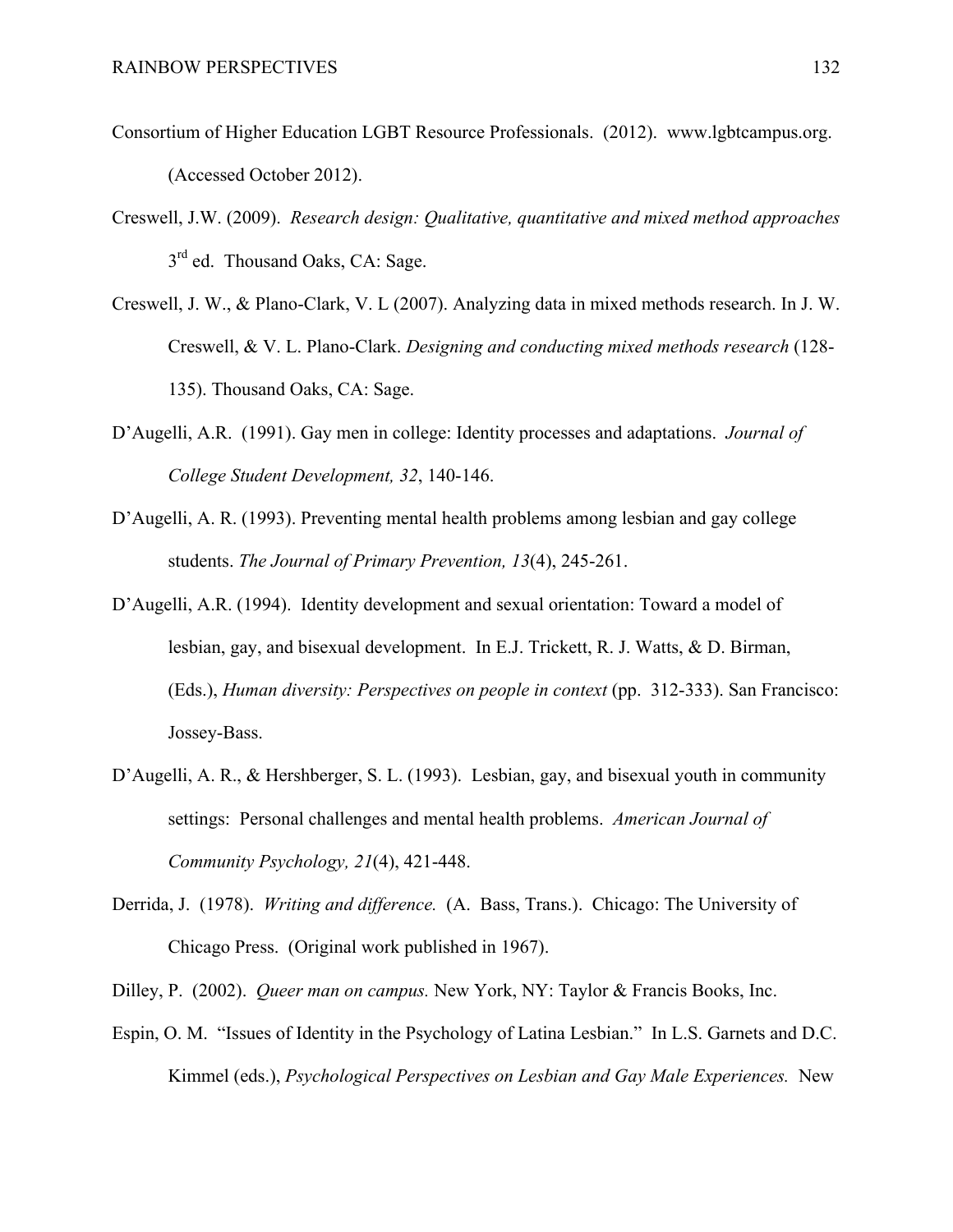Consortium of Higher Education LGBT Resource Professionals. (2012). www.lgbtcampus.org. (Accessed October 2012).

Creswell, J.W. (2009). *Research design: Qualitative, quantitative and mixed method approaches* 3rd ed. Thousand Oaks, CA: Sage.

Creswell, J. W., & Plano-Clark, V. L (2007). Analyzing data in mixed methods research. In J. W. Creswell, & V. L. Plano-Clark. *Designing and conducting mixed methods research* (128-135). Thousand Oaks, CA: Sage.

D'Augelli, A.R. (1991). Gay men in college: Identity processes and adaptations. *Journal of College Student Development, 32*, 140-146.

D'Augelli, A. R. (1993). Preventing mental health problems among lesbian and gay college students. *The Journal of Primary Prevention, 13*(4), 245-261.

D'Augelli, A.R. (1994). Identity development and sexual orientation: Toward a model of lesbian, gay, and bisexual development. In E.J. Trickett, R. J. Watts, & D. Birman, (Eds.), *Human diversity: Perspectives on people in context* (pp. 312-333). San Francisco: Jossey-Bass.

D'Augelli, A. R., & Hershberger, S. L. (1993). Lesbian, gay, and bisexual youth in community settings: Personal challenges and mental health problems. *American Journal of Community Psychology, 21*(4), 421-448.

Derrida, J. (1978). *Writing and difference.* (A. Bass, Trans.). Chicago: The University of Chicago Press. (Original work published in 1967).

Dilley, P. (2002). *Queer man on campus.* New York, NY: Taylor & Francis Books, Inc.

Espin, O. M. "Issues of Identity in the Psychology of Latina Lesbian." In L.S. Garnets and D.C. Kimmel (eds.), *Psychological Perspectives on Lesbian and Gay Male Experiences.* New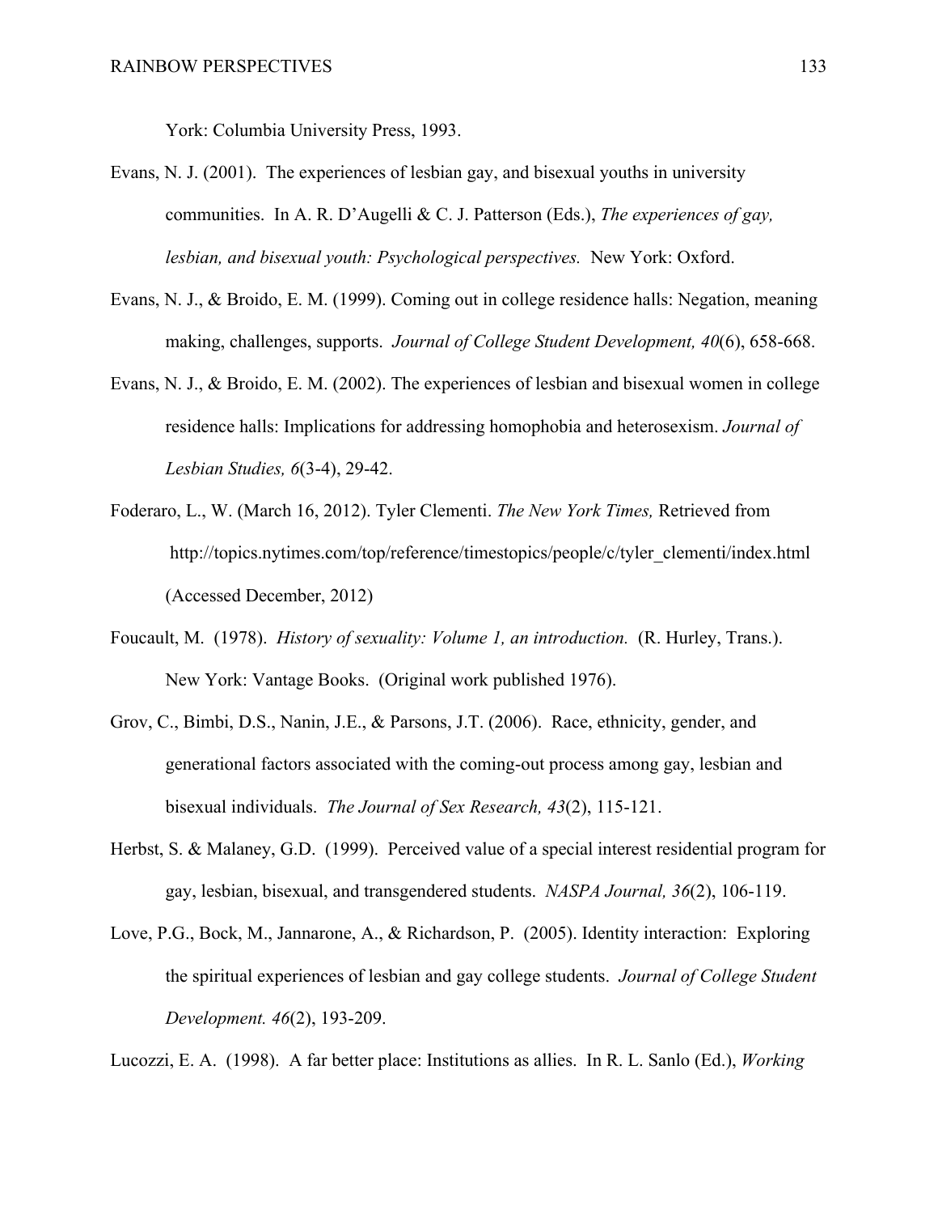York: Columbia University Press, 1993.

Evans, N. J. (2001). The experiences of lesbian gay, and bisexual youths in university communities. In A. R. D'Augelli & C. J. Patterson (Eds.), *The experiences of gay, lesbian, and bisexual youth: Psychological perspectives.* New York: Oxford.

Evans, N. J., & Broido, E. M. (1999). Coming out in college residence halls: Negation, meaning making, challenges, supports. *Journal of College Student Development, 40*(6), 658-668.

Evans, N. J., & Broido, E. M. (2002). The experiences of lesbian and bisexual women in college residence halls: Implications for addressing homophobia and heterosexism. *Journal of Lesbian Studies, 6*(3-4), 29-42.

Foderaro, L., W. (March 16, 2012). Tyler Clementi. *The New York Times,* Retrieved from http://topics.nytimes.com/top/reference/timestopics/people/c/tyler_clementi/index.html (Accessed December, 2012)

Foucault, M. (1978). *History of sexuality: Volume 1, an introduction.* (R. Hurley, Trans.). New York: Vantage Books. (Original work published 1976).

Grov, C., Bimbi, D.S., Nanin, J.E., & Parsons, J.T. (2006). Race, ethnicity, gender, and generational factors associated with the coming-out process among gay, lesbian and bisexual individuals. *The Journal of Sex Research, 43*(2), 115-121.

Herbst, S. & Malaney, G.D. (1999). Perceived value of a special interest residential program for gay, lesbian, bisexual, and transgendered students. *NASPA Journal, 36*(2), 106-119.

Love, P.G., Bock, M., Jannarone, A., & Richardson, P. (2005). Identity interaction: Exploring the spiritual experiences of lesbian and gay college students. *Journal of College Student Development. 46*(2), 193-209.

Lucozzi, E. A. (1998). A far better place: Institutions as allies. In R. L. Sanlo (Ed.), *Working*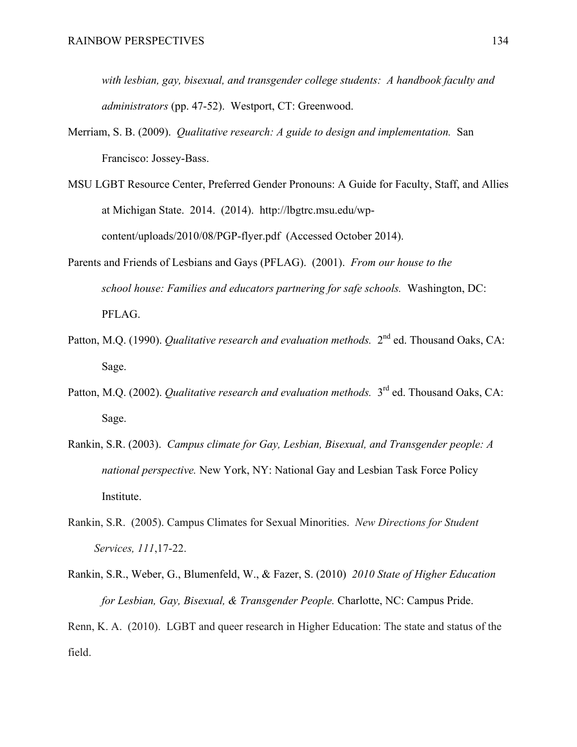*with lesbian, gay, bisexual, and transgender college students: A handbook faculty and administrators* (pp. 47-52). Westport, CT: Greenwood.

Merriam, S. B. (2009). *Qualitative research: A guide to design and implementation.* San Francisco: Jossey-Bass.

MSU LGBT Resource Center, Preferred Gender Pronouns: A Guide for Faculty, Staff, and Allies at Michigan State. 2014. (2014). http://lbgtrc.msu.edu/wp-content/uploads/2010/08/PGP-flyer.pdf (Accessed October 2014).

Parents and Friends of Lesbians and Gays (PFLAG). (2001). *From our house to the school house: Families and educators partnering for safe schools.* Washington, DC: PFLAG.

Patton, M.Q. (1990). *Qualitative research and evaluation methods.* 2nd ed. Thousand Oaks, CA: Sage.

Patton, M.Q. (2002). *Qualitative research and evaluation methods.* 3rd ed. Thousand Oaks, CA: Sage.

Rankin, S.R. (2003). *Campus climate for Gay, Lesbian, Bisexual, and Transgender people: A national perspective.* New York, NY: National Gay and Lesbian Task Force Policy Institute.

Rankin, S.R. (2005). Campus Climates for Sexual Minorities. *New Directions for Student Services, 111*,17-22.

Rankin, S.R., Weber, G., Blumenfeld, W., & Fazer, S. (2010) *2010 State of Higher Education for Lesbian, Gay, Bisexual, & Transgender People.* Charlotte, NC: Campus Pride.

Renn, K. A. (2010). LGBT and queer research in Higher Education: The state and status of the field.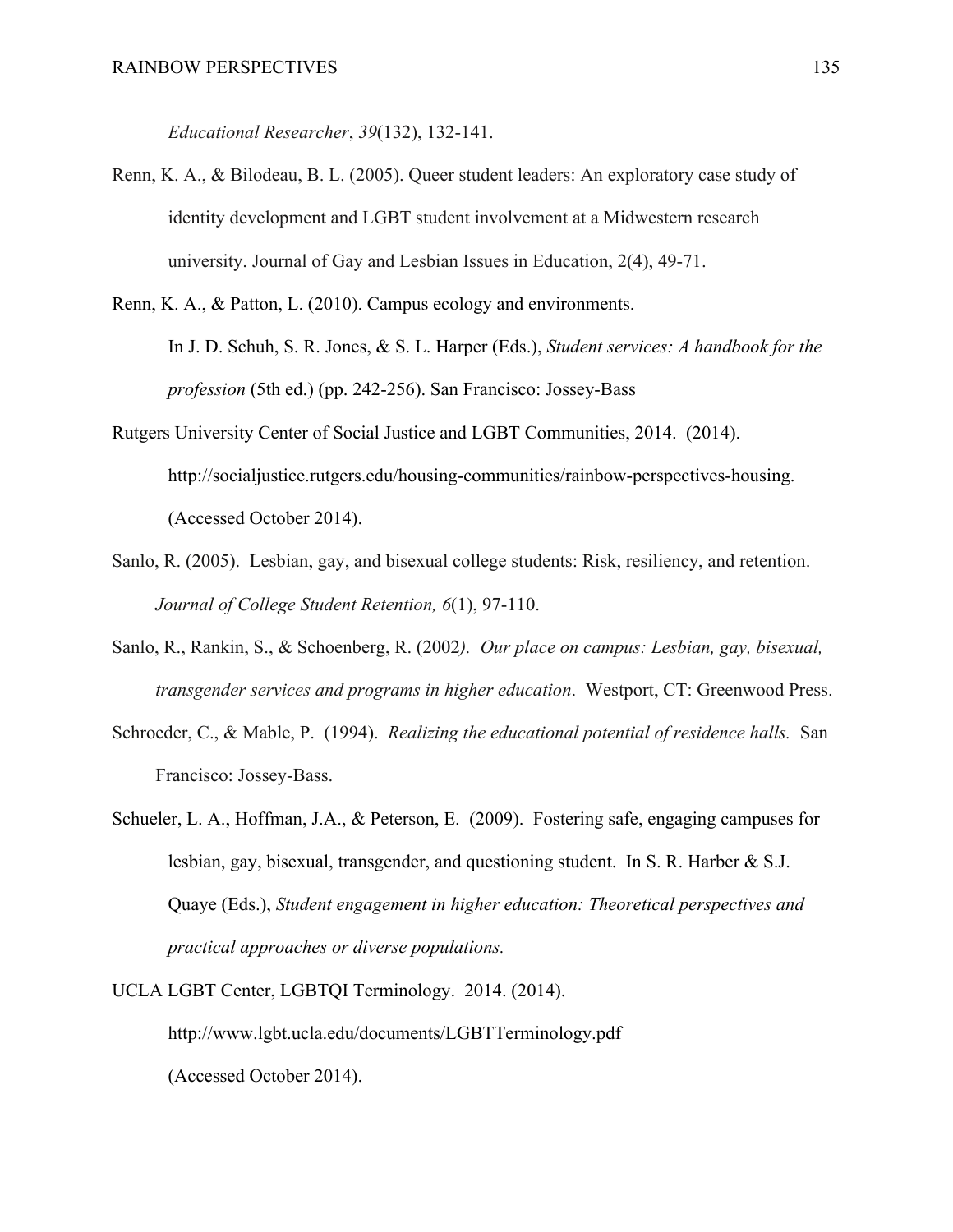*Educational Researcher*, *39*(132), 132-141.

Renn, K. A., & Bilodeau, B. L. (2005). Queer student leaders: An exploratory case study of identity development and LGBT student involvement at a Midwestern research university. Journal of Gay and Lesbian Issues in Education, 2(4), 49-71.

Renn, K. A., & Patton, L. (2010). Campus ecology and environments. In J. D. Schuh, S. R. Jones, & S. L. Harper (Eds.), *Student services: A handbook for the profession* (5th ed.) (pp. 242-256). San Francisco: Jossey-Bass

Rutgers University Center of Social Justice and LGBT Communities, 2014. (2014). http://socialjustice.rutgers.edu/housing-communities/rainbow-perspectives-housing. (Accessed October 2014).

Sanlo, R. (2005). Lesbian, gay, and bisexual college students: Risk, resiliency, and retention. *Journal of College Student Retention, 6*(1), 97-110.

Sanlo, R., Rankin, S., & Schoenberg, R. (2002*). Our place on campus: Lesbian, gay, bisexual, transgender services and programs in higher education*. Westport, CT: Greenwood Press.

Schroeder, C., & Mable, P. (1994). *Realizing the educational potential of residence halls.* San Francisco: Jossey-Bass.

Schueler, L. A., Hoffman, J.A., & Peterson, E. (2009). Fostering safe, engaging campuses for lesbian, gay, bisexual, transgender, and questioning student. In S. R. Harber & S.J. Quaye (Eds.), *Student engagement in higher education: Theoretical perspectives and practical approaches or diverse populations.*

UCLA LGBT Center, LGBTQI Terminology. 2014. (2014). http://www.lgbt.ucla.edu/documents/LGBTTerminology.pdf (Accessed October 2014).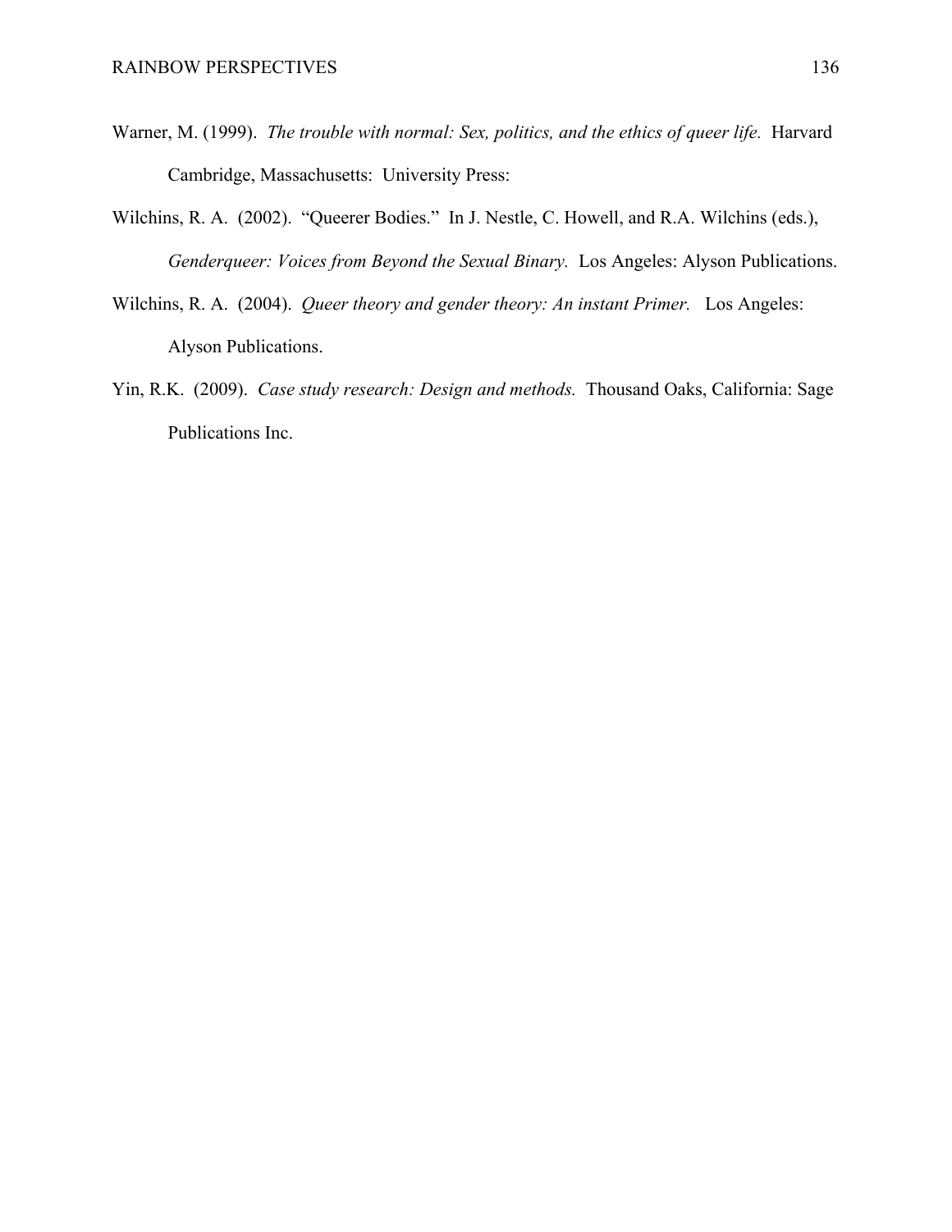Warner, M. (1999). *The trouble with normal: Sex, politics, and the ethics of queer life.* Harvard Cambridge, Massachusetts: University Press:

Wilchins, R. A. (2002). "Queerer Bodies." In J. Nestle, C. Howell, and R.A. Wilchins (eds.), *Genderqueer: Voices from Beyond the Sexual Binary.* Los Angeles: Alyson Publications.

Wilchins, R. A. (2004). *Queer theory and gender theory: An instant Primer.* Los Angeles: Alyson Publications.

Yin, R.K. (2009). *Case study research: Design and methods.* Thousand Oaks, California: Sage Publications Inc.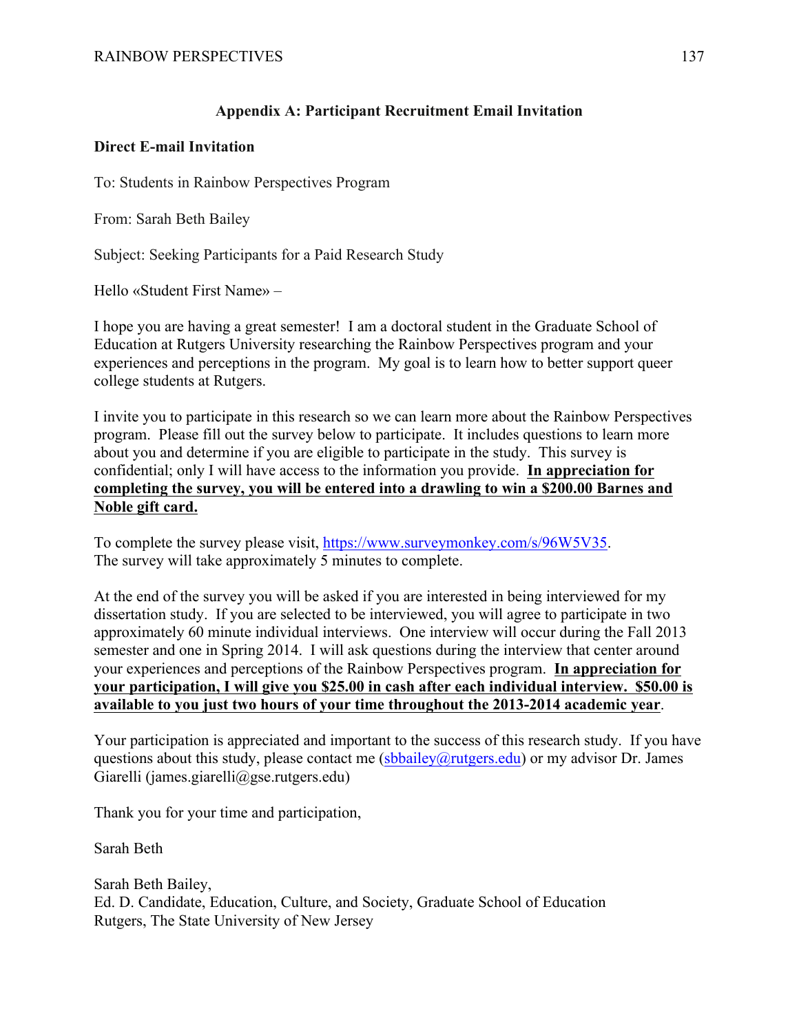## Appendix A: Participant Recruitment Email Invitation

**Direct E-mail Invitation**

To: Students in Rainbow Perspectives Program

From: Sarah Beth Bailey

Subject: Seeking Participants for a Paid Research Study

Hello «Student First Name» –

I hope you are having a great semester! I am a doctoral student in the Graduate School of Education at Rutgers University researching the Rainbow Perspectives program and your experiences and perceptions in the program. My goal is to learn how to better support queer college students at Rutgers.

I invite you to participate in this research so we can learn more about the Rainbow Perspectives program. Please fill out the survey below to participate. It includes questions to learn more about you and determine if you are eligible to participate in the study. This survey is confidential; only I will have access to the information you provide. **<u>In appreciation for completing the survey, you will be entered into a drawling to win a $200.00 Barnes and Noble gift card.</u>**

To complete the survey please visit, https://www.surveymonkey.com/s/96W5V35.
The survey will take approximately 5 minutes to complete.

At the end of the survey you will be asked if you are interested in being interviewed for my dissertation study. If you are selected to be interviewed, you will agree to participate in two approximately 60 minute individual interviews. One interview will occur during the Fall 2013 semester and one in Spring 2014. I will ask questions during the interview that center around your experiences and perceptions of the Rainbow Perspectives program. **<u>In appreciation for your participation, I will give you $25.00 in cash after each individual interview. $50.00 is available to you just two hours of your time throughout the 2013-2014 academic year</u>**.

Your participation is appreciated and important to the success of this research study. If you have questions about this study, please contact me (sbbailey@rutgers.edu) or my advisor Dr. James Giarelli (james.giarelli@gse.rutgers.edu)

Thank you for your time and participation,

Sarah Beth

Sarah Beth Bailey,
Ed. D. Candidate, Education, Culture, and Society, Graduate School of Education
Rutgers, The State University of New Jersey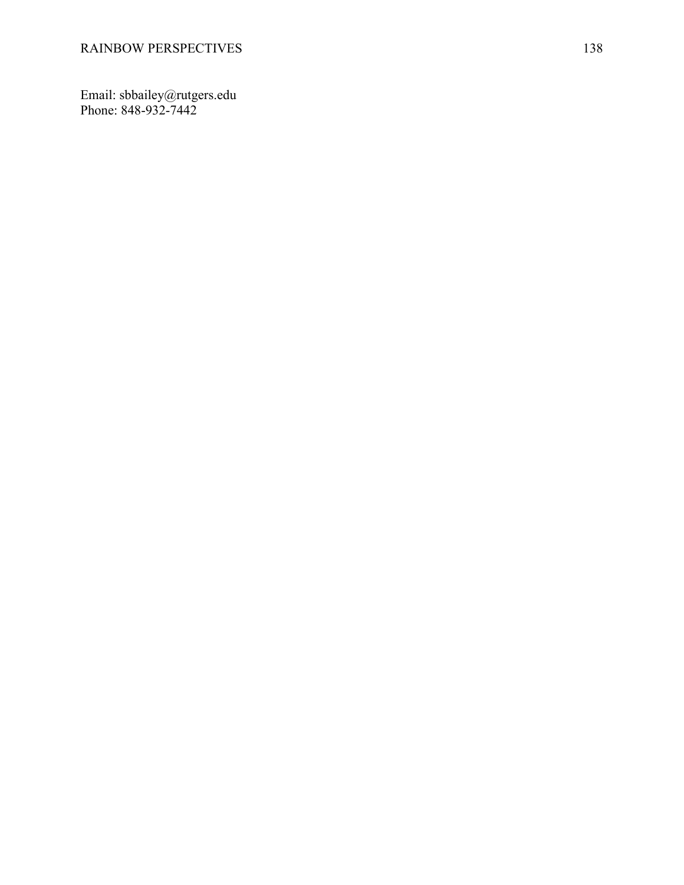Email: sbbailey@rutgers.edu
Phone: 848-932-7442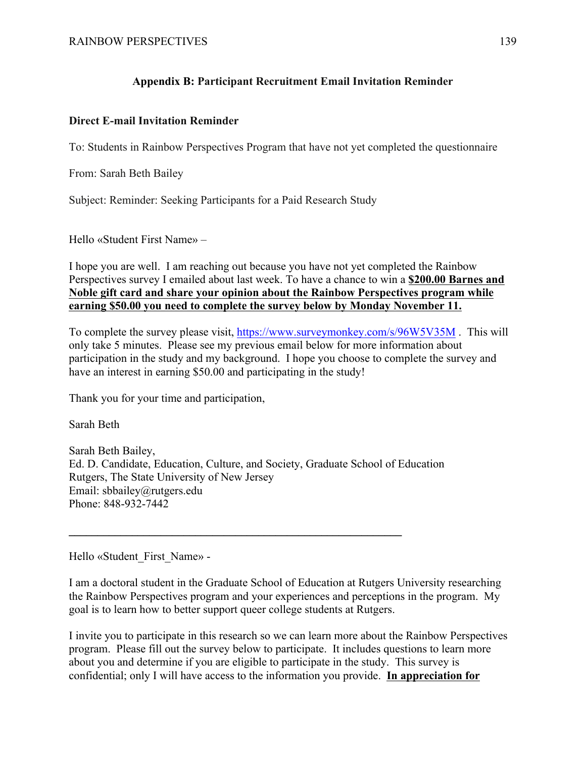## Appendix B: Participant Recruitment Email Invitation Reminder

**Direct E-mail Invitation Reminder**

To: Students in Rainbow Perspectives Program that have not yet completed the questionnaire

From: Sarah Beth Bailey

Subject: Reminder: Seeking Participants for a Paid Research Study

Hello «Student First Name» –

I hope you are well. I am reaching out because you have not yet completed the Rainbow Perspectives survey I emailed about last week. To have a chance to win a **<u>$200.00 Barnes and Noble gift card and share your opinion about the Rainbow Perspectives program while earning $50.00 you need to complete the survey below by Monday November 11.</u>**

To complete the survey please visit, https://www.surveymonkey.com/s/96W5V35M . This will only take 5 minutes. Please see my previous email below for more information about participation in the study and my background. I hope you choose to complete the survey and have an interest in earning $50.00 and participating in the study!

Thank you for your time and participation,

Sarah Beth

Sarah Beth Bailey,
Ed. D. Candidate, Education, Culture, and Society, Graduate School of Education
Rutgers, The State University of New Jersey
Email: sbbailey@rutgers.edu
Phone: 848-932-7442

---

Hello «Student_First_Name» -

I am a doctoral student in the Graduate School of Education at Rutgers University researching the Rainbow Perspectives program and your experiences and perceptions in the program. My goal is to learn how to better support queer college students at Rutgers.

I invite you to participate in this research so we can learn more about the Rainbow Perspectives program. Please fill out the survey below to participate. It includes questions to learn more about you and determine if you are eligible to participate in the study. This survey is confidential; only I will have access to the information you provide. **<u>In appreciation for</u>**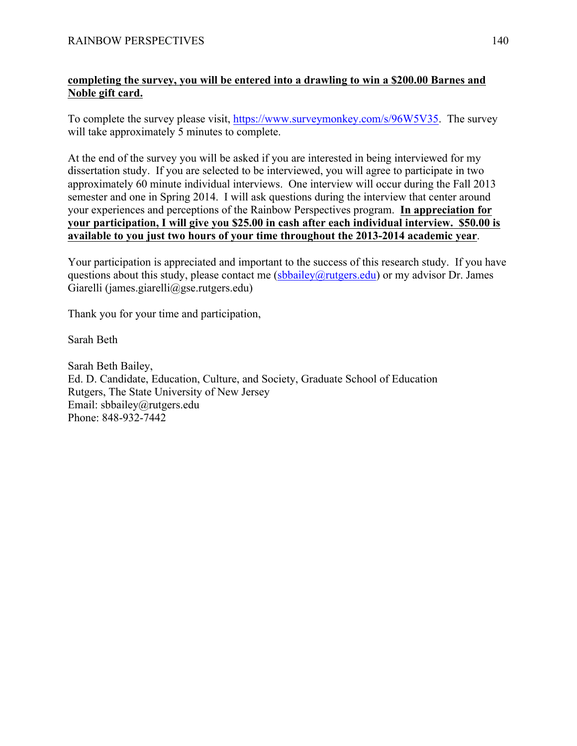**completing the survey, you will be entered into a drawling to win a $200.00 Barnes and Noble gift card.**

To complete the survey please visit, https://www.surveymonkey.com/s/96W5V35. The survey will take approximately 5 minutes to complete.

At the end of the survey you will be asked if you are interested in being interviewed for my dissertation study. If you are selected to be interviewed, you will agree to participate in two approximately 60 minute individual interviews. One interview will occur during the Fall 2013 semester and one in Spring 2014. I will ask questions during the interview that center around your experiences and perceptions of the Rainbow Perspectives program. **In appreciation for your participation, I will give you $25.00 in cash after each individual interview. $50.00 is available to you just two hours of your time throughout the 2013-2014 academic year**.

Your participation is appreciated and important to the success of this research study. If you have questions about this study, please contact me (sbbailey@rutgers.edu) or my advisor Dr. James Giarelli (james.giarelli@gse.rutgers.edu)

Thank you for your time and participation,

Sarah Beth

Sarah Beth Bailey,
Ed. D. Candidate, Education, Culture, and Society, Graduate School of Education
Rutgers, The State University of New Jersey
Email: sbbailey@rutgers.edu
Phone: 848-932-7442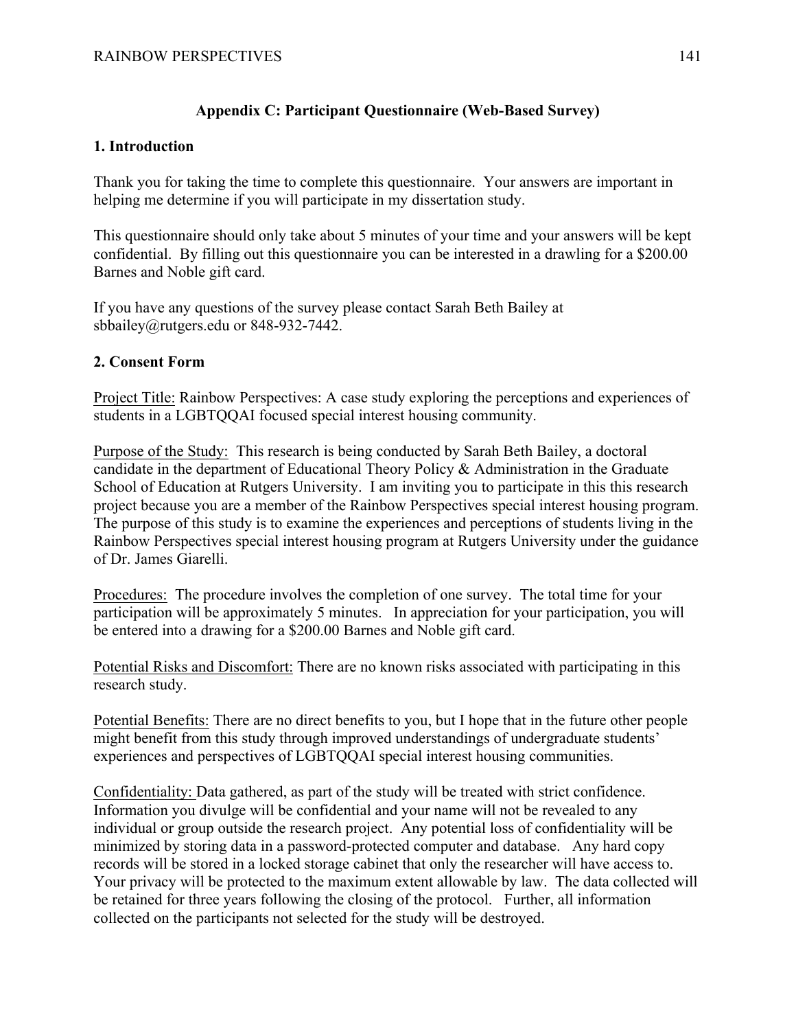## Appendix C: Participant Questionnaire (Web-Based Survey)

### 1. Introduction

Thank you for taking the time to complete this questionnaire. Your answers are important in helping me determine if you will participate in my dissertation study.

This questionnaire should only take about 5 minutes of your time and your answers will be kept confidential. By filling out this questionnaire you can be interested in a drawling for a $200.00 Barnes and Noble gift card.

If you have any questions of the survey please contact Sarah Beth Bailey at sbbailey@rutgers.edu or 848-932-7442.

### 2. Consent Form

Project Title: Rainbow Perspectives: A case study exploring the perceptions and experiences of students in a LGBTQQAI focused special interest housing community.

Purpose of the Study: This research is being conducted by Sarah Beth Bailey, a doctoral candidate in the department of Educational Theory Policy & Administration in the Graduate School of Education at Rutgers University. I am inviting you to participate in this this research project because you are a member of the Rainbow Perspectives special interest housing program. The purpose of this study is to examine the experiences and perceptions of students living in the Rainbow Perspectives special interest housing program at Rutgers University under the guidance of Dr. James Giarelli.

Procedures: The procedure involves the completion of one survey. The total time for your participation will be approximately 5 minutes. In appreciation for your participation, you will be entered into a drawing for a $200.00 Barnes and Noble gift card.

Potential Risks and Discomfort: There are no known risks associated with participating in this research study.

Potential Benefits: There are no direct benefits to you, but I hope that in the future other people might benefit from this study through improved understandings of undergraduate students' experiences and perspectives of LGBTQQAI special interest housing communities.

Confidentiality: Data gathered, as part of the study will be treated with strict confidence. Information you divulge will be confidential and your name will not be revealed to any individual or group outside the research project. Any potential loss of confidentiality will be minimized by storing data in a password-protected computer and database. Any hard copy records will be stored in a locked storage cabinet that only the researcher will have access to. Your privacy will be protected to the maximum extent allowable by law. The data collected will be retained for three years following the closing of the protocol. Further, all information collected on the participants not selected for the study will be destroyed.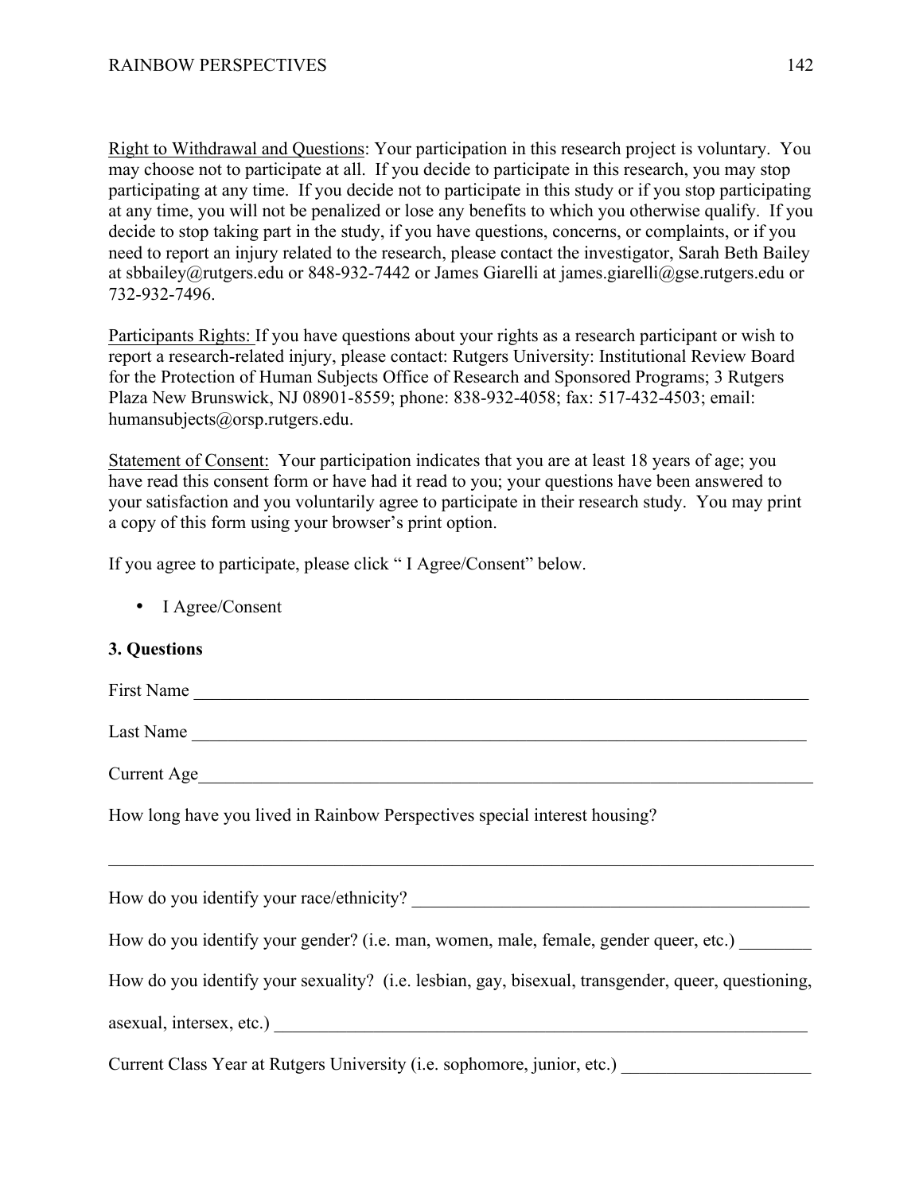Right to Withdrawal and Questions: Your participation in this research project is voluntary. You may choose not to participate at all. If you decide to participate in this research, you may stop participating at any time. If you decide not to participate in this study or if you stop participating at any time, you will not be penalized or lose any benefits to which you otherwise qualify. If you decide to stop taking part in the study, if you have questions, concerns, or complaints, or if you need to report an injury related to the research, please contact the investigator, Sarah Beth Bailey at sbbailey@rutgers.edu or 848-932-7442 or James Giarelli at james.giarelli@gse.rutgers.edu or 732-932-7496.

Participants Rights: If you have questions about your rights as a research participant or wish to report a research-related injury, please contact: Rutgers University: Institutional Review Board for the Protection of Human Subjects Office of Research and Sponsored Programs; 3 Rutgers Plaza New Brunswick, NJ 08901-8559; phone: 838-932-4058; fax: 517-432-4503; email: humansubjects@orsp.rutgers.edu.

Statement of Consent: Your participation indicates that you are at least 18 years of age; you have read this consent form or have had it read to you; your questions have been answered to your satisfaction and you voluntarily agree to participate in their research study. You may print a copy of this form using your browser's print option.

If you agree to participate, please click " I Agree/Consent" below.

- I Agree/Consent

**3. Questions**

First Name ____________________________________________________________

Last Name ____________________________________________________________

Current Age____________________________________________________________

How long have you lived in Rainbow Perspectives special interest housing?

_______________________________________________________________________

How do you identify your race/ethnicity? _____________________________________

How do you identify your gender? (i.e. man, women, male, female, gender queer, etc.) ________

How do you identify your sexuality? (i.e. lesbian, gay, bisexual, transgender, queer, questioning, asexual, intersex, etc.) ______________________________________________________

Current Class Year at Rutgers University (i.e. sophomore, junior, etc.) ___________________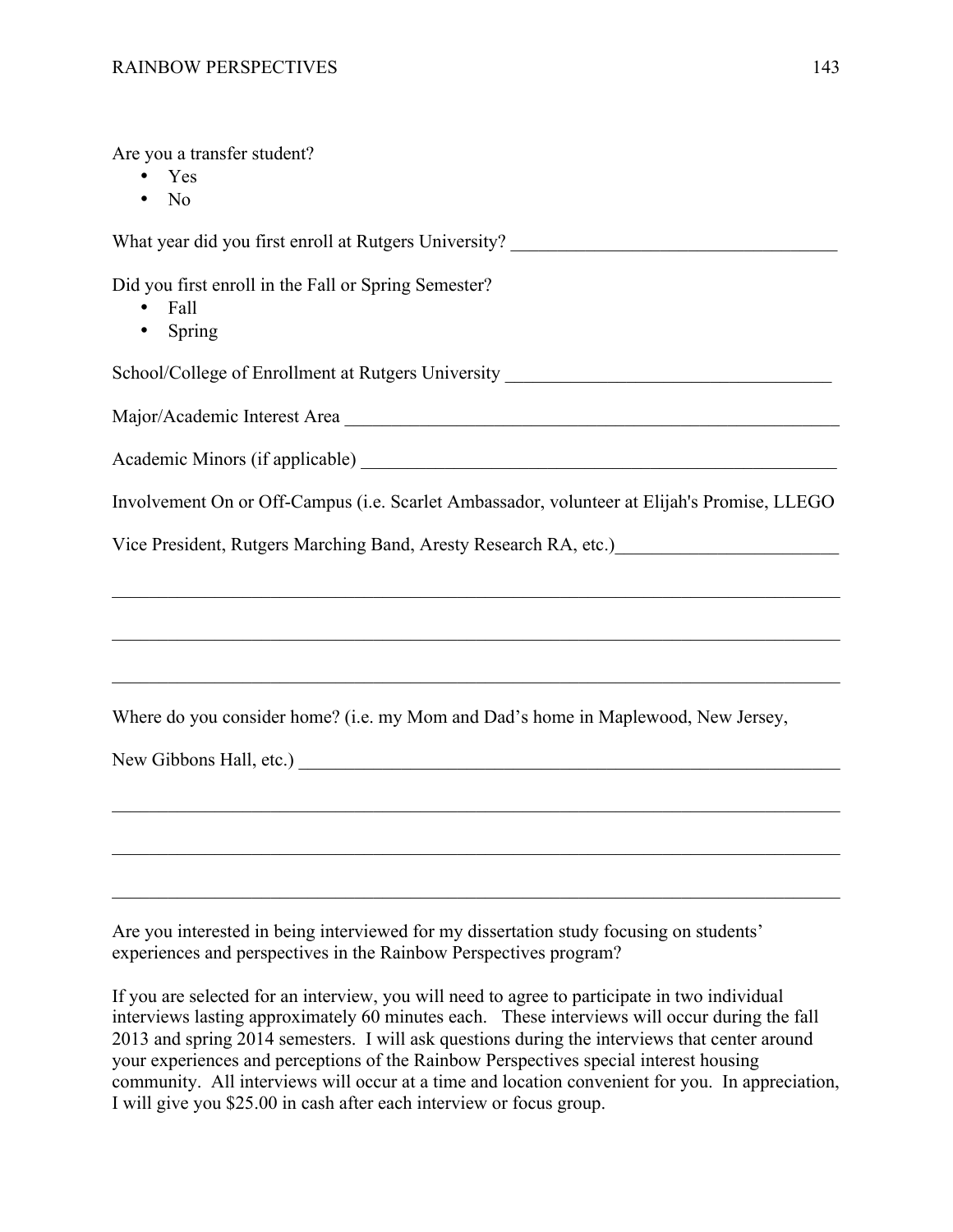Are you a transfer student?

- Yes
- No

What year did you first enroll at Rutgers University? ___________________________________

Did you first enroll in the Fall or Spring Semester?

- Fall
- Spring

School/College of Enrollment at Rutgers University ___________________________________

Major/Academic Interest Area _______________________________________________________

Academic Minors (if applicable) ____________________________________________________

Involvement On or Off-Campus (i.e. Scarlet Ambassador, volunteer at Elijah's Promise, LLEGO Vice President, Rutgers Marching Band, Aresty Research RA, etc.)________________________

_____________________________________________________________________________

_____________________________________________________________________________

_____________________________________________________________________________

Where do you consider home? (i.e. my Mom and Dad's home in Maplewood, New Jersey, New Gibbons Hall, etc.) ___________________________________________________________

_____________________________________________________________________________

_____________________________________________________________________________

_____________________________________________________________________________

Are you interested in being interviewed for my dissertation study focusing on students' experiences and perspectives in the Rainbow Perspectives program?

If you are selected for an interview, you will need to agree to participate in two individual interviews lasting approximately 60 minutes each. These interviews will occur during the fall 2013 and spring 2014 semesters. I will ask questions during the interviews that center around your experiences and perceptions of the Rainbow Perspectives special interest housing community. All interviews will occur at a time and location convenient for you. In appreciation, I will give you $25.00 in cash after each interview or focus group.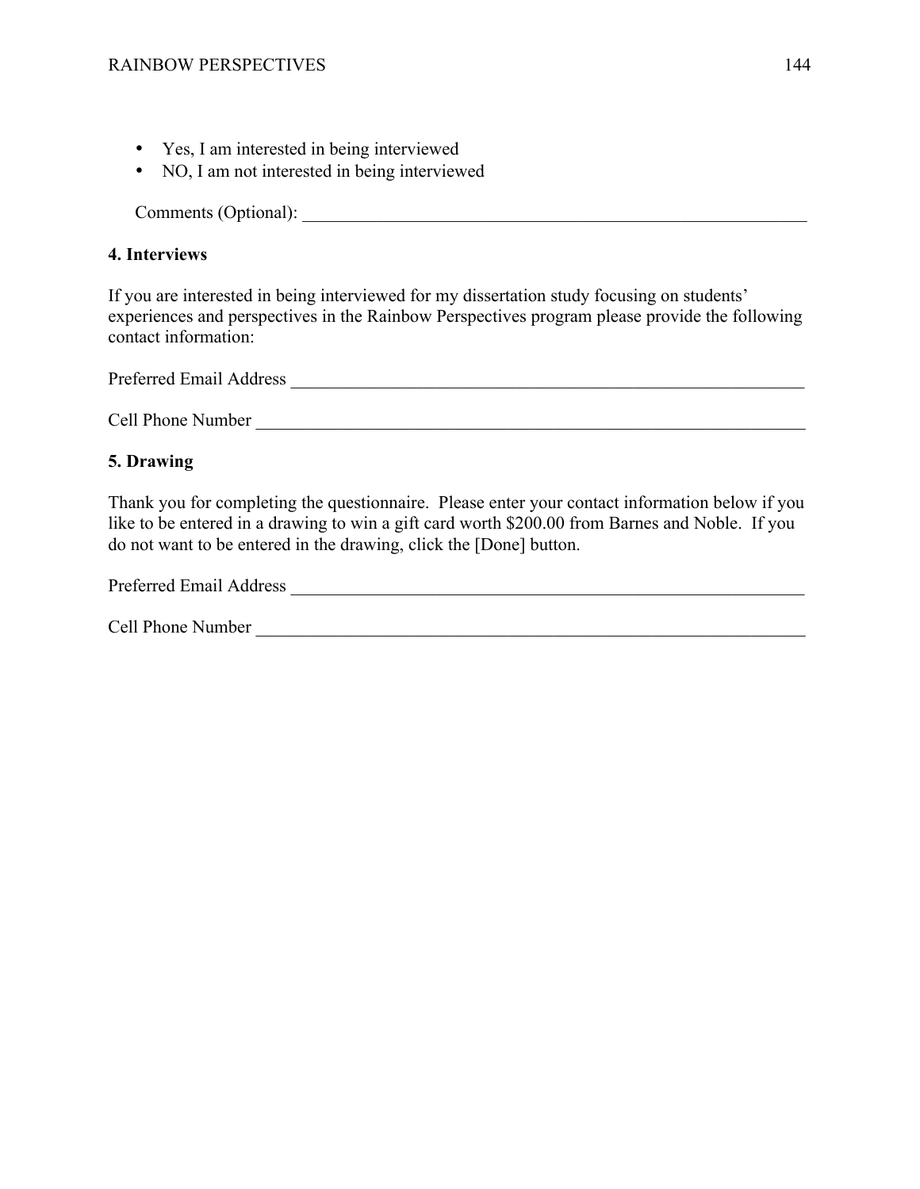- Yes, I am interested in being interviewed
- NO, I am not interested in being interviewed

Comments (Optional): ___________________________________________________________

**4. Interviews**

If you are interested in being interviewed for my dissertation study focusing on students' experiences and perspectives in the Rainbow Perspectives program please provide the following contact information:

Preferred Email Address ____________________________________________________________

Cell Phone Number _______________________________________________________________

**5. Drawing**

Thank you for completing the questionnaire. Please enter your contact information below if you like to be entered in a drawing to win a gift card worth $200.00 from Barnes and Noble. If you do not want to be entered in the drawing, click the [Done] button.

Preferred Email Address ____________________________________________________________

Cell Phone Number _______________________________________________________________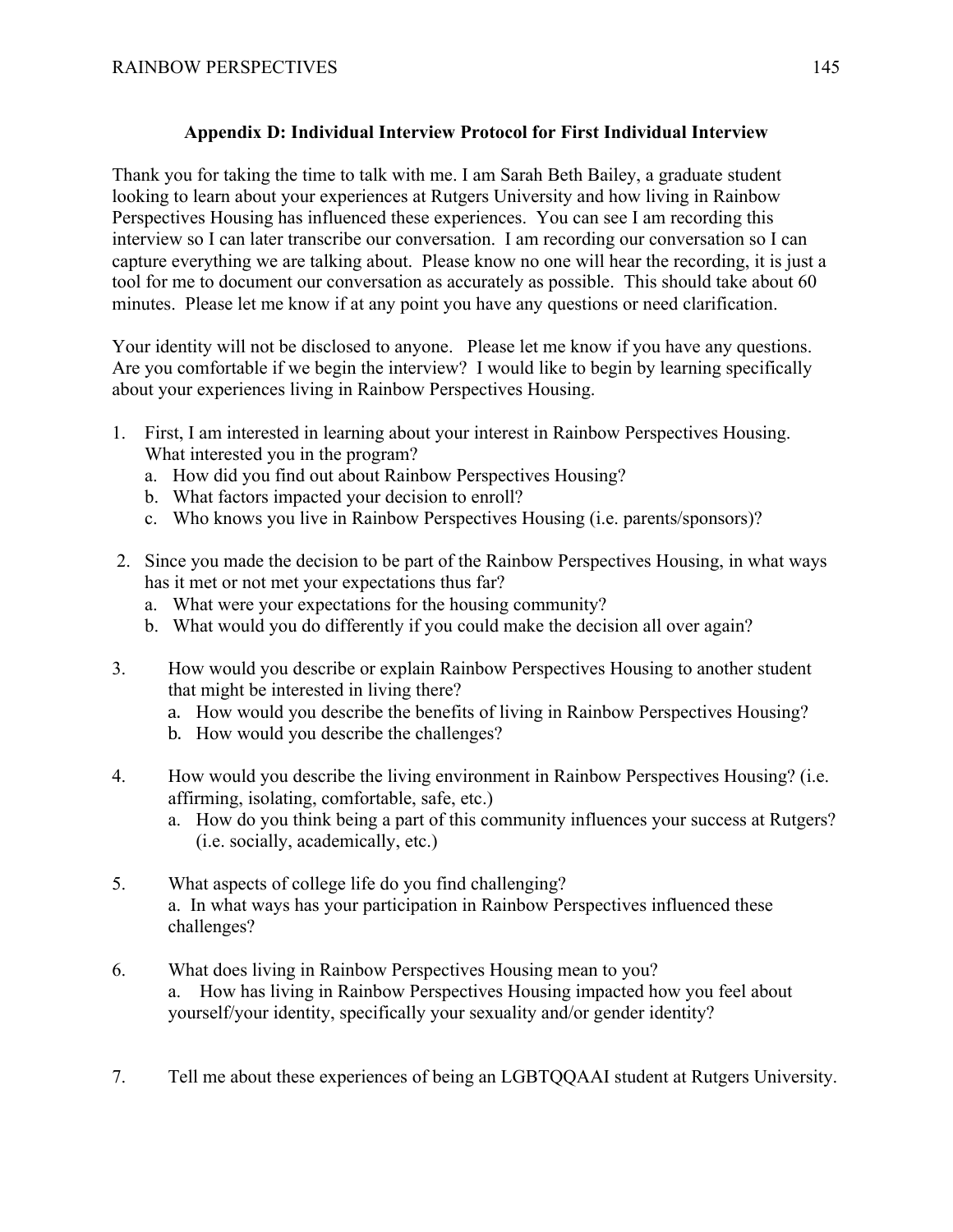## Appendix D: Individual Interview Protocol for First Individual Interview

Thank you for taking the time to talk with me. I am Sarah Beth Bailey, a graduate student looking to learn about your experiences at Rutgers University and how living in Rainbow Perspectives Housing has influenced these experiences. You can see I am recording this interview so I can later transcribe our conversation. I am recording our conversation so I can capture everything we are talking about. Please know no one will hear the recording, it is just a tool for me to document our conversation as accurately as possible. This should take about 60 minutes. Please let me know if at any point you have any questions or need clarification.

Your identity will not be disclosed to anyone. Please let me know if you have any questions. Are you comfortable if we begin the interview? I would like to begin by learning specifically about your experiences living in Rainbow Perspectives Housing.

1. First, I am interested in learning about your interest in Rainbow Perspectives Housing. What interested you in the program?
   a. How did you find out about Rainbow Perspectives Housing?
   b. What factors impacted your decision to enroll?
   c. Who knows you live in Rainbow Perspectives Housing (i.e. parents/sponsors)?

2. Since you made the decision to be part of the Rainbow Perspectives Housing, in what ways has it met or not met your expectations thus far?
   a. What were your expectations for the housing community?
   b. What would you do differently if you could make the decision all over again?

3. How would you describe or explain Rainbow Perspectives Housing to another student that might be interested in living there?
   a. How would you describe the benefits of living in Rainbow Perspectives Housing?
   b. How would you describe the challenges?

4. How would you describe the living environment in Rainbow Perspectives Housing? (i.e. affirming, isolating, comfortable, safe, etc.)
   a. How do you think being a part of this community influences your success at Rutgers? (i.e. socially, academically, etc.)

5. What aspects of college life do you find challenging?
   a. In what ways has your participation in Rainbow Perspectives influenced these challenges?

6. What does living in Rainbow Perspectives Housing mean to you?
   a. How has living in Rainbow Perspectives Housing impacted how you feel about yourself/your identity, specifically your sexuality and/or gender identity?

7. Tell me about these experiences of being an LGBTQQAAI student at Rutgers University.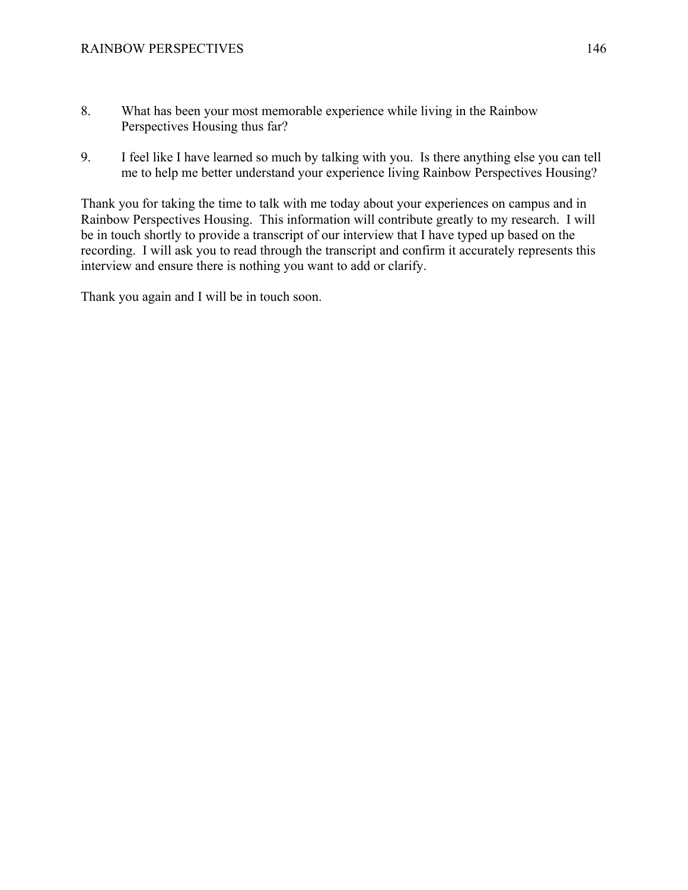8. What has been your most memorable experience while living in the Rainbow Perspectives Housing thus far?

9. I feel like I have learned so much by talking with you. Is there anything else you can tell me to help me better understand your experience living Rainbow Perspectives Housing?

Thank you for taking the time to talk with me today about your experiences on campus and in Rainbow Perspectives Housing. This information will contribute greatly to my research. I will be in touch shortly to provide a transcript of our interview that I have typed up based on the recording. I will ask you to read through the transcript and confirm it accurately represents this interview and ensure there is nothing you want to add or clarify.

Thank you again and I will be in touch soon.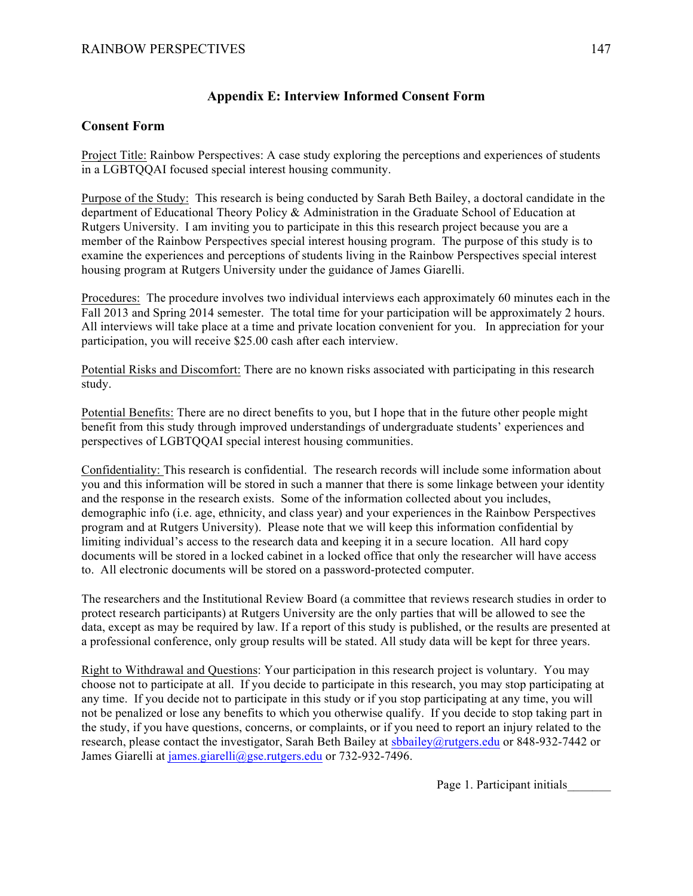## Appendix E: Interview Informed Consent Form

### Consent Form

Project Title: Rainbow Perspectives: A case study exploring the perceptions and experiences of students in a LGBTQQAI focused special interest housing community.

Purpose of the Study: This research is being conducted by Sarah Beth Bailey, a doctoral candidate in the department of Educational Theory Policy & Administration in the Graduate School of Education at Rutgers University. I am inviting you to participate in this this research project because you are a member of the Rainbow Perspectives special interest housing program. The purpose of this study is to examine the experiences and perceptions of students living in the Rainbow Perspectives special interest housing program at Rutgers University under the guidance of James Giarelli.

Procedures: The procedure involves two individual interviews each approximately 60 minutes each in the Fall 2013 and Spring 2014 semester. The total time for your participation will be approximately 2 hours. All interviews will take place at a time and private location convenient for you. In appreciation for your participation, you will receive $25.00 cash after each interview.

Potential Risks and Discomfort: There are no known risks associated with participating in this research study.

Potential Benefits: There are no direct benefits to you, but I hope that in the future other people might benefit from this study through improved understandings of undergraduate students' experiences and perspectives of LGBTQQAI special interest housing communities.

Confidentiality: This research is confidential. The research records will include some information about you and this information will be stored in such a manner that there is some linkage between your identity and the response in the research exists. Some of the information collected about you includes, demographic info (i.e. age, ethnicity, and class year) and your experiences in the Rainbow Perspectives program and at Rutgers University). Please note that we will keep this information confidential by limiting individual's access to the research data and keeping it in a secure location. All hard copy documents will be stored in a locked cabinet in a locked office that only the researcher will have access to. All electronic documents will be stored on a password-protected computer.

The researchers and the Institutional Review Board (a committee that reviews research studies in order to protect research participants) at Rutgers University are the only parties that will be allowed to see the data, except as may be required by law. If a report of this study is published, or the results are presented at a professional conference, only group results will be stated. All study data will be kept for three years.

Right to Withdrawal and Questions: Your participation in this research project is voluntary. You may choose not to participate at all. If you decide to participate in this research, you may stop participating at any time. If you decide not to participate in this study or if you stop participating at any time, you will not be penalized or lose any benefits to which you otherwise qualify. If you decide to stop taking part in the study, if you have questions, concerns, or complaints, or if you need to report an injury related to the research, please contact the investigator, Sarah Beth Bailey at sbbailey@rutgers.edu or 848-932-7442 or James Giarelli at james.giarelli@gse.rutgers.edu or 732-932-7496.

Page 1. Participant initials_______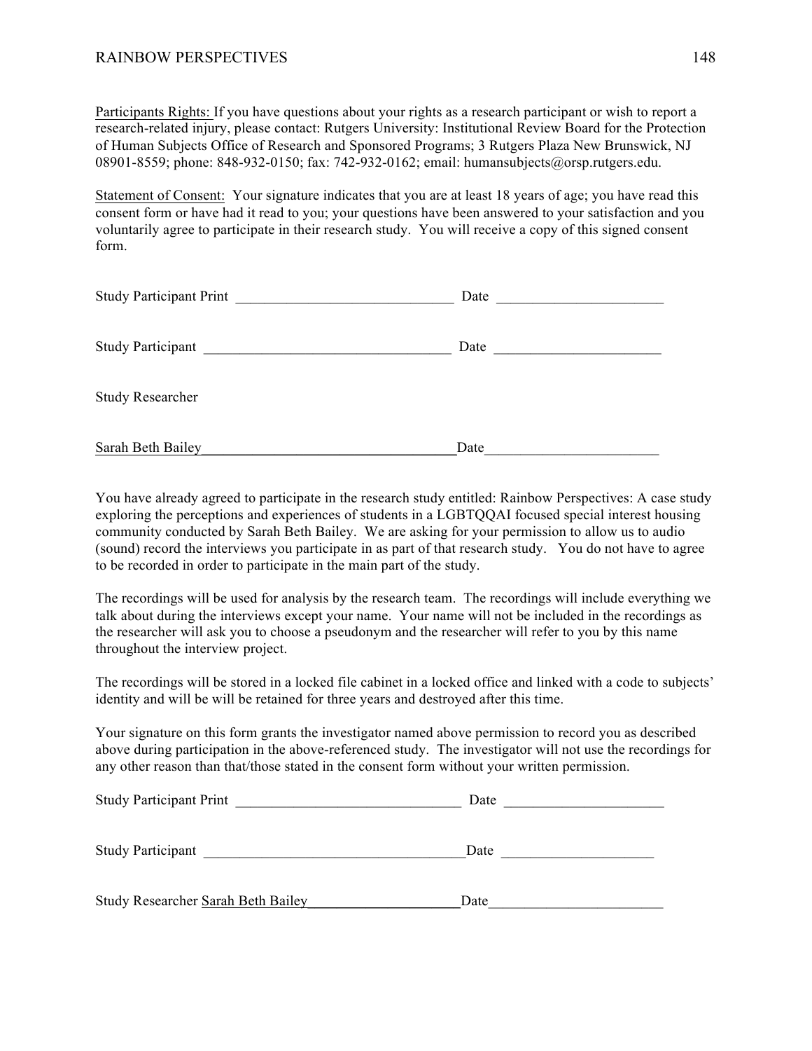Participants Rights: If you have questions about your rights as a research participant or wish to report a research-related injury, please contact: Rutgers University: Institutional Review Board for the Protection of Human Subjects Office of Research and Sponsored Programs; 3 Rutgers Plaza New Brunswick, NJ 08901-8559; phone: 848-932-0150; fax: 742-932-0162; email: humansubjects@orsp.rutgers.edu.

Statement of Consent: Your signature indicates that you are at least 18 years of age; you have read this consent form or have had it read to you; your questions have been answered to your satisfaction and you voluntarily agree to participate in their research study. You will receive a copy of this signed consent form.

Study Participant Print ______________________________ Date _______________________

Study Participant __________________________________ Date _______________________

Study Researcher

Sarah Beth Bailey____________________________________Date________________________

You have already agreed to participate in the research study entitled: Rainbow Perspectives: A case study exploring the perceptions and experiences of students in a LGBTQQAI focused special interest housing community conducted by Sarah Beth Bailey. We are asking for your permission to allow us to audio (sound) record the interviews you participate in as part of that research study. You do not have to agree to be recorded in order to participate in the main part of the study.

The recordings will be used for analysis by the research team. The recordings will include everything we talk about during the interviews except your name. Your name will not be included in the recordings as the researcher will ask you to choose a pseudonym and the researcher will refer to you by this name throughout the interview project.

The recordings will be stored in a locked file cabinet in a locked office and linked with a code to subjects' identity and will be will be retained for three years and destroyed after this time.

Your signature on this form grants the investigator named above permission to record you as described above during participation in the above-referenced study. The investigator will not use the recordings for any other reason than that/those stated in the consent form without your written permission.

Study Participant Print _______________________________ Date ______________________

Study Participant ____________________________________Date _____________________

Study Researcher Sarah Beth Bailey_____________________Date________________________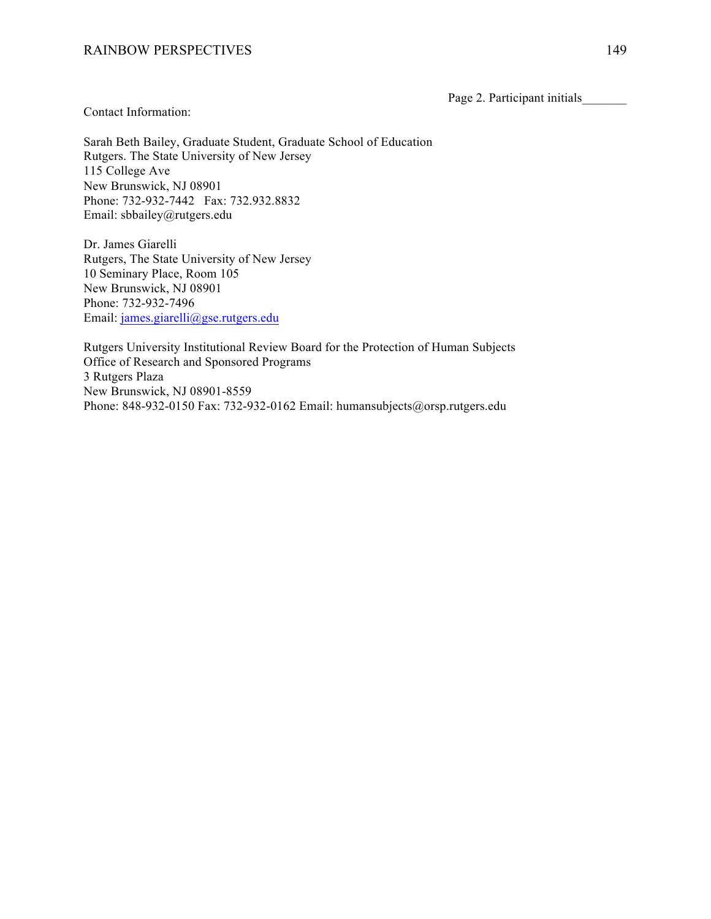Page 2. Participant initials_______

Contact Information:

Sarah Beth Bailey, Graduate Student, Graduate School of Education
Rutgers. The State University of New Jersey
115 College Ave
New Brunswick, NJ 08901
Phone: 732-932-7442 Fax: 732.932.8832
Email: sbbailey@rutgers.edu

Dr. James Giarelli
Rutgers, The State University of New Jersey
10 Seminary Place, Room 105
New Brunswick, NJ 08901
Phone: 732-932-7496
Email: james.giarelli@gse.rutgers.edu

Rutgers University Institutional Review Board for the Protection of Human Subjects
Office of Research and Sponsored Programs
3 Rutgers Plaza
New Brunswick, NJ 08901-8559
Phone: 848-932-0150 Fax: 732-932-0162 Email: humansubjects@orsp.rutgers.edu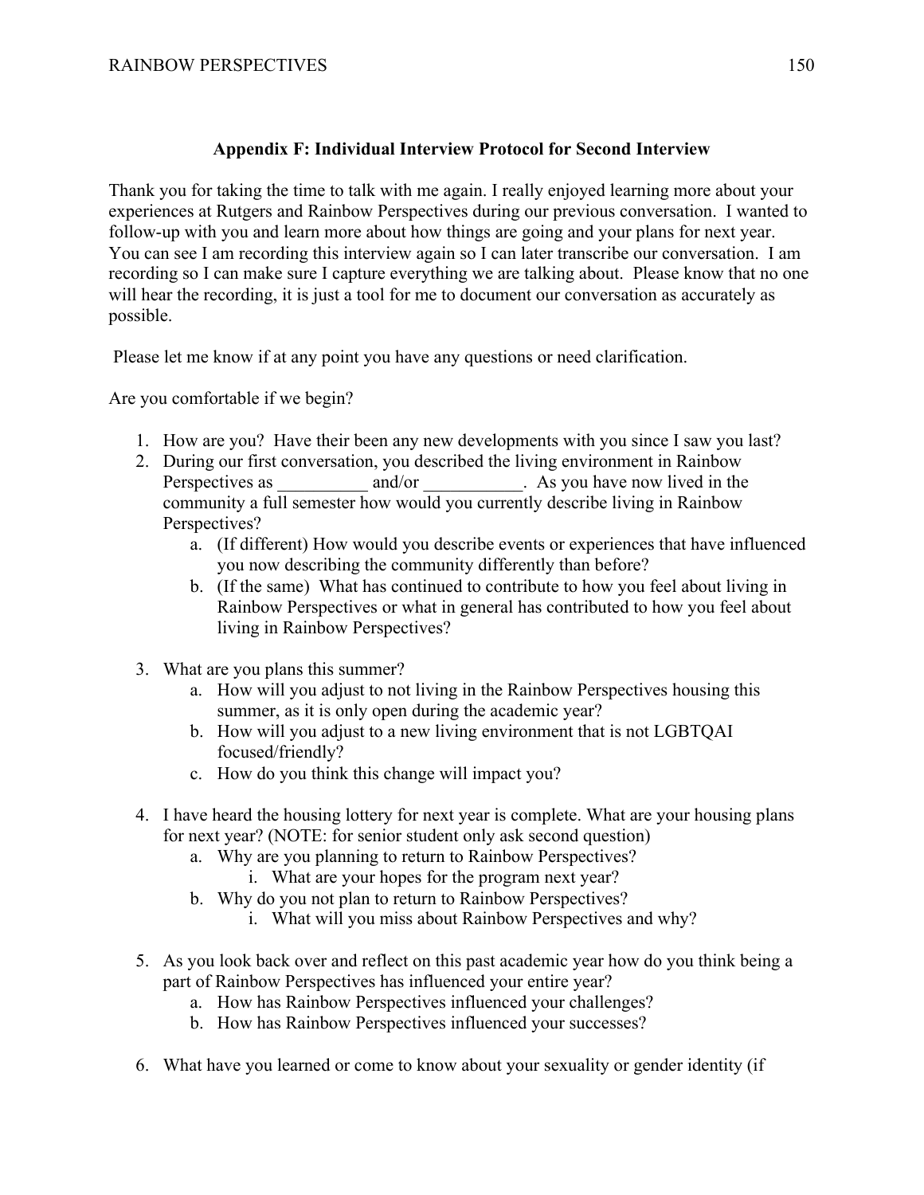## Appendix F: Individual Interview Protocol for Second Interview

Thank you for taking the time to talk with me again. I really enjoyed learning more about your experiences at Rutgers and Rainbow Perspectives during our previous conversation. I wanted to follow-up with you and learn more about how things are going and your plans for next year. You can see I am recording this interview again so I can later transcribe our conversation. I am recording so I can make sure I capture everything we are talking about. Please know that no one will hear the recording, it is just a tool for me to document our conversation as accurately as possible.

Please let me know if at any point you have any questions or need clarification.

Are you comfortable if we begin?

1. How are you? Have their been any new developments with you since I saw you last?
2. During our first conversation, you described the living environment in Rainbow Perspectives as __________ and/or ___________. As you have now lived in the community a full semester how would you currently describe living in Rainbow Perspectives?
    a. (If different) How would you describe events or experiences that have influenced you now describing the community differently than before?
    b. (If the same) What has continued to contribute to how you feel about living in Rainbow Perspectives or what in general has contributed to how you feel about living in Rainbow Perspectives?
3. What are you plans this summer?
    a. How will you adjust to not living in the Rainbow Perspectives housing this summer, as it is only open during the academic year?
    b. How will you adjust to a new living environment that is not LGBTQAI focused/friendly?
    c. How do you think this change will impact you?
4. I have heard the housing lottery for next year is complete. What are your housing plans for next year? (NOTE: for senior student only ask second question)
    a. Why are you planning to return to Rainbow Perspectives?
        i. What are your hopes for the program next year?
    b. Why do you not plan to return to Rainbow Perspectives?
        i. What will you miss about Rainbow Perspectives and why?
5. As you look back over and reflect on this past academic year how do you think being a part of Rainbow Perspectives has influenced your entire year?
    a. How has Rainbow Perspectives influenced your challenges?
    b. How has Rainbow Perspectives influenced your successes?
6. What have you learned or come to know about your sexuality or gender identity (if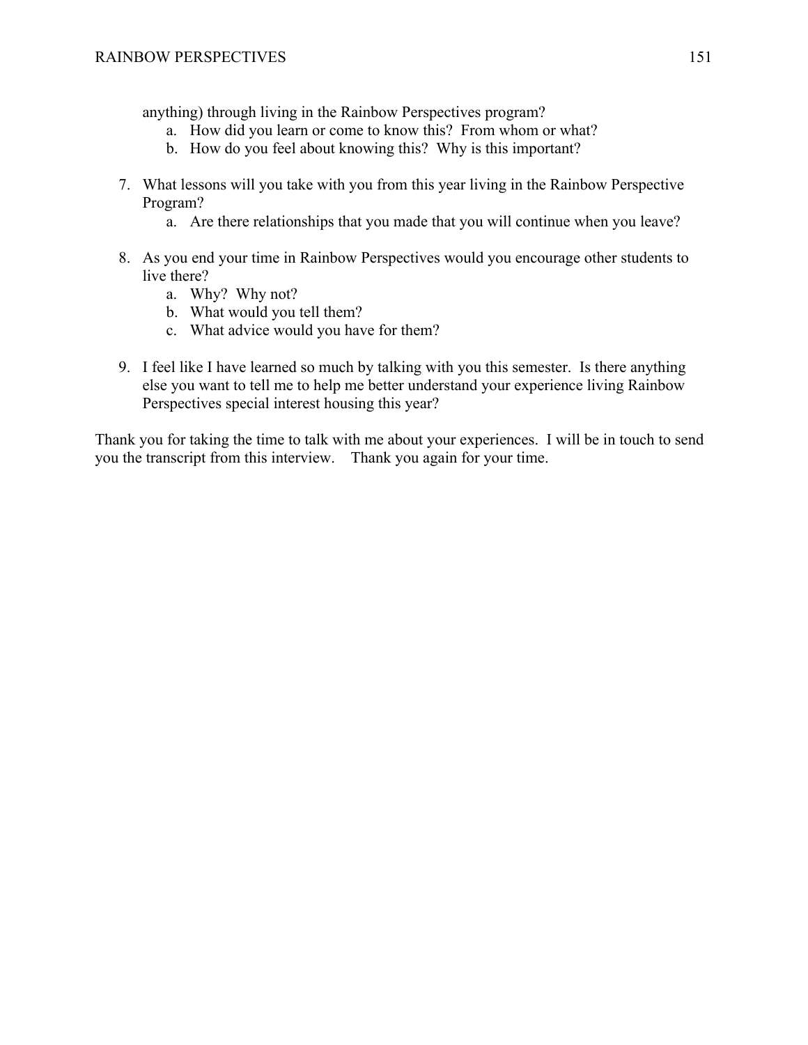anything) through living in the Rainbow Perspectives program?

   a. How did you learn or come to know this? From whom or what?
   b. How do you feel about knowing this? Why is this important?

7. What lessons will you take with you from this year living in the Rainbow Perspective Program?
   a. Are there relationships that you made that you will continue when you leave?

8. As you end your time in Rainbow Perspectives would you encourage other students to live there?
   a. Why? Why not?
   b. What would you tell them?
   c. What advice would you have for them?

9. I feel like I have learned so much by talking with you this semester. Is there anything else you want to tell me to help me better understand your experience living Rainbow Perspectives special interest housing this year?

Thank you for taking the time to talk with me about your experiences. I will be in touch to send you the transcript from this interview. Thank you again for your time.